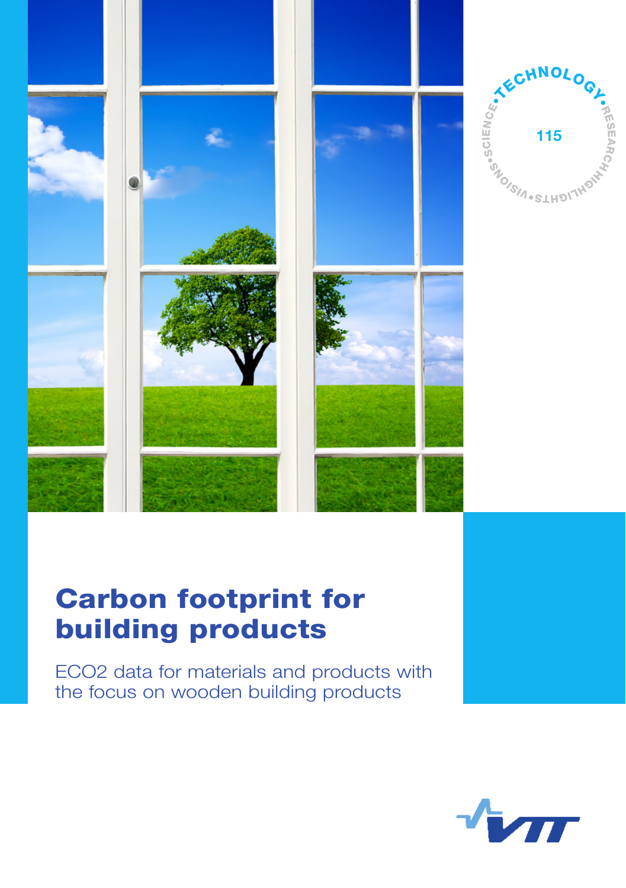TECHNOLOGY • RESEARCH • HIGHLIGHTS • VISIONS • SCIENCE

115

# Carbon footprint for building products

ECO2 data for materials and products with the focus on wooden building products

VTT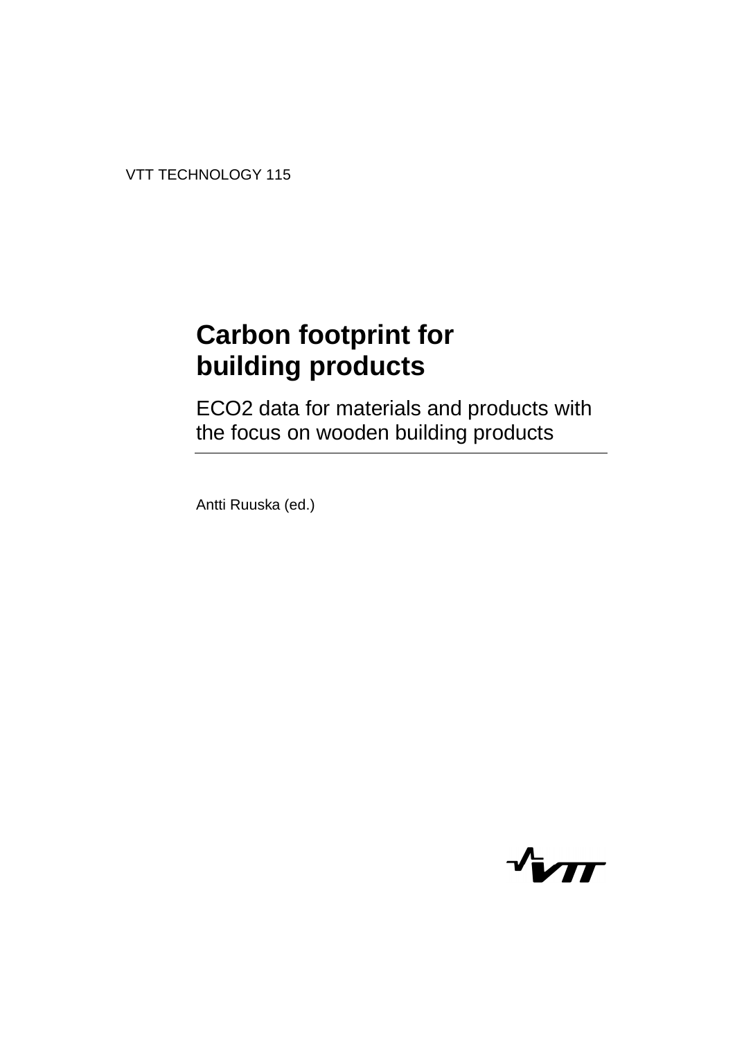VTT TECHNOLOGY 115

# Carbon footprint for building products

## ECO2 data for materials and products with the focus on wooden building products

Antti Ruuska (ed.)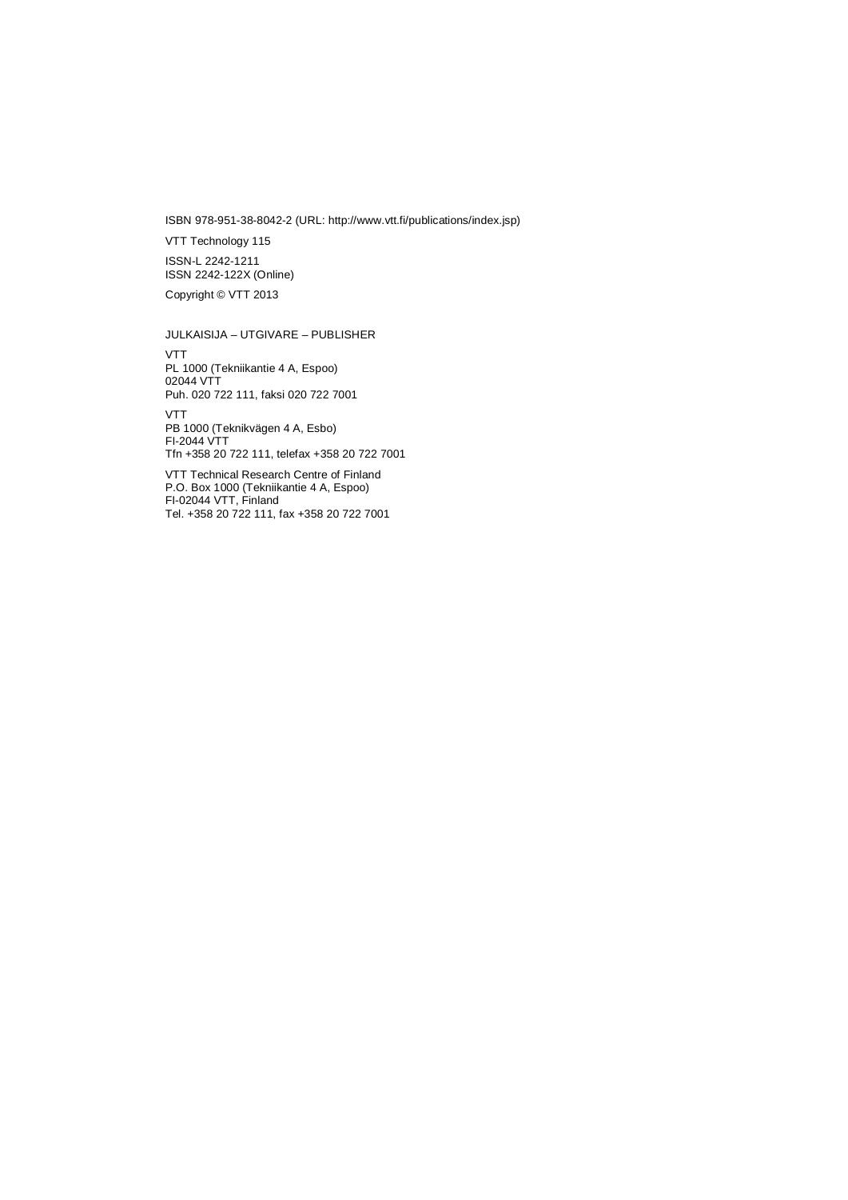ISBN 978-951-38-8042-2 (URL: http://www.vtt.fi/publications/index.jsp)

VTT Technology 115

ISSN-L 2242-1211
ISSN 2242-122X (Online)

Copyright © VTT 2013

JULKAISIJA – UTGIVARE – PUBLISHER

VTT
PL 1000 (Tekniikantie 4 A, Espoo)
02044 VTT
Puh. 020 722 111, faksi 020 722 7001

VTT
PB 1000 (Teknikvägen 4 A, Esbo)
FI-2044 VTT
Tfn +358 20 722 111, telefax +358 20 722 7001

VTT Technical Research Centre of Finland
P.O. Box 1000 (Tekniikantie 4 A, Espoo)
FI-02044 VTT, Finland
Tel. +358 20 722 111, fax +358 20 722 7001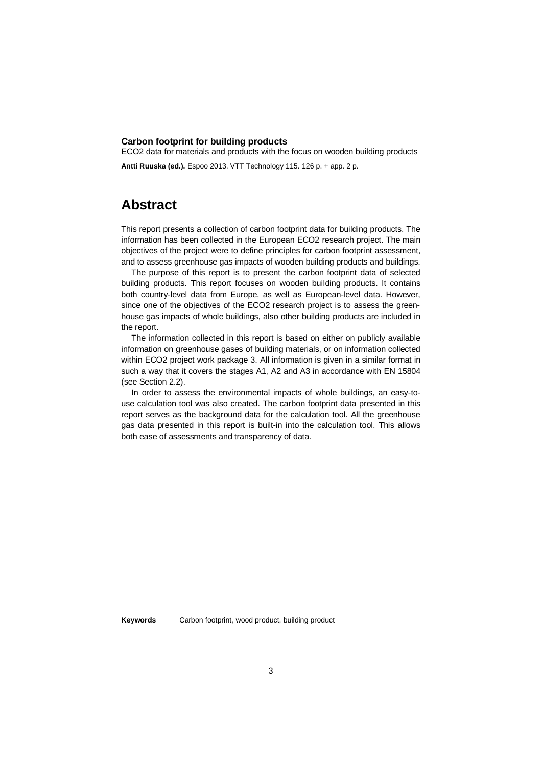**Carbon footprint for building products**

ECO2 data for materials and products with the focus on wooden building products

**Antti Ruuska (ed.).** Espoo 2013. VTT Technology 115. 126 p. + app. 2 p.

# Abstract

This report presents a collection of carbon footprint data for building products. The information has been collected in the European ECO2 research project. The main objectives of the project were to define principles for carbon footprint assessment, and to assess greenhouse gas impacts of wooden building products and buildings.

The purpose of this report is to present the carbon footprint data of selected building products. This report focuses on wooden building products. It contains both country-level data from Europe, as well as European-level data. However, since one of the objectives of the ECO2 research project is to assess the greenhouse gas impacts of whole buildings, also other building products are included in the report.

The information collected in this report is based on either on publicly available information on greenhouse gases of building materials, or on information collected within ECO2 project work package 3. All information is given in a similar format in such a way that it covers the stages A1, A2 and A3 in accordance with EN 15804 (see Section 2.2).

In order to assess the environmental impacts of whole buildings, an easy-to-use calculation tool was also created. The carbon footprint data presented in this report serves as the background data for the calculation tool. All the greenhouse gas data presented in this report is built-in into the calculation tool. This allows both ease of assessments and transparency of data.

**Keywords** Carbon footprint, wood product, building product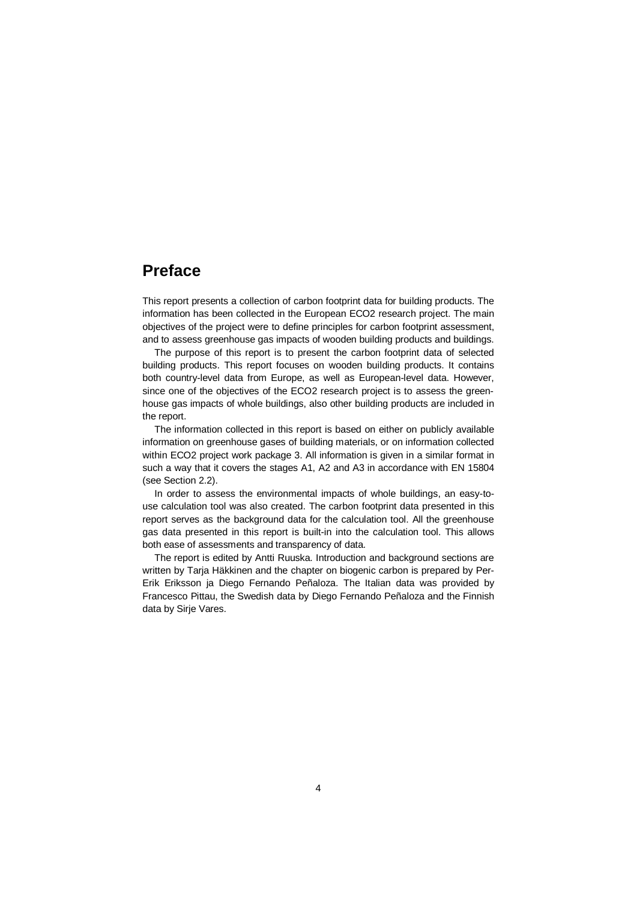# Preface

This report presents a collection of carbon footprint data for building products. The information has been collected in the European ECO2 research project. The main objectives of the project were to define principles for carbon footprint assessment, and to assess greenhouse gas impacts of wooden building products and buildings.

The purpose of this report is to present the carbon footprint data of selected building products. This report focuses on wooden building products. It contains both country-level data from Europe, as well as European-level data. However, since one of the objectives of the ECO2 research project is to assess the greenhouse gas impacts of whole buildings, also other building products are included in the report.

The information collected in this report is based on either on publicly available information on greenhouse gases of building materials, or on information collected within ECO2 project work package 3. All information is given in a similar format in such a way that it covers the stages A1, A2 and A3 in accordance with EN 15804 (see Section 2.2).

In order to assess the environmental impacts of whole buildings, an easy-to-use calculation tool was also created. The carbon footprint data presented in this report serves as the background data for the calculation tool. All the greenhouse gas data presented in this report is built-in into the calculation tool. This allows both ease of assessments and transparency of data.

The report is edited by Antti Ruuska. Introduction and background sections are written by Tarja Häkkinen and the chapter on biogenic carbon is prepared by Per-Erik Eriksson ja Diego Fernando Peñaloza. The Italian data was provided by Francesco Pittau, the Swedish data by Diego Fernando Peñaloza and the Finnish data by Sirje Vares.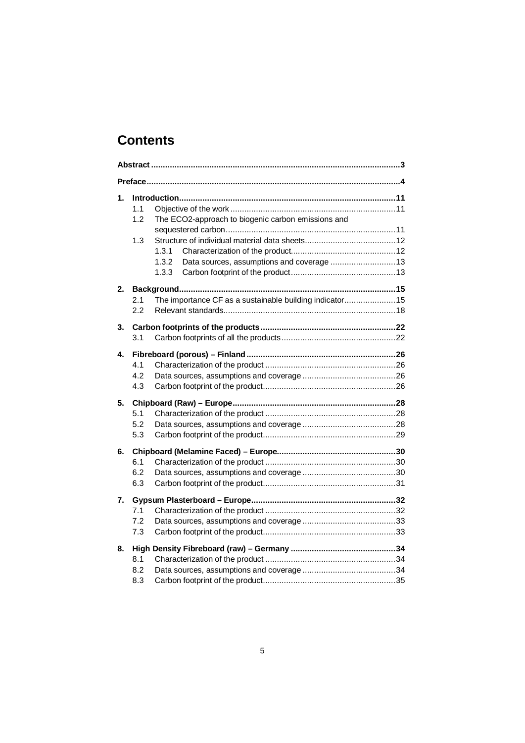# Contents

**Abstract** ......................................................................................................... **3**

**Preface** ........................................................................................................... **4**

**1. Introduction** ............................................................................................ **11**
- 1.1 Objective of the work ...................................................................... 11
- 1.2 The ECO2-approach to biogenic carbon emissions and sequestered carbon ........................................................................ 11
- 1.3 Structure of individual material data sheets ....................................... 12
  - 1.3.1 Characterization of the product ............................................ 12
  - 1.3.2 Data sources, assumptions and coverage ............................ 13
  - 1.3.3 Carbon footprint of the product ............................................ 13

**2. Background** ............................................................................................ **15**
- 2.1 The importance CF as a sustainable building indicator ...................... 15
- 2.2 Relevant standards ......................................................................... 18

**3. Carbon footprints of the products** .......................................................... **22**
- 3.1 Carbon footprints of all the products ................................................. 22

**4. Fibreboard (porous) – Finland** ............................................................... **26**
- 4.1 Characterization of the product ........................................................ 26
- 4.2 Data sources, assumptions and coverage ........................................ 26
- 4.3 Carbon footprint of the product ......................................................... 26

**5. Chipboard (Raw) – Europe** ..................................................................... **28**
- 5.1 Characterization of the product ........................................................ 28
- 5.2 Data sources, assumptions and coverage ........................................ 28
- 5.3 Carbon footprint of the product ......................................................... 29

**6. Chipboard (Melamine Faced) – Europe** .................................................. **30**
- 6.1 Characterization of the product ........................................................ 30
- 6.2 Data sources, assumptions and coverage ........................................ 30
- 6.3 Carbon footprint of the product ......................................................... 31

**7. Gypsum Plasterboard – Europe** ............................................................. **32**
- 7.1 Characterization of the product ........................................................ 32
- 7.2 Data sources, assumptions and coverage ........................................ 33
- 7.3 Carbon footprint of the product ......................................................... 33

**8. High Density Fibreboard (raw) – Germany** ............................................ **34**
- 8.1 Characterization of the product ........................................................ 34
- 8.2 Data sources, assumptions and coverage ........................................ 34
- 8.3 Carbon footprint of the product ......................................................... 35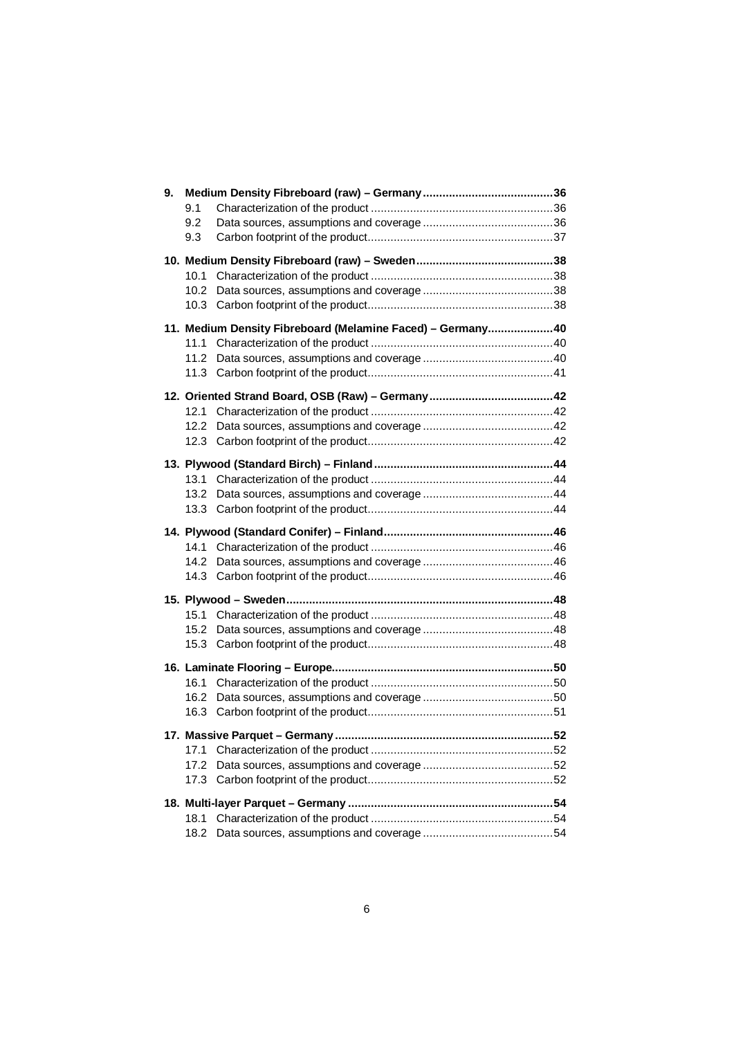**9. Medium Density Fibreboard (raw) – Germany ........................................ 36**

- 9.1 Characterization of the product ........................................ 36
- 9.2 Data sources, assumptions and coverage ........................................ 36
- 9.3 Carbon footprint of the product ........................................ 37

**10. Medium Density Fibreboard (raw) – Sweden ........................................ 38**

- 10.1 Characterization of the product ........................................ 38
- 10.2 Data sources, assumptions and coverage ........................................ 38
- 10.3 Carbon footprint of the product ........................................ 38

**11. Medium Density Fibreboard (Melamine Faced) – Germany ........................................ 40**

- 11.1 Characterization of the product ........................................ 40
- 11.2 Data sources, assumptions and coverage ........................................ 40
- 11.3 Carbon footprint of the product ........................................ 41

**12. Oriented Strand Board, OSB (Raw) – Germany ........................................ 42**

- 12.1 Characterization of the product ........................................ 42
- 12.2 Data sources, assumptions and coverage ........................................ 42
- 12.3 Carbon footprint of the product ........................................ 42

**13. Plywood (Standard Birch) – Finland ........................................ 44**

- 13.1 Characterization of the product ........................................ 44
- 13.2 Data sources, assumptions and coverage ........................................ 44
- 13.3 Carbon footprint of the product ........................................ 44

**14. Plywood (Standard Conifer) – Finland ........................................ 46**

- 14.1 Characterization of the product ........................................ 46
- 14.2 Data sources, assumptions and coverage ........................................ 46
- 14.3 Carbon footprint of the product ........................................ 46

**15. Plywood – Sweden ........................................ 48**

- 15.1 Characterization of the product ........................................ 48
- 15.2 Data sources, assumptions and coverage ........................................ 48
- 15.3 Carbon footprint of the product ........................................ 48

**16. Laminate Flooring – Europe ........................................ 50**

- 16.1 Characterization of the product ........................................ 50
- 16.2 Data sources, assumptions and coverage ........................................ 50
- 16.3 Carbon footprint of the product ........................................ 51

**17. Massive Parquet – Germany ........................................ 52**

- 17.1 Characterization of the product ........................................ 52
- 17.2 Data sources, assumptions and coverage ........................................ 52
- 17.3 Carbon footprint of the product ........................................ 52

**18. Multi-layer Parquet – Germany ........................................ 54**

- 18.1 Characterization of the product ........................................ 54
- 18.2 Data sources, assumptions and coverage ........................................ 54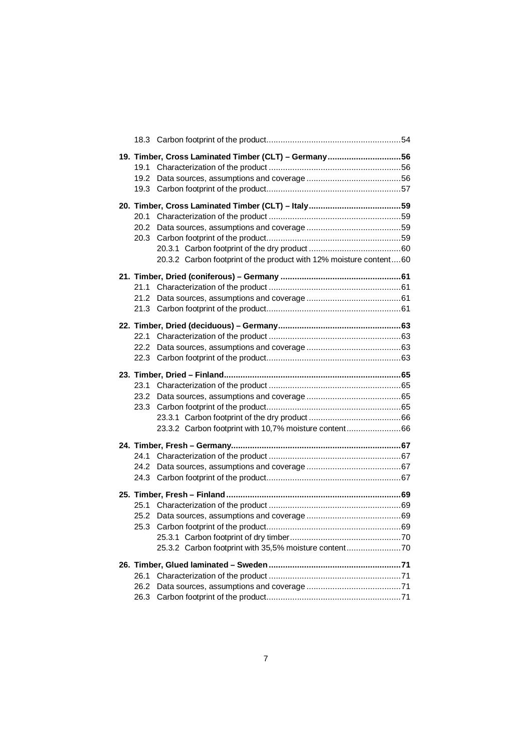18.3 Carbon footprint of the product........................................................54

**19. Timber, Cross Laminated Timber (CLT) – Germany...............................56**

19.1 Characterization of the product .......................................................56

19.2 Data sources, assumptions and coverage ........................................56

19.3 Carbon footprint of the product........................................................57

**20. Timber, Cross Laminated Timber (CLT) – Italy.......................................59**

20.1 Characterization of the product .......................................................59

20.2 Data sources, assumptions and coverage ........................................59

20.3 Carbon footprint of the product........................................................59

20.3.1 Carbon footprint of the dry product .......................................60

20.3.2 Carbon footprint of the product with 12% moisture content....60

**21. Timber, Dried (coniferous) – Germany ...................................................61**

21.1 Characterization of the product .......................................................61

21.2 Data sources, assumptions and coverage ........................................61

21.3 Carbon footprint of the product........................................................61

**22. Timber, Dried (deciduous) – Germany....................................................63**

22.1 Characterization of the product .......................................................63

22.2 Data sources, assumptions and coverage ........................................63

22.3 Carbon footprint of the product........................................................63

**23. Timber, Dried – Finland..........................................................................65**

23.1 Characterization of the product .......................................................65

23.2 Data sources, assumptions and coverage ........................................65

23.3 Carbon footprint of the product........................................................65

23.3.1 Carbon footprint of the dry product .......................................66

23.3.2 Carbon footprint with 10,7% moisture content.......................66

**24. Timber, Fresh – Germany.......................................................................67**

24.1 Characterization of the product .......................................................67

24.2 Data sources, assumptions and coverage ........................................67

24.3 Carbon footprint of the product........................................................67

**25. Timber, Fresh – Finland .........................................................................69**

25.1 Characterization of the product .......................................................69

25.2 Data sources, assumptions and coverage ........................................69

25.3 Carbon footprint of the product........................................................69

25.3.1 Carbon footprint of dry timber...............................................70

25.3.2 Carbon footprint with 35,5% moisture content.......................70

**26. Timber, Glued laminated – Sweden ........................................................71**

26.1 Characterization of the product .......................................................71

26.2 Data sources, assumptions and coverage ........................................71

26.3 Carbon footprint of the product........................................................71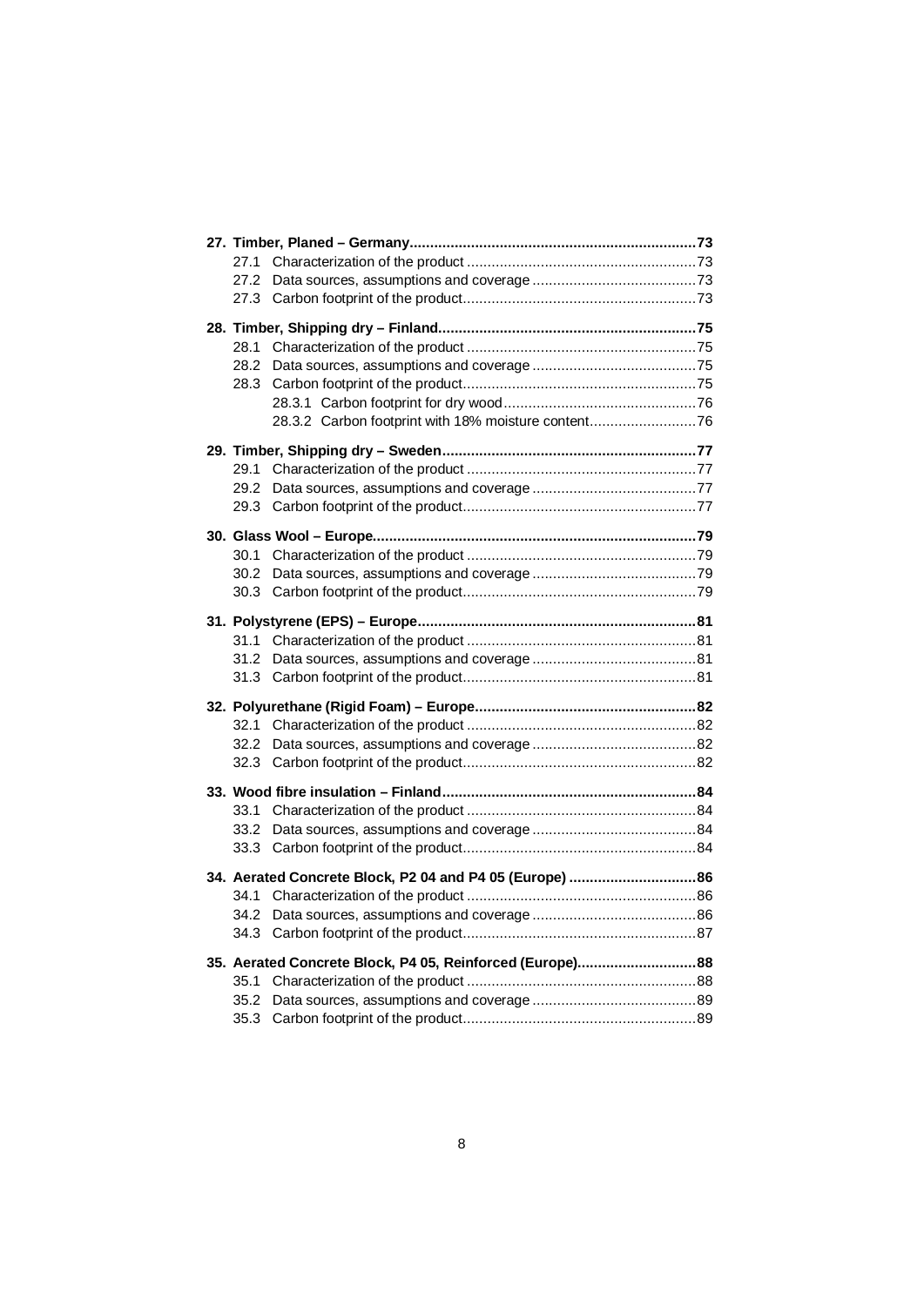**27. Timber, Planed – Germany....................................................................73**

- 27.1 Characterization of the product ........................................................73
- 27.2 Data sources, assumptions and coverage ........................................73
- 27.3 Carbon footprint of the product.........................................................73

**28. Timber, Shipping dry – Finland..............................................................75**

- 28.1 Characterization of the product ........................................................75
- 28.2 Data sources, assumptions and coverage ........................................75
- 28.3 Carbon footprint of the product.........................................................75
  - 28.3.1 Carbon footprint for dry wood...............................................76
  - 28.3.2 Carbon footprint with 18% moisture content..........................76

**29. Timber, Shipping dry – Sweden.............................................................77**

- 29.1 Characterization of the product ........................................................77
- 29.2 Data sources, assumptions and coverage ........................................77
- 29.3 Carbon footprint of the product.........................................................77

**30. Glass Wool – Europe..............................................................................79**

- 30.1 Characterization of the product ........................................................79
- 30.2 Data sources, assumptions and coverage ........................................79
- 30.3 Carbon footprint of the product.........................................................79

**31. Polystyrene (EPS) – Europe...................................................................81**

- 31.1 Characterization of the product ........................................................81
- 31.2 Data sources, assumptions and coverage ........................................81
- 31.3 Carbon footprint of the product.........................................................81

**32. Polyurethane (Rigid Foam) – Europe.....................................................82**

- 32.1 Characterization of the product ........................................................82
- 32.2 Data sources, assumptions and coverage ........................................82
- 32.3 Carbon footprint of the product.........................................................82

**33. Wood fibre insulation – Finland.............................................................84**

- 33.1 Characterization of the product ........................................................84
- 33.2 Data sources, assumptions and coverage ........................................84
- 33.3 Carbon footprint of the product.........................................................84

**34. Aerated Concrete Block, P2 04 and P4 05 (Europe) ...............................86**

- 34.1 Characterization of the product ........................................................86
- 34.2 Data sources, assumptions and coverage ........................................86
- 34.3 Carbon footprint of the product.........................................................87

**35. Aerated Concrete Block, P4 05, Reinforced (Europe).............................88**

- 35.1 Characterization of the product ........................................................88
- 35.2 Data sources, assumptions and coverage ........................................89
- 35.3 Carbon footprint of the product.........................................................89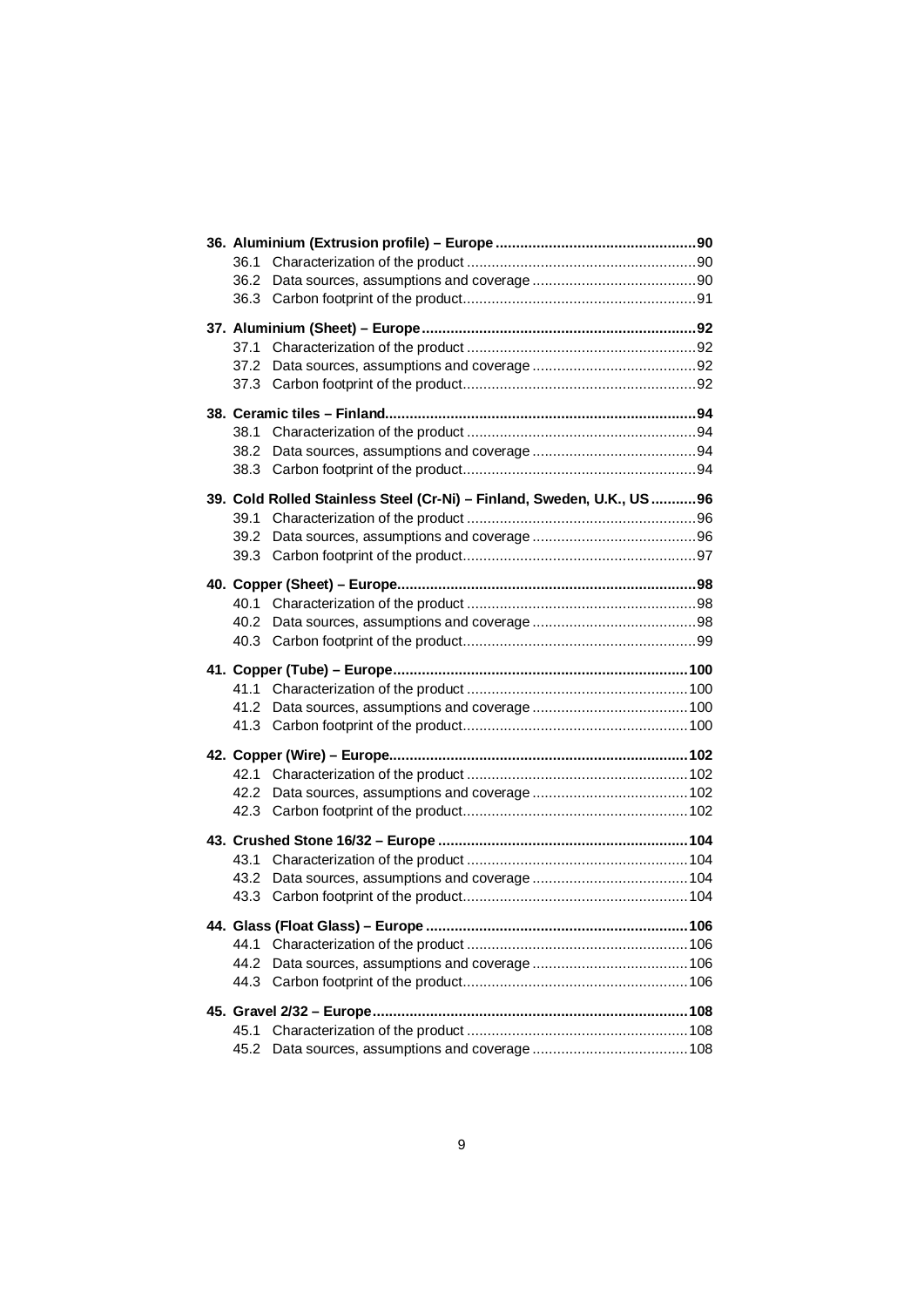**36. Aluminium (Extrusion profile) – Europe .................................................90**

36.1 Characterization of the product ........................................................90

36.2 Data sources, assumptions and coverage ........................................90

36.3 Carbon footprint of the product.........................................................91

**37. Aluminium (Sheet) – Europe..................................................................92**

37.1 Characterization of the product ........................................................92

37.2 Data sources, assumptions and coverage ........................................92

37.3 Carbon footprint of the product.........................................................92

**38. Ceramic tiles – Finland...........................................................................94**

38.1 Characterization of the product ........................................................94

38.2 Data sources, assumptions and coverage ........................................94

38.3 Carbon footprint of the product.........................................................94

**39. Cold Rolled Stainless Steel (Cr-Ni) – Finland, Sweden, U.K., US ...........96**

39.1 Characterization of the product ........................................................96

39.2 Data sources, assumptions and coverage ........................................96

39.3 Carbon footprint of the product.........................................................97

**40. Copper (Sheet) – Europe........................................................................98**

40.1 Characterization of the product ........................................................98

40.2 Data sources, assumptions and coverage ........................................98

40.3 Carbon footprint of the product.........................................................99

**41. Copper (Tube) – Europe.......................................................................100**

41.1 Characterization of the product ......................................................100

41.2 Data sources, assumptions and coverage ......................................100

41.3 Carbon footprint of the product.......................................................100

**42. Copper (Wire) – Europe........................................................................102**

42.1 Characterization of the product ......................................................102

42.2 Data sources, assumptions and coverage ......................................102

42.3 Carbon footprint of the product.......................................................102

**43. Crushed Stone 16/32 – Europe ............................................................104**

43.1 Characterization of the product ......................................................104

43.2 Data sources, assumptions and coverage ......................................104

43.3 Carbon footprint of the product.......................................................104

**44. Glass (Float Glass) – Europe ...............................................................106**

44.1 Characterization of the product ......................................................106

44.2 Data sources, assumptions and coverage ......................................106

44.3 Carbon footprint of the product.......................................................106

**45. Gravel 2/32 – Europe............................................................................108**

45.1 Characterization of the product ......................................................108

45.2 Data sources, assumptions and coverage ......................................108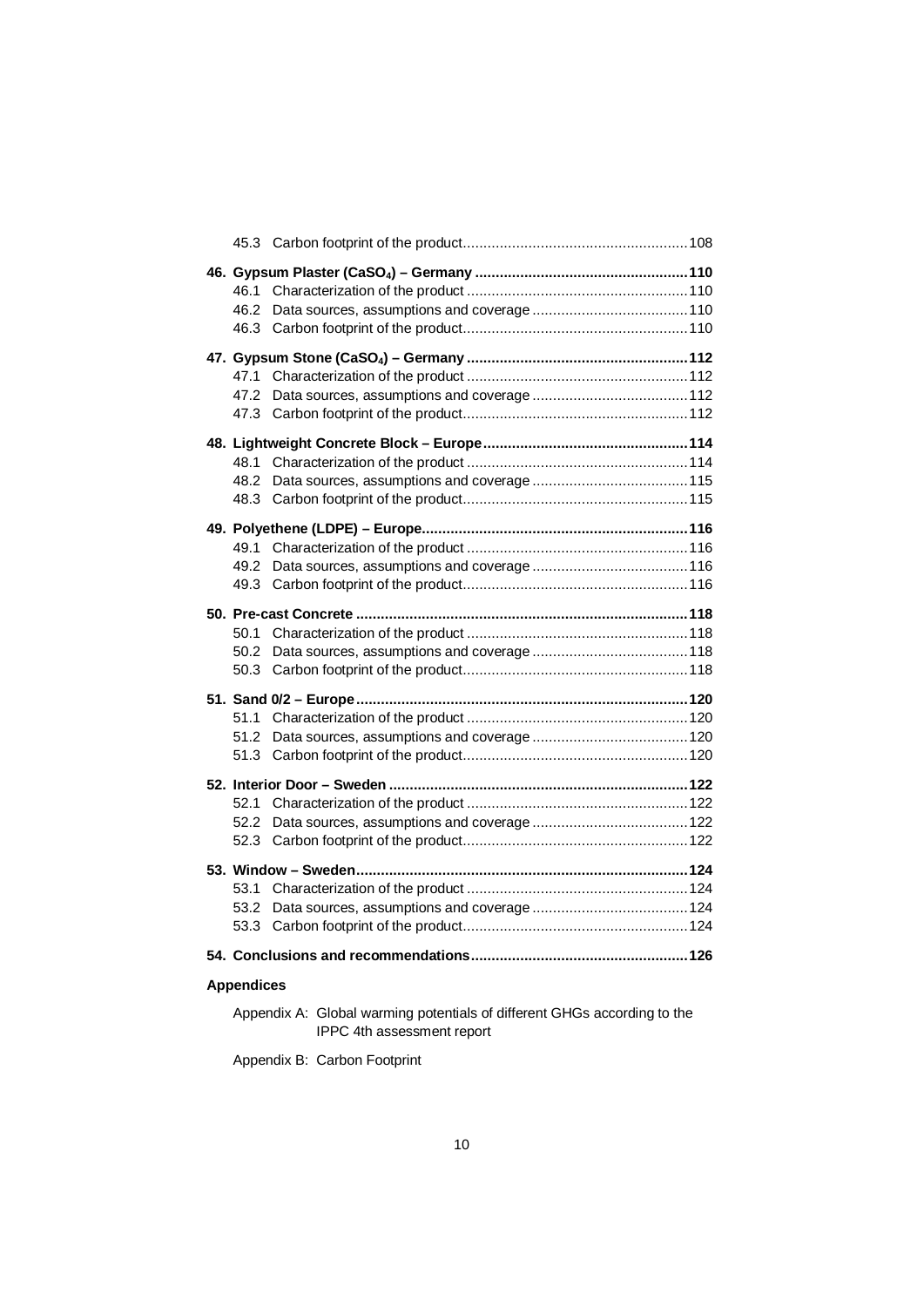45.3 Carbon footprint of the product ........ 108

**46. Gypsum Plaster ($CaSO_4$) – Germany ........ 110**

46.1 Characterization of the product ........ 110
46.2 Data sources, assumptions and coverage ........ 110
46.3 Carbon footprint of the product ........ 110

**47. Gypsum Stone ($CaSO_4$) – Germany ........ 112**

47.1 Characterization of the product ........ 112
47.2 Data sources, assumptions and coverage ........ 112
47.3 Carbon footprint of the product ........ 112

**48. Lightweight Concrete Block – Europe ........ 114**

48.1 Characterization of the product ........ 114
48.2 Data sources, assumptions and coverage ........ 115
48.3 Carbon footprint of the product ........ 115

**49. Polyethene (LDPE) – Europe ........ 116**

49.1 Characterization of the product ........ 116
49.2 Data sources, assumptions and coverage ........ 116
49.3 Carbon footprint of the product ........ 116

**50. Pre-cast Concrete ........ 118**

50.1 Characterization of the product ........ 118
50.2 Data sources, assumptions and coverage ........ 118
50.3 Carbon footprint of the product ........ 118

**51. Sand 0/2 – Europe ........ 120**

51.1 Characterization of the product ........ 120
51.2 Data sources, assumptions and coverage ........ 120
51.3 Carbon footprint of the product ........ 120

**52. Interior Door – Sweden ........ 122**

52.1 Characterization of the product ........ 122
52.2 Data sources, assumptions and coverage ........ 122
52.3 Carbon footprint of the product ........ 122

**53. Window – Sweden ........ 124**

53.1 Characterization of the product ........ 124
53.2 Data sources, assumptions and coverage ........ 124
53.3 Carbon footprint of the product ........ 124

**54. Conclusions and recommendations ........ 126**

**Appendices**

Appendix A: Global warming potentials of different GHGs according to the IPPC 4th assessment report

Appendix B: Carbon Footprint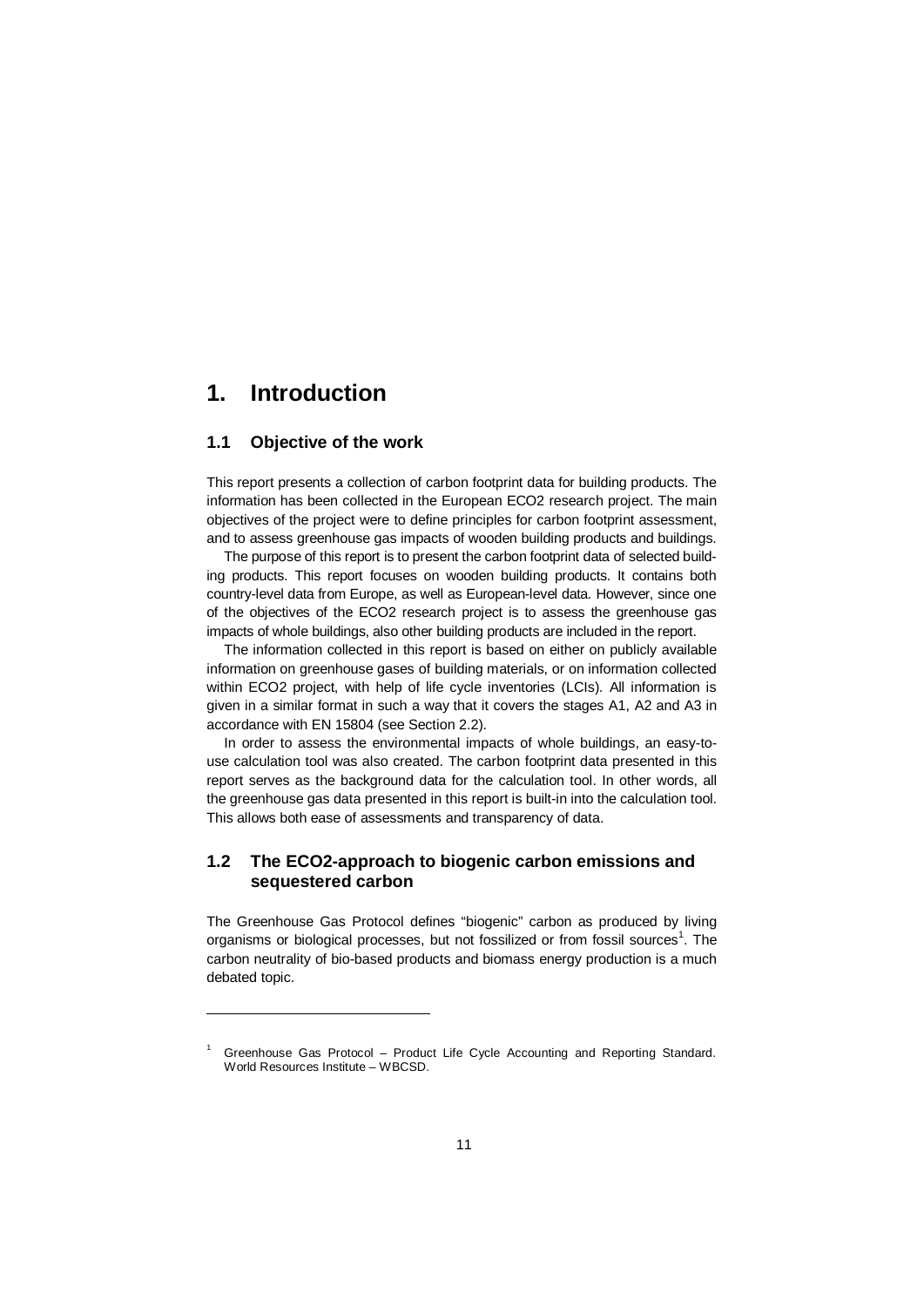# 1. Introduction

## 1.1 Objective of the work

This report presents a collection of carbon footprint data for building products. The information has been collected in the European ECO2 research project. The main objectives of the project were to define principles for carbon footprint assessment, and to assess greenhouse gas impacts of wooden building products and buildings.

The purpose of this report is to present the carbon footprint data of selected building products. This report focuses on wooden building products. It contains both country-level data from Europe, as well as European-level data. However, since one of the objectives of the ECO2 research project is to assess the greenhouse gas impacts of whole buildings, also other building products are included in the report.

The information collected in this report is based on either on publicly available information on greenhouse gases of building materials, or on information collected within ECO2 project, with help of life cycle inventories (LCIs). All information is given in a similar format in such a way that it covers the stages A1, A2 and A3 in accordance with EN 15804 (see Section 2.2).

In order to assess the environmental impacts of whole buildings, an easy-to-use calculation tool was also created. The carbon footprint data presented in this report serves as the background data for the calculation tool. In other words, all the greenhouse gas data presented in this report is built-in into the calculation tool. This allows both ease of assessments and transparency of data.

## 1.2 The ECO2-approach to biogenic carbon emissions and sequestered carbon

The Greenhouse Gas Protocol defines "biogenic" carbon as produced by living organisms or biological processes, but not fossilized or from fossil sources[1]. The carbon neutrality of bio-based products and biomass energy production is a much debated topic.

---

[1] Greenhouse Gas Protocol – Product Life Cycle Accounting and Reporting Standard. World Resources Institute – WBCSD.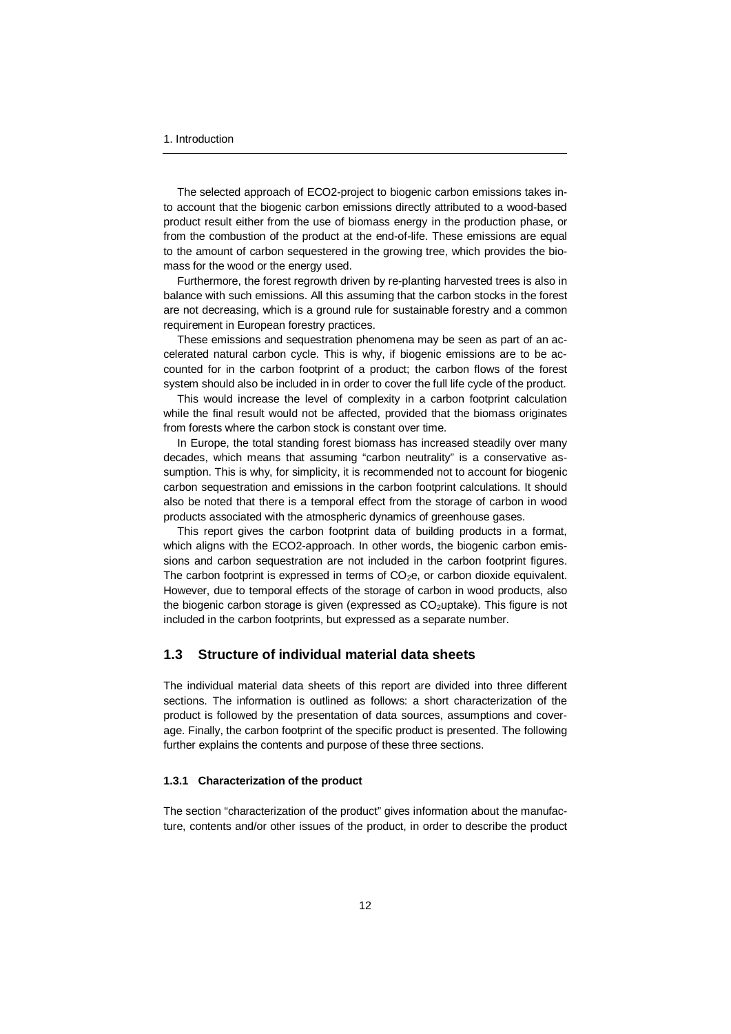The selected approach of ECO2-project to biogenic carbon emissions takes into account that the biogenic carbon emissions directly attributed to a wood-based product result either from the use of biomass energy in the production phase, or from the combustion of the product at the end-of-life. These emissions are equal to the amount of carbon sequestered in the growing tree, which provides the biomass for the wood or the energy used.

Furthermore, the forest regrowth driven by re-planting harvested trees is also in balance with such emissions. All this assuming that the carbon stocks in the forest are not decreasing, which is a ground rule for sustainable forestry and a common requirement in European forestry practices.

These emissions and sequestration phenomena may be seen as part of an accelerated natural carbon cycle. This is why, if biogenic emissions are to be accounted for in the carbon footprint of a product; the carbon flows of the forest system should also be included in in order to cover the full life cycle of the product.

This would increase the level of complexity in a carbon footprint calculation while the final result would not be affected, provided that the biomass originates from forests where the carbon stock is constant over time.

In Europe, the total standing forest biomass has increased steadily over many decades, which means that assuming "carbon neutrality" is a conservative assumption. This is why, for simplicity, it is recommended not to account for biogenic carbon sequestration and emissions in the carbon footprint calculations. It should also be noted that there is a temporal effect from the storage of carbon in wood products associated with the atmospheric dynamics of greenhouse gases.

This report gives the carbon footprint data of building products in a format, which aligns with the ECO2-approach. In other words, the biogenic carbon emissions and carbon sequestration are not included in the carbon footprint figures. The carbon footprint is expressed in terms of $CO_2e$, or carbon dioxide equivalent. However, due to temporal effects of the storage of carbon in wood products, also the biogenic carbon storage is given (expressed as $CO_2$uptake). This figure is not included in the carbon footprints, but expressed as a separate number.

## 1.3 Structure of individual material data sheets

The individual material data sheets of this report are divided into three different sections. The information is outlined as follows: a short characterization of the product is followed by the presentation of data sources, assumptions and coverage. Finally, the carbon footprint of the specific product is presented. The following further explains the contents and purpose of these three sections.

### 1.3.1 Characterization of the product

The section "characterization of the product" gives information about the manufacture, contents and/or other issues of the product, in order to describe the product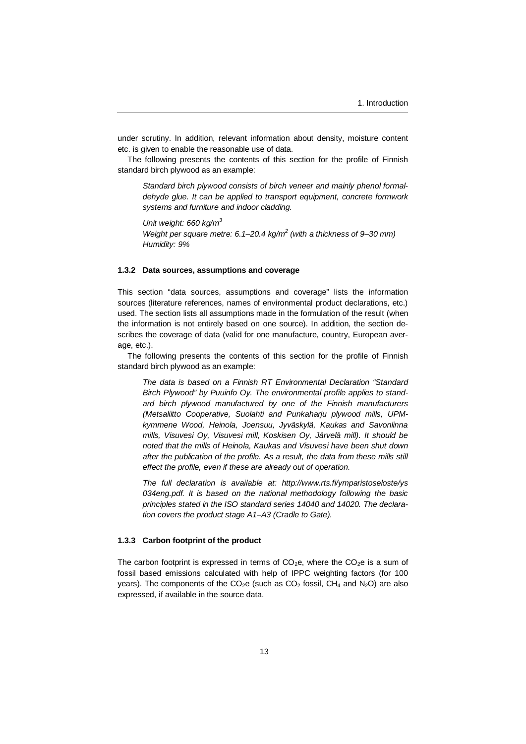under scrutiny. In addition, relevant information about density, moisture content etc. is given to enable the reasonable use of data.

The following presents the contents of this section for the profile of Finnish standard birch plywood as an example:

> *Standard birch plywood consists of birch veneer and mainly phenol formaldehyde glue. It can be applied to transport equipment, concrete formwork systems and furniture and indoor cladding.*
>
> *Unit weight: 660 kg/m$^3$*
> *Weight per square metre: 6.1–20.4 kg/m$^2$ (with a thickness of 9–30 mm)*
> *Humidity: 9%*

### 1.3.2 Data sources, assumptions and coverage

This section "data sources, assumptions and coverage" lists the information sources (literature references, names of environmental product declarations, etc.) used. The section lists all assumptions made in the formulation of the result (when the information is not entirely based on one source). In addition, the section describes the coverage of data (valid for one manufacture, country, European average, etc.).

The following presents the contents of this section for the profile of Finnish standard birch plywood as an example:

> *The data is based on a Finnish RT Environmental Declaration "Standard Birch Plywood" by Puuinfo Oy. The environmental profile applies to standard birch plywood manufactured by one of the Finnish manufacturers (Metsaliitto Cooperative, Suolahti and Punkaharju plywood mills, UPM-kymmene Wood, Heinola, Joensuu, Jyväskylä, Kaukas and Savonlinna mills, Visuvesi Oy, Visuvesi mill, Koskisen Oy, Järvelä mill). It should be noted that the mills of Heinola, Kaukas and Visuvesi have been shut down after the publication of the profile. As a result, the data from these mills still effect the profile, even if these are already out of operation.*
>
> *The full declaration is available at: http://www.rts.fi/ymparistoseloste/ys034eng.pdf. It is based on the national methodology following the basic principles stated in the ISO standard series 14040 and 14020. The declaration covers the product stage A1–A3 (Cradle to Gate).*

### 1.3.3 Carbon footprint of the product

The carbon footprint is expressed in terms of $CO_2e$, where the $CO_2e$ is a sum of fossil based emissions calculated with help of IPPC weighting factors (for 100 years). The components of the $CO_2e$ (such as $CO_2$ fossil, $CH_4$ and $N_2O$) are also expressed, if available in the source data.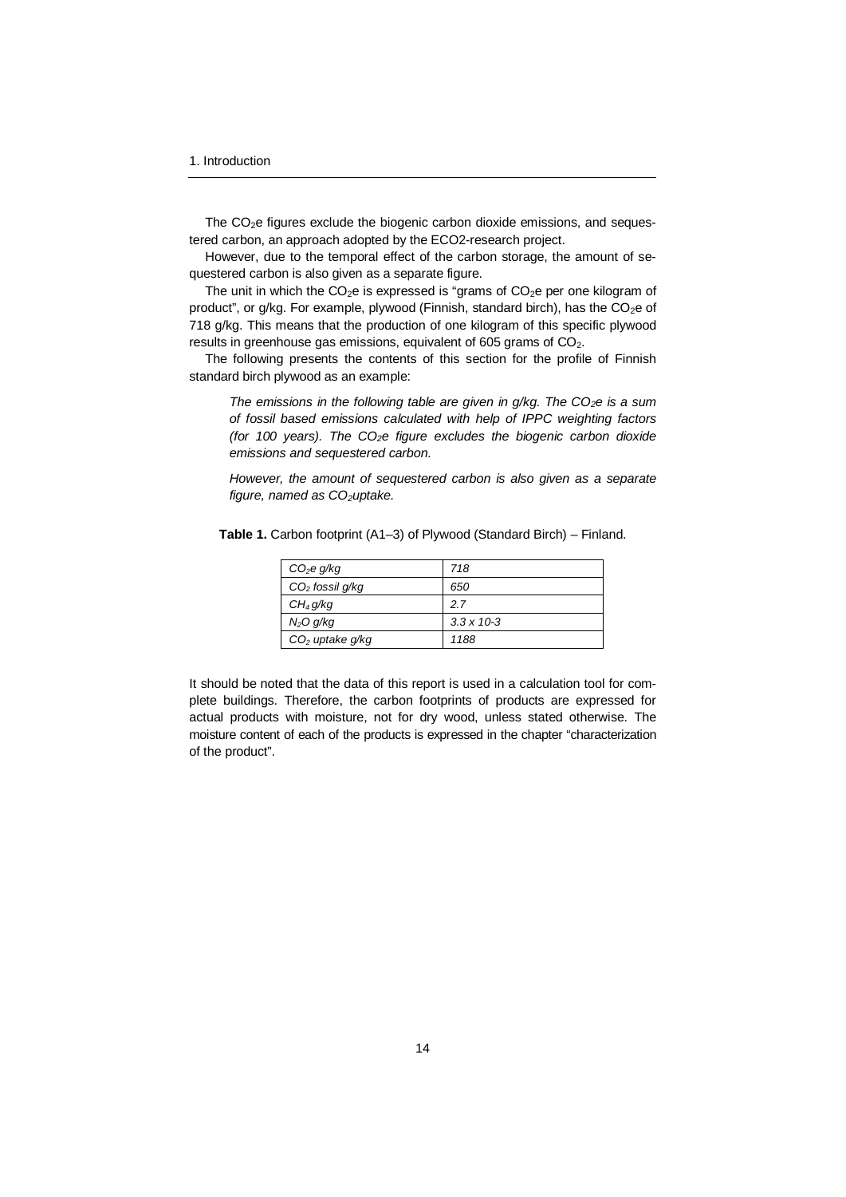The $CO_2e$ figures exclude the biogenic carbon dioxide emissions, and sequestered carbon, an approach adopted by the ECO2-research project.

However, due to the temporal effect of the carbon storage, the amount of sequestered carbon is also given as a separate figure.

The unit in which the $CO_2e$ is expressed is "grams of $CO_2e$ per one kilogram of product", or g/kg. For example, plywood (Finnish, standard birch), has the $CO_2e$ of 718 g/kg. This means that the production of one kilogram of this specific plywood results in greenhouse gas emissions, equivalent of 605 grams of $CO_2$.

The following presents the contents of this section for the profile of Finnish standard birch plywood as an example:

> *The emissions in the following table are given in g/kg. The $CO_2e$ is a sum of fossil based emissions calculated with help of IPPC weighting factors (for 100 years). The $CO_2e$ figure excludes the biogenic carbon dioxide emissions and sequestered carbon.*
>
> *However, the amount of sequestered carbon is also given as a separate figure, named as $CO_2$uptake.*

**Table 1.** Carbon footprint (A1–3) of Plywood (Standard Birch) – Finland.

| | |
|---|---|
| *$CO_2e$ g/kg* | *718* |
| *$CO_2$ fossil g/kg* | *650* |
| *$CH_4$ g/kg* | *2.7* |
| *$N_2O$ g/kg* | *3.3 x 10-3* |
| *$CO_2$ uptake g/kg* | *1188* |

It should be noted that the data of this report is used in a calculation tool for complete buildings. Therefore, the carbon footprints of products are expressed for actual products with moisture, not for dry wood, unless stated otherwise. The moisture content of each of the products is expressed in the chapter "characterization of the product".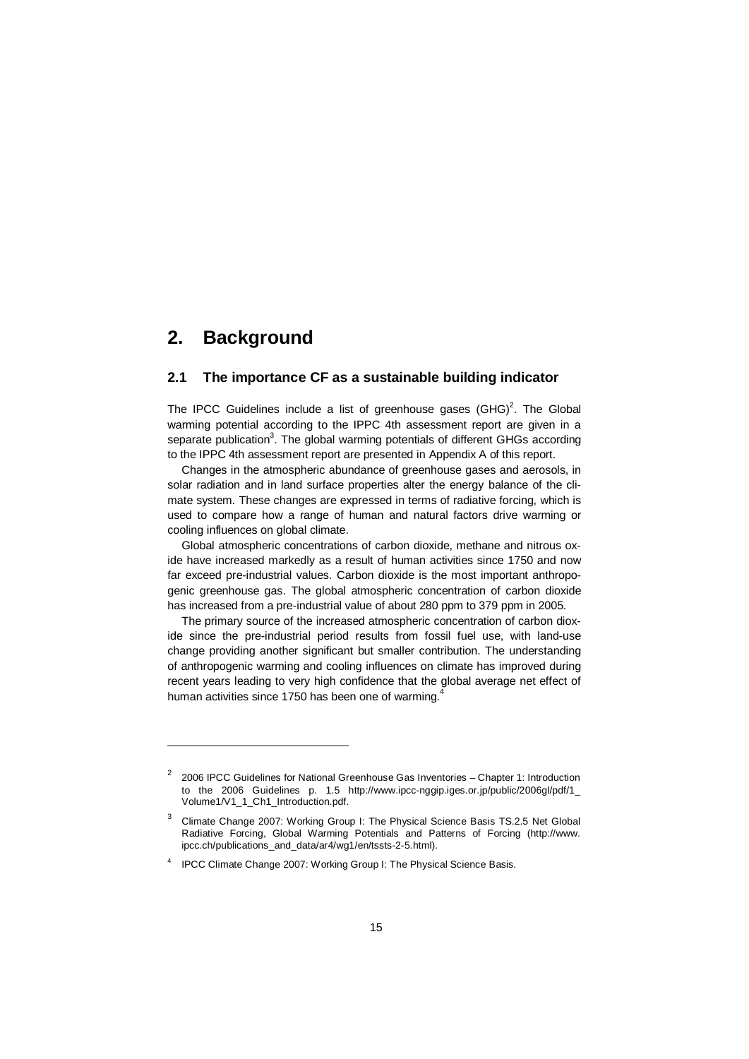# 2. Background

## 2.1 The importance CF as a sustainable building indicator

The IPCC Guidelines include a list of greenhouse gases (GHG)[2]. The Global warming potential according to the IPPC 4th assessment report are given in a separate publication[3]. The global warming potentials of different GHGs according to the IPPC 4th assessment report are presented in Appendix A of this report.

Changes in the atmospheric abundance of greenhouse gases and aerosols, in solar radiation and in land surface properties alter the energy balance of the climate system. These changes are expressed in terms of radiative forcing, which is used to compare how a range of human and natural factors drive warming or cooling influences on global climate.

Global atmospheric concentrations of carbon dioxide, methane and nitrous oxide have increased markedly as a result of human activities since 1750 and now far exceed pre-industrial values. Carbon dioxide is the most important anthropogenic greenhouse gas. The global atmospheric concentration of carbon dioxide has increased from a pre-industrial value of about 280 ppm to 379 ppm in 2005.

The primary source of the increased atmospheric concentration of carbon dioxide since the pre-industrial period results from fossil fuel use, with land-use change providing another significant but smaller contribution. The understanding of anthropogenic warming and cooling influences on climate has improved during recent years leading to very high confidence that the global average net effect of human activities since 1750 has been one of warming.[4]

---

[2] 2006 IPCC Guidelines for National Greenhouse Gas Inventories – Chapter 1: Introduction to the 2006 Guidelines p. 1.5 http://www.ipcc-nggip.iges.or.jp/public/2006gl/pdf/1_Volume1/V1_1_Ch1_Introduction.pdf.

[3] Climate Change 2007: Working Group I: The Physical Science Basis TS.2.5 Net Global Radiative Forcing, Global Warming Potentials and Patterns of Forcing (http://www.ipcc.ch/publications_and_data/ar4/wg1/en/tssts-2-5.html).

[4] IPCC Climate Change 2007: Working Group I: The Physical Science Basis.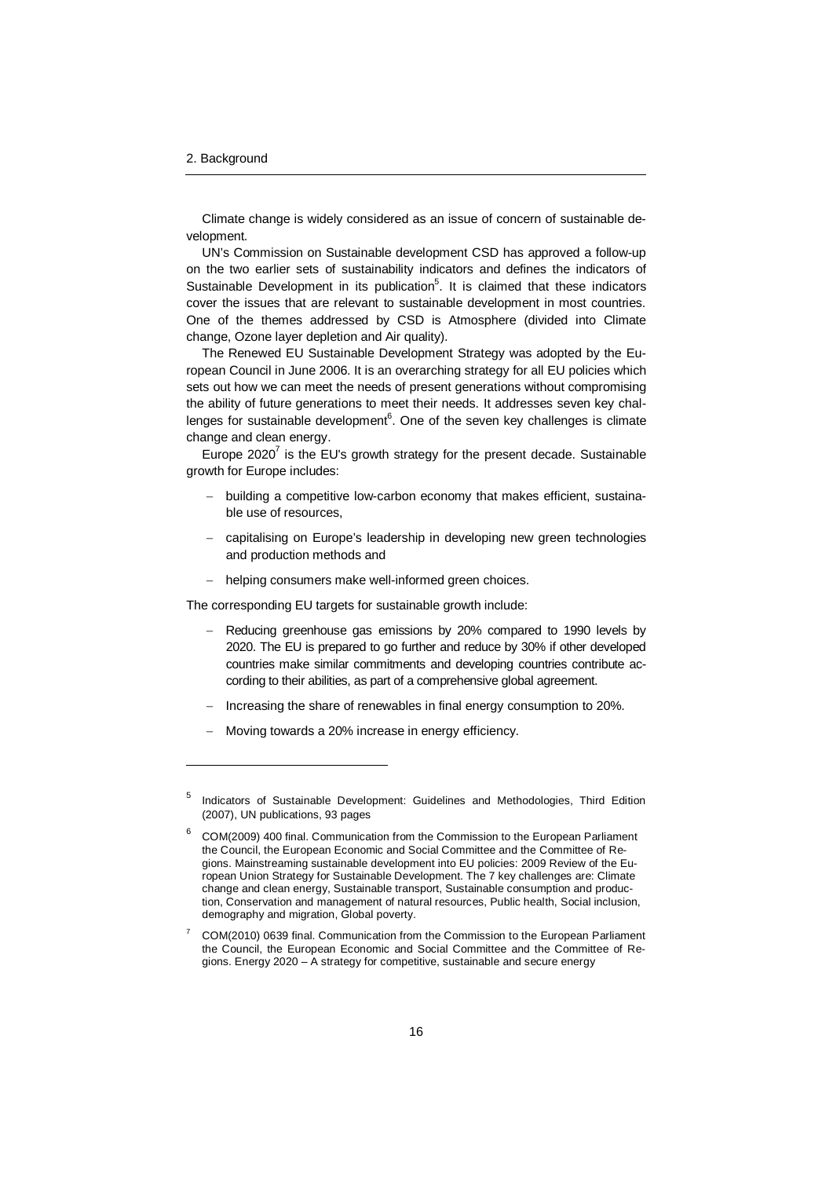Climate change is widely considered as an issue of concern of sustainable development.

UN's Commission on Sustainable development CSD has approved a follow-up on the two earlier sets of sustainability indicators and defines the indicators of Sustainable Development in its publication[5]. It is claimed that these indicators cover the issues that are relevant to sustainable development in most countries. One of the themes addressed by CSD is Atmosphere (divided into Climate change, Ozone layer depletion and Air quality).

The Renewed EU Sustainable Development Strategy was adopted by the European Council in June 2006. It is an overarching strategy for all EU policies which sets out how we can meet the needs of present generations without compromising the ability of future generations to meet their needs. It addresses seven key challenges for sustainable development[6]. One of the seven key challenges is climate change and clean energy.

Europe 2020[7] is the EU's growth strategy for the present decade. Sustainable growth for Europe includes:

- building a competitive low-carbon economy that makes efficient, sustainable use of resources,
- capitalising on Europe's leadership in developing new green technologies and production methods and
- helping consumers make well-informed green choices.

The corresponding EU targets for sustainable growth include:

- Reducing greenhouse gas emissions by 20% compared to 1990 levels by 2020. The EU is prepared to go further and reduce by 30% if other developed countries make similar commitments and developing countries contribute according to their abilities, as part of a comprehensive global agreement.
- Increasing the share of renewables in final energy consumption to 20%.
- Moving towards a 20% increase in energy efficiency.

---

[5] Indicators of Sustainable Development: Guidelines and Methodologies, Third Edition (2007), UN publications, 93 pages

[6] COM(2009) 400 final. Communication from the Commission to the European Parliament the Council, the European Economic and Social Committee and the Committee of Regions. Mainstreaming sustainable development into EU policies: 2009 Review of the European Union Strategy for Sustainable Development. The 7 key challenges are: Climate change and clean energy, Sustainable transport, Sustainable consumption and production, Conservation and management of natural resources, Public health, Social inclusion, demography and migration, Global poverty.

[7] COM(2010) 0639 final. Communication from the Commission to the European Parliament the Council, the European Economic and Social Committee and the Committee of Regions. Energy 2020 – A strategy for competitive, sustainable and secure energy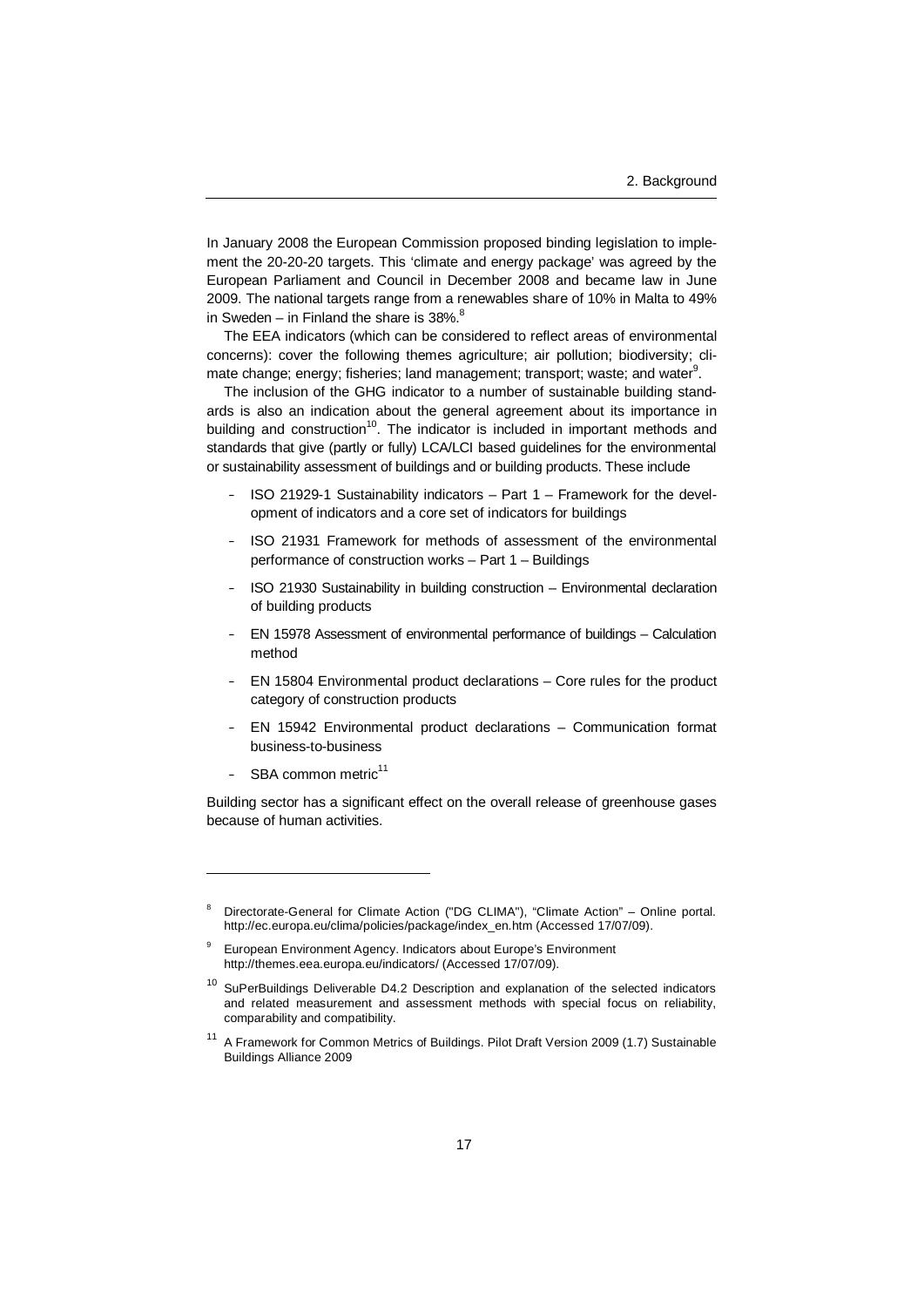In January 2008 the European Commission proposed binding legislation to implement the 20-20-20 targets. This 'climate and energy package' was agreed by the European Parliament and Council in December 2008 and became law in June 2009. The national targets range from a renewables share of 10% in Malta to 49% in Sweden – in Finland the share is 38%.[8]

The EEA indicators (which can be considered to reflect areas of environmental concerns): cover the following themes agriculture; air pollution; biodiversity; climate change; energy; fisheries; land management; transport; waste; and water[9].

The inclusion of the GHG indicator to a number of sustainable building standards is also an indication about the general agreement about its importance in building and construction[10]. The indicator is included in important methods and standards that give (partly or fully) LCA/LCI based guidelines for the environmental or sustainability assessment of buildings and or building products. These include

- ISO 21929-1 Sustainability indicators – Part 1 – Framework for the development of indicators and a core set of indicators for buildings
- ISO 21931 Framework for methods of assessment of the environmental performance of construction works – Part 1 – Buildings
- ISO 21930 Sustainability in building construction – Environmental declaration of building products
- EN 15978 Assessment of environmental performance of buildings – Calculation method
- EN 15804 Environmental product declarations – Core rules for the product category of construction products
- EN 15942 Environmental product declarations – Communication format business-to-business
- SBA common metric[11]

Building sector has a significant effect on the overall release of greenhouse gases because of human activities.

---

[8] Directorate-General for Climate Action ("DG CLIMA"), "Climate Action" – Online portal. http://ec.europa.eu/clima/policies/package/index_en.htm (Accessed 17/07/09).

[9] European Environment Agency. Indicators about Europe's Environment http://themes.eea.europa.eu/indicators/ (Accessed 17/07/09).

[10] SuPerBuildings Deliverable D4.2 Description and explanation of the selected indicators and related measurement and assessment methods with special focus on reliability, comparability and compatibility.

[11] A Framework for Common Metrics of Buildings. Pilot Draft Version 2009 (1.7) Sustainable Buildings Alliance 2009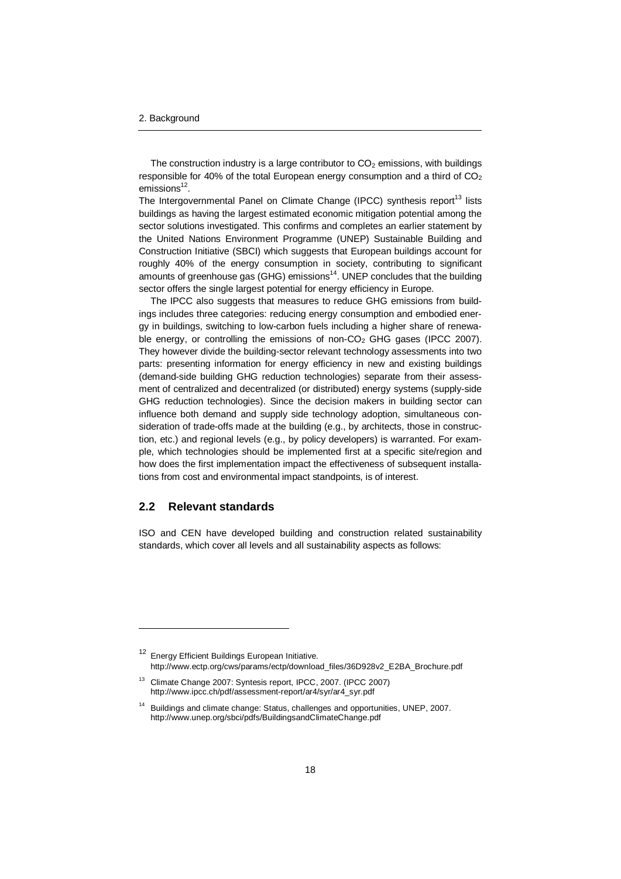The construction industry is a large contributor to $CO_2$ emissions, with buildings responsible for 40% of the total European energy consumption and a third of $CO_2$ emissions[12].
The Intergovernmental Panel on Climate Change (IPCC) synthesis report[13] lists buildings as having the largest estimated economic mitigation potential among the sector solutions investigated. This confirms and completes an earlier statement by the United Nations Environment Programme (UNEP) Sustainable Building and Construction Initiative (SBCI) which suggests that European buildings account for roughly 40% of the energy consumption in society, contributing to significant amounts of greenhouse gas (GHG) emissions[14]. UNEP concludes that the building sector offers the single largest potential for energy efficiency in Europe.

The IPCC also suggests that measures to reduce GHG emissions from buildings includes three categories: reducing energy consumption and embodied energy in buildings, switching to low-carbon fuels including a higher share of renewable energy, or controlling the emissions of non-$CO_2$ GHG gases (IPCC 2007). They however divide the building-sector relevant technology assessments into two parts: presenting information for energy efficiency in new and existing buildings (demand-side building GHG reduction technologies) separate from their assessment of centralized and decentralized (or distributed) energy systems (supply-side GHG reduction technologies). Since the decision makers in building sector can influence both demand and supply side technology adoption, simultaneous consideration of trade-offs made at the building (e.g., by architects, those in construction, etc.) and regional levels (e.g., by policy developers) is warranted. For example, which technologies should be implemented first at a specific site/region and how does the first implementation impact the effectiveness of subsequent installations from cost and environmental impact standpoints, is of interest.

## 2.2 Relevant standards

ISO and CEN have developed building and construction related sustainability standards, which cover all levels and all sustainability aspects as follows:

---

[12] Energy Efficient Buildings European Initiative. http://www.ectp.org/cws/params/ectp/download_files/36D928v2_E2BA_Brochure.pdf

[13] Climate Change 2007: Syntesis report, IPCC, 2007. (IPCC 2007) http://www.ipcc.ch/pdf/assessment-report/ar4/syr/ar4_syr.pdf

[14] Buildings and climate change: Status, challenges and opportunities, UNEP, 2007. http://www.unep.org/sbci/pdfs/BuildingsandClimateChange.pdf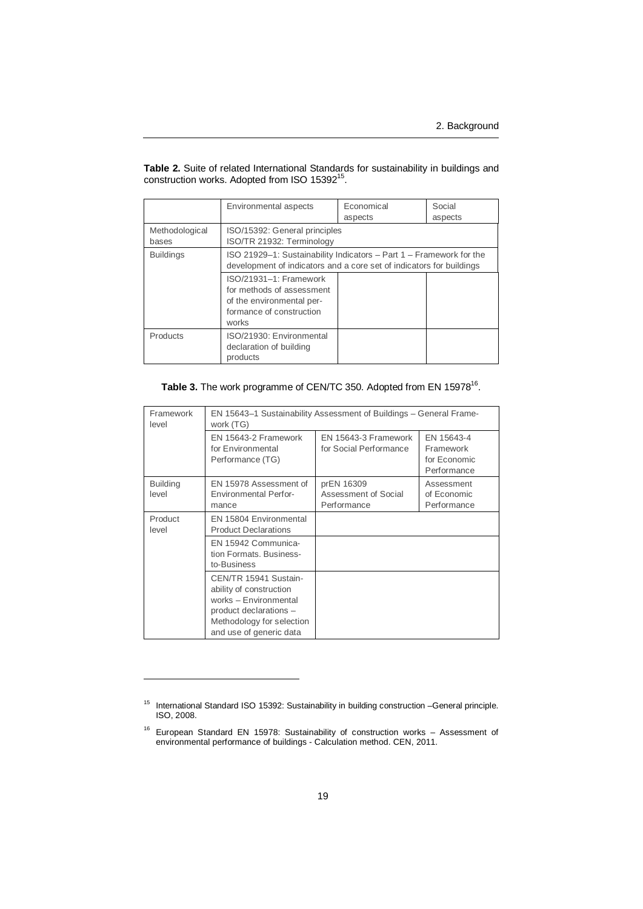**Table 2.** Suite of related International Standards for sustainability in buildings and construction works. Adopted from ISO 15392[15].

| | Environmental aspects | Economical aspects | Social aspects |
|---|---|---|---|
| Methodological bases | ISO/15392: General principles<br>ISO/TR 21932: Terminology | | |
| Buildings | ISO 21929–1: Sustainability Indicators – Part 1 – Framework for the development of indicators and a core set of indicators for buildings | | |
| | ISO/21931–1: Framework for methods of assessment of the environmental performance of construction works | | |
| Products | ISO/21930: Environmental declaration of building products | | |

**Table 3.** The work programme of CEN/TC 350. Adopted from EN 15978[16].

| Framework level | EN 15643–1 Sustainability Assessment of Buildings – General Framework (TG) | | |
|---|---|---|---|
| | EN 15643-2 Framework for Environmental Performance (TG) | EN 15643-3 Framework for Social Performance | EN 15643-4 Framework for Economic Performance |
| Building level | EN 15978 Assessment of Environmental Performance | prEN 16309 Assessment of Social Performance | Assessment of Economic Performance |
| Product level | EN 15804 Environmental Product Declarations | | |
| | EN 15942 Communication Formats. Business-to-Business | | |
| | CEN/TR 15941 Sustainability of construction works – Environmental product declarations – Methodology for selection and use of generic data | | |

[15] International Standard ISO 15392: Sustainability in building construction –General principle. ISO, 2008.

[16] European Standard EN 15978: Sustainability of construction works – Assessment of environmental performance of buildings - Calculation method. CEN, 2011.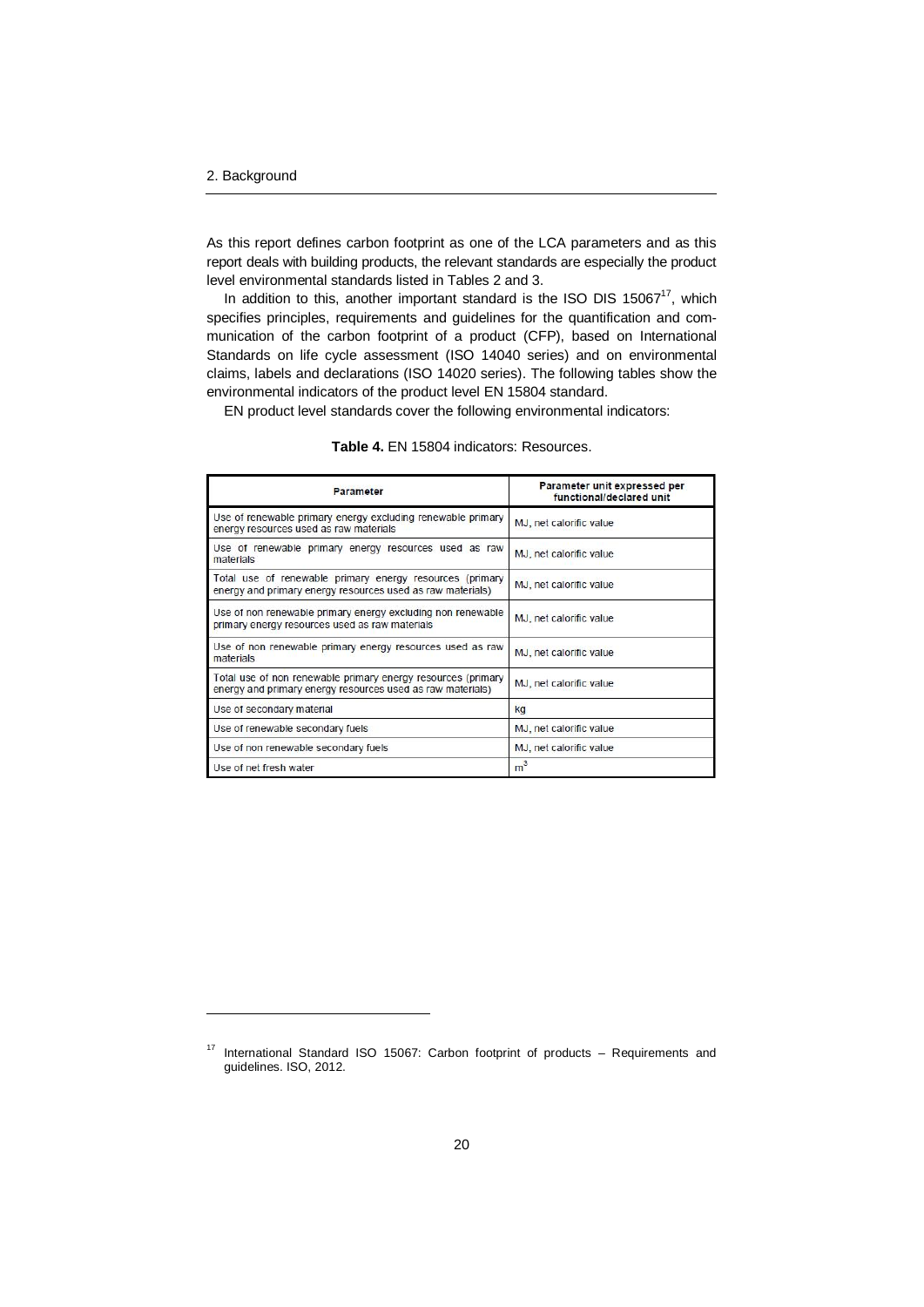As this report defines carbon footprint as one of the LCA parameters and as this report deals with building products, the relevant standards are especially the product level environmental standards listed in Tables 2 and 3.

In addition to this, another important standard is the ISO DIS 15067[17], which specifies principles, requirements and guidelines for the quantification and communication of the carbon footprint of a product (CFP), based on International Standards on life cycle assessment (ISO 14040 series) and on environmental claims, labels and declarations (ISO 14020 series). The following tables show the environmental indicators of the product level EN 15804 standard.

EN product level standards cover the following environmental indicators:

**Table 4.** EN 15804 indicators: Resources.

| Parameter | Parameter unit expressed per functional/declared unit |
|---|---|
| Use of renewable primary energy excluding renewable primary energy resources used as raw materials | MJ, net calorific value |
| Use of renewable primary energy resources used as raw materials | MJ, net calorific value |
| Total use of renewable primary energy resources (primary energy and primary energy resources used as raw materials) | MJ, net calorific value |
| Use of non renewable primary energy excluding non renewable primary energy resources used as raw materials | MJ, net calorific value |
| Use of non renewable primary energy resources used as raw materials | MJ, net calorific value |
| Total use of non renewable primary energy resources (primary energy and primary energy resources used as raw materials) | MJ, net calorific value |
| Use of secondary material | kg |
| Use of renewable secondary fuels | MJ, net calorific value |
| Use of non renewable secondary fuels | MJ, net calorific value |
| Use of net fresh water | $m^3$ |

[17] International Standard ISO 15067: Carbon footprint of products – Requirements and guidelines. ISO, 2012.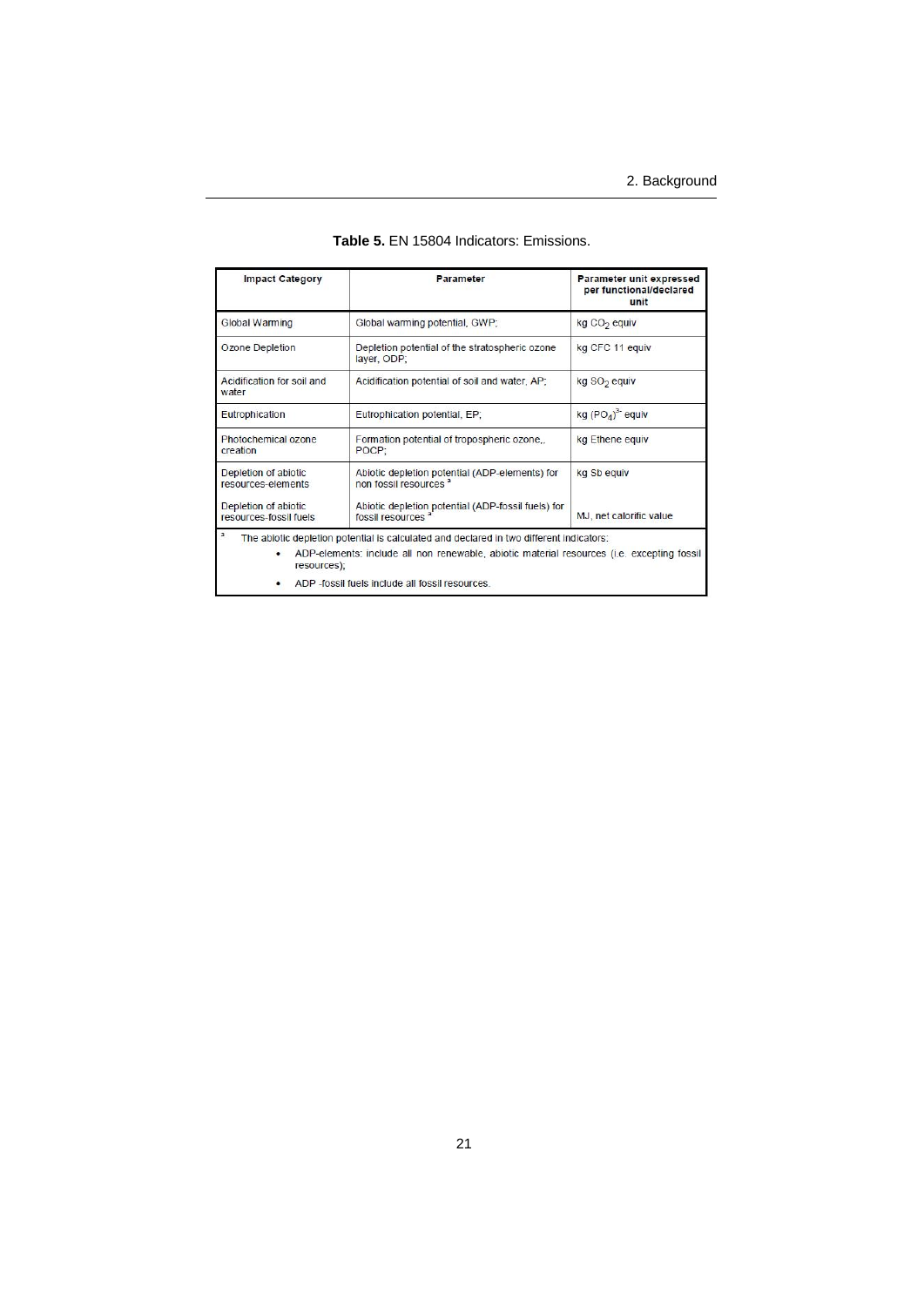**Table 5.** EN 15804 Indicators: Emissions.

| Impact Category | Parameter | Parameter unit expressed per functional/declared unit |
|---|---|---|
| Global Warming | Global warming potential, GWP; | kg $CO_2$ equiv |
| Ozone Depletion | Depletion potential of the stratospheric ozone layer, ODP; | kg CFC 11 equiv |
| Acidification for soil and water | Acidification potential of soil and water, AP; | kg $SO_2$ equiv |
| Eutrophication | Eutrophication potential, EP; | kg $(PO_4)^{3-}$ equiv |
| Photochemical ozone creation | Formation potential of tropospheric ozone,, POCP; | kg Ethene equiv |
| Depletion of abiotic resources-elements | Abiotic depletion potential (ADP-elements) for non fossil resources [a] | kg Sb equiv |
| Depletion of abiotic resources-fossil fuels | Abiotic depletion potential (ADP-fossil fuels) for fossil resources [a] | MJ, net calorific value |

[a] The abiotic depletion potential is calculated and declared in two different indicators:

- ADP-elements: include all non renewable, abiotic material resources (i.e. excepting fossil resources);
- ADP -fossil fuels include all fossil resources.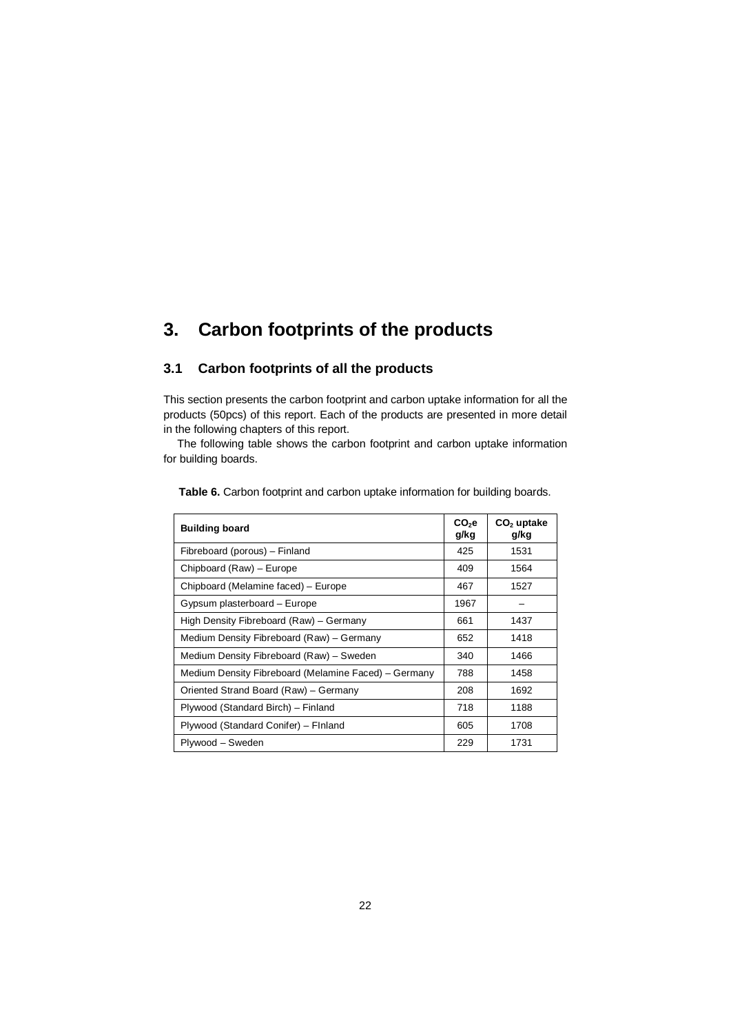# 3. Carbon footprints of the products

## 3.1 Carbon footprints of all the products

This section presents the carbon footprint and carbon uptake information for all the products (50pcs) of this report. Each of the products are presented in more detail in the following chapters of this report.

The following table shows the carbon footprint and carbon uptake information for building boards.

**Table 6.** Carbon footprint and carbon uptake information for building boards.

| Building board | $CO_2$e g/kg | $CO_2$ uptake g/kg |
|---|---|---|
| Fibreboard (porous) – Finland | 425 | 1531 |
| Chipboard (Raw) – Europe | 409 | 1564 |
| Chipboard (Melamine faced) – Europe | 467 | 1527 |
| Gypsum plasterboard – Europe | 1967 | – |
| High Density Fibreboard (Raw) – Germany | 661 | 1437 |
| Medium Density Fibreboard (Raw) – Germany | 652 | 1418 |
| Medium Density Fibreboard (Raw) – Sweden | 340 | 1466 |
| Medium Density Fibreboard (Melamine Faced) – Germany | 788 | 1458 |
| Oriented Strand Board (Raw) – Germany | 208 | 1692 |
| Plywood (Standard Birch) – Finland | 718 | 1188 |
| Plywood (Standard Conifer) – FInland | 605 | 1708 |
| Plywood – Sweden | 229 | 1731 |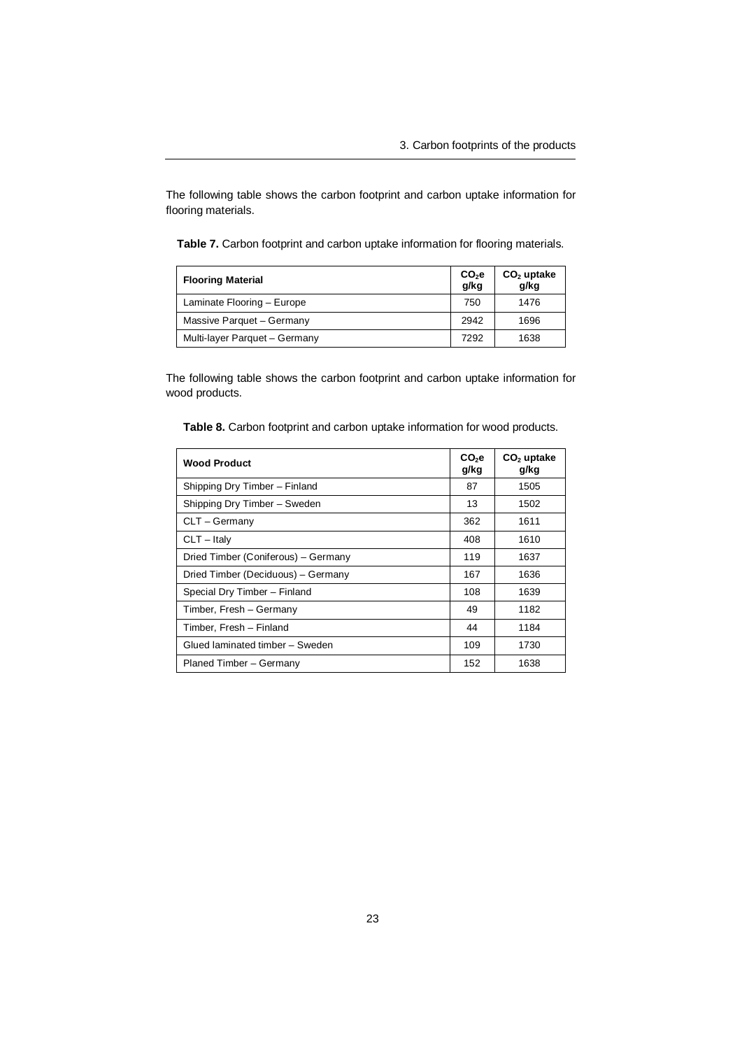The following table shows the carbon footprint and carbon uptake information for flooring materials.

**Table 7.** Carbon footprint and carbon uptake information for flooring materials.

| Flooring Material | $CO_2e$ g/kg | $CO_2$ uptake g/kg |
|---|---|---|
| Laminate Flooring – Europe | 750 | 1476 |
| Massive Parquet – Germany | 2942 | 1696 |
| Multi-layer Parquet – Germany | 7292 | 1638 |

The following table shows the carbon footprint and carbon uptake information for wood products.

**Table 8.** Carbon footprint and carbon uptake information for wood products.

| Wood Product | $CO_2e$ g/kg | $CO_2$ uptake g/kg |
|---|---|---|
| Shipping Dry Timber – Finland | 87 | 1505 |
| Shipping Dry Timber – Sweden | 13 | 1502 |
| CLT – Germany | 362 | 1611 |
| CLT – Italy | 408 | 1610 |
| Dried Timber (Coniferous) – Germany | 119 | 1637 |
| Dried Timber (Deciduous) – Germany | 167 | 1636 |
| Special Dry Timber – Finland | 108 | 1639 |
| Timber, Fresh – Germany | 49 | 1182 |
| Timber, Fresh – Finland | 44 | 1184 |
| Glued laminated timber – Sweden | 109 | 1730 |
| Planed Timber – Germany | 152 | 1638 |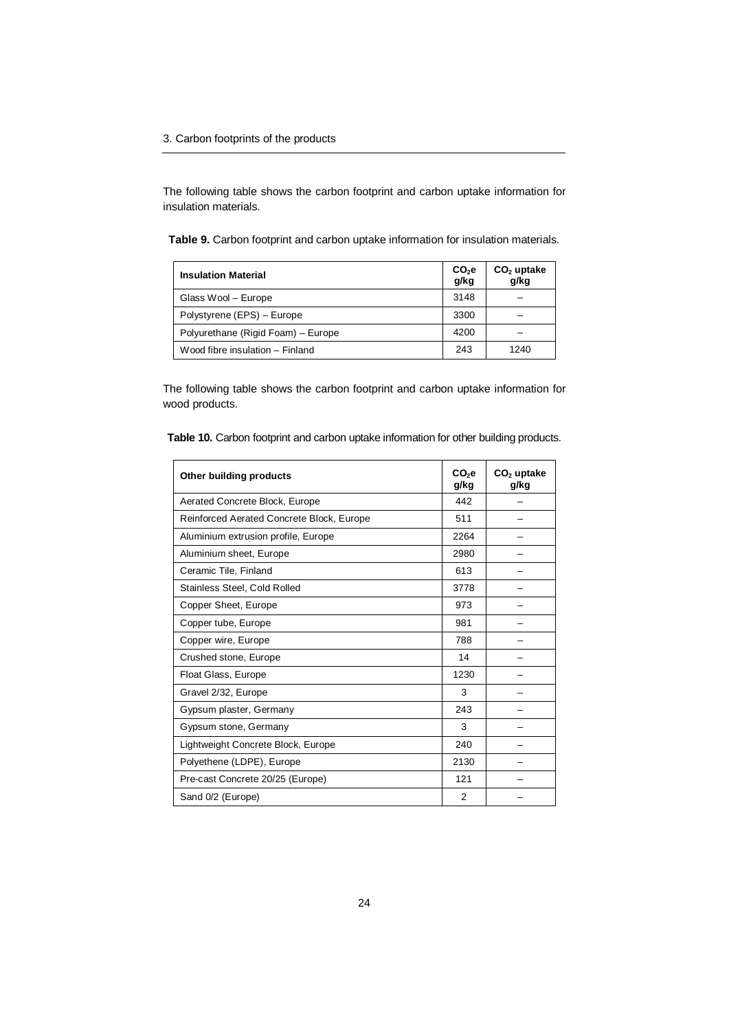The following table shows the carbon footprint and carbon uptake information for insulation materials.

**Table 9.** Carbon footprint and carbon uptake information for insulation materials.

| Insulation Material | $CO_2e$ g/kg | $CO_2$ uptake g/kg |
|---|---|---|
| Glass Wool – Europe | 3148 | – |
| Polystyrene (EPS) – Europe | 3300 | – |
| Polyurethane (Rigid Foam) – Europe | 4200 | – |
| Wood fibre insulation – Finland | 243 | 1240 |

The following table shows the carbon footprint and carbon uptake information for wood products.

**Table 10.** Carbon footprint and carbon uptake information for other building products.

| Other building products | $CO_2e$ g/kg | $CO_2$ uptake g/kg |
|---|---|---|
| Aerated Concrete Block, Europe | 442 | – |
| Reinforced Aerated Concrete Block, Europe | 511 | – |
| Aluminium extrusion profile, Europe | 2264 | – |
| Aluminium sheet, Europe | 2980 | – |
| Ceramic Tile, Finland | 613 | – |
| Stainless Steel, Cold Rolled | 3778 | – |
| Copper Sheet, Europe | 973 | – |
| Copper tube, Europe | 981 | – |
| Copper wire, Europe | 788 | – |
| Crushed stone, Europe | 14 | – |
| Float Glass, Europe | 1230 | – |
| Gravel 2/32, Europe | 3 | – |
| Gypsum plaster, Germany | 243 | – |
| Gypsum stone, Germany | 3 | – |
| Lightweight Concrete Block, Europe | 240 | – |
| Polyethene (LDPE), Europe | 2130 | – |
| Pre-cast Concrete 20/25 (Europe) | 121 | – |
| Sand 0/2 (Europe) | 2 | – |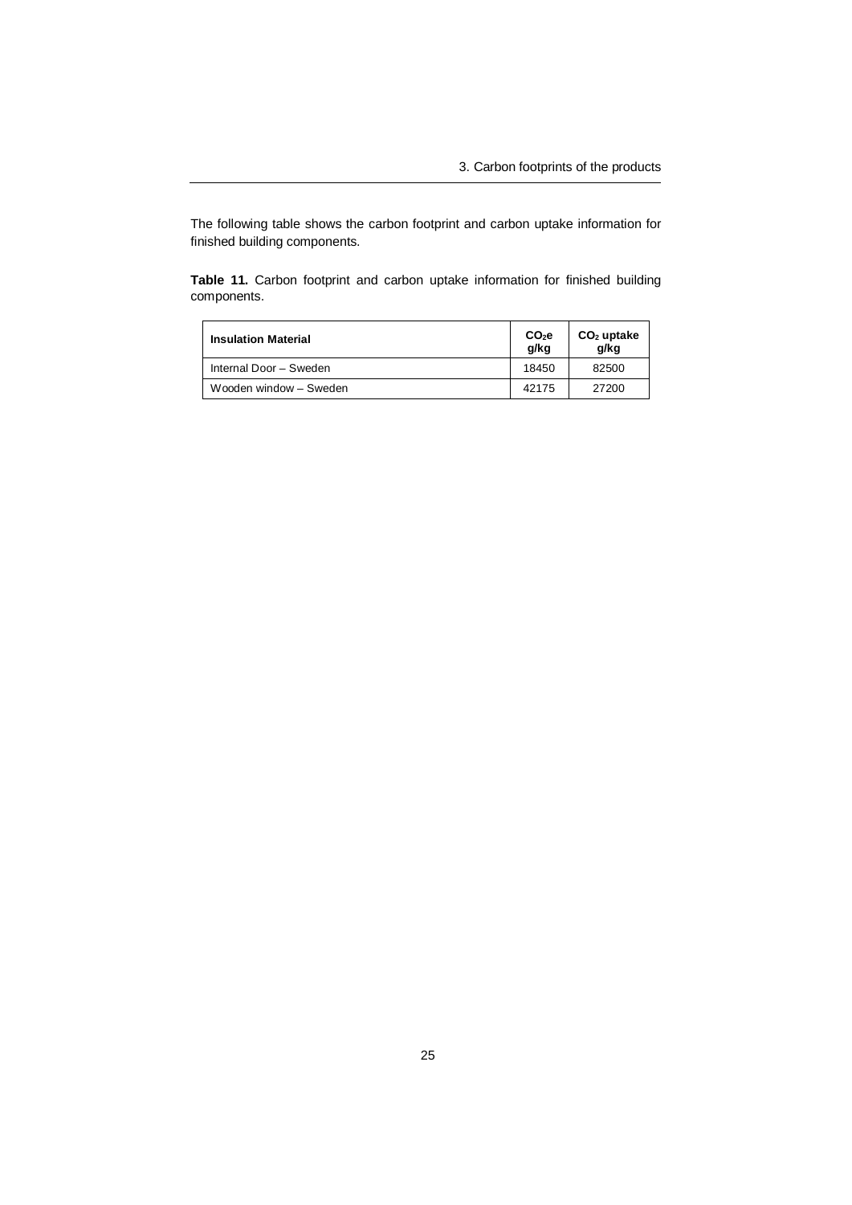The following table shows the carbon footprint and carbon uptake information for finished building components.

**Table 11.** Carbon footprint and carbon uptake information for finished building components.

| **Insulation Material** | **$CO_2e$ g/kg** | **$CO_2$ uptake g/kg** |
|---|---|---|
| Internal Door – Sweden | 18450 | 82500 |
| Wooden window – Sweden | 42175 | 27200 |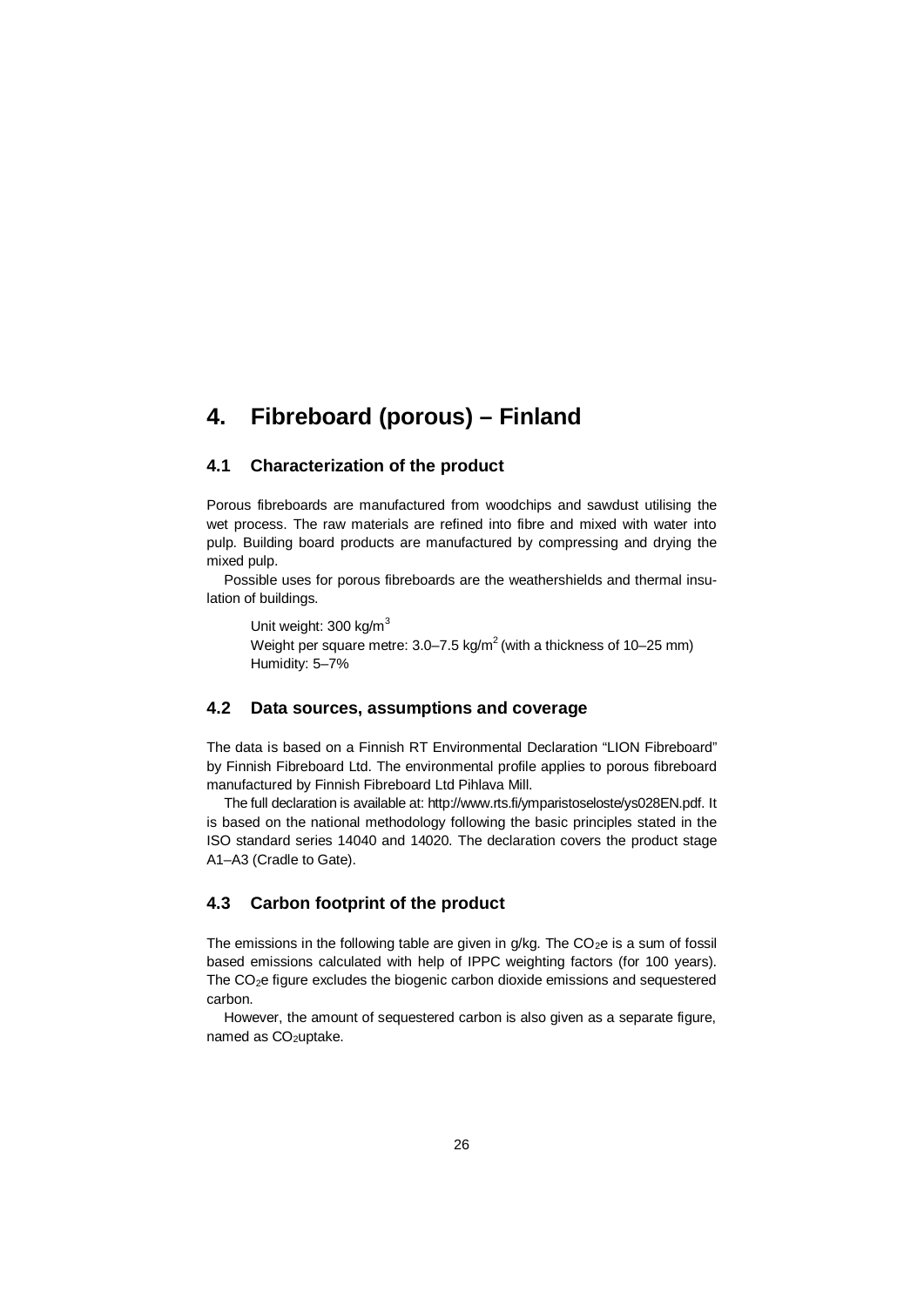# 4. Fibreboard (porous) – Finland

## 4.1 Characterization of the product

Porous fibreboards are manufactured from woodchips and sawdust utilising the wet process. The raw materials are refined into fibre and mixed with water into pulp. Building board products are manufactured by compressing and drying the mixed pulp.

Possible uses for porous fibreboards are the weathershields and thermal insulation of buildings.

Unit weight: 300 kg/m$^3$
Weight per square metre: 3.0–7.5 kg/m$^2$ (with a thickness of 10–25 mm)
Humidity: 5–7%

## 4.2 Data sources, assumptions and coverage

The data is based on a Finnish RT Environmental Declaration "LION Fibreboard" by Finnish Fibreboard Ltd. The environmental profile applies to porous fibreboard manufactured by Finnish Fibreboard Ltd Pihlava Mill.

The full declaration is available at: http://www.rts.fi/ymparistoseloste/ys028EN.pdf. It is based on the national methodology following the basic principles stated in the ISO standard series 14040 and 14020. The declaration covers the product stage A1–A3 (Cradle to Gate).

## 4.3 Carbon footprint of the product

The emissions in the following table are given in g/kg. The $CO_2$e is a sum of fossil based emissions calculated with help of IPPC weighting factors (for 100 years). The $CO_2$e figure excludes the biogenic carbon dioxide emissions and sequestered carbon.

However, the amount of sequestered carbon is also given as a separate figure, named as $CO_2$uptake.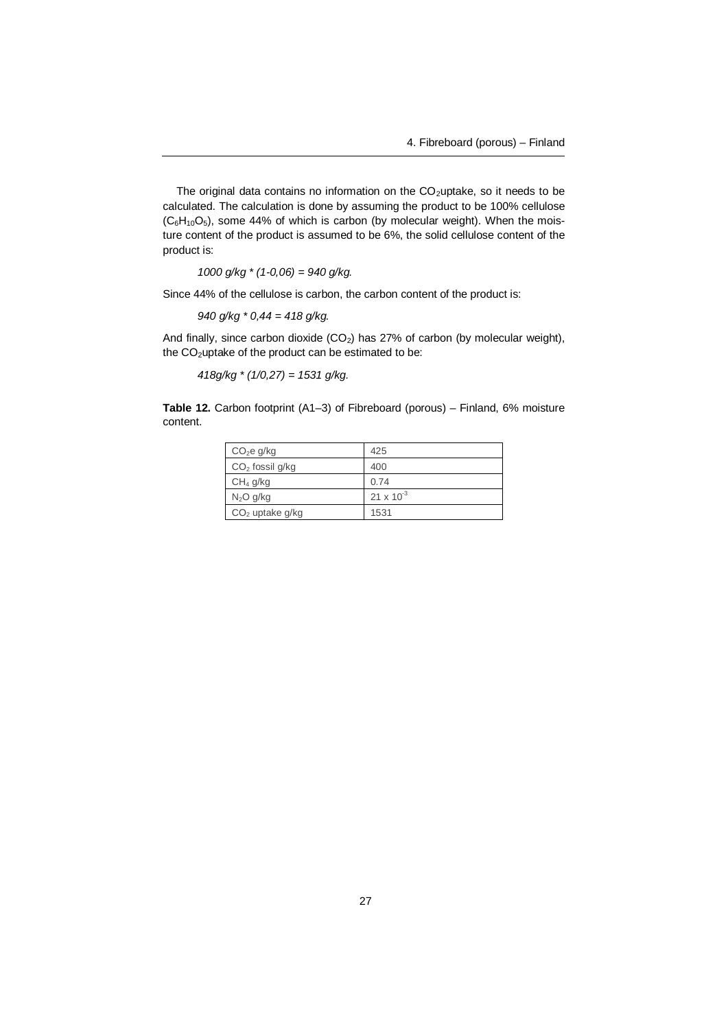The original data contains no information on the $CO_2$uptake, so it needs to be calculated. The calculation is done by assuming the product to be 100% cellulose ($C_6H_{10}O_5$), some 44% of which is carbon (by molecular weight). When the moisture content of the product is assumed to be 6%, the solid cellulose content of the product is:

*1000 g/kg * (1-0,06) = 940 g/kg.*

Since 44% of the cellulose is carbon, the carbon content of the product is:

*940 g/kg * 0,44 = 418 g/kg.*

And finally, since carbon dioxide ($CO_2$) has 27% of carbon (by molecular weight), the $CO_2$uptake of the product can be estimated to be:

*418g/kg * (1/0,27) = 1531 g/kg.*

**Table 12.** Carbon footprint (A1–3) of Fibreboard (porous) – Finland, 6% moisture content.

| | |
|---|---|
| $CO_2e$ g/kg | 425 |
| $CO_2$ fossil g/kg | 400 |
| $CH_4$ g/kg | 0.74 |
| $N_2O$ g/kg | $21 \times 10^{-3}$ |
| $CO_2$ uptake g/kg | 1531 |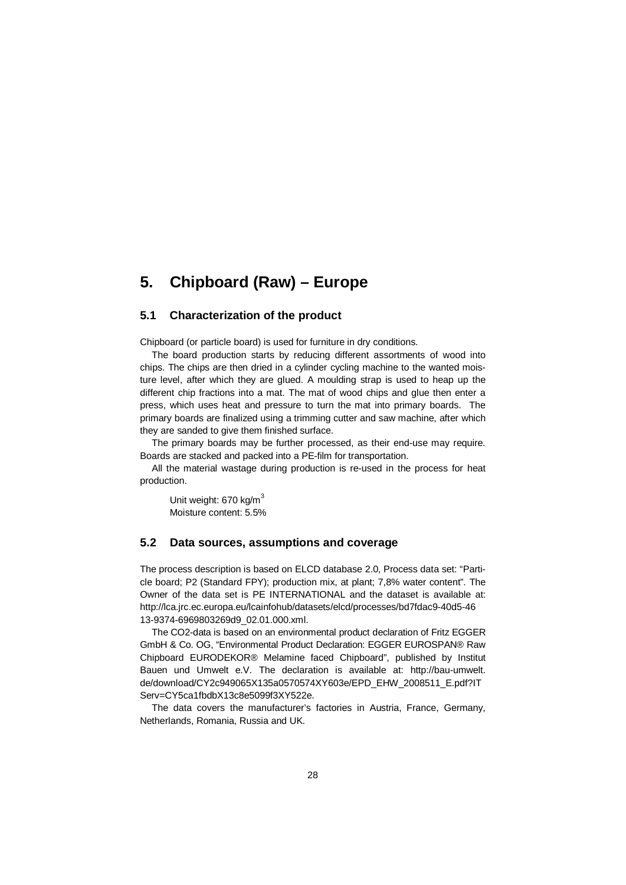# 5. Chipboard (Raw) – Europe

## 5.1 Characterization of the product

Chipboard (or particle board) is used for furniture in dry conditions.

The board production starts by reducing different assortments of wood into chips. The chips are then dried in a cylinder cycling machine to the wanted moisture level, after which they are glued. A moulding strap is used to heap up the different chip fractions into a mat. The mat of wood chips and glue then enter a press, which uses heat and pressure to turn the mat into primary boards. The primary boards are finalized using a trimming cutter and saw machine, after which they are sanded to give them finished surface.

The primary boards may be further processed, as their end-use may require. Boards are stacked and packed into a PE-film for transportation.

All the material wastage during production is re-used in the process for heat production.

Unit weight: 670 kg/$m^3$
Moisture content: 5.5%

## 5.2 Data sources, assumptions and coverage

The process description is based on ELCD database 2.0, Process data set: "Particle board; P2 (Standard FPY); production mix, at plant; 7,8% water content". The Owner of the data set is PE INTERNATIONAL and the dataset is available at: http://lca.jrc.ec.europa.eu/lcainfohub/datasets/elcd/processes/bd7fdac9-40d5-4613-9374-6969803269d9_02.01.000.xml.

The $CO_2$-data is based on an environmental product declaration of Fritz EGGER GmbH & Co. OG, "Environmental Product Declaration: EGGER EUROSPAN® Raw Chipboard EURODEKOR® Melamine faced Chipboard", published by Institut Bauen und Umwelt e.V. The declaration is available at: http://bau-umwelt.de/download/CY2c949065X135a0570574XY603e/EPD_EHW_2008511_E.pdf?ITServ=CY5ca1fbdbX13c8e5099f3XY522e.

The data covers the manufacturer's factories in Austria, France, Germany, Netherlands, Romania, Russia and UK.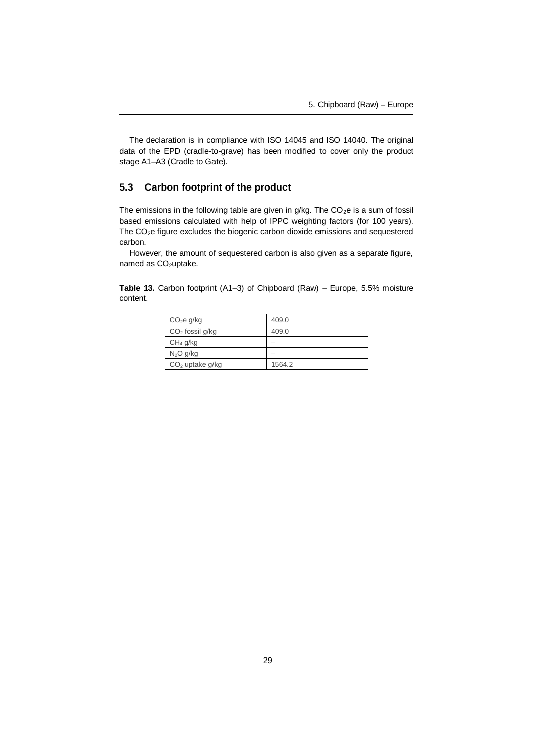The declaration is in compliance with ISO 14045 and ISO 14040. The original data of the EPD (cradle-to-grave) has been modified to cover only the product stage A1–A3 (Cradle to Gate).

## 5.3 Carbon footprint of the product

The emissions in the following table are given in g/kg. The $CO_2$e is a sum of fossil based emissions calculated with help of IPPC weighting factors (for 100 years). The $CO_2$e figure excludes the biogenic carbon dioxide emissions and sequestered carbon.

However, the amount of sequestered carbon is also given as a separate figure, named as $CO_2$uptake.

**Table 13.** Carbon footprint (A1–3) of Chipboard (Raw) – Europe, 5.5% moisture content.

| | |
|---|---|
| $CO_2$e g/kg | 409.0 |
| $CO_2$ fossil g/kg | 409.0 |
| $CH_4$ g/kg | – |
| $N_2O$ g/kg | – |
| $CO_2$ uptake g/kg | 1564.2 |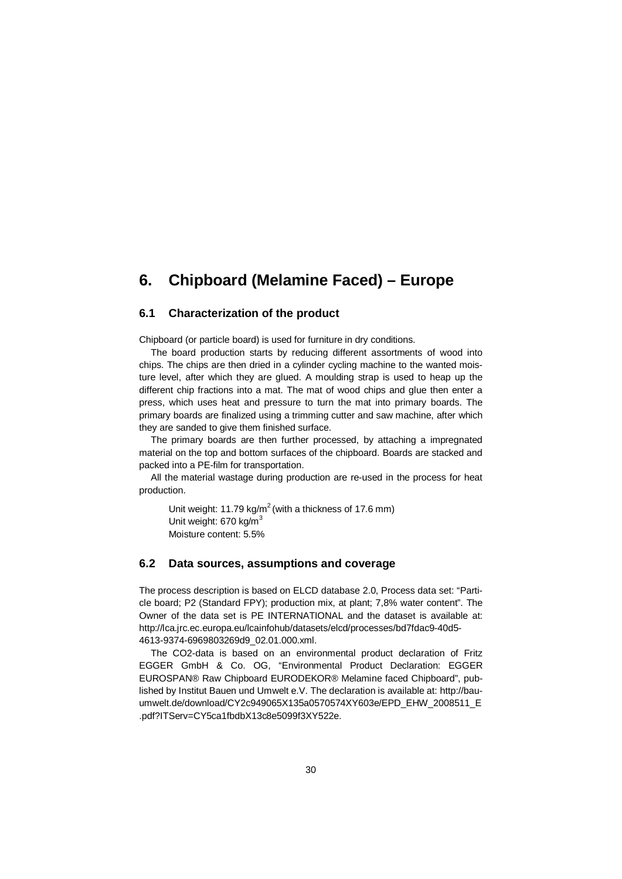# 6. Chipboard (Melamine Faced) – Europe

## 6.1 Characterization of the product

Chipboard (or particle board) is used for furniture in dry conditions.

The board production starts by reducing different assortments of wood into chips. The chips are then dried in a cylinder cycling machine to the wanted moisture level, after which they are glued. A moulding strap is used to heap up the different chip fractions into a mat. The mat of wood chips and glue then enter a press, which uses heat and pressure to turn the mat into primary boards. The primary boards are finalized using a trimming cutter and saw machine, after which they are sanded to give them finished surface.

The primary boards are then further processed, by attaching a impregnated material on the top and bottom surfaces of the chipboard. Boards are stacked and packed into a PE-film for transportation.

All the material wastage during production are re-used in the process for heat production.

Unit weight: 11.79 kg/$m^2$ (with a thickness of 17.6 mm)
Unit weight: 670 kg/$m^3$
Moisture content: 5.5%

## 6.2 Data sources, assumptions and coverage

The process description is based on ELCD database 2.0, Process data set: "Particle board; P2 (Standard FPY); production mix, at plant; 7,8% water content". The Owner of the data set is PE INTERNATIONAL and the dataset is available at: http://lca.jrc.ec.europa.eu/lcainfohub/datasets/elcd/processes/bd7fdac9-40d5-4613-9374-6969803269d9_02.01.000.xml.

The CO2-data is based on an environmental product declaration of Fritz EGGER GmbH & Co. OG, "Environmental Product Declaration: EGGER EUROSPAN® Raw Chipboard EURODEKOR® Melamine faced Chipboard", published by Institut Bauen und Umwelt e.V. The declaration is available at: http://bau-umwelt.de/download/CY2c949065X135a0570574XY603e/EPD_EHW_2008511_E.pdf?ITServ=CY5ca1fbdbX13c8e5099f3XY522e.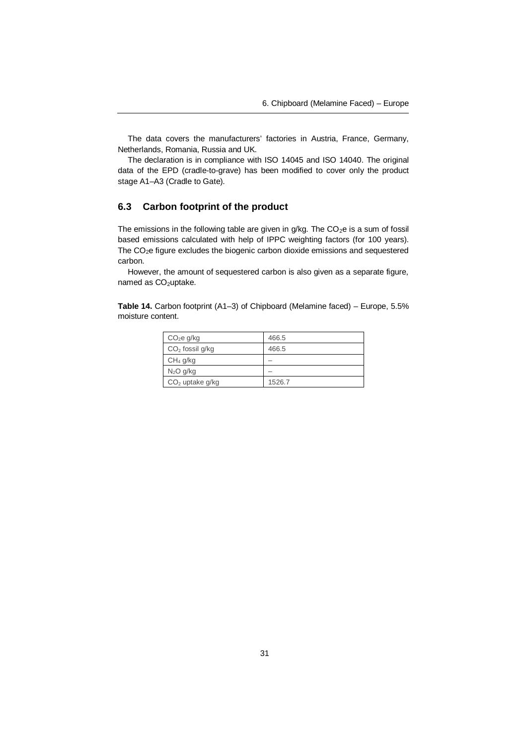The data covers the manufacturers' factories in Austria, France, Germany, Netherlands, Romania, Russia and UK.

The declaration is in compliance with ISO 14045 and ISO 14040. The original data of the EPD (cradle-to-grave) has been modified to cover only the product stage A1–A3 (Cradle to Gate).

## 6.3 Carbon footprint of the product

The emissions in the following table are given in g/kg. The $CO_2e$ is a sum of fossil based emissions calculated with help of IPPC weighting factors (for 100 years). The $CO_2e$ figure excludes the biogenic carbon dioxide emissions and sequestered carbon.

However, the amount of sequestered carbon is also given as a separate figure, named as $CO_2$uptake.

**Table 14.** Carbon footprint (A1–3) of Chipboard (Melamine faced) – Europe, 5.5% moisture content.

| | |
|---|---|
| $CO_2e$ g/kg | 466.5 |
| $CO_2$ fossil g/kg | 466.5 |
| $CH_4$ g/kg | – |
| $N_2O$ g/kg | – |
| $CO_2$ uptake g/kg | 1526.7 |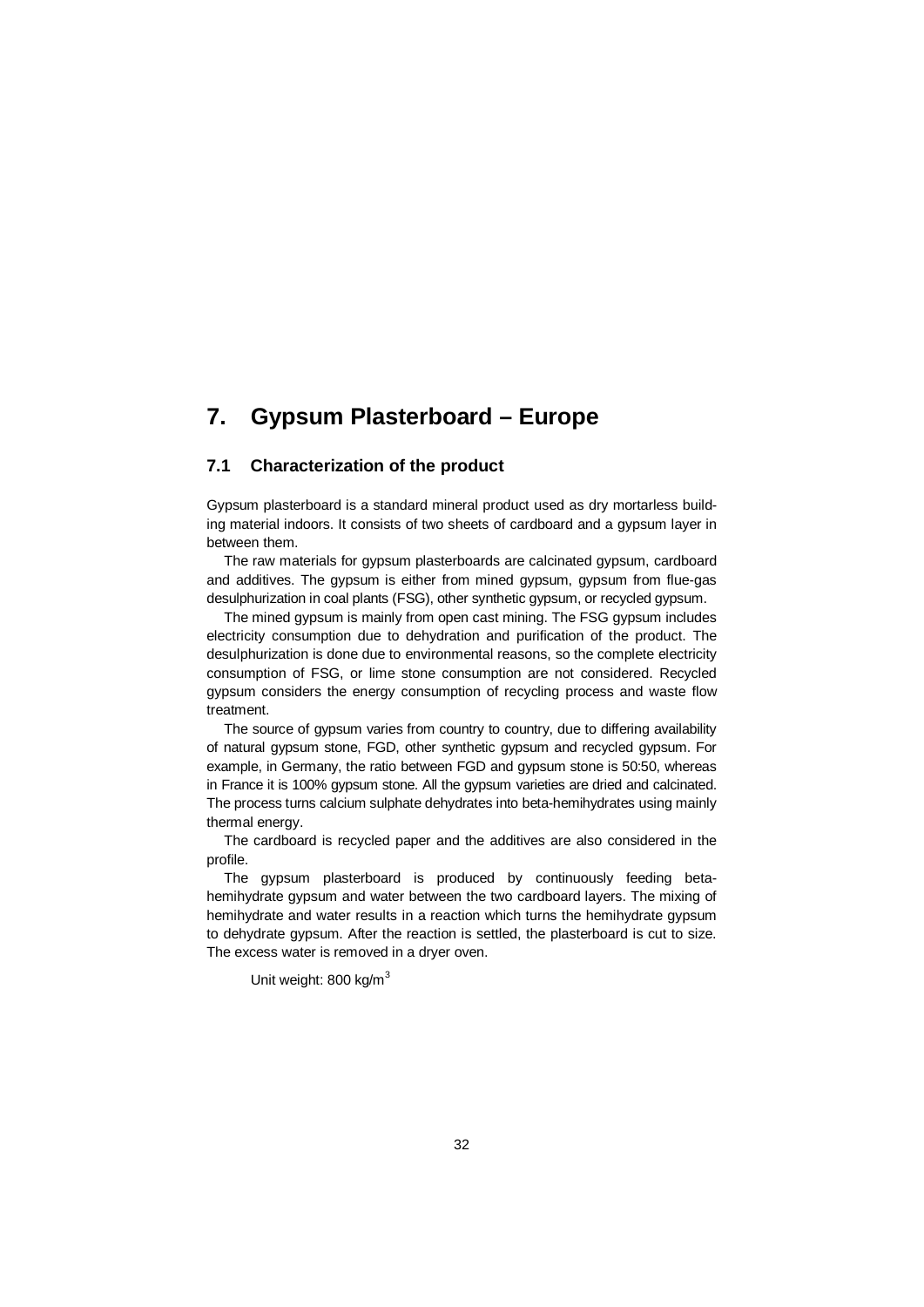# 7. Gypsum Plasterboard – Europe

## 7.1 Characterization of the product

Gypsum plasterboard is a standard mineral product used as dry mortarless building material indoors. It consists of two sheets of cardboard and a gypsum layer in between them.

The raw materials for gypsum plasterboards are calcinated gypsum, cardboard and additives. The gypsum is either from mined gypsum, gypsum from flue-gas desulphurization in coal plants (FSG), other synthetic gypsum, or recycled gypsum.

The mined gypsum is mainly from open cast mining. The FSG gypsum includes electricity consumption due to dehydration and purification of the product. The desulphurization is done due to environmental reasons, so the complete electricity consumption of FSG, or lime stone consumption are not considered. Recycled gypsum considers the energy consumption of recycling process and waste flow treatment.

The source of gypsum varies from country to country, due to differing availability of natural gypsum stone, FGD, other synthetic gypsum and recycled gypsum. For example, in Germany, the ratio between FGD and gypsum stone is 50:50, whereas in France it is 100% gypsum stone. All the gypsum varieties are dried and calcinated. The process turns calcium sulphate dehydrates into beta-hemihydrates using mainly thermal energy.

The cardboard is recycled paper and the additives are also considered in the profile.

The gypsum plasterboard is produced by continuously feeding beta-hemihydrate gypsum and water between the two cardboard layers. The mixing of hemihydrate and water results in a reaction which turns the hemihydrate gypsum to dehydrate gypsum. After the reaction is settled, the plasterboard is cut to size. The excess water is removed in a dryer oven.

Unit weight: 800 kg/m$^3$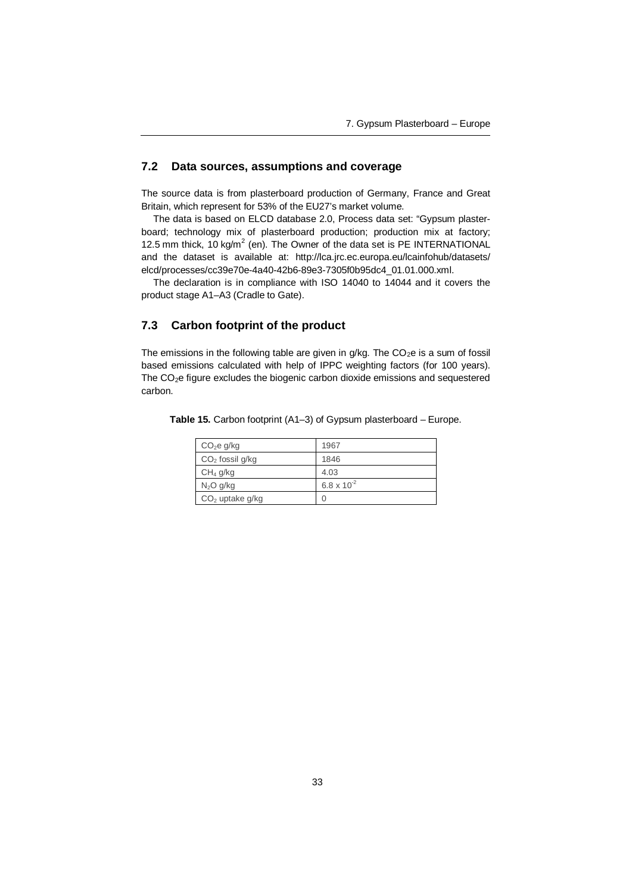## 7.2 Data sources, assumptions and coverage

The source data is from plasterboard production of Germany, France and Great Britain, which represent for 53% of the EU27's market volume.

The data is based on ELCD database 2.0, Process data set: "Gypsum plasterboard; technology mix of plasterboard production; production mix at factory; 12.5 mm thick, 10 kg/m$^2$ (en). The Owner of the data set is PE INTERNATIONAL and the dataset is available at: http://lca.jrc.ec.europa.eu/lcainfohub/datasets/elcd/processes/cc39e70e-4a40-42b6-89e3-7305f0b95dc4_01.01.000.xml.

The declaration is in compliance with ISO 14040 to 14044 and it covers the product stage A1–A3 (Cradle to Gate).

## 7.3 Carbon footprint of the product

The emissions in the following table are given in g/kg. The $CO_2$e is a sum of fossil based emissions calculated with help of IPPC weighting factors (for 100 years). The $CO_2$e figure excludes the biogenic carbon dioxide emissions and sequestered carbon.

**Table 15.** Carbon footprint (A1–3) of Gypsum plasterboard – Europe.

| | |
|---|---|
| $CO_2$e g/kg | 1967 |
| $CO_2$ fossil g/kg | 1846 |
| $CH_4$ g/kg | 4.03 |
| $N_2O$ g/kg | $6.8 \times 10^{-2}$ |
| $CO_2$ uptake g/kg | 0 |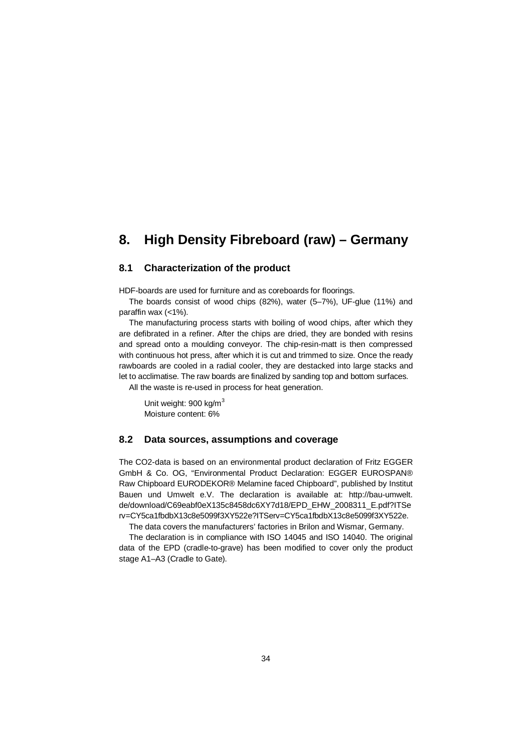# 8. High Density Fibreboard (raw) – Germany

## 8.1 Characterization of the product

HDF-boards are used for furniture and as coreboards for floorings.

The boards consist of wood chips (82%), water (5–7%), UF-glue (11%) and paraffin wax (<1%).

The manufacturing process starts with boiling of wood chips, after which they are defibrated in a refiner. After the chips are dried, they are bonded with resins and spread onto a moulding conveyor. The chip-resin-matt is then compressed with continuous hot press, after which it is cut and trimmed to size. Once the ready rawboards are cooled in a radial cooler, they are destacked into large stacks and let to acclimatise. The raw boards are finalized by sanding top and bottom surfaces.

All the waste is re-used in process for heat generation.

Unit weight: 900 kg/$m^3$
Moisture content: 6%

## 8.2 Data sources, assumptions and coverage

The CO2-data is based on an environmental product declaration of Fritz EGGER GmbH & Co. OG, "Environmental Product Declaration: EGGER EUROSPAN® Raw Chipboard EURODEKOR® Melamine faced Chipboard", published by Institut Bauen und Umwelt e.V. The declaration is available at: http://bau-umwelt.de/download/C69eabf0eX135c8458dc6XY7d18/EPD_EHW_2008311_E.pdf?ITServ=CY5ca1fbdbX13c8e5099f3XY522e?ITServ=CY5ca1fbdbX13c8e5099f3XY522e.

The data covers the manufacturers' factories in Brilon and Wismar, Germany.

The declaration is in compliance with ISO 14045 and ISO 14040. The original data of the EPD (cradle-to-grave) has been modified to cover only the product stage A1–A3 (Cradle to Gate).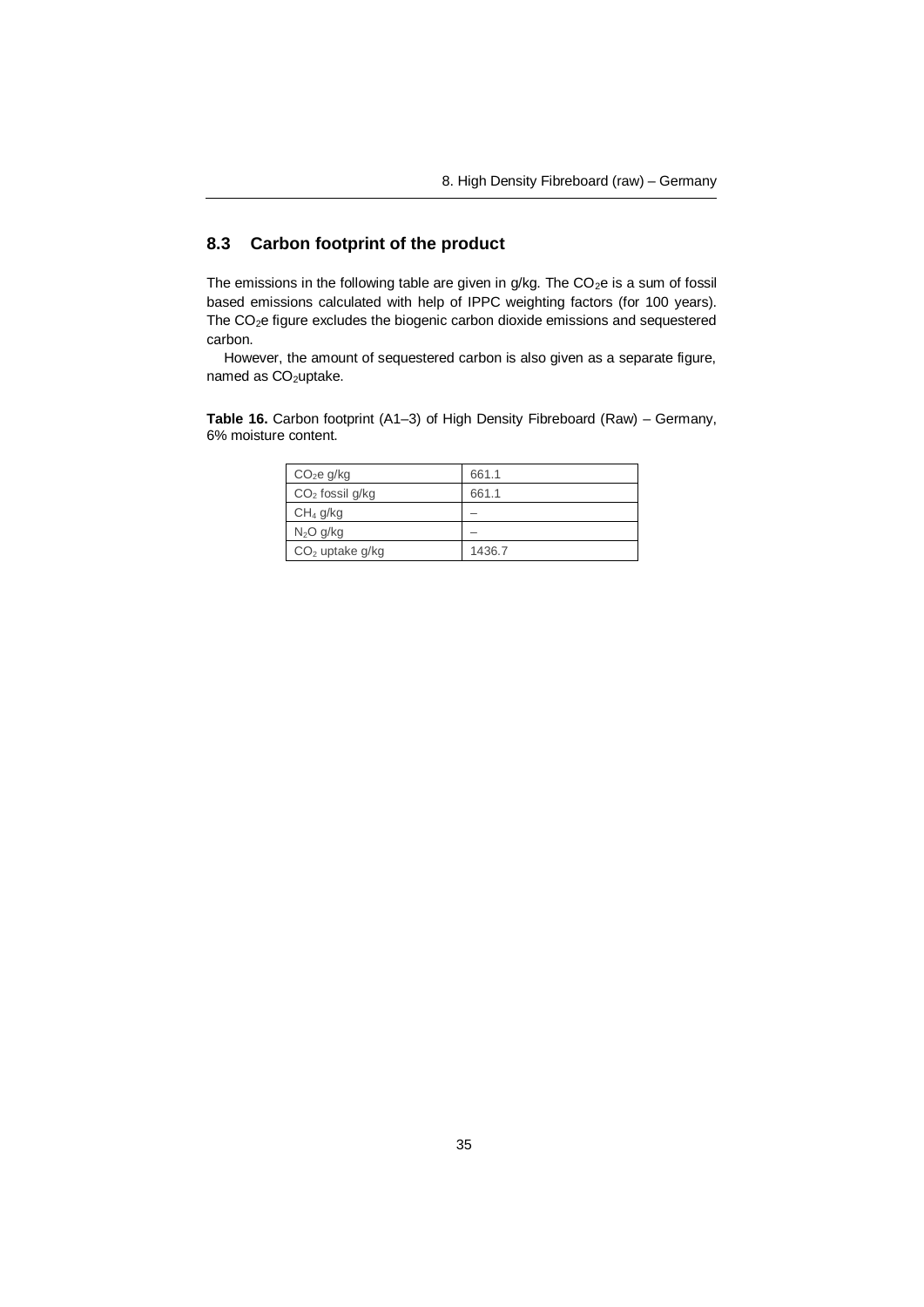## 8.3 Carbon footprint of the product

The emissions in the following table are given in g/kg. The $CO_2e$ is a sum of fossil based emissions calculated with help of IPPC weighting factors (for 100 years). The $CO_2e$ figure excludes the biogenic carbon dioxide emissions and sequestered carbon.

However, the amount of sequestered carbon is also given as a separate figure, named as $CO_2$uptake.

**Table 16.** Carbon footprint (A1–3) of High Density Fibreboard (Raw) – Germany, 6% moisture content.

| | |
|---|---|
| $CO_2e$ g/kg | 661.1 |
| $CO_2$ fossil g/kg | 661.1 |
| $CH_4$ g/kg | – |
| $N_2O$ g/kg | – |
| $CO_2$ uptake g/kg | 1436.7 |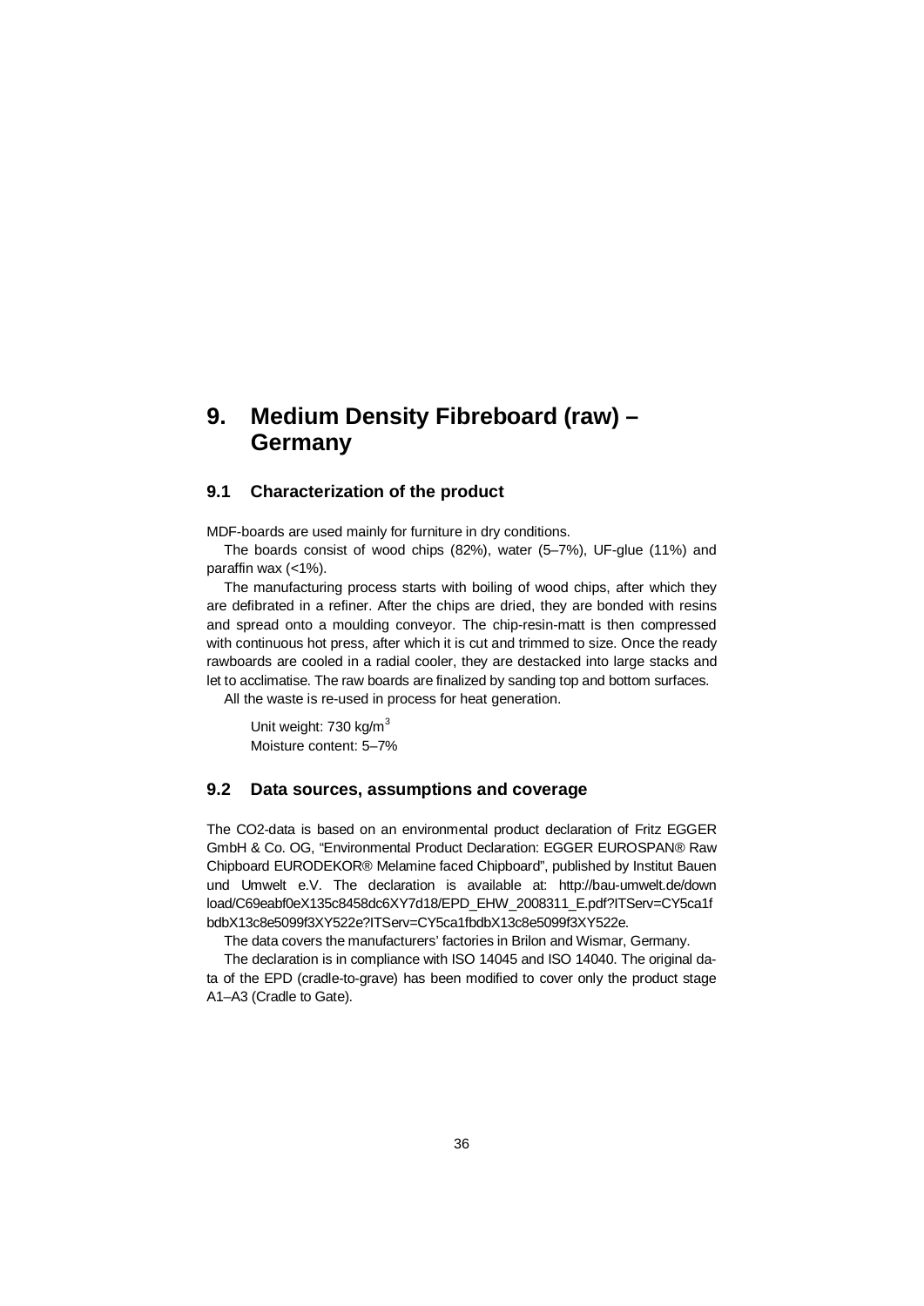# 9. Medium Density Fibreboard (raw) – Germany

## 9.1 Characterization of the product

MDF-boards are used mainly for furniture in dry conditions.

The boards consist of wood chips (82%), water (5–7%), UF-glue (11%) and paraffin wax (<1%).

The manufacturing process starts with boiling of wood chips, after which they are defibrated in a refiner. After the chips are dried, they are bonded with resins and spread onto a moulding conveyor. The chip-resin-matt is then compressed with continuous hot press, after which it is cut and trimmed to size. Once the ready rawboards are cooled in a radial cooler, they are destacked into large stacks and let to acclimatise. The raw boards are finalized by sanding top and bottom surfaces.

All the waste is re-used in process for heat generation.

Unit weight: 730 kg/$m^3$
Moisture content: 5–7%

## 9.2 Data sources, assumptions and coverage

The CO2-data is based on an environmental product declaration of Fritz EGGER GmbH & Co. OG, “Environmental Product Declaration: EGGER EUROSPAN® Raw Chipboard EURODEKOR® Melamine faced Chipboard”, published by Institut Bauen und Umwelt e.V. The declaration is available at: http://bau-umwelt.de/download/C69eabf0eX135c8458dc6XY7d18/EPD_EHW_2008311_E.pdf?ITServ=CY5ca1fbdbX13c8e5099f3XY522e?ITServ=CY5ca1fbdbX13c8e5099f3XY522e.

The data covers the manufacturers’ factories in Brilon and Wismar, Germany.

The declaration is in compliance with ISO 14045 and ISO 14040. The original data of the EPD (cradle-to-grave) has been modified to cover only the product stage A1–A3 (Cradle to Gate).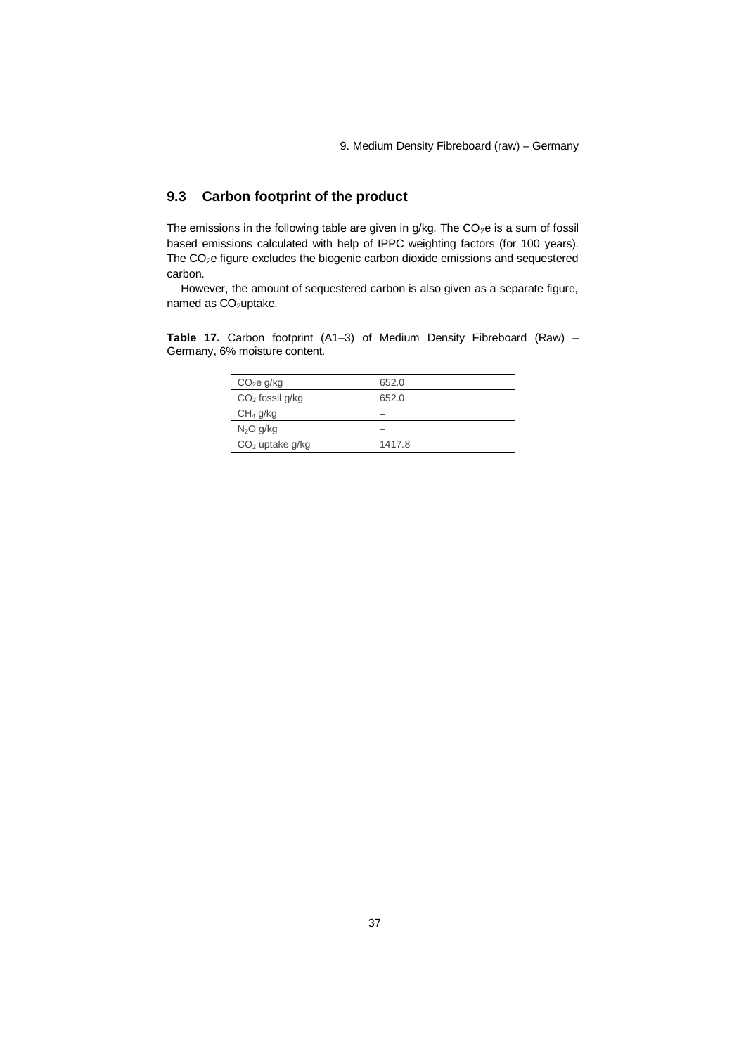## 9.3 Carbon footprint of the product

The emissions in the following table are given in g/kg. The $CO_2e$ is a sum of fossil based emissions calculated with help of IPPC weighting factors (for 100 years). The $CO_2e$ figure excludes the biogenic carbon dioxide emissions and sequestered carbon.

However, the amount of sequestered carbon is also given as a separate figure, named as $CO_2$uptake.

**Table 17.** Carbon footprint (A1–3) of Medium Density Fibreboard (Raw) – Germany, 6% moisture content.

| | |
|---|---|
| $CO_2e$ g/kg | 652.0 |
| $CO_2$ fossil g/kg | 652.0 |
| $CH_4$ g/kg | – |
| $N_2O$ g/kg | – |
| $CO_2$ uptake g/kg | 1417.8 |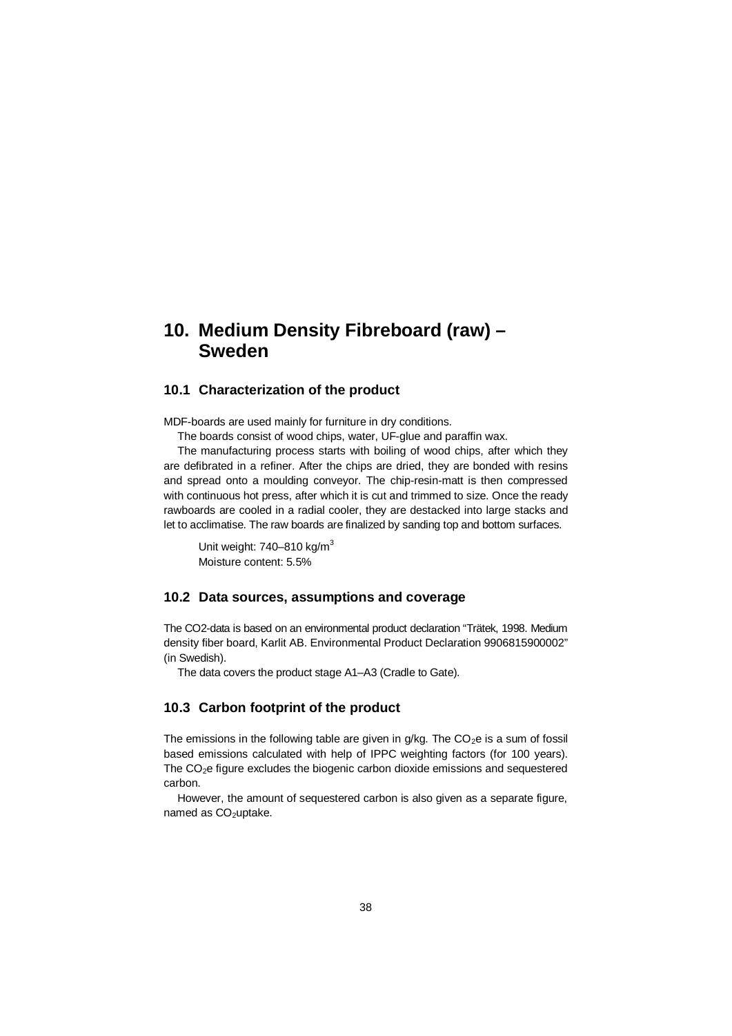# 10. Medium Density Fibreboard (raw) – Sweden

## 10.1 Characterization of the product

MDF-boards are used mainly for furniture in dry conditions.

The boards consist of wood chips, water, UF-glue and paraffin wax.

The manufacturing process starts with boiling of wood chips, after which they are defibrated in a refiner. After the chips are dried, they are bonded with resins and spread onto a moulding conveyor. The chip-resin-matt is then compressed with continuous hot press, after which it is cut and trimmed to size. Once the ready rawboards are cooled in a radial cooler, they are destacked into large stacks and let to acclimatise. The raw boards are finalized by sanding top and bottom surfaces.

Unit weight: 740–810 kg/$m^3$
Moisture content: 5.5%

## 10.2 Data sources, assumptions and coverage

The CO2-data is based on an environmental product declaration "Trätek, 1998. Medium density fiber board, Karlit AB. Environmental Product Declaration 9906815900002" (in Swedish).

The data covers the product stage A1–A3 (Cradle to Gate).

## 10.3 Carbon footprint of the product

The emissions in the following table are given in g/kg. The $CO_2e$ is a sum of fossil based emissions calculated with help of IPPC weighting factors (for 100 years). The $CO_2e$ figure excludes the biogenic carbon dioxide emissions and sequestered carbon.

However, the amount of sequestered carbon is also given as a separate figure, named as $CO_2$uptake.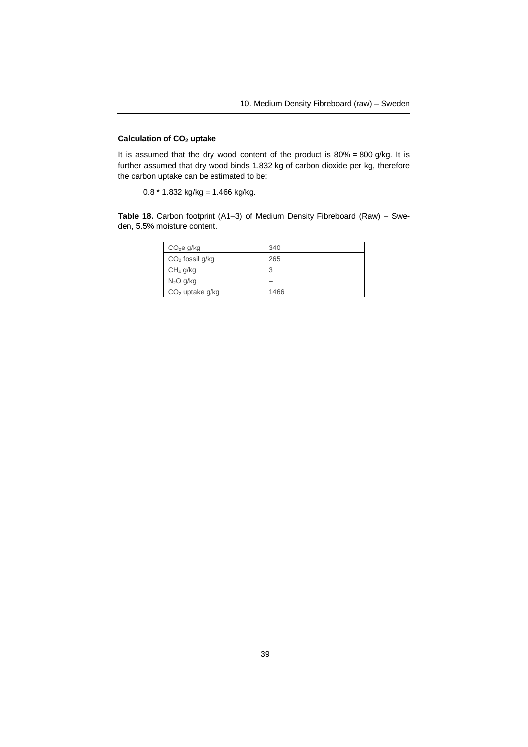### Calculation of $CO_2$ uptake

It is assumed that the dry wood content of the product is 80% = 800 g/kg. It is further assumed that dry wood binds 1.832 kg of carbon dioxide per kg, therefore the carbon uptake can be estimated to be:

$$0.8 * 1.832 \text{ kg/kg} = 1.466 \text{ kg/kg}.$$

**Table 18.** Carbon footprint (A1–3) of Medium Density Fibreboard (Raw) – Sweden, 5.5% moisture content.

| | |
|---|---|
| $CO_2e$ g/kg | 340 |
| $CO_2$ fossil g/kg | 265 |
| $CH_4$ g/kg | 3 |
| $N_2O$ g/kg | – |
| $CO_2$ uptake g/kg | 1466 |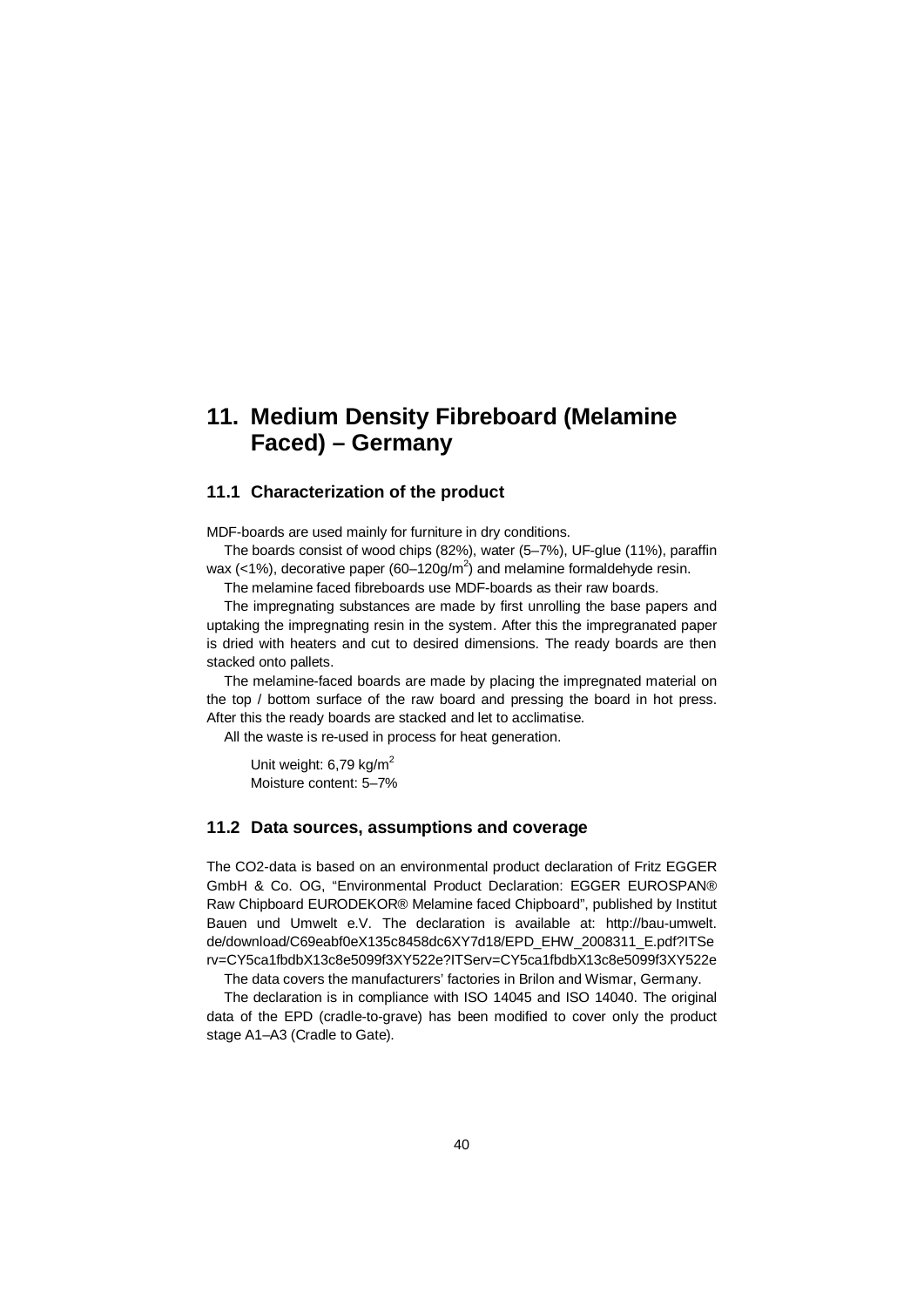# 11. Medium Density Fibreboard (Melamine Faced) – Germany

## 11.1 Characterization of the product

MDF-boards are used mainly for furniture in dry conditions.

The boards consist of wood chips (82%), water (5–7%), UF-glue (11%), paraffin wax (<1%), decorative paper (60–120g/m$^2$) and melamine formaldehyde resin.

The melamine faced fibreboards use MDF-boards as their raw boards.

The impregnating substances are made by first unrolling the base papers and uptaking the impregnating resin in the system. After this the impregranated paper is dried with heaters and cut to desired dimensions. The ready boards are then stacked onto pallets.

The melamine-faced boards are made by placing the impregnated material on the top / bottom surface of the raw board and pressing the board in hot press. After this the ready boards are stacked and let to acclimatise.

All the waste is re-used in process for heat generation.

Unit weight: 6,79 kg/m$^2$
Moisture content: 5–7%

## 11.2 Data sources, assumptions and coverage

The CO2-data is based on an environmental product declaration of Fritz EGGER GmbH & Co. OG, "Environmental Product Declaration: EGGER EUROSPAN® Raw Chipboard EURODEKOR® Melamine faced Chipboard", published by Institut Bauen und Umwelt e.V. The declaration is available at: http://bau-umwelt.de/download/C69eabf0eX135c8458dc6XY7d18/EPD_EHW_2008311_E.pdf?ITServ=CY5ca1fbdbX13c8e5099f3XY522e?ITServ=CY5ca1fbdbX13c8e5099f3XY522e

The data covers the manufacturers' factories in Brilon and Wismar, Germany.

The declaration is in compliance with ISO 14045 and ISO 14040. The original data of the EPD (cradle-to-grave) has been modified to cover only the product stage A1–A3 (Cradle to Gate).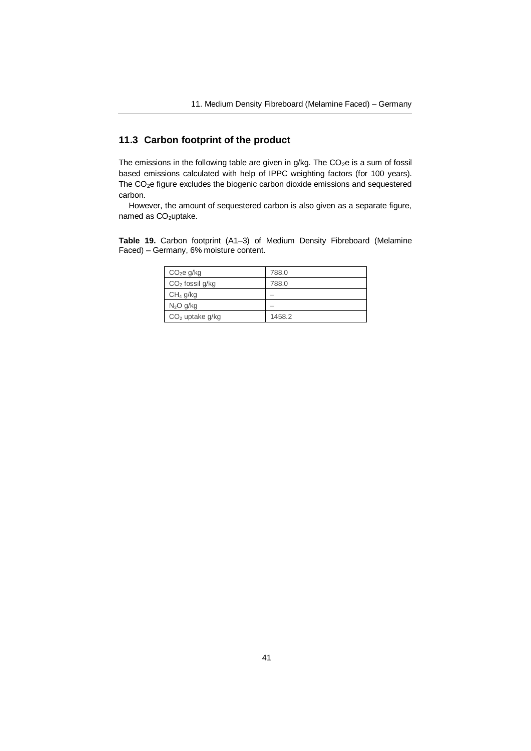## 11.3 Carbon footprint of the product

The emissions in the following table are given in g/kg. The $CO_2$e is a sum of fossil based emissions calculated with help of IPPC weighting factors (for 100 years). The $CO_2$e figure excludes the biogenic carbon dioxide emissions and sequestered carbon.

However, the amount of sequestered carbon is also given as a separate figure, named as $CO_2$uptake.

**Table 19.** Carbon footprint (A1–3) of Medium Density Fibreboard (Melamine Faced) – Germany, 6% moisture content.

| | |
|---|---|
| $CO_2$e g/kg | 788.0 |
| $CO_2$ fossil g/kg | 788.0 |
| $CH_4$ g/kg | – |
| $N_2O$ g/kg | – |
| $CO_2$ uptake g/kg | 1458.2 |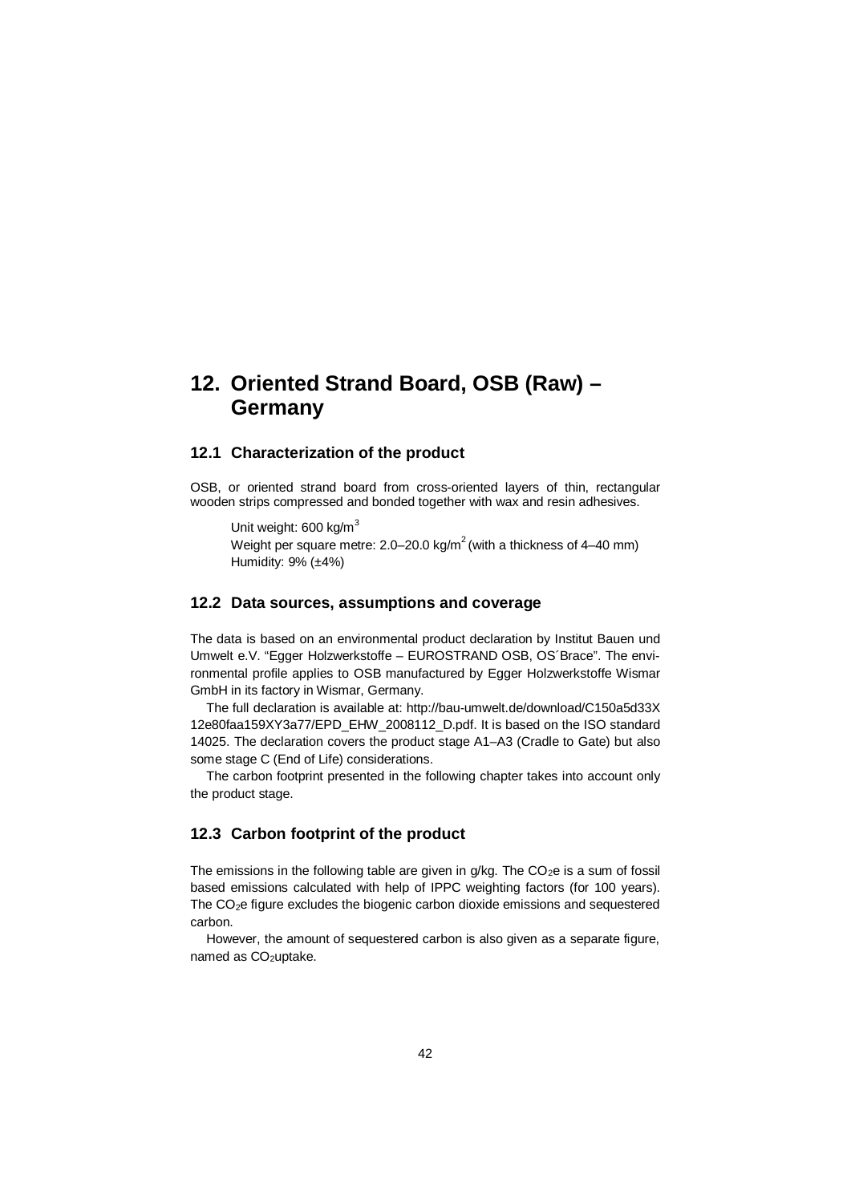# 12. Oriented Strand Board, OSB (Raw) – Germany

## 12.1 Characterization of the product

OSB, or oriented strand board from cross-oriented layers of thin, rectangular wooden strips compressed and bonded together with wax and resin adhesives.

Unit weight: 600 kg/$m^3$
Weight per square metre: 2.0–20.0 kg/$m^2$ (with a thickness of 4–40 mm)
Humidity: 9% (±4%)

## 12.2 Data sources, assumptions and coverage

The data is based on an environmental product declaration by Institut Bauen und Umwelt e.V. "Egger Holzwerkstoffe – EUROSTRAND OSB, OS´Brace". The environmental profile applies to OSB manufactured by Egger Holzwerkstoffe Wismar GmbH in its factory in Wismar, Germany.

The full declaration is available at: http://bau-umwelt.de/download/C150a5d33X12e80faa159XY3a77/EPD_EHW_2008112_D.pdf. It is based on the ISO standard 14025. The declaration covers the product stage A1–A3 (Cradle to Gate) but also some stage C (End of Life) considerations.

The carbon footprint presented in the following chapter takes into account only the product stage.

## 12.3 Carbon footprint of the product

The emissions in the following table are given in g/kg. The $CO_2$e is a sum of fossil based emissions calculated with help of IPPC weighting factors (for 100 years). The $CO_2$e figure excludes the biogenic carbon dioxide emissions and sequestered carbon.

However, the amount of sequestered carbon is also given as a separate figure, named as $CO_2$uptake.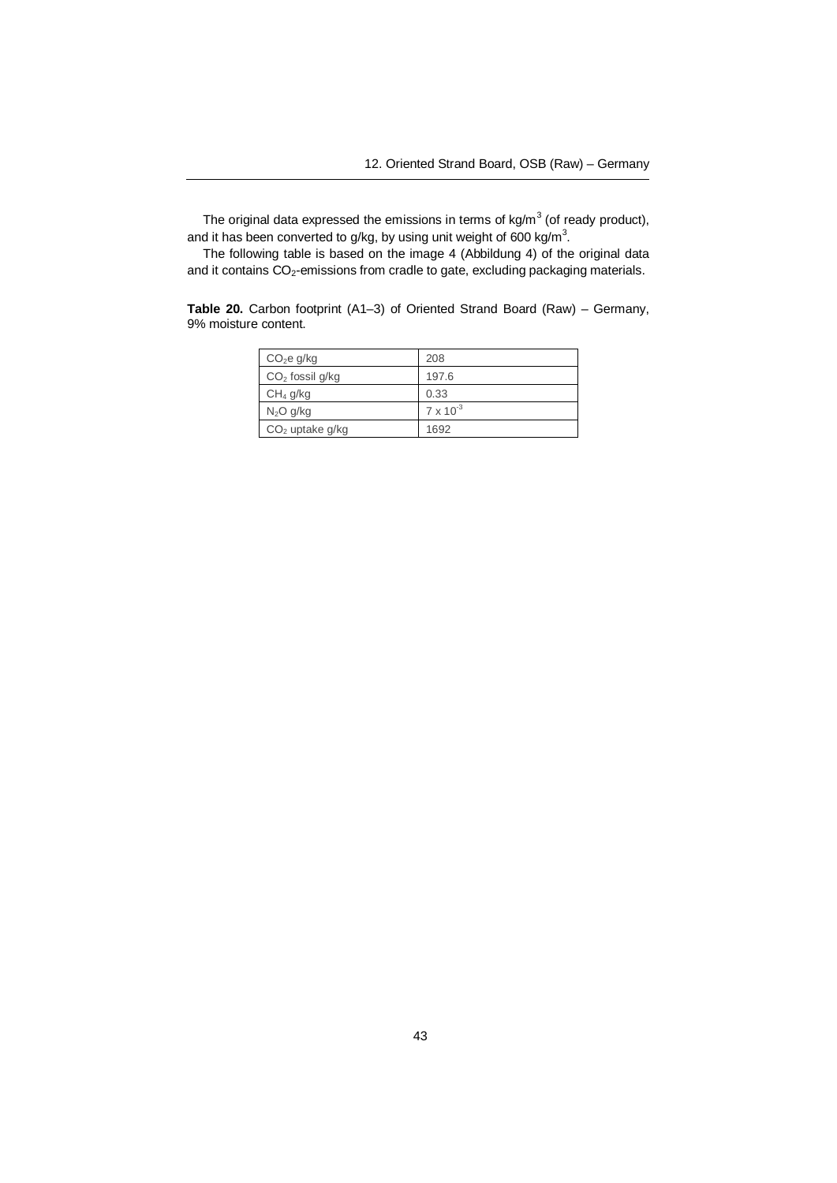The original data expressed the emissions in terms of $kg/m^3$ (of ready product), and it has been converted to g/kg, by using unit weight of 600 $kg/m^3$.

The following table is based on the image 4 (Abbildung 4) of the original data and it contains $CO_2$-emissions from cradle to gate, excluding packaging materials.

**Table 20.** Carbon footprint (A1–3) of Oriented Strand Board (Raw) – Germany, 9% moisture content.

| | |
|---|---|
| $CO_2e$ g/kg | 208 |
| $CO_2$ fossil g/kg | 197.6 |
| $CH_4$ g/kg | 0.33 |
| $N_2O$ g/kg | $7 \times 10^{-3}$ |
| $CO_2$ uptake g/kg | 1692 |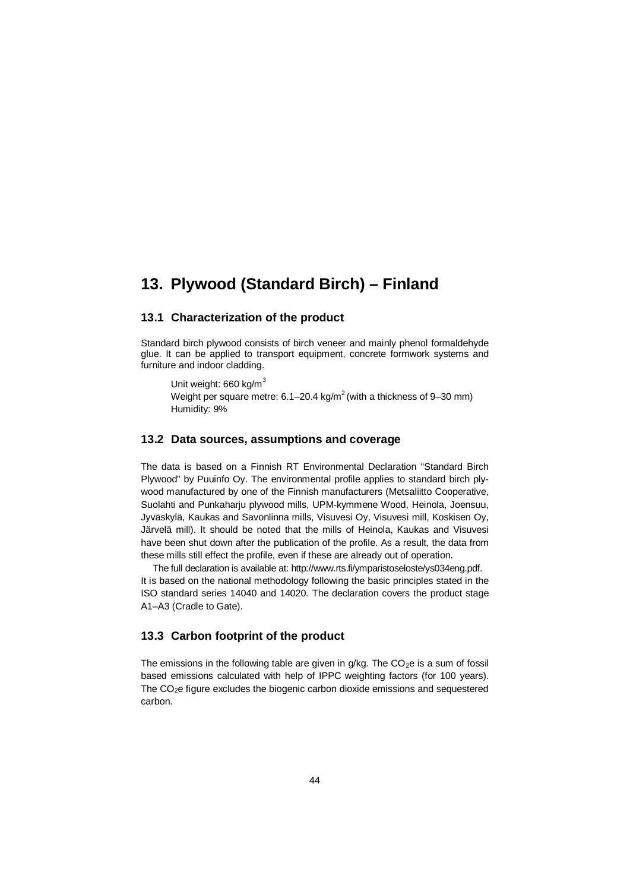# 13. Plywood (Standard Birch) – Finland

## 13.1 Characterization of the product

Standard birch plywood consists of birch veneer and mainly phenol formaldehyde glue. It can be applied to transport equipment, concrete formwork systems and furniture and indoor cladding.

Unit weight: 660 kg/$m^3$
Weight per square metre: 6.1–20.4 kg/$m^2$ (with a thickness of 9–30 mm)
Humidity: 9%

## 13.2 Data sources, assumptions and coverage

The data is based on a Finnish RT Environmental Declaration "Standard Birch Plywood" by Puuinfo Oy. The environmental profile applies to standard birch plywood manufactured by one of the Finnish manufacturers (Metsaliitto Cooperative, Suolahti and Punkaharju plywood mills, UPM-kymmene Wood, Heinola, Joensuu, Jyväskylä, Kaukas and Savonlinna mills, Visuvesi Oy, Visuvesi mill, Koskisen Oy, Järvelä mill). It should be noted that the mills of Heinola, Kaukas and Visuvesi have been shut down after the publication of the profile. As a result, the data from these mills still effect the profile, even if these are already out of operation.

The full declaration is available at: http://www.rts.fi/ymparistoseloste/ys034eng.pdf. It is based on the national methodology following the basic principles stated in the ISO standard series 14040 and 14020. The declaration covers the product stage A1–A3 (Cradle to Gate).

## 13.3 Carbon footprint of the product

The emissions in the following table are given in g/kg. The $CO_2e$ is a sum of fossil based emissions calculated with help of IPPC weighting factors (for 100 years). The $CO_2e$ figure excludes the biogenic carbon dioxide emissions and sequestered carbon.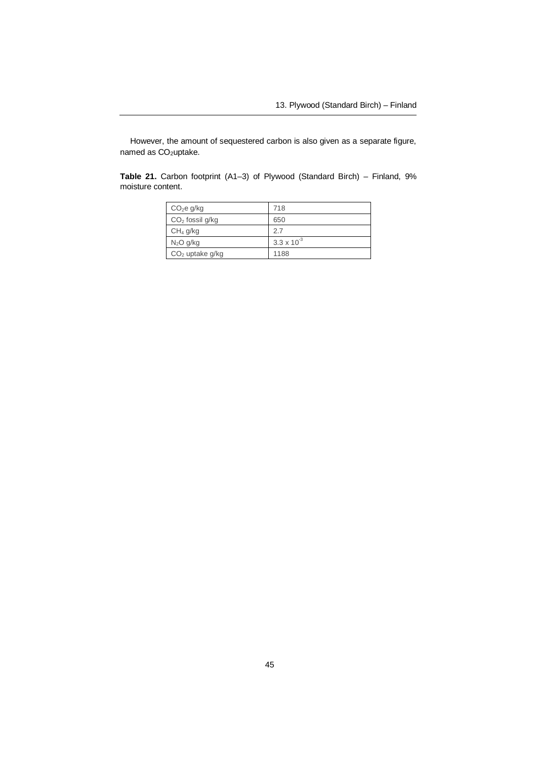However, the amount of sequestered carbon is also given as a separate figure, named as $CO_2$uptake.

**Table 21.** Carbon footprint (A1–3) of Plywood (Standard Birch) – Finland, 9% moisture content.

| | |
|---|---|
| $CO_2e$ g/kg | 718 |
| $CO_2$ fossil g/kg | 650 |
| $CH_4$ g/kg | 2.7 |
| $N_2O$ g/kg | $3.3 \times 10^{-3}$ |
| $CO_2$ uptake g/kg | 1188 |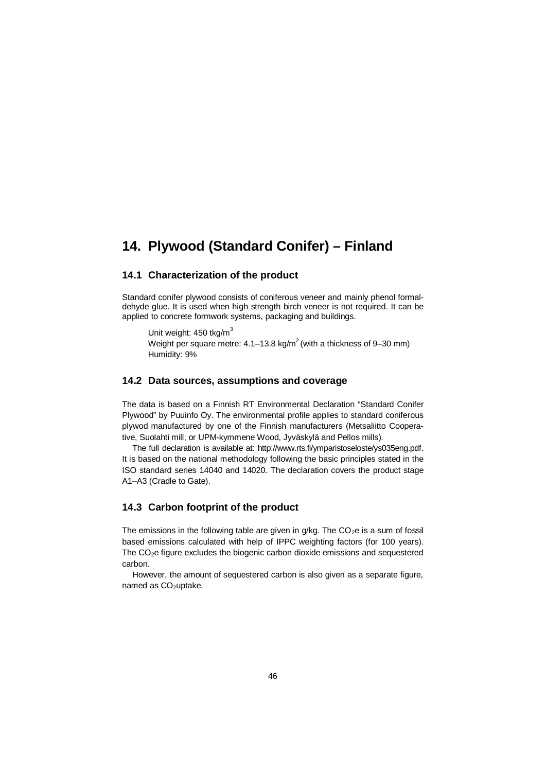# 14. Plywood (Standard Conifer) – Finland

## 14.1 Characterization of the product

Standard conifer plywood consists of coniferous veneer and mainly phenol formaldehyde glue. It is used when high strength birch veneer is not required. It can be applied to concrete formwork systems, packaging and buildings.

Unit weight: 450 tkg/m$^3$
Weight per square metre: 4.1–13.8 kg/m$^2$ (with a thickness of 9–30 mm)
Humidity: 9%

## 14.2 Data sources, assumptions and coverage

The data is based on a Finnish RT Environmental Declaration "Standard Conifer Plywood" by Puuinfo Oy. The environmental profile applies to standard coniferous plywod manufactured by one of the Finnish manufacturers (Metsaliitto Cooperative, Suolahti mill, or UPM-kymmene Wood, Jyväskylä and Pellos mills).

The full declaration is available at: http://www.rts.fi/ymparistoseloste/ys035eng.pdf. It is based on the national methodology following the basic principles stated in the ISO standard series 14040 and 14020. The declaration covers the product stage A1–A3 (Cradle to Gate).

## 14.3 Carbon footprint of the product

The emissions in the following table are given in g/kg. The $CO_2$e is a sum of fossil based emissions calculated with help of IPPC weighting factors (for 100 years). The $CO_2$e figure excludes the biogenic carbon dioxide emissions and sequestered carbon.

However, the amount of sequestered carbon is also given as a separate figure, named as $CO_2$uptake.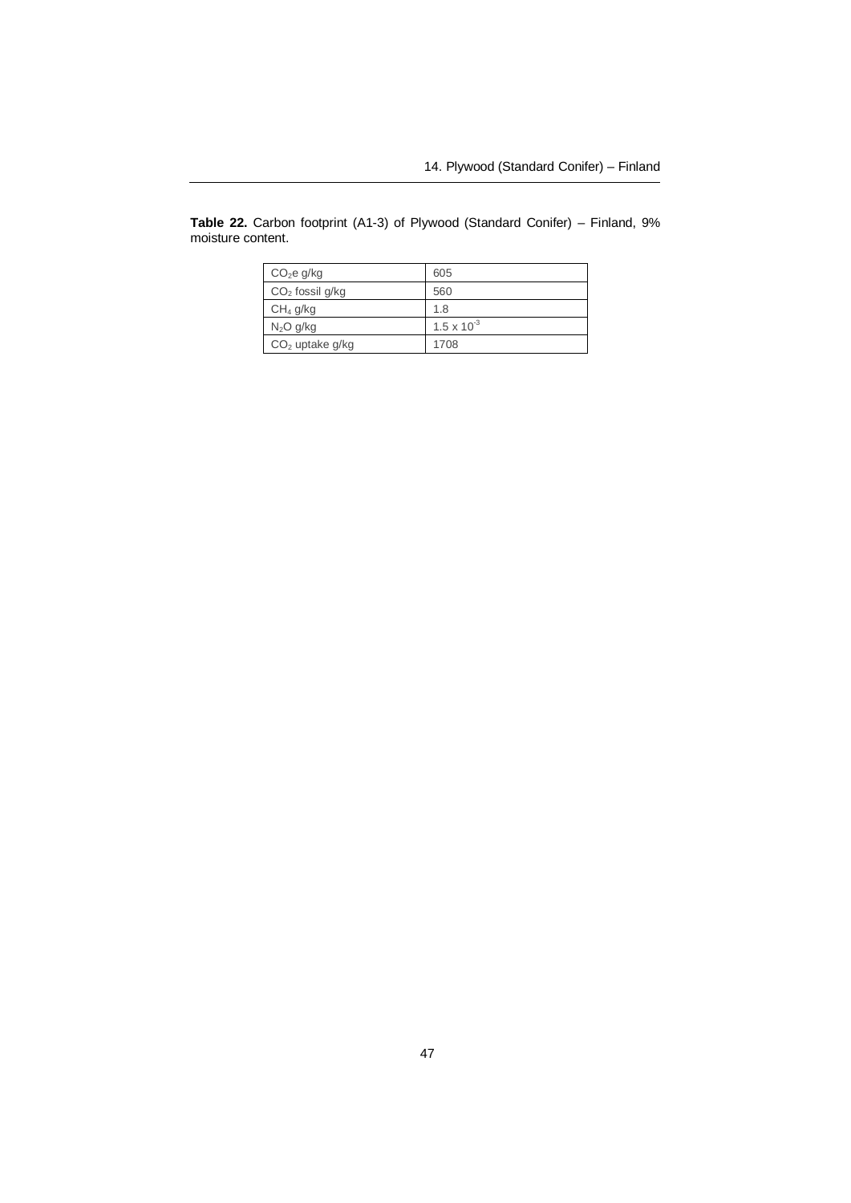**Table 22.** Carbon footprint (A1-3) of Plywood (Standard Conifer) – Finland, 9% moisture content.

| | |
|---|---|
| $CO_2e$ g/kg | 605 |
| $CO_2$ fossil g/kg | 560 |
| $CH_4$ g/kg | 1.8 |
| $N_2O$ g/kg | $1.5 \times 10^{-3}$ |
| $CO_2$ uptake g/kg | 1708 |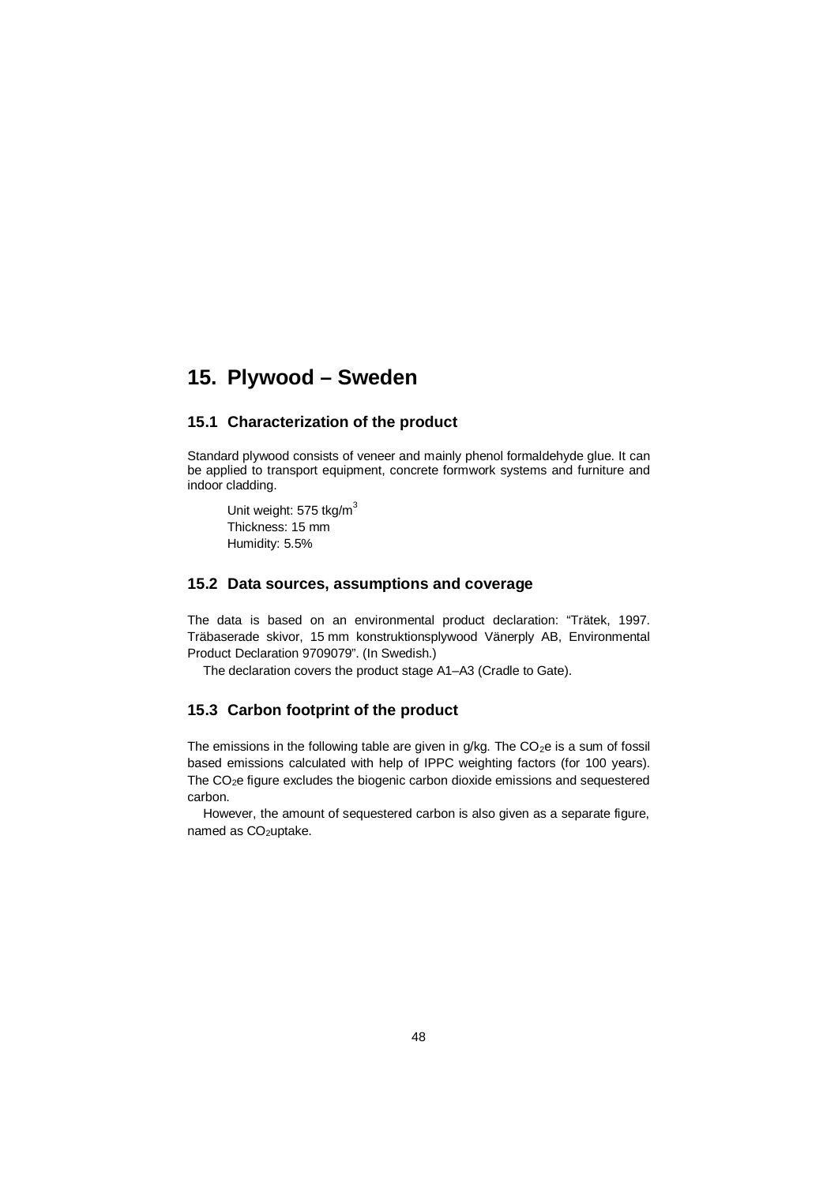# 15. Plywood – Sweden

## 15.1 Characterization of the product

Standard plywood consists of veneer and mainly phenol formaldehyde glue. It can be applied to transport equipment, concrete formwork systems and furniture and indoor cladding.

Unit weight: 575 tkg/$m^3$
Thickness: 15 mm
Humidity: 5.5%

## 15.2 Data sources, assumptions and coverage

The data is based on an environmental product declaration: "Trätek, 1997. Träbaserade skivor, 15 mm konstruktionsplywood Vänerply AB, Environmental Product Declaration 9709079". (In Swedish.)

The declaration covers the product stage A1–A3 (Cradle to Gate).

## 15.3 Carbon footprint of the product

The emissions in the following table are given in g/kg. The $CO_2e$ is a sum of fossil based emissions calculated with help of IPPC weighting factors (for 100 years). The $CO_2e$ figure excludes the biogenic carbon dioxide emissions and sequestered carbon.

However, the amount of sequestered carbon is also given as a separate figure, named as $CO_2$uptake.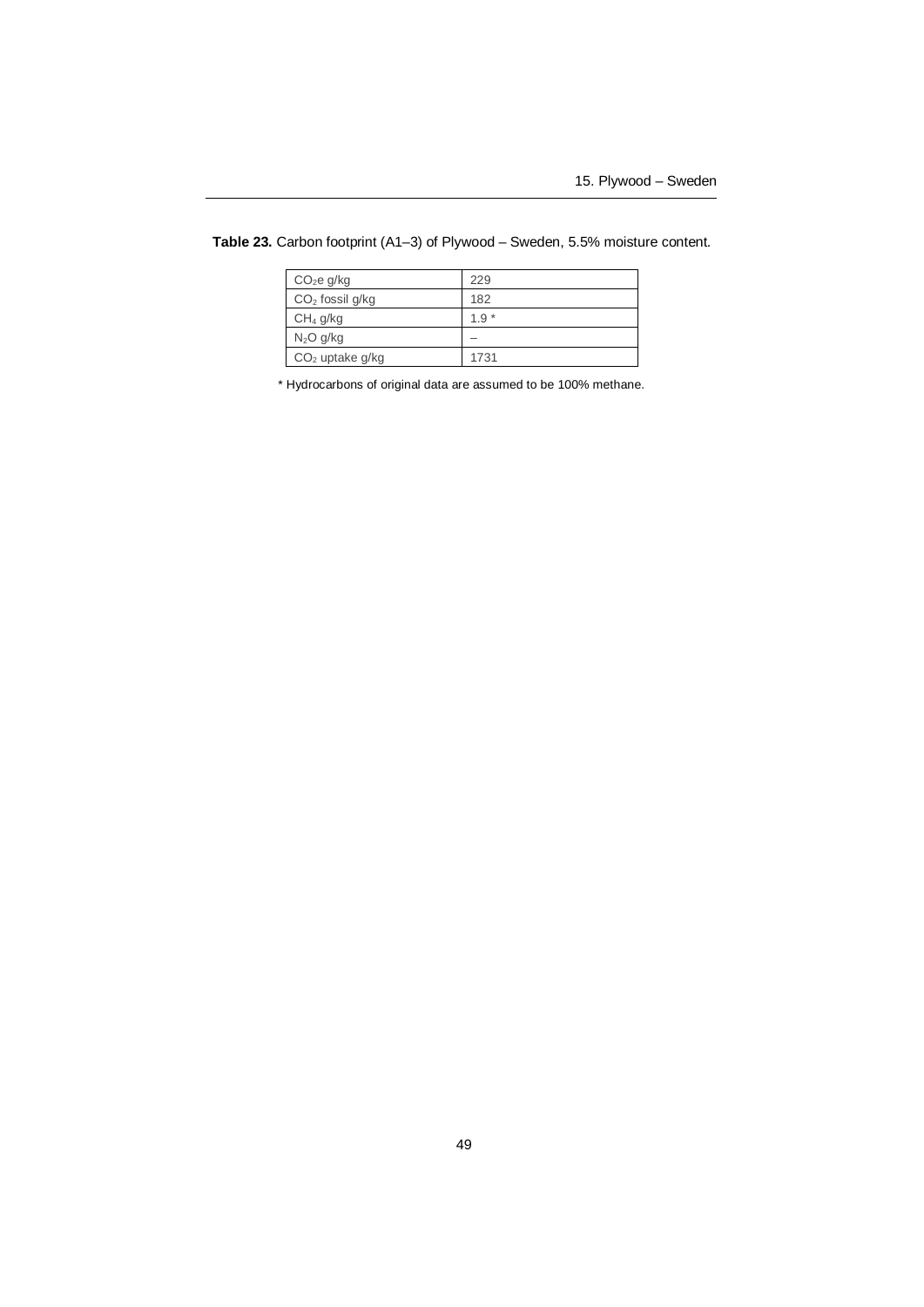**Table 23.** Carbon footprint (A1–3) of Plywood – Sweden, 5.5% moisture content.

| | |
|---|---|
| $CO_2$e g/kg | 229 |
| $CO_2$ fossil g/kg | 182 |
| $CH_4$ g/kg | 1.9 * |
| $N_2O$ g/kg | – |
| $CO_2$ uptake g/kg | 1731 |

* Hydrocarbons of original data are assumed to be 100% methane.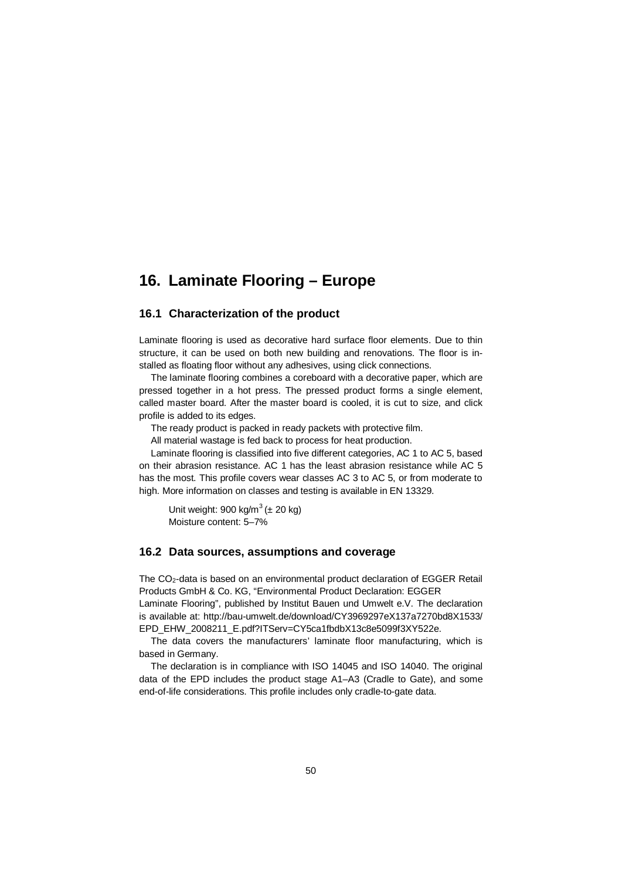# 16. Laminate Flooring – Europe

## 16.1 Characterization of the product

Laminate flooring is used as decorative hard surface floor elements. Due to thin structure, it can be used on both new building and renovations. The floor is installed as floating floor without any adhesives, using click connections.

The laminate flooring combines a coreboard with a decorative paper, which are pressed together in a hot press. The pressed product forms a single element, called master board. After the master board is cooled, it is cut to size, and click profile is added to its edges.

The ready product is packed in ready packets with protective film.

All material wastage is fed back to process for heat production.

Laminate flooring is classified into five different categories, AC 1 to AC 5, based on their abrasion resistance. AC 1 has the least abrasion resistance while AC 5 has the most. This profile covers wear classes AC 3 to AC 5, or from moderate to high. More information on classes and testing is available in EN 13329.

Unit weight: 900 kg/$m^3$ (± 20 kg)
Moisture content: 5–7%

## 16.2 Data sources, assumptions and coverage

The $CO_2$-data is based on an environmental product declaration of EGGER Retail Products GmbH & Co. KG, "Environmental Product Declaration: EGGER Laminate Flooring", published by Institut Bauen und Umwelt e.V. The declaration is available at: http://bau-umwelt.de/download/CY3969297eX137a7270bd8X1533/EPD_EHW_2008211_E.pdf?ITServ=CY5ca1fbdbX13c8e5099f3XY522e.

The data covers the manufacturers' laminate floor manufacturing, which is based in Germany.

The declaration is in compliance with ISO 14045 and ISO 14040. The original data of the EPD includes the product stage A1–A3 (Cradle to Gate), and some end-of-life considerations. This profile includes only cradle-to-gate data.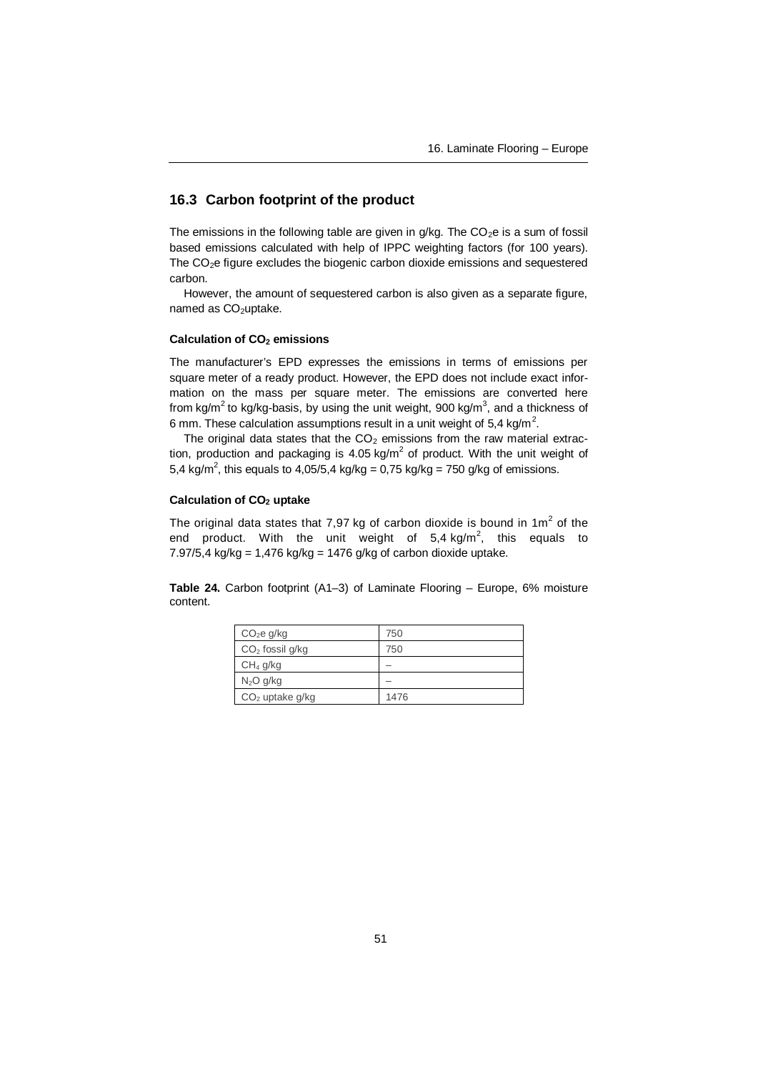## 16.3 Carbon footprint of the product

The emissions in the following table are given in g/kg. The $CO_2e$ is a sum of fossil based emissions calculated with help of IPPC weighting factors (for 100 years). The $CO_2e$ figure excludes the biogenic carbon dioxide emissions and sequestered carbon.

However, the amount of sequestered carbon is also given as a separate figure, named as $CO_2$uptake.

#### Calculation of $CO_2$ emissions

The manufacturer's EPD expresses the emissions in terms of emissions per square meter of a ready product. However, the EPD does not include exact information on the mass per square meter. The emissions are converted here from kg/m$^2$ to kg/kg-basis, by using the unit weight, 900 kg/m$^3$, and a thickness of 6 mm. These calculation assumptions result in a unit weight of 5,4 kg/m$^2$.

The original data states that the $CO_2$ emissions from the raw material extraction, production and packaging is 4.05 kg/m$^2$ of product. With the unit weight of 5,4 kg/m$^2$, this equals to 4,05/5,4 kg/kg = 0,75 kg/kg = 750 g/kg of emissions.

#### Calculation of $CO_2$ uptake

The original data states that 7,97 kg of carbon dioxide is bound in 1m$^2$ of the end product. With the unit weight of 5,4 kg/m$^2$, this equals to 7.97/5,4 kg/kg = 1,476 kg/kg = 1476 g/kg of carbon dioxide uptake.

**Table 24.** Carbon footprint (A1–3) of Laminate Flooring – Europe, 6% moisture content.

| | |
|---|---|
| $CO_2e$ g/kg | 750 |
| $CO_2$ fossil g/kg | 750 |
| $CH_4$ g/kg | – |
| $N_2O$ g/kg | – |
| $CO_2$ uptake g/kg | 1476 |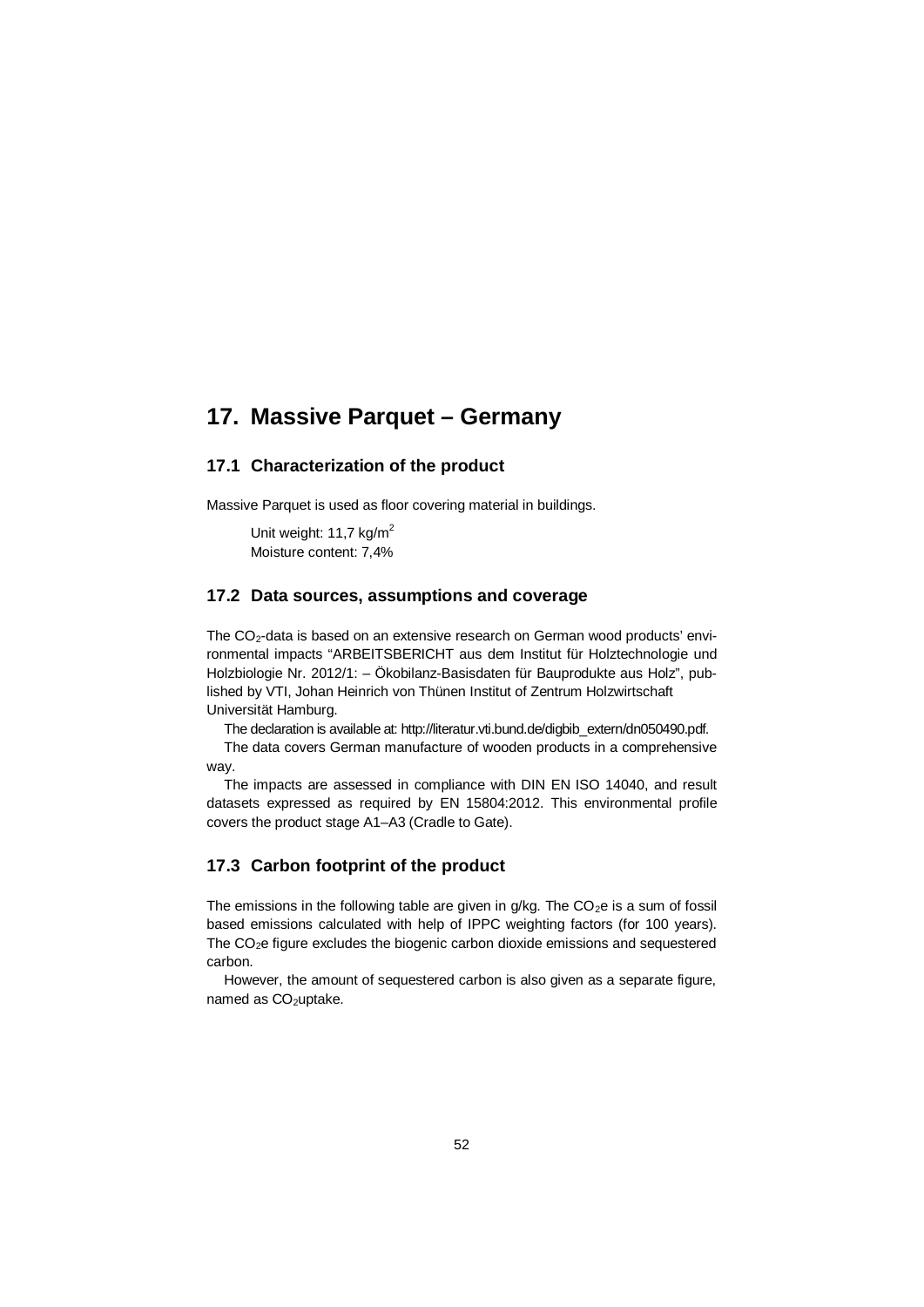# 17. Massive Parquet – Germany

## 17.1 Characterization of the product

Massive Parquet is used as floor covering material in buildings.

Unit weight: 11,7 kg/$m^2$
Moisture content: 7,4%

## 17.2 Data sources, assumptions and coverage

The $CO_2$-data is based on an extensive research on German wood products' environmental impacts "ARBEITSBERICHT aus dem Institut für Holztechnologie und Holzbiologie Nr. 2012/1: – Ökobilanz-Basisdaten für Bauprodukte aus Holz", published by VTI, Johan Heinrich von Thünen Institut of Zentrum Holzwirtschaft Universität Hamburg.

The declaration is available at: http://literatur.vti.bund.de/digbib_extern/dn050490.pdf.

The data covers German manufacture of wooden products in a comprehensive way.

The impacts are assessed in compliance with DIN EN ISO 14040, and result datasets expressed as required by EN 15804:2012. This environmental profile covers the product stage A1–A3 (Cradle to Gate).

## 17.3 Carbon footprint of the product

The emissions in the following table are given in g/kg. The $CO_2e$ is a sum of fossil based emissions calculated with help of IPPC weighting factors (for 100 years). The $CO_2e$ figure excludes the biogenic carbon dioxide emissions and sequestered carbon.

However, the amount of sequestered carbon is also given as a separate figure, named as $CO_2$uptake.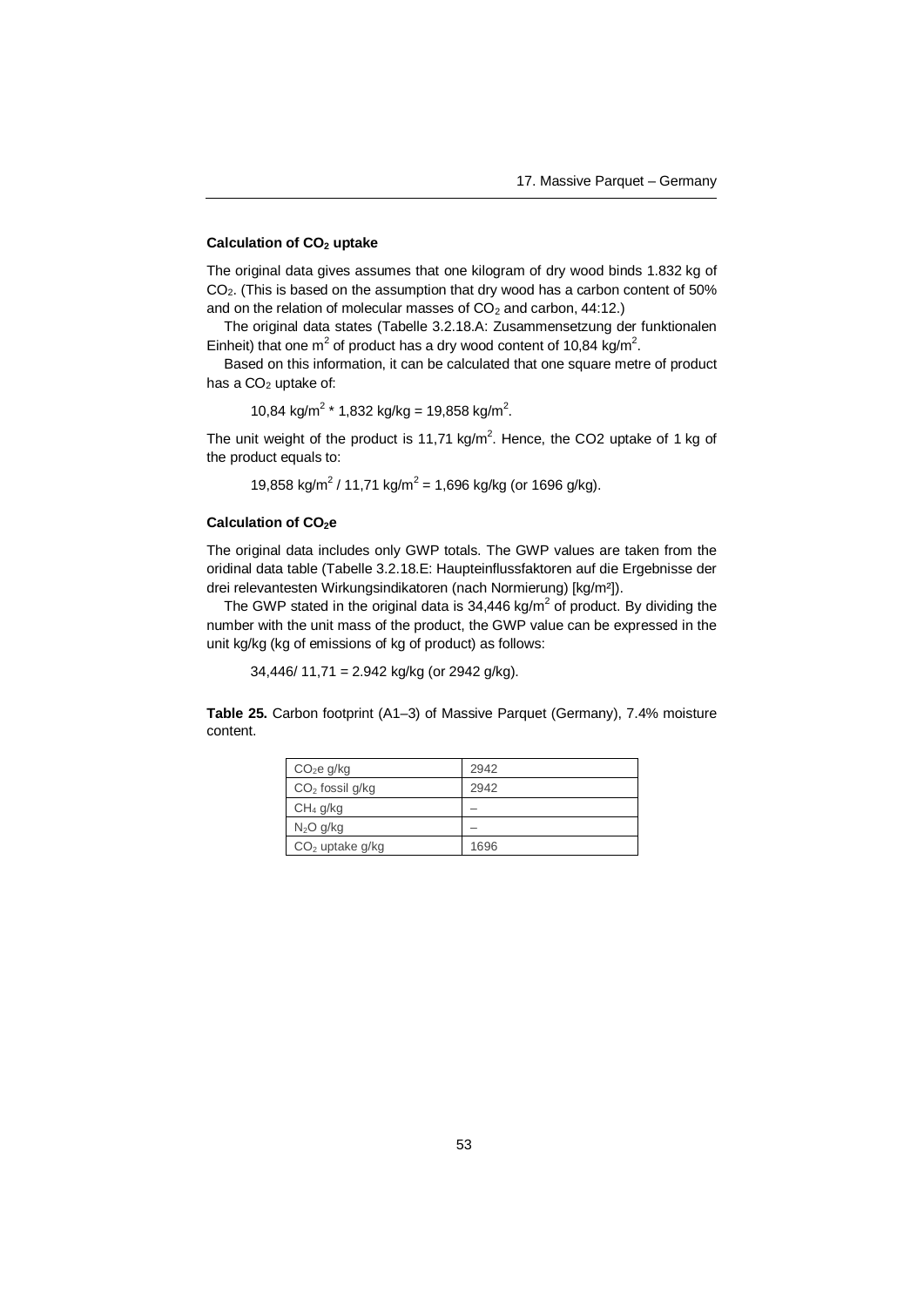### Calculation of $CO_2$ uptake

The original data gives assumes that one kilogram of dry wood binds 1.832 kg of $CO_2$. (This is based on the assumption that dry wood has a carbon content of 50% and on the relation of molecular masses of $CO_2$ and carbon, 44:12.)

The original data states (Tabelle 3.2.18.A: Zusammensetzung der funktionalen Einheit) that one $m^2$ of product has a dry wood content of 10,84 $kg/m^2$.

Based on this information, it can be calculated that one square metre of product has a $CO_2$ uptake of:

$$10{,}84\ kg/m^2 * 1{,}832\ kg/kg = 19{,}858\ kg/m^2.$$

The unit weight of the product is 11,71 $kg/m^2$. Hence, the CO2 uptake of 1 kg of the product equals to:

$$19{,}858\ kg/m^2 / 11{,}71\ kg/m^2 = 1{,}696\ kg/kg\ \text{(or 1696 g/kg)}.$$

### Calculation of $CO_2e$

The original data includes only GWP totals. The GWP values are taken from the oridinal data table (Tabelle 3.2.18.E: Haupteinflussfaktoren auf die Ergebnisse der drei relevantesten Wirkungsindikatoren (nach Normierung) [kg/m²]).

The GWP stated in the original data is 34,446 $kg/m^2$ of product. By dividing the number with the unit mass of the product, the GWP value can be expressed in the unit kg/kg (kg of emissions of kg of product) as follows:

$$34{,}446 / 11{,}71 = 2.942\ kg/kg\ \text{(or 2942 g/kg)}.$$

**Table 25.** Carbon footprint (A1–3) of Massive Parquet (Germany), 7.4% moisture content.

| | |
|---|---|
| $CO_2e$ g/kg | 2942 |
| $CO_2$ fossil g/kg | 2942 |
| $CH_4$ g/kg | – |
| $N_2O$ g/kg | – |
| $CO_2$ uptake g/kg | 1696 |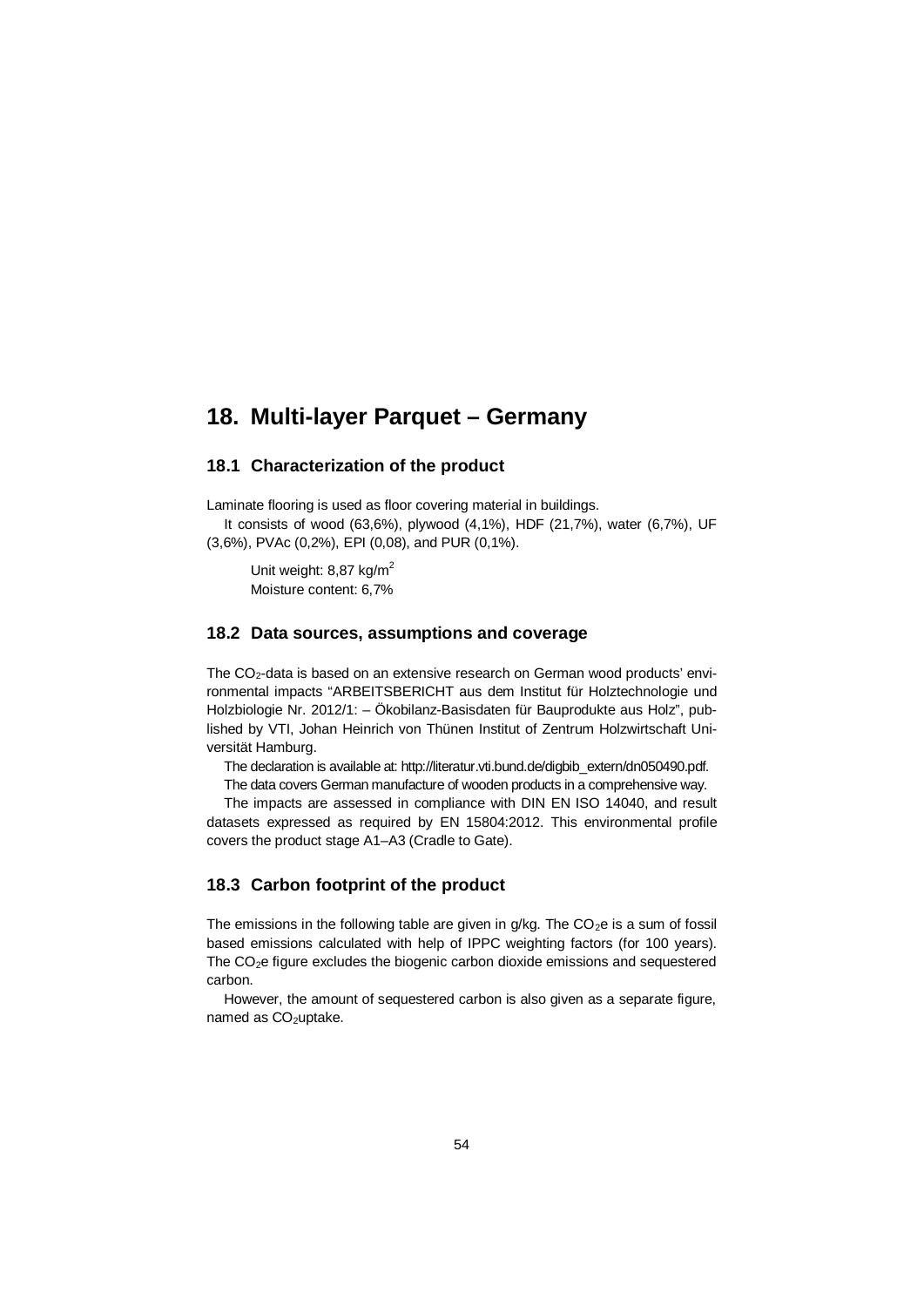# 18. Multi-layer Parquet – Germany

## 18.1 Characterization of the product

Laminate flooring is used as floor covering material in buildings.

It consists of wood (63,6%), plywood (4,1%), HDF (21,7%), water (6,7%), UF (3,6%), PVAc (0,2%), EPI (0,08), and PUR (0,1%).

Unit weight: 8,87 kg/m$^2$
Moisture content: 6,7%

## 18.2 Data sources, assumptions and coverage

The $CO_2$-data is based on an extensive research on German wood products' environmental impacts "ARBEITSBERICHT aus dem Institut für Holztechnologie und Holzbiologie Nr. 2012/1: – Ökobilanz-Basisdaten für Bauprodukte aus Holz", published by VTI, Johan Heinrich von Thünen Institut of Zentrum Holzwirtschaft Universität Hamburg.

The declaration is available at: http://literatur.vti.bund.de/digbib_extern/dn050490.pdf.

The data covers German manufacture of wooden products in a comprehensive way.

The impacts are assessed in compliance with DIN EN ISO 14040, and result datasets expressed as required by EN 15804:2012. This environmental profile covers the product stage A1–A3 (Cradle to Gate).

## 18.3 Carbon footprint of the product

The emissions in the following table are given in g/kg. The $CO_2$e is a sum of fossil based emissions calculated with help of IPPC weighting factors (for 100 years). The $CO_2$e figure excludes the biogenic carbon dioxide emissions and sequestered carbon.

However, the amount of sequestered carbon is also given as a separate figure, named as $CO_2$uptake.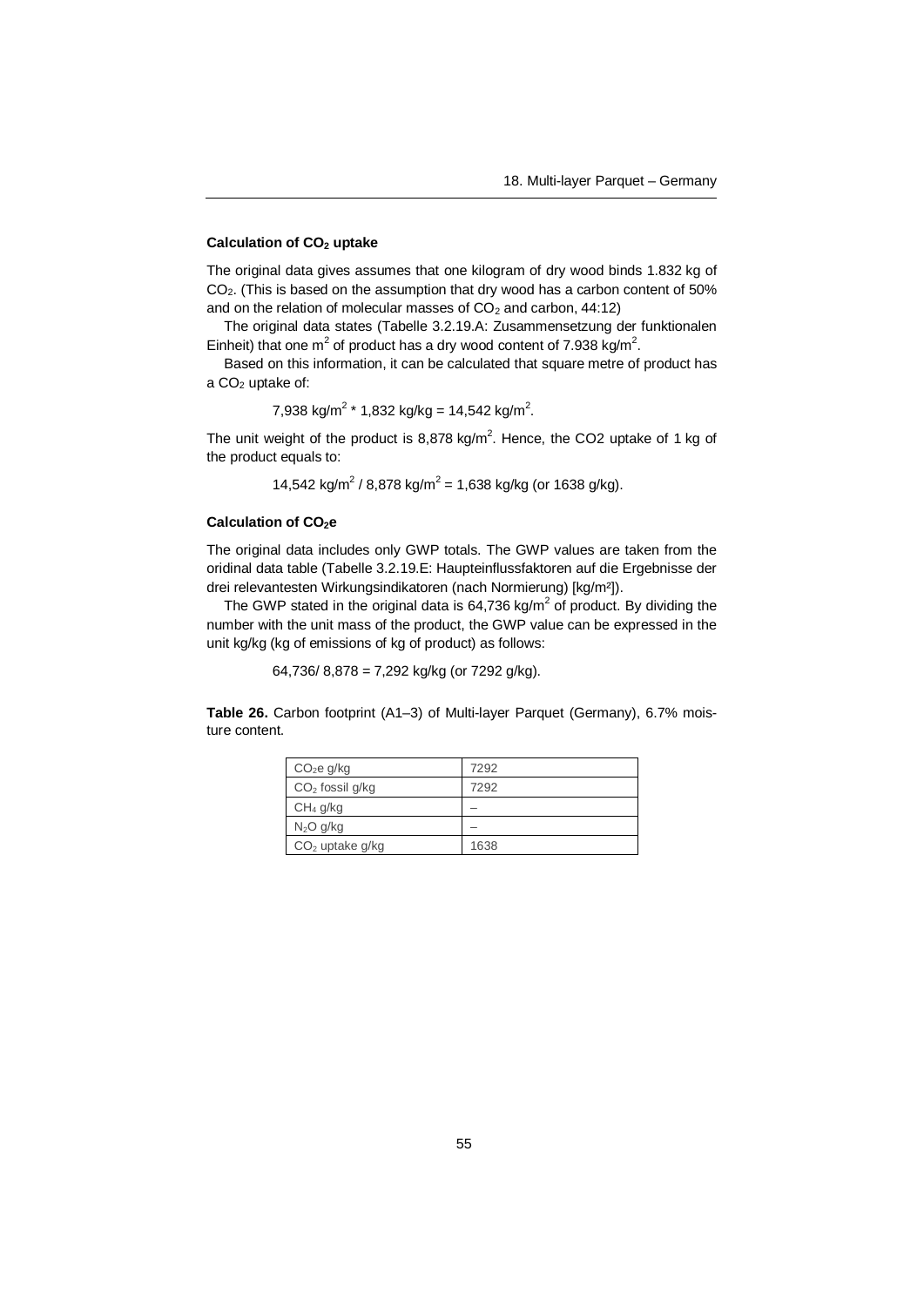### Calculation of $CO_2$ uptake

The original data gives assumes that one kilogram of dry wood binds 1.832 kg of $CO_2$. (This is based on the assumption that dry wood has a carbon content of 50% and on the relation of molecular masses of $CO_2$ and carbon, 44:12)

The original data states (Tabelle 3.2.19.A: Zusammensetzung der funktionalen Einheit) that one $m^2$ of product has a dry wood content of 7.938 $kg/m^2$.

Based on this information, it can be calculated that square metre of product has a $CO_2$ uptake of:

$$7{,}938\ kg/m^2 * 1{,}832\ kg/kg = 14{,}542\ kg/m^2.$$

The unit weight of the product is 8,878 $kg/m^2$. Hence, the CO2 uptake of 1 kg of the product equals to:

$$14{,}542\ kg/m^2 / 8{,}878\ kg/m^2 = 1{,}638\ kg/kg\ (\text{or } 1638\ g/kg).$$

### Calculation of $CO_2e$

The original data includes only GWP totals. The GWP values are taken from the oridinal data table (Tabelle 3.2.19.E: Haupteinflussfaktoren auf die Ergebnisse der drei relevantesten Wirkungsindikatoren (nach Normierung) [kg/m²]).

The GWP stated in the original data is 64,736 $kg/m^2$ of product. By dividing the number with the unit mass of the product, the GWP value can be expressed in the unit kg/kg (kg of emissions of kg of product) as follows:

$$64{,}736/\ 8{,}878 = 7{,}292\ kg/kg\ (\text{or } 7292\ g/kg).$$

**Table 26.** Carbon footprint (A1–3) of Multi-layer Parquet (Germany), 6.7% moisture content.

| | |
|---|---|
| $CO_2e$ g/kg | 7292 |
| $CO_2$ fossil g/kg | 7292 |
| $CH_4$ g/kg | – |
| $N_2O$ g/kg | – |
| $CO_2$ uptake g/kg | 1638 |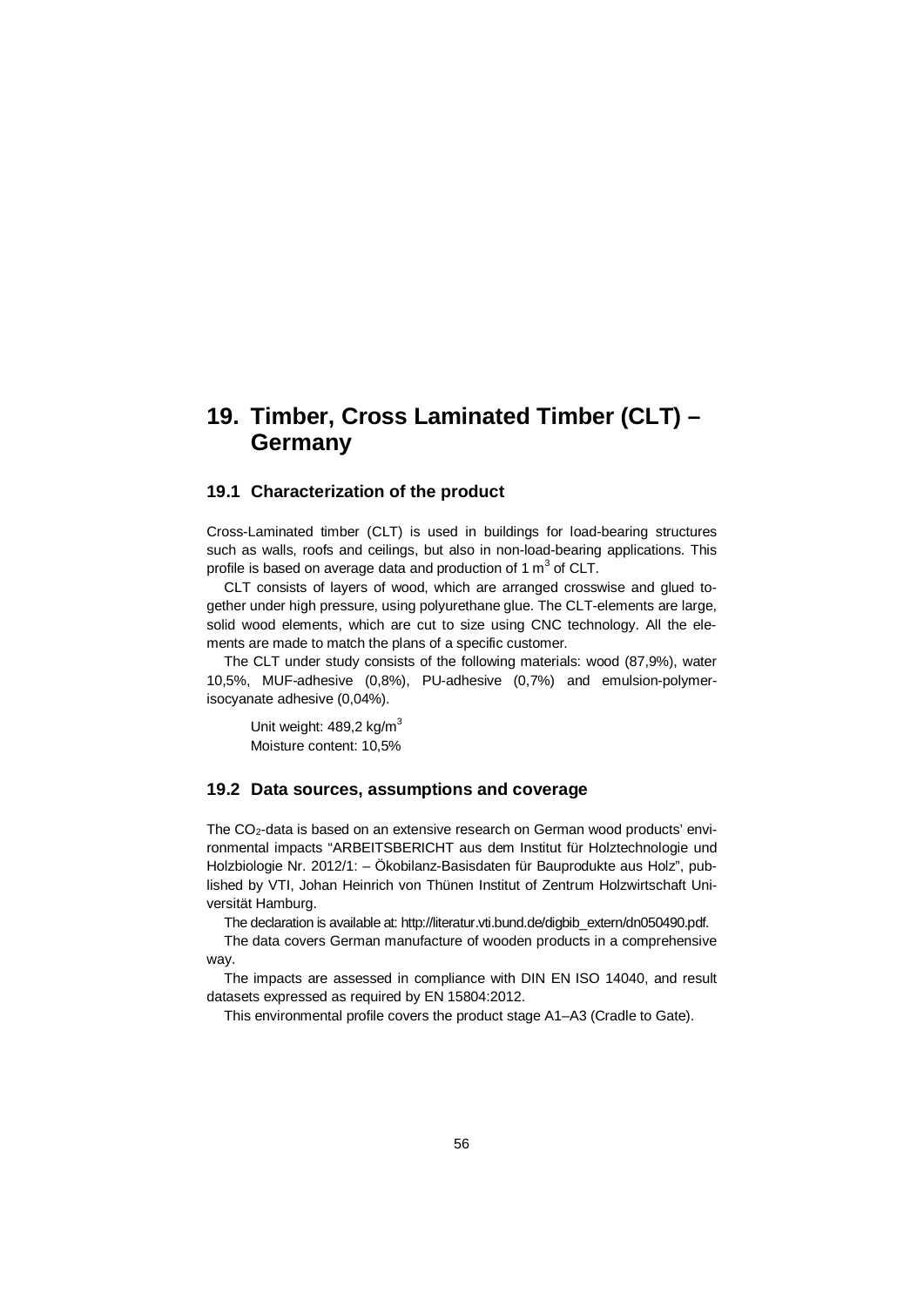# 19. Timber, Cross Laminated Timber (CLT) – Germany

## 19.1 Characterization of the product

Cross-Laminated timber (CLT) is used in buildings for load-bearing structures such as walls, roofs and ceilings, but also in non-load-bearing applications. This profile is based on average data and production of 1 $m^3$ of CLT.

CLT consists of layers of wood, which are arranged crosswise and glued together under high pressure, using polyurethane glue. The CLT-elements are large, solid wood elements, which are cut to size using CNC technology. All the elements are made to match the plans of a specific customer.

The CLT under study consists of the following materials: wood (87,9%), water 10,5%, MUF-adhesive (0,8%), PU-adhesive (0,7%) and emulsion-polymer-isocyanate adhesive (0,04%).

Unit weight: 489,2 kg/$m^3$
Moisture content: 10,5%

## 19.2 Data sources, assumptions and coverage

The $CO_2$-data is based on an extensive research on German wood products' environmental impacts "ARBEITSBERICHT aus dem Institut für Holztechnologie und Holzbiologie Nr. 2012/1: – Ökobilanz-Basisdaten für Bauprodukte aus Holz", published by VTI, Johan Heinrich von Thünen Institut of Zentrum Holzwirtschaft Universität Hamburg.

The declaration is available at: http://literatur.vti.bund.de/digbib_extern/dn050490.pdf.

The data covers German manufacture of wooden products in a comprehensive way.

The impacts are assessed in compliance with DIN EN ISO 14040, and result datasets expressed as required by EN 15804:2012.

This environmental profile covers the product stage A1–A3 (Cradle to Gate).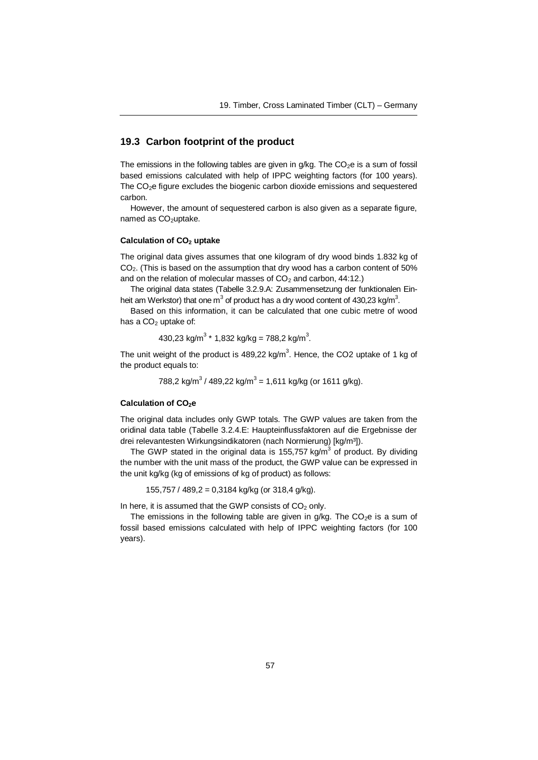## 19.3 Carbon footprint of the product

The emissions in the following tables are given in g/kg. The $CO_2e$ is a sum of fossil based emissions calculated with help of IPPC weighting factors (for 100 years). The $CO_2e$ figure excludes the biogenic carbon dioxide emissions and sequestered carbon.

However, the amount of sequestered carbon is also given as a separate figure, named as $CO_2$uptake.

#### Calculation of $CO_2$ uptake

The original data gives assumes that one kilogram of dry wood binds 1.832 kg of $CO_2$. (This is based on the assumption that dry wood has a carbon content of 50% and on the relation of molecular masses of $CO_2$ and carbon, 44:12.)

The original data states (Tabelle 3.2.9.A: Zusammensetzung der funktionalen Einheit am Werkstor) that one $m^3$ of product has a dry wood content of 430,23 $kg/m^3$.

Based on this information, it can be calculated that one cubic metre of wood has a $CO_2$ uptake of:

$$430{,}23 \text{ kg/m}^3 * 1{,}832 \text{ kg/kg} = 788{,}2 \text{ kg/m}^3.$$

The unit weight of the product is 489,22 $kg/m^3$. Hence, the CO2 uptake of 1 kg of the product equals to:

$$788{,}2 \text{ kg/m}^3 / 489{,}22 \text{ kg/m}^3 = 1{,}611 \text{ kg/kg (or 1611 g/kg)}.$$

#### Calculation of $CO_2e$

The original data includes only GWP totals. The GWP values are taken from the oridinal data table (Tabelle 3.2.4.E: Haupteinflussfaktoren auf die Ergebnisse der drei relevantesten Wirkungsindikatoren (nach Normierung) [kg/m³]).

The GWP stated in the original data is 155,757 $kg/m^3$ of product. By dividing the number with the unit mass of the product, the GWP value can be expressed in the unit kg/kg (kg of emissions of kg of product) as follows:

$$155{,}757 / 489{,}2 = 0{,}3184 \text{ kg/kg (or 318,4 g/kg)}.$$

In here, it is assumed that the GWP consists of $CO_2$ only.

The emissions in the following table are given in g/kg. The $CO_2e$ is a sum of fossil based emissions calculated with help of IPPC weighting factors (for 100 years).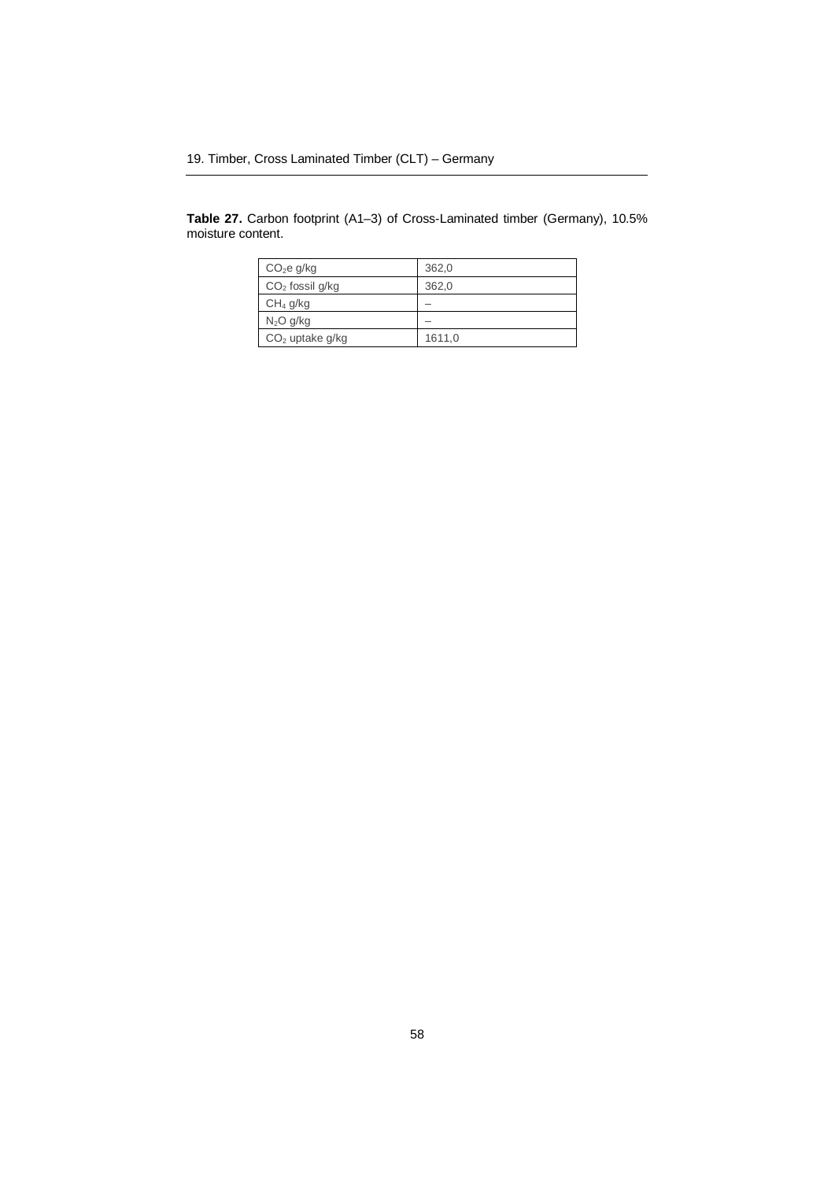## 19. Timber, Cross Laminated Timber (CLT) – Germany

**Table 27.** Carbon footprint (A1–3) of Cross-Laminated timber (Germany), 10.5% moisture content.

| | |
|---|---|
| $CO_2e$ g/kg | 362,0 |
| $CO_2$ fossil g/kg | 362,0 |
| $CH_4$ g/kg | – |
| $N_2O$ g/kg | – |
| $CO_2$ uptake g/kg | 1611,0 |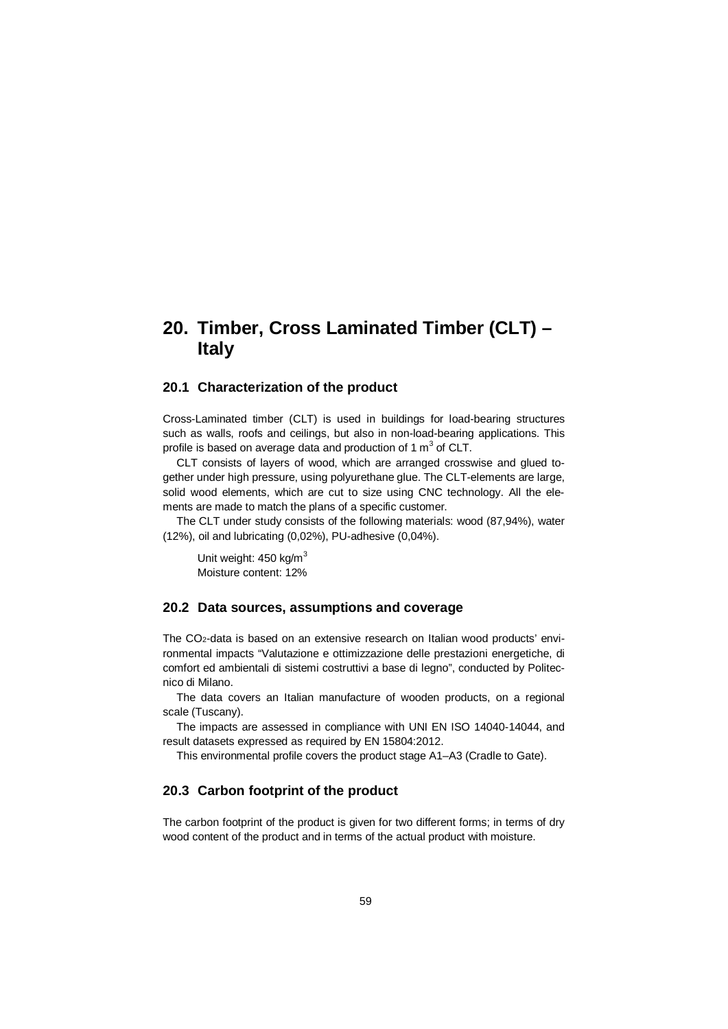# 20. Timber, Cross Laminated Timber (CLT) – Italy

## 20.1 Characterization of the product

Cross-Laminated timber (CLT) is used in buildings for load-bearing structures such as walls, roofs and ceilings, but also in non-load-bearing applications. This profile is based on average data and production of 1 $m^3$ of CLT.

CLT consists of layers of wood, which are arranged crosswise and glued together under high pressure, using polyurethane glue. The CLT-elements are large, solid wood elements, which are cut to size using CNC technology. All the elements are made to match the plans of a specific customer.

The CLT under study consists of the following materials: wood (87,94%), water (12%), oil and lubricating (0,02%), PU-adhesive (0,04%).

Unit weight: 450 $kg/m^3$
Moisture content: 12%

## 20.2 Data sources, assumptions and coverage

The $CO_2$-data is based on an extensive research on Italian wood products' environmental impacts "Valutazione e ottimizzazione delle prestazioni energetiche, di comfort ed ambientali di sistemi costruttivi a base di legno", conducted by Politecnico di Milano.

The data covers an Italian manufacture of wooden products, on a regional scale (Tuscany).

The impacts are assessed in compliance with UNI EN ISO 14040-14044, and result datasets expressed as required by EN 15804:2012.

This environmental profile covers the product stage A1–A3 (Cradle to Gate).

## 20.3 Carbon footprint of the product

The carbon footprint of the product is given for two different forms; in terms of dry wood content of the product and in terms of the actual product with moisture.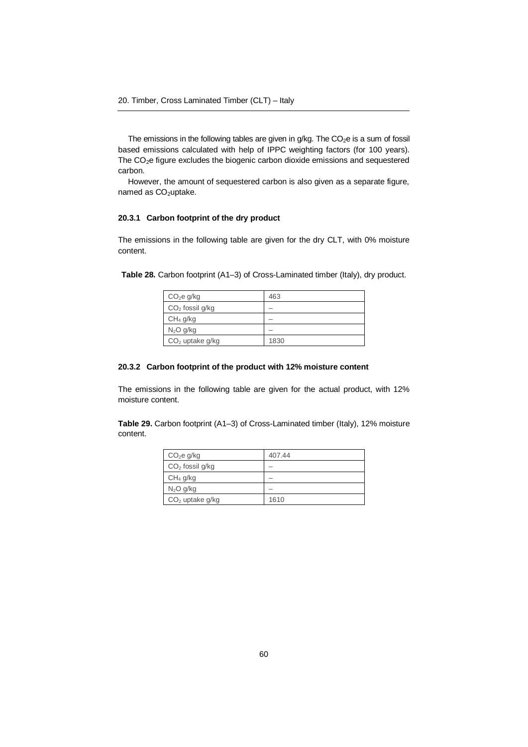The emissions in the following tables are given in g/kg. The $CO_2e$ is a sum of fossil based emissions calculated with help of IPPC weighting factors (for 100 years). The $CO_2e$ figure excludes the biogenic carbon dioxide emissions and sequestered carbon.

However, the amount of sequestered carbon is also given as a separate figure, named as $CO_2$uptake.

### 20.3.1 Carbon footprint of the dry product

The emissions in the following table are given for the dry CLT, with 0% moisture content.

**Table 28.** Carbon footprint (A1–3) of Cross-Laminated timber (Italy), dry product.

| | |
|---|---|
| $CO_2e$ g/kg | 463 |
| $CO_2$ fossil g/kg | – |
| $CH_4$ g/kg | – |
| $N_2O$ g/kg | – |
| $CO_2$ uptake g/kg | 1830 |

### 20.3.2 Carbon footprint of the product with 12% moisture content

The emissions in the following table are given for the actual product, with 12% moisture content.

**Table 29.** Carbon footprint (A1–3) of Cross-Laminated timber (Italy), 12% moisture content.

| | |
|---|---|
| $CO_2e$ g/kg | 407.44 |
| $CO_2$ fossil g/kg | – |
| $CH_4$ g/kg | – |
| $N_2O$ g/kg | – |
| $CO_2$ uptake g/kg | 1610 |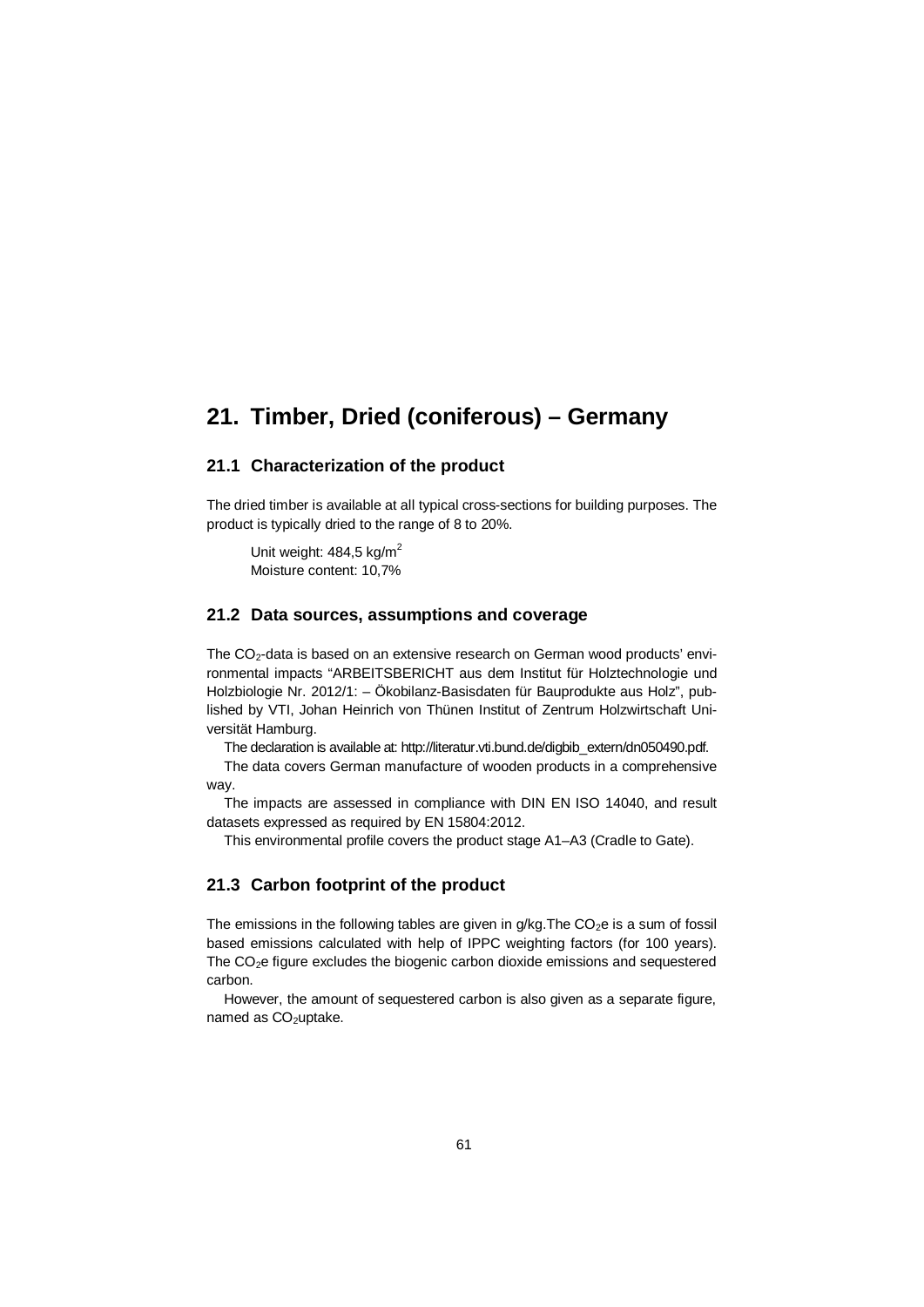# 21. Timber, Dried (coniferous) – Germany

## 21.1 Characterization of the product

The dried timber is available at all typical cross-sections for building purposes. The product is typically dried to the range of 8 to 20%.

Unit weight: 484,5 kg/$m^2$
Moisture content: 10,7%

## 21.2 Data sources, assumptions and coverage

The $CO_2$-data is based on an extensive research on German wood products' environmental impacts "ARBEITSBERICHT aus dem Institut für Holztechnologie und Holzbiologie Nr. 2012/1: – Ökobilanz-Basisdaten für Bauprodukte aus Holz", published by VTI, Johan Heinrich von Thünen Institut of Zentrum Holzwirtschaft Universität Hamburg.

The declaration is available at: http://literatur.vti.bund.de/digbib_extern/dn050490.pdf.

The data covers German manufacture of wooden products in a comprehensive way.

The impacts are assessed in compliance with DIN EN ISO 14040, and result datasets expressed as required by EN 15804:2012.

This environmental profile covers the product stage A1–A3 (Cradle to Gate).

## 21.3 Carbon footprint of the product

The emissions in the following tables are given in g/kg.The $CO_2$e is a sum of fossil based emissions calculated with help of IPPC weighting factors (for 100 years). The $CO_2$e figure excludes the biogenic carbon dioxide emissions and sequestered carbon.

However, the amount of sequestered carbon is also given as a separate figure, named as $CO_2$uptake.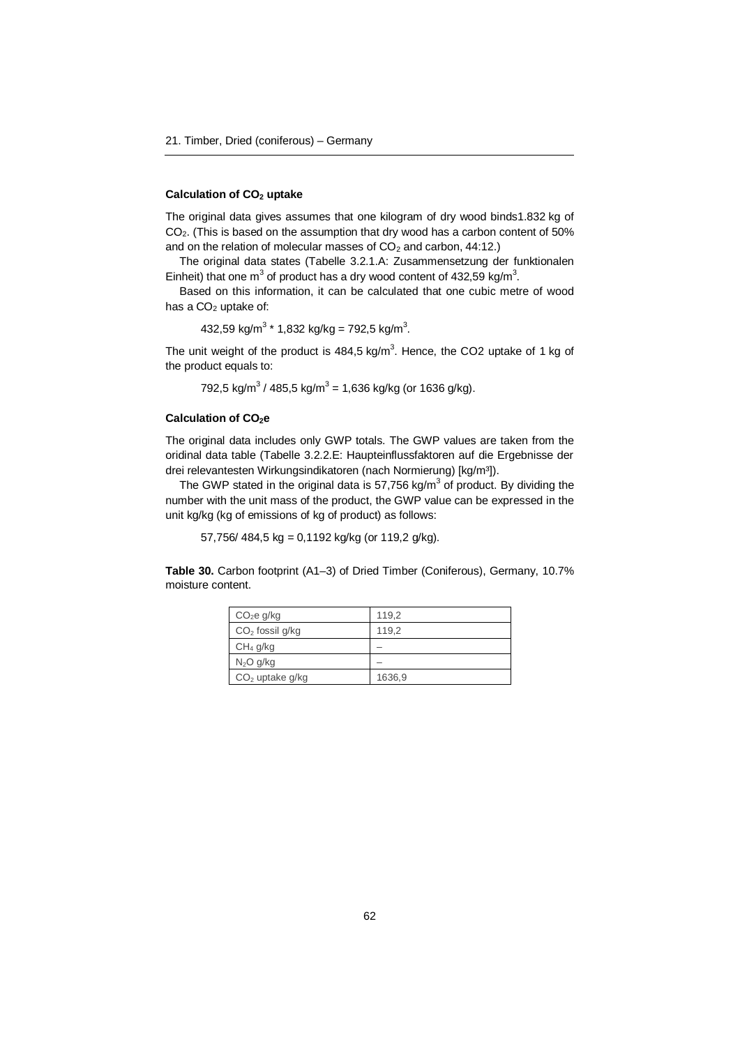### Calculation of $CO_2$ uptake

The original data gives assumes that one kilogram of dry wood binds1.832 kg of $CO_2$. (This is based on the assumption that dry wood has a carbon content of 50% and on the relation of molecular masses of $CO_2$ and carbon, 44:12.)

The original data states (Tabelle 3.2.1.A: Zusammensetzung der funktionalen Einheit) that one $m^3$ of product has a dry wood content of 432,59 $kg/m^3$.

Based on this information, it can be calculated that one cubic metre of wood has a $CO_2$ uptake of:

$$432{,}59 \text{ kg/m}^3 * 1{,}832 \text{ kg/kg} = 792{,}5 \text{ kg/m}^3.$$

The unit weight of the product is 484,5 $kg/m^3$. Hence, the CO2 uptake of 1 kg of the product equals to:

$$792{,}5 \text{ kg/m}^3 / 485{,}5 \text{ kg/m}^3 = 1{,}636 \text{ kg/kg (or 1636 g/kg)}.$$

### Calculation of $CO_2e$

The original data includes only GWP totals. The GWP values are taken from the oridinal data table (Tabelle 3.2.2.E: Haupteinflussfaktoren auf die Ergebnisse der drei relevantesten Wirkungsindikatoren (nach Normierung) [kg/m³]).

The GWP stated in the original data is 57,756 $kg/m^3$ of product. By dividing the number with the unit mass of the product, the GWP value can be expressed in the unit kg/kg (kg of emissions of kg of product) as follows:

$$57{,}756 / 484{,}5 \text{ kg} = 0{,}1192 \text{ kg/kg (or 119,2 g/kg)}.$$

**Table 30.** Carbon footprint (A1–3) of Dried Timber (Coniferous), Germany, 10.7% moisture content.

| | |
|---|---|
| $CO_2e$ g/kg | 119,2 |
| $CO_2$ fossil g/kg | 119,2 |
| $CH_4$ g/kg | – |
| $N_2O$ g/kg | – |
| $CO_2$ uptake g/kg | 1636,9 |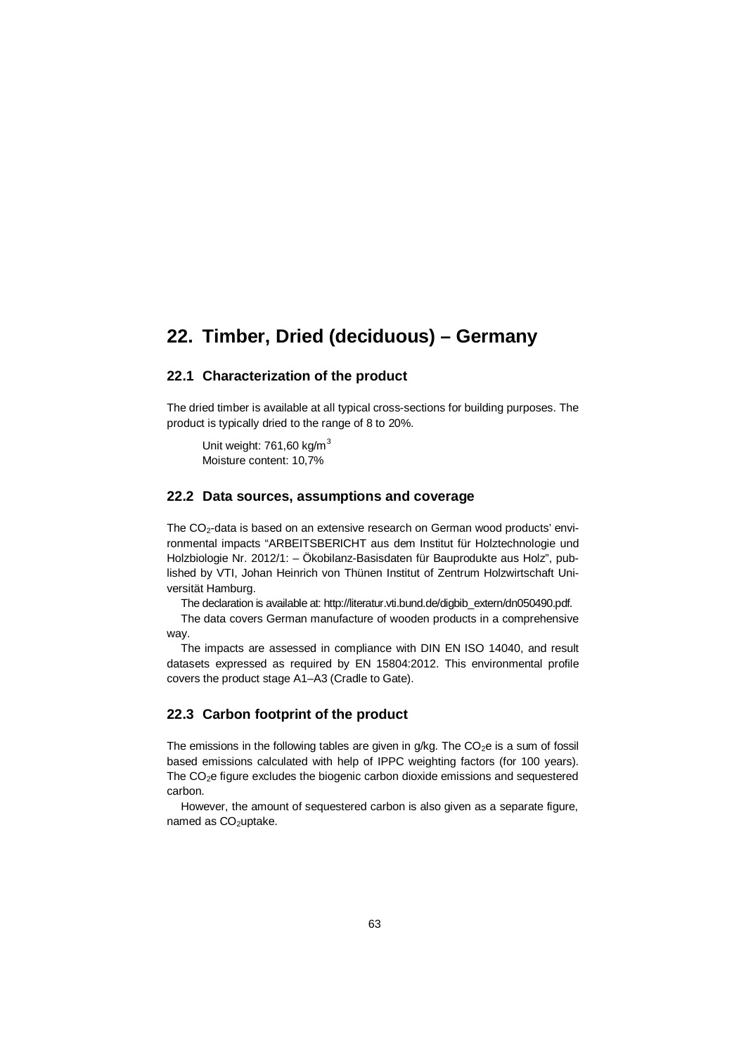# 22. Timber, Dried (deciduous) – Germany

## 22.1 Characterization of the product

The dried timber is available at all typical cross-sections for building purposes. The product is typically dried to the range of 8 to 20%.

Unit weight: 761,60 kg/$m^3$
Moisture content: 10,7%

## 22.2 Data sources, assumptions and coverage

The $CO_2$-data is based on an extensive research on German wood products' environmental impacts "ARBEITSBERICHT aus dem Institut für Holztechnologie und Holzbiologie Nr. 2012/1: – Ökobilanz-Basisdaten für Bauprodukte aus Holz", published by VTI, Johan Heinrich von Thünen Institut of Zentrum Holzwirtschaft Universität Hamburg.

The declaration is available at: http://literatur.vti.bund.de/digbib_extern/dn050490.pdf.

The data covers German manufacture of wooden products in a comprehensive way.

The impacts are assessed in compliance with DIN EN ISO 14040, and result datasets expressed as required by EN 15804:2012. This environmental profile covers the product stage A1–A3 (Cradle to Gate).

## 22.3 Carbon footprint of the product

The emissions in the following tables are given in g/kg. The $CO_2e$ is a sum of fossil based emissions calculated with help of IPPC weighting factors (for 100 years). The $CO_2e$ figure excludes the biogenic carbon dioxide emissions and sequestered carbon.

However, the amount of sequestered carbon is also given as a separate figure, named as $CO_2$uptake.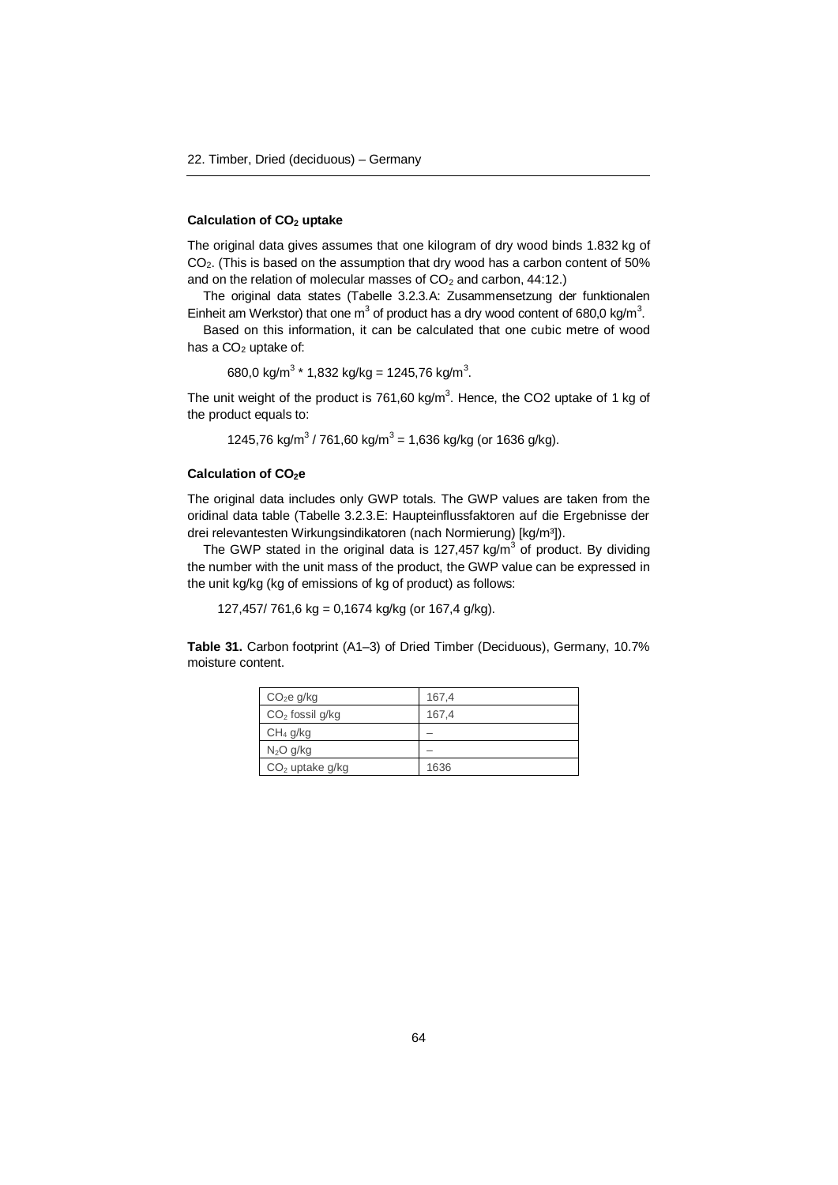### Calculation of $CO_2$ uptake

The original data gives assumes that one kilogram of dry wood binds 1.832 kg of $CO_2$. (This is based on the assumption that dry wood has a carbon content of 50% and on the relation of molecular masses of $CO_2$ and carbon, 44:12.)

The original data states (Tabelle 3.2.3.A: Zusammensetzung der funktionalen Einheit am Werkstor) that one $m^3$ of product has a dry wood content of 680,0 $kg/m^3$.

Based on this information, it can be calculated that one cubic metre of wood has a $CO_2$ uptake of:

$$680{,}0\ kg/m^3 * 1{,}832\ kg/kg = 1245{,}76\ kg/m^3.$$

The unit weight of the product is 761,60 $kg/m^3$. Hence, the CO2 uptake of 1 kg of the product equals to:

$$1245{,}76\ kg/m^3 / 761{,}60\ kg/m^3 = 1{,}636\ kg/kg \text{ (or 1636 g/kg).}$$

### Calculation of $CO_2e$

The original data includes only GWP totals. The GWP values are taken from the oridinal data table (Tabelle 3.2.3.E: Haupteinflussfaktoren auf die Ergebnisse der drei relevantesten Wirkungsindikatoren (nach Normierung) [kg/m³]).

The GWP stated in the original data is 127,457 $kg/m^3$ of product. By dividing the number with the unit mass of the product, the GWP value can be expressed in the unit kg/kg (kg of emissions of kg of product) as follows:

$$127{,}457/\ 761{,}6\ kg = 0{,}1674\ kg/kg \text{ (or 167,4 g/kg).}$$

**Table 31.** Carbon footprint (A1–3) of Dried Timber (Deciduous), Germany, 10.7% moisture content.

| | |
|---|---|
| $CO_2e$ g/kg | 167,4 |
| $CO_2$ fossil g/kg | 167,4 |
| $CH_4$ g/kg | – |
| $N_2O$ g/kg | – |
| $CO_2$ uptake g/kg | 1636 |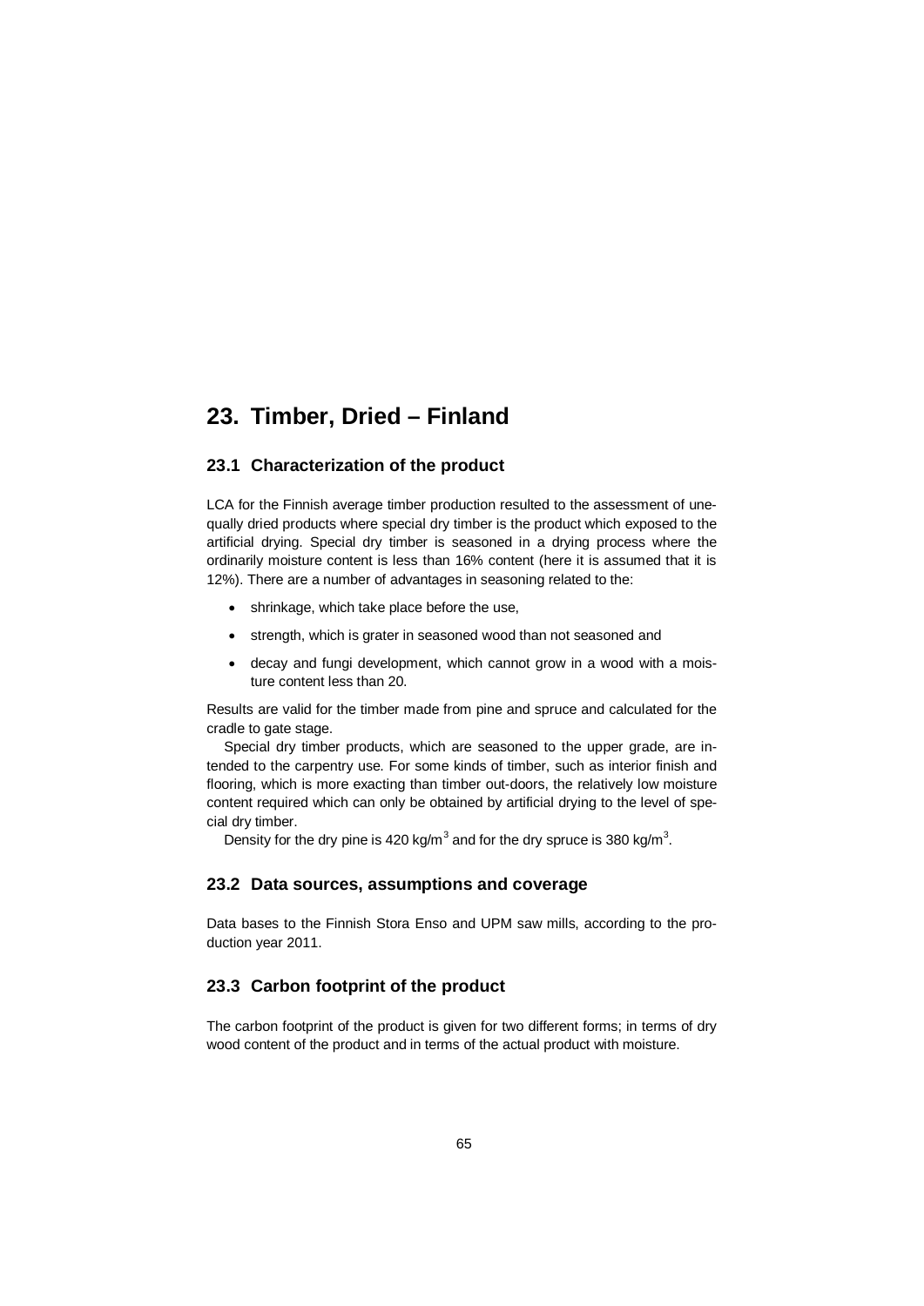# 23. Timber, Dried – Finland

## 23.1 Characterization of the product

LCA for the Finnish average timber production resulted to the assessment of unequally dried products where special dry timber is the product which exposed to the artificial drying. Special dry timber is seasoned in a drying process where the ordinarily moisture content is less than 16% content (here it is assumed that it is 12%). There are a number of advantages in seasoning related to the:

- shrinkage, which take place before the use,
- strength, which is grater in seasoned wood than not seasoned and
- decay and fungi development, which cannot grow in a wood with a moisture content less than 20.

Results are valid for the timber made from pine and spruce and calculated for the cradle to gate stage.

Special dry timber products, which are seasoned to the upper grade, are intended to the carpentry use. For some kinds of timber, such as interior finish and flooring, which is more exacting than timber out-doors, the relatively low moisture content required which can only be obtained by artificial drying to the level of special dry timber.

Density for the dry pine is 420 kg/m$^3$ and for the dry spruce is 380 kg/m$^3$.

## 23.2 Data sources, assumptions and coverage

Data bases to the Finnish Stora Enso and UPM saw mills, according to the production year 2011.

## 23.3 Carbon footprint of the product

The carbon footprint of the product is given for two different forms; in terms of dry wood content of the product and in terms of the actual product with moisture.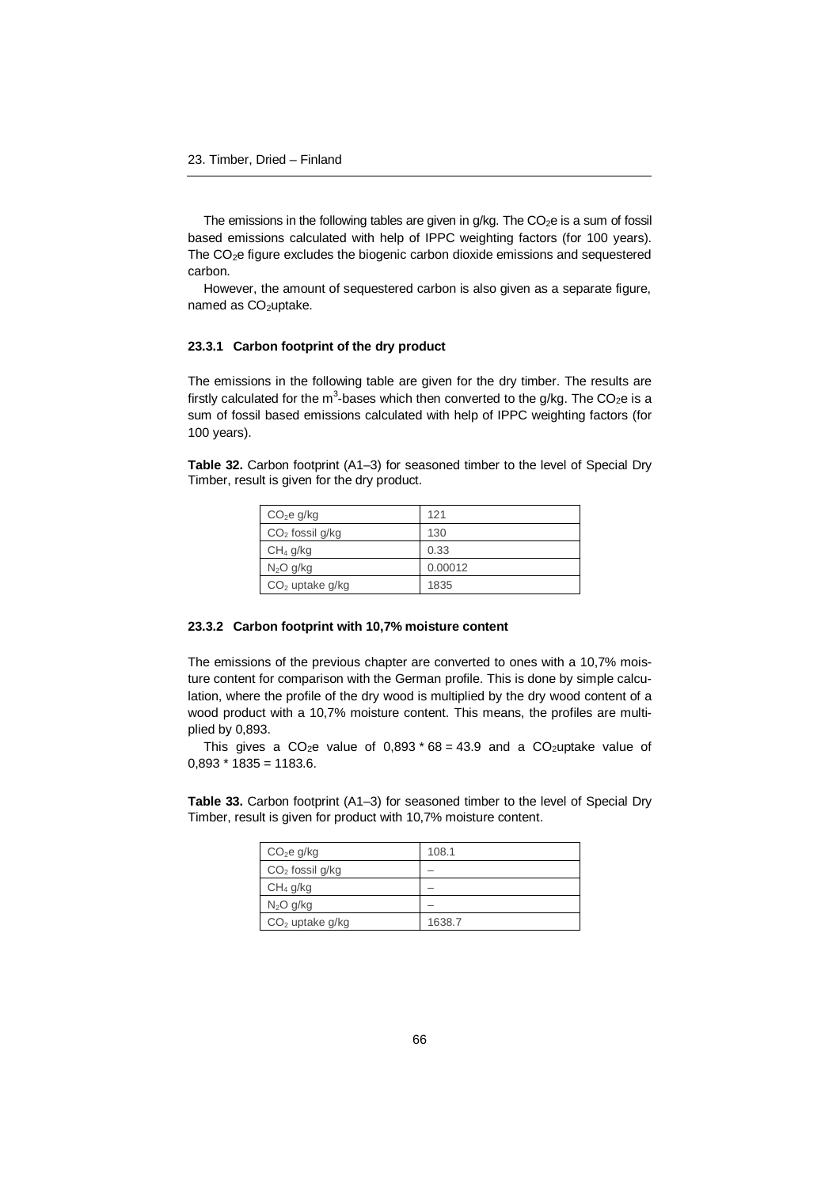The emissions in the following tables are given in g/kg. The $CO_2e$ is a sum of fossil based emissions calculated with help of IPPC weighting factors (for 100 years). The $CO_2e$ figure excludes the biogenic carbon dioxide emissions and sequestered carbon.

However, the amount of sequestered carbon is also given as a separate figure, named as $CO_2$uptake.

### 23.3.1 Carbon footprint of the dry product

The emissions in the following table are given for the dry timber. The results are firstly calculated for the $m^3$-bases which then converted to the g/kg. The $CO_2e$ is a sum of fossil based emissions calculated with help of IPPC weighting factors (for 100 years).

**Table 32.** Carbon footprint (A1–3) for seasoned timber to the level of Special Dry Timber, result is given for the dry product.

| | |
|---|---|
| $CO_2e$ g/kg | 121 |
| $CO_2$ fossil g/kg | 130 |
| $CH_4$ g/kg | 0.33 |
| $N_2O$ g/kg | 0.00012 |
| $CO_2$ uptake g/kg | 1835 |

### 23.3.2 Carbon footprint with 10,7% moisture content

The emissions of the previous chapter are converted to ones with a 10,7% moisture content for comparison with the German profile. This is done by simple calculation, where the profile of the dry wood is multiplied by the dry wood content of a wood product with a 10,7% moisture content. This means, the profiles are multiplied by 0,893.

This gives a $CO_2e$ value of 0,893 * 68 = 43.9 and a $CO_2$uptake value of 0,893 * 1835 = 1183.6.

**Table 33.** Carbon footprint (A1–3) for seasoned timber to the level of Special Dry Timber, result is given for product with 10,7% moisture content.

| | |
|---|---|
| $CO_2e$ g/kg | 108.1 |
| $CO_2$ fossil g/kg | – |
| $CH_4$ g/kg | – |
| $N_2O$ g/kg | – |
| $CO_2$ uptake g/kg | 1638.7 |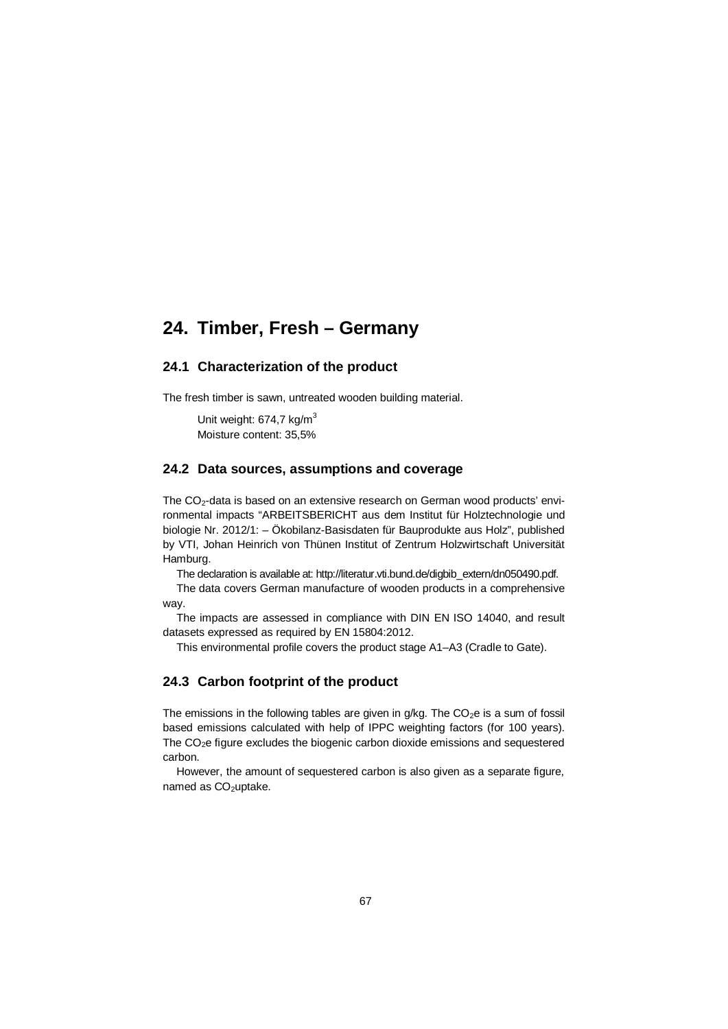# 24. Timber, Fresh – Germany

## 24.1 Characterization of the product

The fresh timber is sawn, untreated wooden building material.

Unit weight: 674,7 kg/$m^3$
Moisture content: 35,5%

## 24.2 Data sources, assumptions and coverage

The $CO_2$-data is based on an extensive research on German wood products' environmental impacts "ARBEITSBERICHT aus dem Institut für Holztechnologie und biologie Nr. 2012/1: – Ökobilanz-Basisdaten für Bauprodukte aus Holz", published by VTI, Johan Heinrich von Thünen Institut of Zentrum Holzwirtschaft Universität Hamburg.

The declaration is available at: http://literatur.vti.bund.de/digbib_extern/dn050490.pdf.

The data covers German manufacture of wooden products in a comprehensive way.

The impacts are assessed in compliance with DIN EN ISO 14040, and result datasets expressed as required by EN 15804:2012.

This environmental profile covers the product stage A1–A3 (Cradle to Gate).

## 24.3 Carbon footprint of the product

The emissions in the following tables are given in g/kg. The $CO_2e$ is a sum of fossil based emissions calculated with help of IPPC weighting factors (for 100 years). The $CO_2e$ figure excludes the biogenic carbon dioxide emissions and sequestered carbon.

However, the amount of sequestered carbon is also given as a separate figure, named as $CO_2$uptake.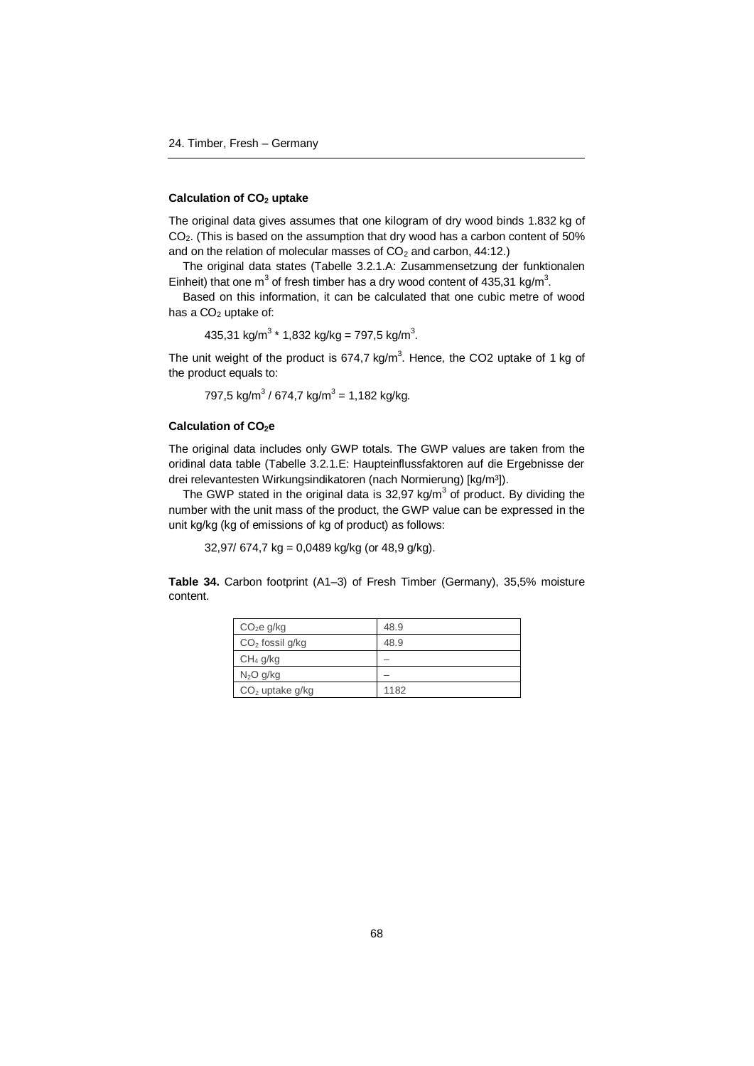### Calculation of $CO_2$ uptake

The original data gives assumes that one kilogram of dry wood binds 1.832 kg of $CO_2$. (This is based on the assumption that dry wood has a carbon content of 50% and on the relation of molecular masses of $CO_2$ and carbon, 44:12.)

The original data states (Tabelle 3.2.1.A: Zusammensetzung der funktionalen Einheit) that one $m^3$ of fresh timber has a dry wood content of 435,31 kg/$m^3$.

Based on this information, it can be calculated that one cubic metre of wood has a $CO_2$ uptake of:

435,31 kg/$m^3$ * 1,832 kg/kg = 797,5 kg/$m^3$.

The unit weight of the product is 674,7 kg/$m^3$. Hence, the CO2 uptake of 1 kg of the product equals to:

797,5 kg/$m^3$ / 674,7 kg/$m^3$ = 1,182 kg/kg.

### Calculation of $CO_2e$

The original data includes only GWP totals. The GWP values are taken from the oridinal data table (Tabelle 3.2.1.E: Haupteinflussfaktoren auf die Ergebnisse der drei relevantesten Wirkungsindikatoren (nach Normierung) [kg/m³]).

The GWP stated in the original data is 32,97 kg/$m^3$ of product. By dividing the number with the unit mass of the product, the GWP value can be expressed in the unit kg/kg (kg of emissions of kg of product) as follows:

32,97/ 674,7 kg = 0,0489 kg/kg (or 48,9 g/kg).

**Table 34.** Carbon footprint (A1–3) of Fresh Timber (Germany), 35,5% moisture content.

| | |
|---|---|
| $CO_2e$ g/kg | 48.9 |
| $CO_2$ fossil g/kg | 48.9 |
| $CH_4$ g/kg | – |
| $N_2O$ g/kg | – |
| $CO_2$ uptake g/kg | 1182 |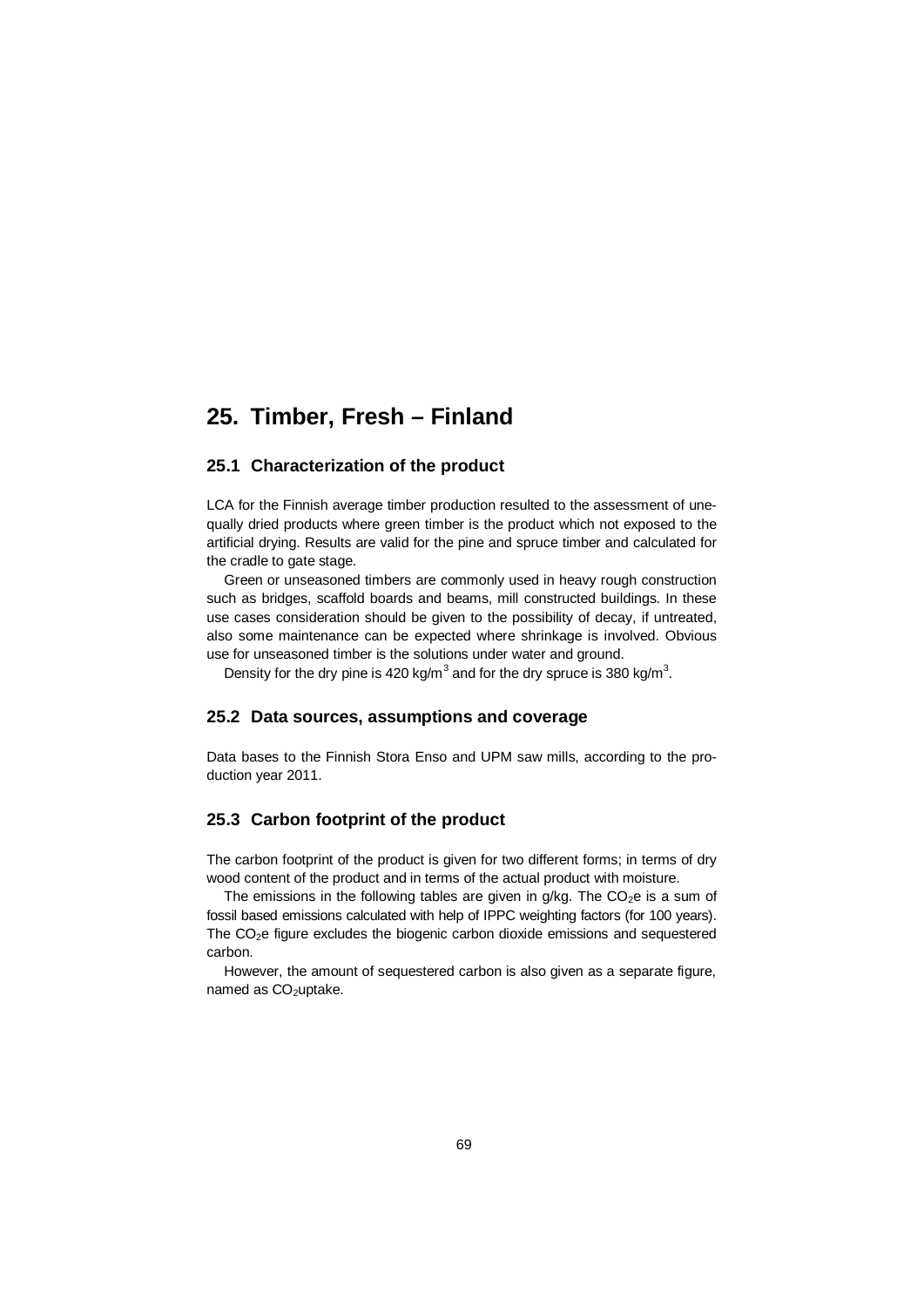# 25. Timber, Fresh – Finland

## 25.1 Characterization of the product

LCA for the Finnish average timber production resulted to the assessment of unequally dried products where green timber is the product which not exposed to the artificial drying. Results are valid for the pine and spruce timber and calculated for the cradle to gate stage.

Green or unseasoned timbers are commonly used in heavy rough construction such as bridges, scaffold boards and beams, mill constructed buildings. In these use cases consideration should be given to the possibility of decay, if untreated, also some maintenance can be expected where shrinkage is involved. Obvious use for unseasoned timber is the solutions under water and ground.

Density for the dry pine is 420 kg/$m^3$ and for the dry spruce is 380 kg/$m^3$.

## 25.2 Data sources, assumptions and coverage

Data bases to the Finnish Stora Enso and UPM saw mills, according to the production year 2011.

## 25.3 Carbon footprint of the product

The carbon footprint of the product is given for two different forms; in terms of dry wood content of the product and in terms of the actual product with moisture.

The emissions in the following tables are given in g/kg. The $CO_2$e is a sum of fossil based emissions calculated with help of IPPC weighting factors (for 100 years). The $CO_2$e figure excludes the biogenic carbon dioxide emissions and sequestered carbon.

However, the amount of sequestered carbon is also given as a separate figure, named as $CO_2$uptake.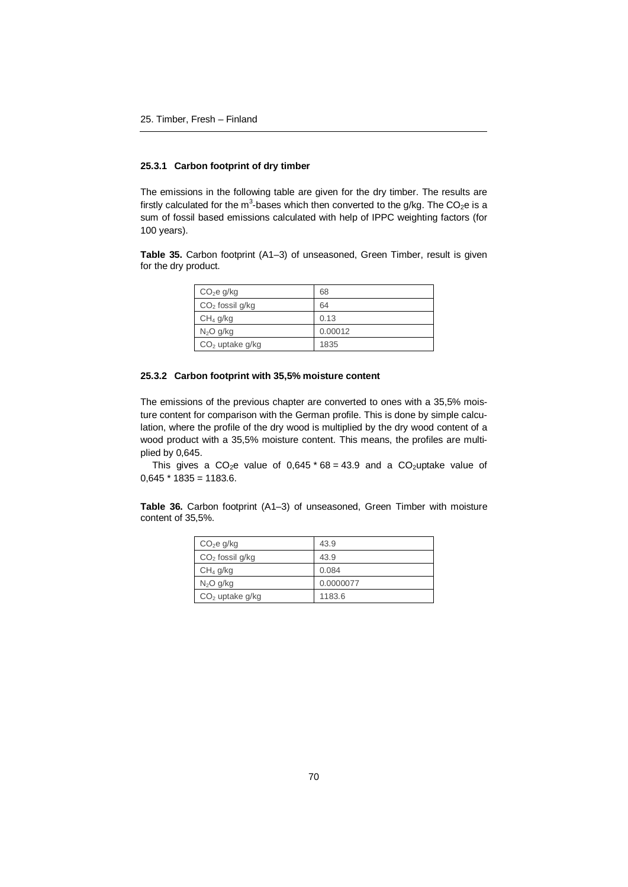### 25.3.1 Carbon footprint of dry timber

The emissions in the following table are given for the dry timber. The results are firstly calculated for the $m^3$-bases which then converted to the g/kg. The $CO_2e$ is a sum of fossil based emissions calculated with help of IPPC weighting factors (for 100 years).

**Table 35.** Carbon footprint (A1–3) of unseasoned, Green Timber, result is given for the dry product.

| | |
|---|---|
| $CO_2e$ g/kg | 68 |
| $CO_2$ fossil g/kg | 64 |
| $CH_4$ g/kg | 0.13 |
| $N_2O$ g/kg | 0.00012 |
| $CO_2$ uptake g/kg | 1835 |

### 25.3.2 Carbon footprint with 35,5% moisture content

The emissions of the previous chapter are converted to ones with a 35,5% moisture content for comparison with the German profile. This is done by simple calculation, where the profile of the dry wood is multiplied by the dry wood content of a wood product with a 35,5% moisture content. This means, the profiles are multiplied by 0,645.

This gives a $CO_2e$ value of $0{,}645 * 68 = 43.9$ and a $CO_2$uptake value of $0{,}645 * 1835 = 1183.6$.

**Table 36.** Carbon footprint (A1–3) of unseasoned, Green Timber with moisture content of 35,5%.

| | |
|---|---|
| $CO_2e$ g/kg | 43.9 |
| $CO_2$ fossil g/kg | 43.9 |
| $CH_4$ g/kg | 0.084 |
| $N_2O$ g/kg | 0.0000077 |
| $CO_2$ uptake g/kg | 1183.6 |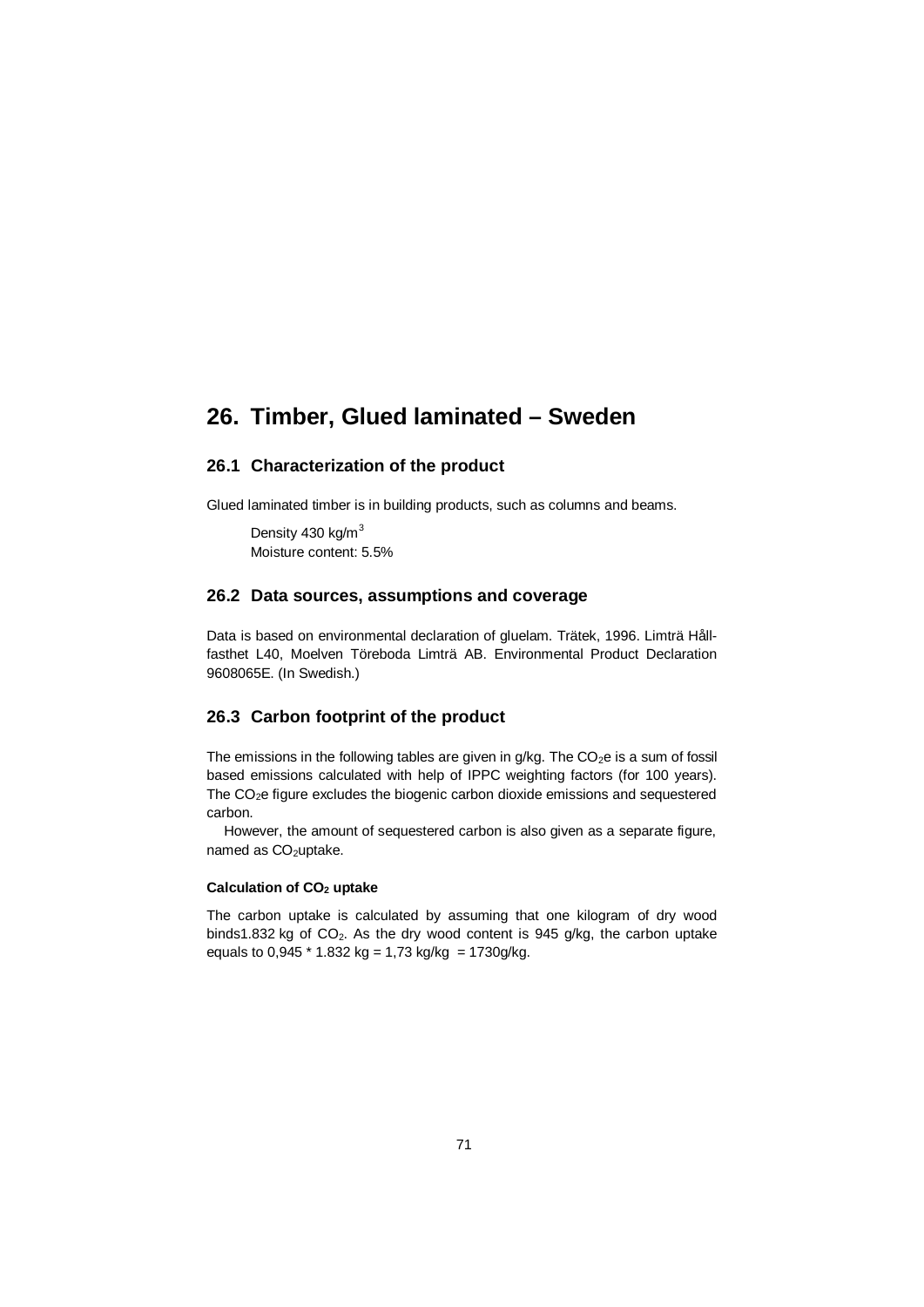# 26. Timber, Glued laminated – Sweden

## 26.1 Characterization of the product

Glued laminated timber is in building products, such as columns and beams.

Density 430 kg/$m^3$
Moisture content: 5.5%

## 26.2 Data sources, assumptions and coverage

Data is based on environmental declaration of gluelam. Trätek, 1996. Limträ Hållfasthet L40, Moelven Töreboda Limträ AB. Environmental Product Declaration 9608065E. (In Swedish.)

## 26.3 Carbon footprint of the product

The emissions in the following tables are given in g/kg. The $CO_2e$ is a sum of fossil based emissions calculated with help of IPPC weighting factors (for 100 years). The $CO_2e$ figure excludes the biogenic carbon dioxide emissions and sequestered carbon.

However, the amount of sequestered carbon is also given as a separate figure, named as $CO_2$uptake.

#### Calculation of $CO_2$ uptake

The carbon uptake is calculated by assuming that one kilogram of dry wood binds1.832 kg of $CO_2$. As the dry wood content is 945 g/kg, the carbon uptake equals to 0,945 * 1.832 kg = 1,73 kg/kg = 1730g/kg.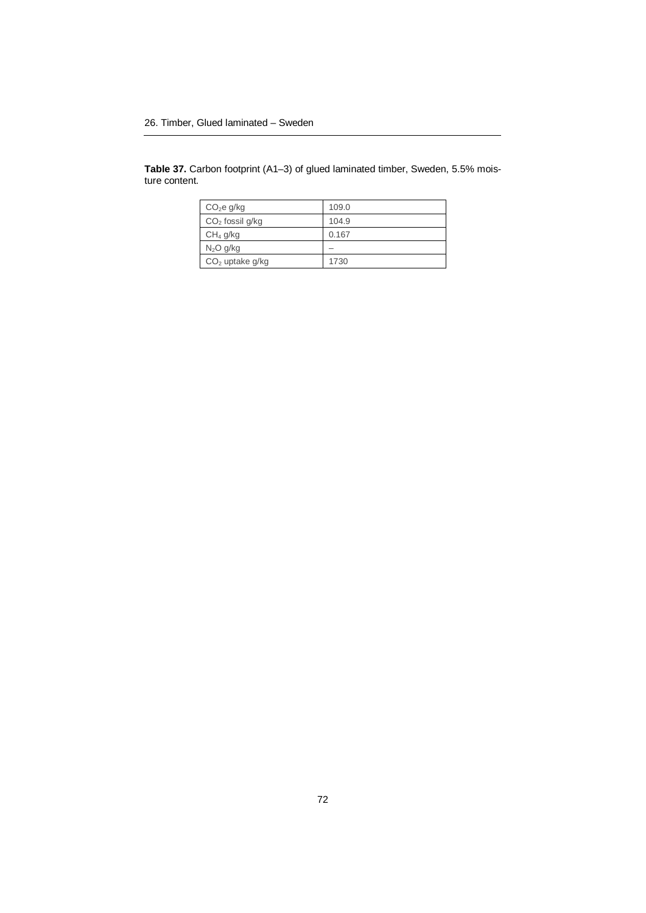## 26. Timber, Glued laminated – Sweden

**Table 37.** Carbon footprint (A1–3) of glued laminated timber, Sweden, 5.5% moisture content.

| | |
|---|---|
| $CO_2e$ g/kg | 109.0 |
| $CO_2$ fossil g/kg | 104.9 |
| $CH_4$ g/kg | 0.167 |
| $N_2O$ g/kg | – |
| $CO_2$ uptake g/kg | 1730 |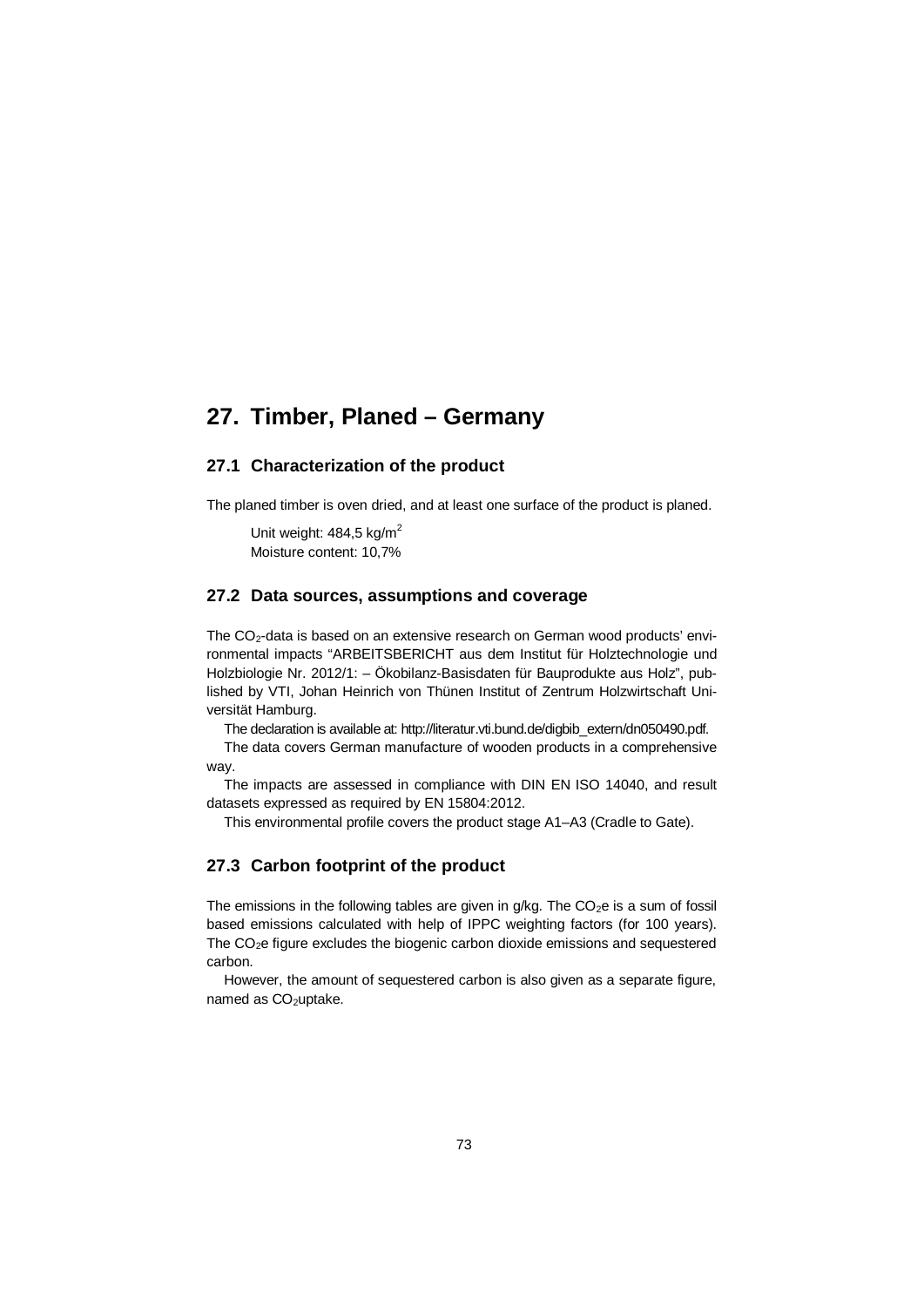# 27. Timber, Planed – Germany

## 27.1 Characterization of the product

The planed timber is oven dried, and at least one surface of the product is planed.

Unit weight: 484,5 kg/m$^2$
Moisture content: 10,7%

## 27.2 Data sources, assumptions and coverage

The $CO_2$-data is based on an extensive research on German wood products' environmental impacts "ARBEITSBERICHT aus dem Institut für Holztechnologie und Holzbiologie Nr. 2012/1: – Ökobilanz-Basisdaten für Bauprodukte aus Holz", published by VTI, Johan Heinrich von Thünen Institut of Zentrum Holzwirtschaft Universität Hamburg.

The declaration is available at: http://literatur.vti.bund.de/digbib_extern/dn050490.pdf.

The data covers German manufacture of wooden products in a comprehensive way.

The impacts are assessed in compliance with DIN EN ISO 14040, and result datasets expressed as required by EN 15804:2012.

This environmental profile covers the product stage A1–A3 (Cradle to Gate).

## 27.3 Carbon footprint of the product

The emissions in the following tables are given in g/kg. The $CO_2e$ is a sum of fossil based emissions calculated with help of IPPC weighting factors (for 100 years). The $CO_2e$ figure excludes the biogenic carbon dioxide emissions and sequestered carbon.

However, the amount of sequestered carbon is also given as a separate figure, named as $CO_2$uptake.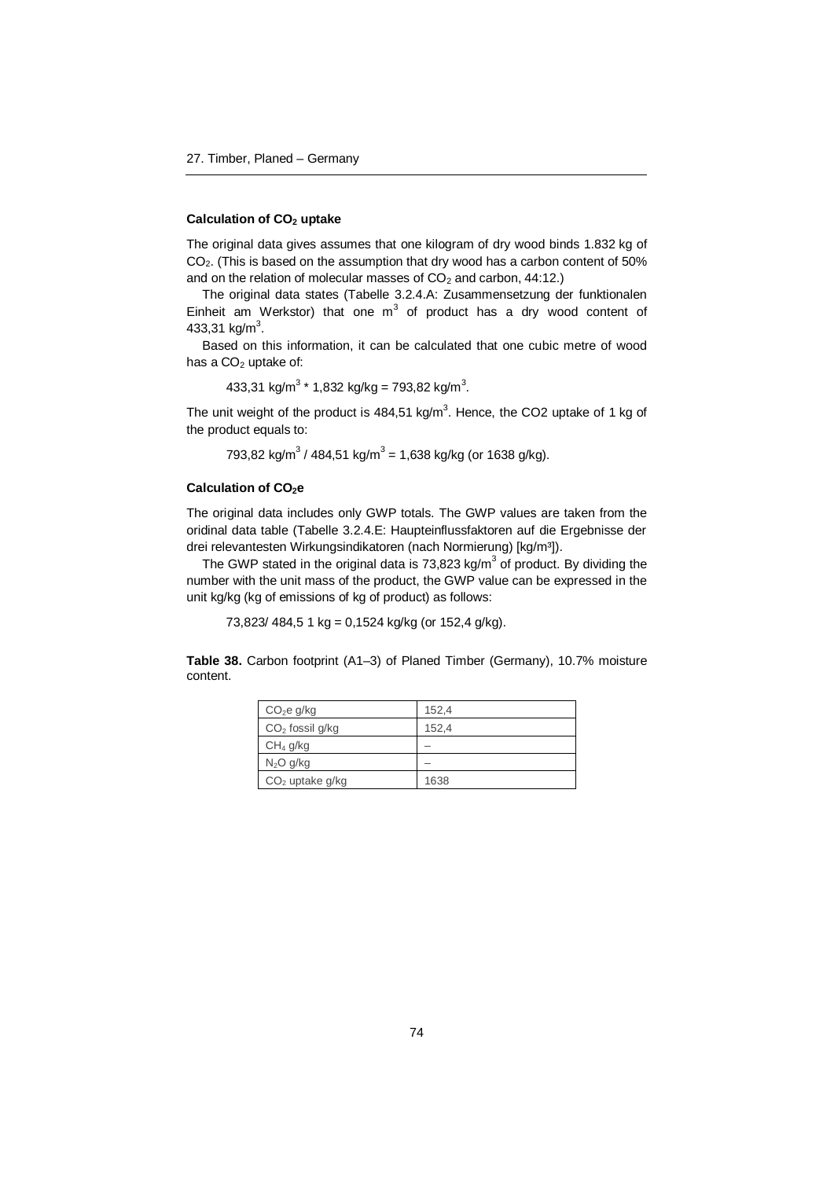### Calculation of $CO_2$ uptake

The original data gives assumes that one kilogram of dry wood binds 1.832 kg of $CO_2$. (This is based on the assumption that dry wood has a carbon content of 50% and on the relation of molecular masses of $CO_2$ and carbon, 44:12.)

The original data states (Tabelle 3.2.4.A: Zusammensetzung der funktionalen Einheit am Werkstor) that one $m^3$ of product has a dry wood content of 433,31 $kg/m^3$.

Based on this information, it can be calculated that one cubic metre of wood has a $CO_2$ uptake of:

$$433{,}31\ kg/m^3 * 1{,}832\ kg/kg = 793{,}82\ kg/m^3.$$

The unit weight of the product is 484,51 $kg/m^3$. Hence, the CO2 uptake of 1 kg of the product equals to:

$$793{,}82\ kg/m^3 / 484{,}51\ kg/m^3 = 1{,}638\ kg/kg \text{ (or 1638 g/kg).}$$

### Calculation of $CO_2e$

The original data includes only GWP totals. The GWP values are taken from the oridinal data table (Tabelle 3.2.4.E: Haupteinflussfaktoren auf die Ergebnisse der drei relevantesten Wirkungsindikatoren (nach Normierung) [kg/m³]).

The GWP stated in the original data is 73,823 $kg/m^3$ of product. By dividing the number with the unit mass of the product, the GWP value can be expressed in the unit kg/kg (kg of emissions of kg of product) as follows:

$$73{,}823 / 484{,}5\ 1\ kg = 0{,}1524\ kg/kg \text{ (or 152,4 g/kg).}$$

**Table 38.** Carbon footprint (A1–3) of Planed Timber (Germany), 10.7% moisture content.

| | |
|---|---|
| $CO_2e$ g/kg | 152,4 |
| $CO_2$ fossil g/kg | 152,4 |
| $CH_4$ g/kg | – |
| $N_2O$ g/kg | – |
| $CO_2$ uptake g/kg | 1638 |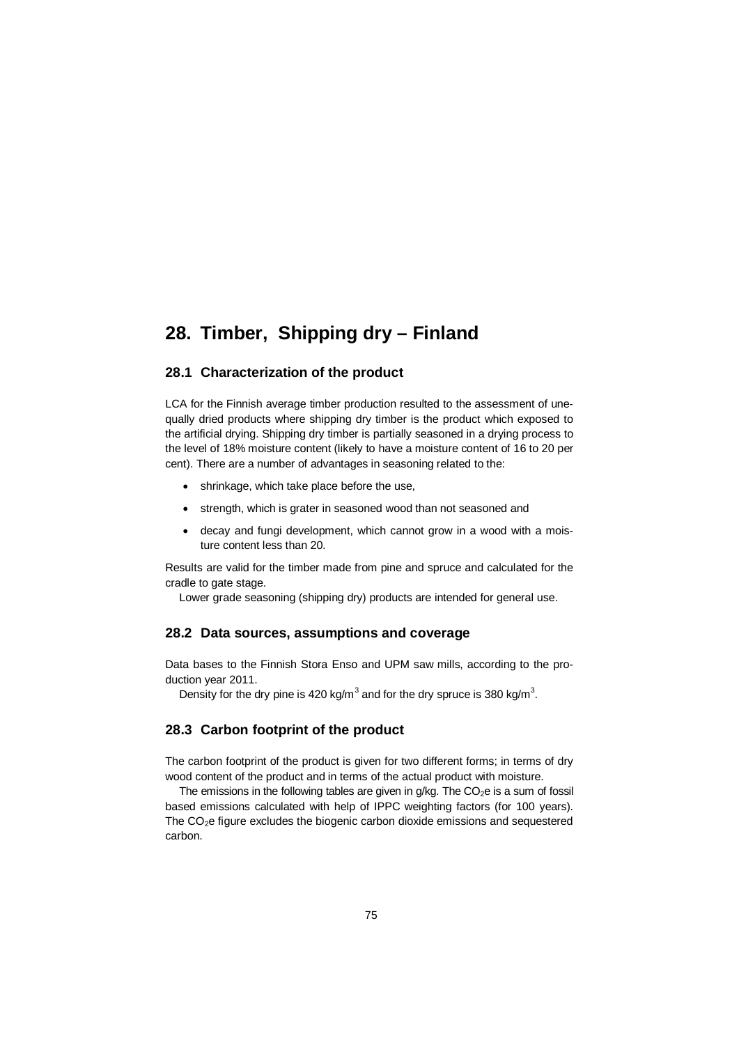# 28. Timber, Shipping dry – Finland

## 28.1 Characterization of the product

LCA for the Finnish average timber production resulted to the assessment of unequally dried products where shipping dry timber is the product which exposed to the artificial drying. Shipping dry timber is partially seasoned in a drying process to the level of 18% moisture content (likely to have a moisture content of 16 to 20 per cent). There are a number of advantages in seasoning related to the:

- shrinkage, which take place before the use,
- strength, which is grater in seasoned wood than not seasoned and
- decay and fungi development, which cannot grow in a wood with a moisture content less than 20.

Results are valid for the timber made from pine and spruce and calculated for the cradle to gate stage.

Lower grade seasoning (shipping dry) products are intended for general use.

## 28.2 Data sources, assumptions and coverage

Data bases to the Finnish Stora Enso and UPM saw mills, according to the production year 2011.

Density for the dry pine is 420 kg/m$^3$ and for the dry spruce is 380 kg/m$^3$.

## 28.3 Carbon footprint of the product

The carbon footprint of the product is given for two different forms; in terms of dry wood content of the product and in terms of the actual product with moisture.

The emissions in the following tables are given in g/kg. The $CO_2$e is a sum of fossil based emissions calculated with help of IPPC weighting factors (for 100 years). The $CO_2$e figure excludes the biogenic carbon dioxide emissions and sequestered carbon.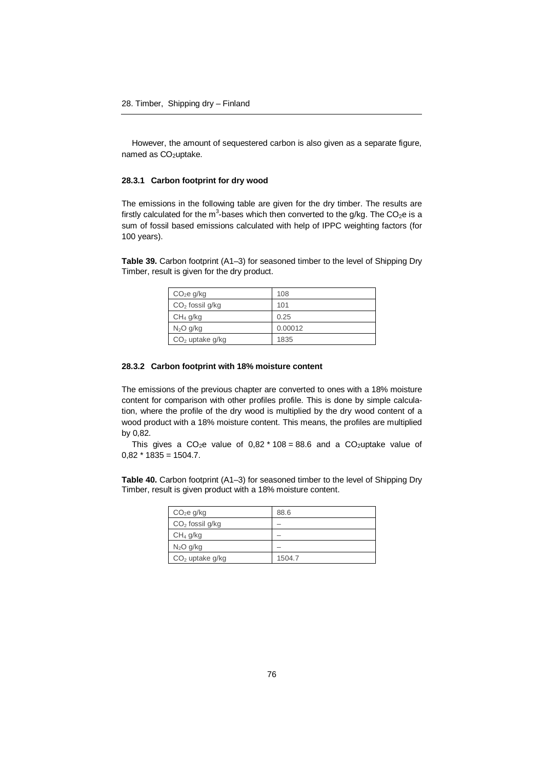However, the amount of sequestered carbon is also given as a separate figure, named as $CO_2$uptake.

### 28.3.1 Carbon footprint for dry wood

The emissions in the following table are given for the dry timber. The results are firstly calculated for the $m^3$-bases which then converted to the g/kg. The $CO_2e$ is a sum of fossil based emissions calculated with help of IPPC weighting factors (for 100 years).

**Table 39.** Carbon footprint (A1–3) for seasoned timber to the level of Shipping Dry Timber, result is given for the dry product.

| | |
|---|---|
| $CO_2e$ g/kg | 108 |
| $CO_2$ fossil g/kg | 101 |
| $CH_4$ g/kg | 0.25 |
| $N_2O$ g/kg | 0.00012 |
| $CO_2$ uptake g/kg | 1835 |

### 28.3.2 Carbon footprint with 18% moisture content

The emissions of the previous chapter are converted to ones with a 18% moisture content for comparison with other profiles profile. This is done by simple calculation, where the profile of the dry wood is multiplied by the dry wood content of a wood product with a 18% moisture content. This means, the profiles are multiplied by 0,82.

This gives a $CO_2e$ value of $0{,}82 * 108 = 88.6$ and a $CO_2$uptake value of $0{,}82 * 1835 = 1504.7$.

**Table 40.** Carbon footprint (A1–3) for seasoned timber to the level of Shipping Dry Timber, result is given product with a 18% moisture content.

| | |
|---|---|
| $CO_2e$ g/kg | 88.6 |
| $CO_2$ fossil g/kg | – |
| $CH_4$ g/kg | – |
| $N_2O$ g/kg | – |
| $CO_2$ uptake g/kg | 1504.7 |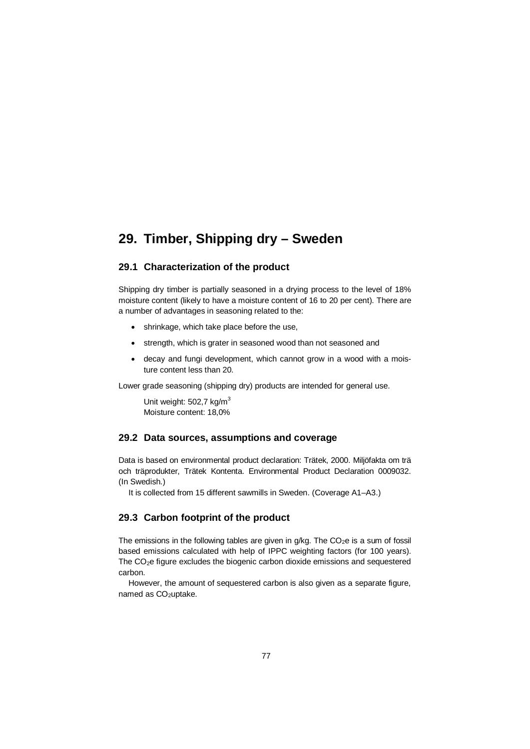# 29. Timber, Shipping dry – Sweden

## 29.1 Characterization of the product

Shipping dry timber is partially seasoned in a drying process to the level of 18% moisture content (likely to have a moisture content of 16 to 20 per cent). There are a number of advantages in seasoning related to the:

- shrinkage, which take place before the use,
- strength, which is grater in seasoned wood than not seasoned and
- decay and fungi development, which cannot grow in a wood with a moisture content less than 20.

Lower grade seasoning (shipping dry) products are intended for general use.

Unit weight: 502,7 kg/m$^3$
Moisture content: 18,0%

## 29.2 Data sources, assumptions and coverage

Data is based on environmental product declaration: Trätek, 2000. Miljöfakta om trä och träprodukter, Trätek Kontenta. Environmental Product Declaration 0009032. (In Swedish.)

It is collected from 15 different sawmills in Sweden. (Coverage A1–A3.)

## 29.3 Carbon footprint of the product

The emissions in the following tables are given in g/kg. The $CO_2$e is a sum of fossil based emissions calculated with help of IPPC weighting factors (for 100 years). The $CO_2$e figure excludes the biogenic carbon dioxide emissions and sequestered carbon.

However, the amount of sequestered carbon is also given as a separate figure, named as $CO_2$uptake.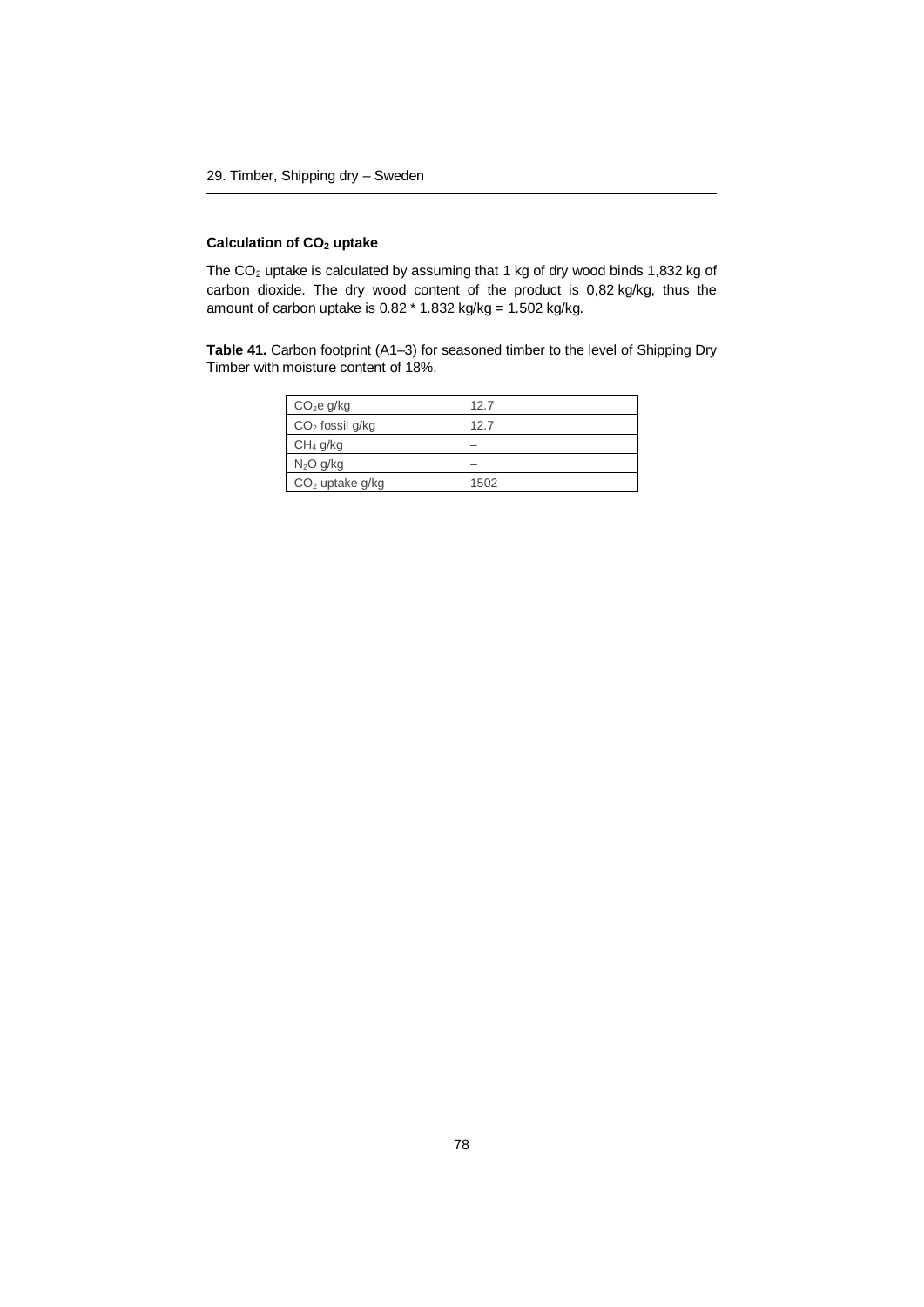#### Calculation of $CO_2$ uptake

The $CO_2$ uptake is calculated by assuming that 1 kg of dry wood binds 1,832 kg of carbon dioxide. The dry wood content of the product is 0,82 kg/kg, thus the amount of carbon uptake is 0.82 * 1.832 kg/kg = 1.502 kg/kg.

**Table 41.** Carbon footprint (A1–3) for seasoned timber to the level of Shipping Dry Timber with moisture content of 18%.

| | |
|---|---|
| $CO_2e$ g/kg | 12.7 |
| $CO_2$ fossil g/kg | 12.7 |
| $CH_4$ g/kg | – |
| $N_2O$ g/kg | – |
| $CO_2$ uptake g/kg | 1502 |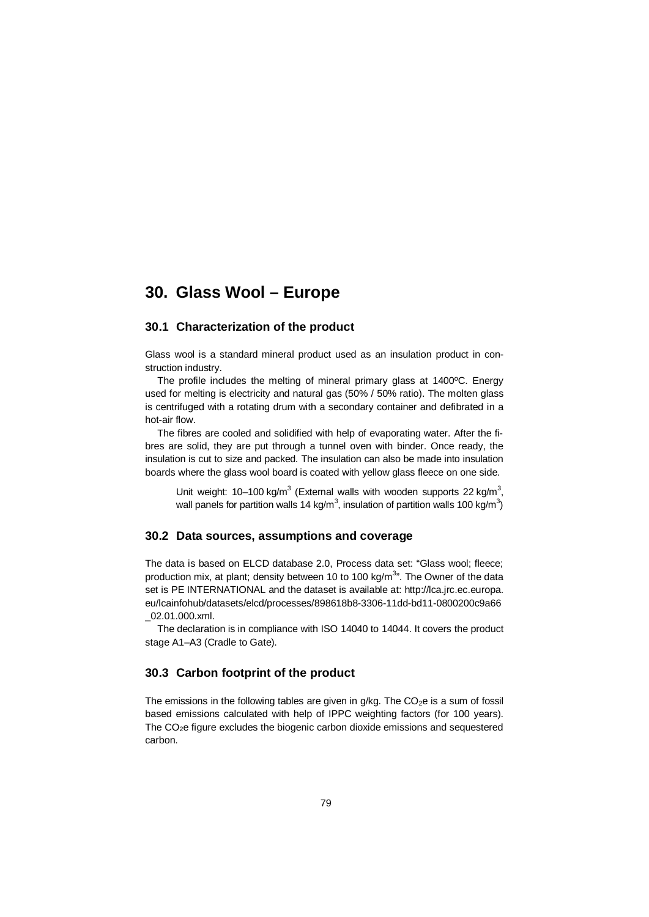# 30. Glass Wool – Europe

## 30.1 Characterization of the product

Glass wool is a standard mineral product used as an insulation product in construction industry.

The profile includes the melting of mineral primary glass at 1400ºC. Energy used for melting is electricity and natural gas (50% / 50% ratio). The molten glass is centrifuged with a rotating drum with a secondary container and defibrated in a hot-air flow.

The fibres are cooled and solidified with help of evaporating water. After the fibres are solid, they are put through a tunnel oven with binder. Once ready, the insulation is cut to size and packed. The insulation can also be made into insulation boards where the glass wool board is coated with yellow glass fleece on one side.

> Unit weight: 10–100 kg/m$^3$ (External walls with wooden supports 22 kg/m$^3$, wall panels for partition walls 14 kg/m$^3$, insulation of partition walls 100 kg/m$^3$)

## 30.2 Data sources, assumptions and coverage

The data is based on ELCD database 2.0, Process data set: "Glass wool; fleece; production mix, at plant; density between 10 to 100 kg/m$^3$". The Owner of the data set is PE INTERNATIONAL and the dataset is available at: http://lca.jrc.ec.europa.eu/lcainfohub/datasets/elcd/processes/898618b8-3306-11dd-bd11-0800200c9a66_02.01.000.xml.

The declaration is in compliance with ISO 14040 to 14044. It covers the product stage A1–A3 (Cradle to Gate).

## 30.3 Carbon footprint of the product

The emissions in the following tables are given in g/kg. The $CO_2e$ is a sum of fossil based emissions calculated with help of IPPC weighting factors (for 100 years). The $CO_2e$ figure excludes the biogenic carbon dioxide emissions and sequestered carbon.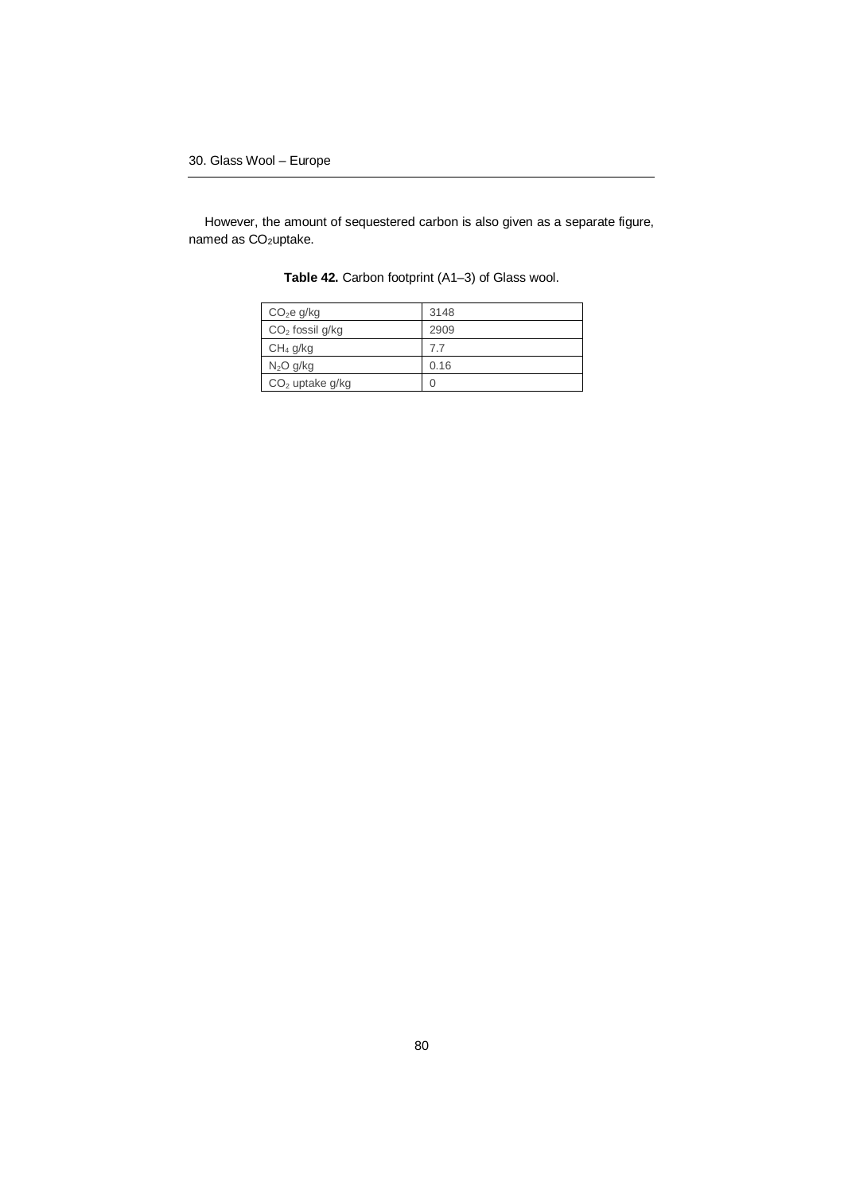However, the amount of sequestered carbon is also given as a separate figure, named as $CO_2$uptake.

**Table 42.** Carbon footprint (A1–3) of Glass wool.

| | |
|---|---|
| $CO_2e$ g/kg | 3148 |
| $CO_2$ fossil g/kg | 2909 |
| $CH_4$ g/kg | 7.7 |
| $N_2O$ g/kg | 0.16 |
| $CO_2$ uptake g/kg | 0 |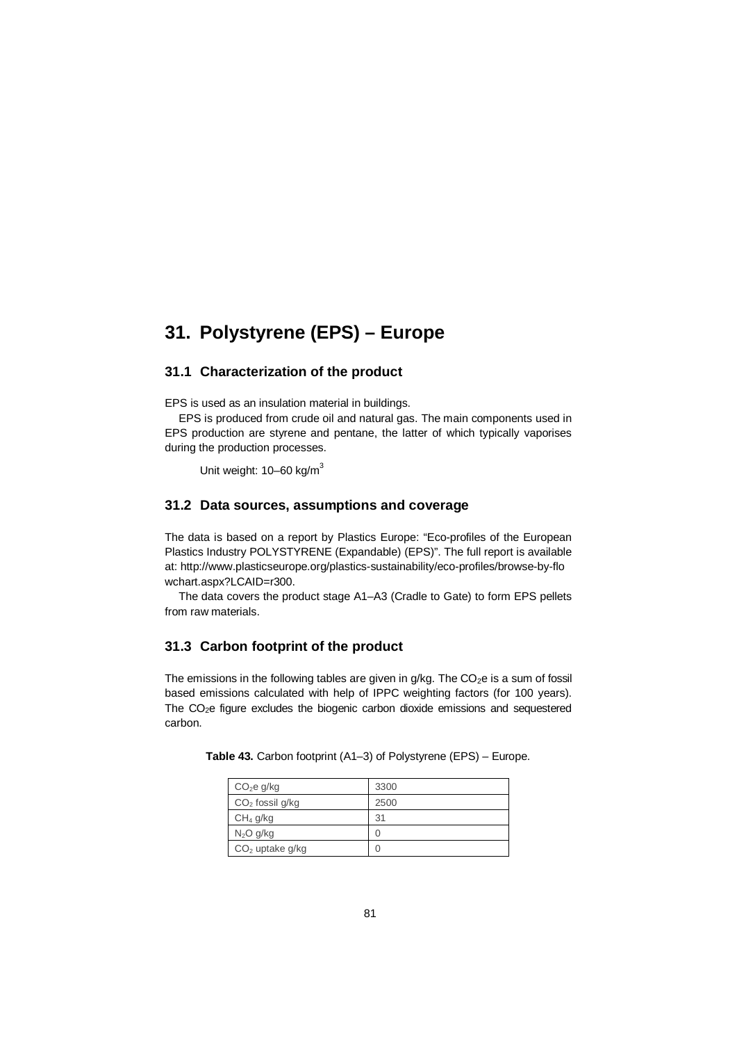# 31. Polystyrene (EPS) – Europe

## 31.1 Characterization of the product

EPS is used as an insulation material in buildings.

EPS is produced from crude oil and natural gas. The main components used in EPS production are styrene and pentane, the latter of which typically vaporises during the production processes.

Unit weight: 10–60 kg/$m^3$

## 31.2 Data sources, assumptions and coverage

The data is based on a report by Plastics Europe: "Eco-profiles of the European Plastics Industry POLYSTYRENE (Expandable) (EPS)". The full report is available at: http://www.plasticseurope.org/plastics-sustainability/eco-profiles/browse-by-flowchart.aspx?LCAID=r300.

The data covers the product stage A1–A3 (Cradle to Gate) to form EPS pellets from raw materials.

## 31.3 Carbon footprint of the product

The emissions in the following tables are given in g/kg. The $CO_2e$ is a sum of fossil based emissions calculated with help of IPPC weighting factors (for 100 years). The $CO_2e$ figure excludes the biogenic carbon dioxide emissions and sequestered carbon.

**Table 43.** Carbon footprint (A1–3) of Polystyrene (EPS) – Europe.

| | |
|---|---|
| $CO_2e$ g/kg | 3300 |
| $CO_2$ fossil g/kg | 2500 |
| $CH_4$ g/kg | 31 |
| $N_2O$ g/kg | 0 |
| $CO_2$ uptake g/kg | 0 |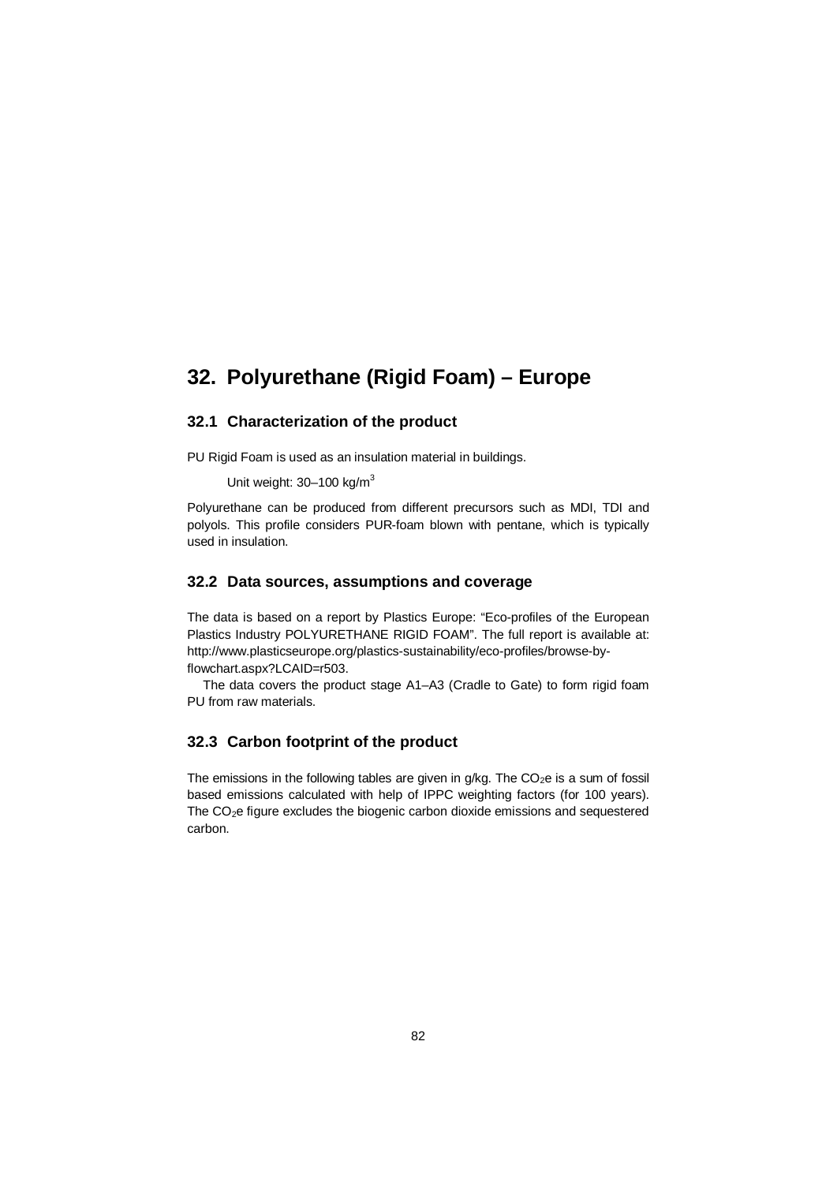# 32. Polyurethane (Rigid Foam) – Europe

## 32.1 Characterization of the product

PU Rigid Foam is used as an insulation material in buildings.

Unit weight: 30–100 $kg/m^3$

Polyurethane can be produced from different precursors such as MDI, TDI and polyols. This profile considers PUR-foam blown with pentane, which is typically used in insulation.

## 32.2 Data sources, assumptions and coverage

The data is based on a report by Plastics Europe: "Eco-profiles of the European Plastics Industry POLYURETHANE RIGID FOAM". The full report is available at: http://www.plasticseurope.org/plastics-sustainability/eco-profiles/browse-by-flowchart.aspx?LCAID=r503.

The data covers the product stage A1–A3 (Cradle to Gate) to form rigid foam PU from raw materials.

## 32.3 Carbon footprint of the product

The emissions in the following tables are given in g/kg. The $CO_2e$ is a sum of fossil based emissions calculated with help of IPPC weighting factors (for 100 years). The $CO_2e$ figure excludes the biogenic carbon dioxide emissions and sequestered carbon.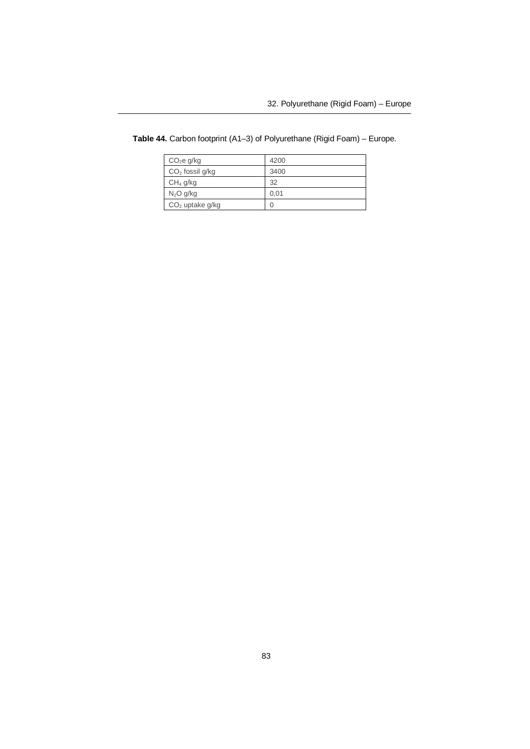**Table 44.** Carbon footprint (A1–3) of Polyurethane (Rigid Foam) – Europe.

| | |
|---|---|
| $CO_2e$ g/kg | 4200 |
| $CO_2$ fossil g/kg | 3400 |
| $CH_4$ g/kg | 32 |
| $N_2O$ g/kg | 0,01 |
| $CO_2$ uptake g/kg | 0 |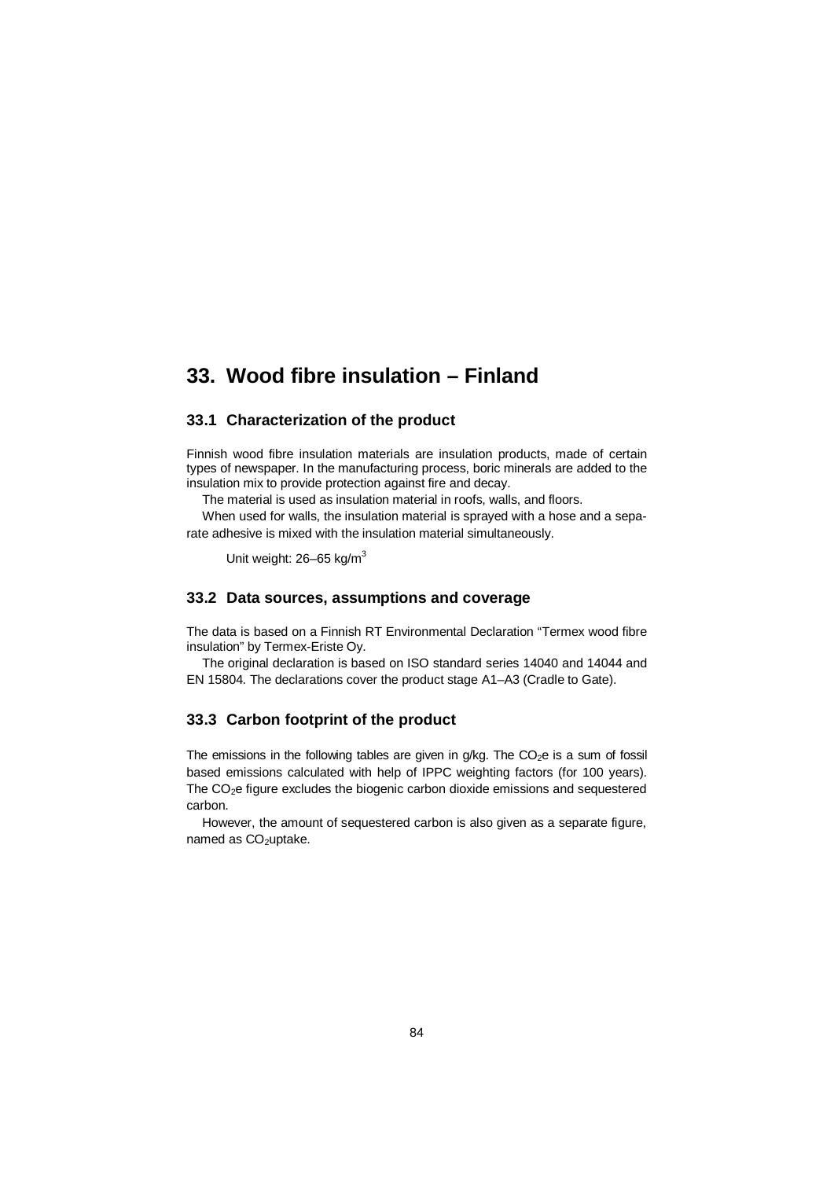# 33. Wood fibre insulation – Finland

## 33.1 Characterization of the product

Finnish wood fibre insulation materials are insulation products, made of certain types of newspaper. In the manufacturing process, boric minerals are added to the insulation mix to provide protection against fire and decay.

The material is used as insulation material in roofs, walls, and floors.

When used for walls, the insulation material is sprayed with a hose and a separate adhesive is mixed with the insulation material simultaneously.

Unit weight: 26–65 kg/m$^3$

## 33.2 Data sources, assumptions and coverage

The data is based on a Finnish RT Environmental Declaration "Termex wood fibre insulation" by Termex-Eriste Oy.

The original declaration is based on ISO standard series 14040 and 14044 and EN 15804. The declarations cover the product stage A1–A3 (Cradle to Gate).

## 33.3 Carbon footprint of the product

The emissions in the following tables are given in g/kg. The $CO_2e$ is a sum of fossil based emissions calculated with help of IPPC weighting factors (for 100 years). The $CO_2e$ figure excludes the biogenic carbon dioxide emissions and sequestered carbon.

However, the amount of sequestered carbon is also given as a separate figure, named as $CO_2$uptake.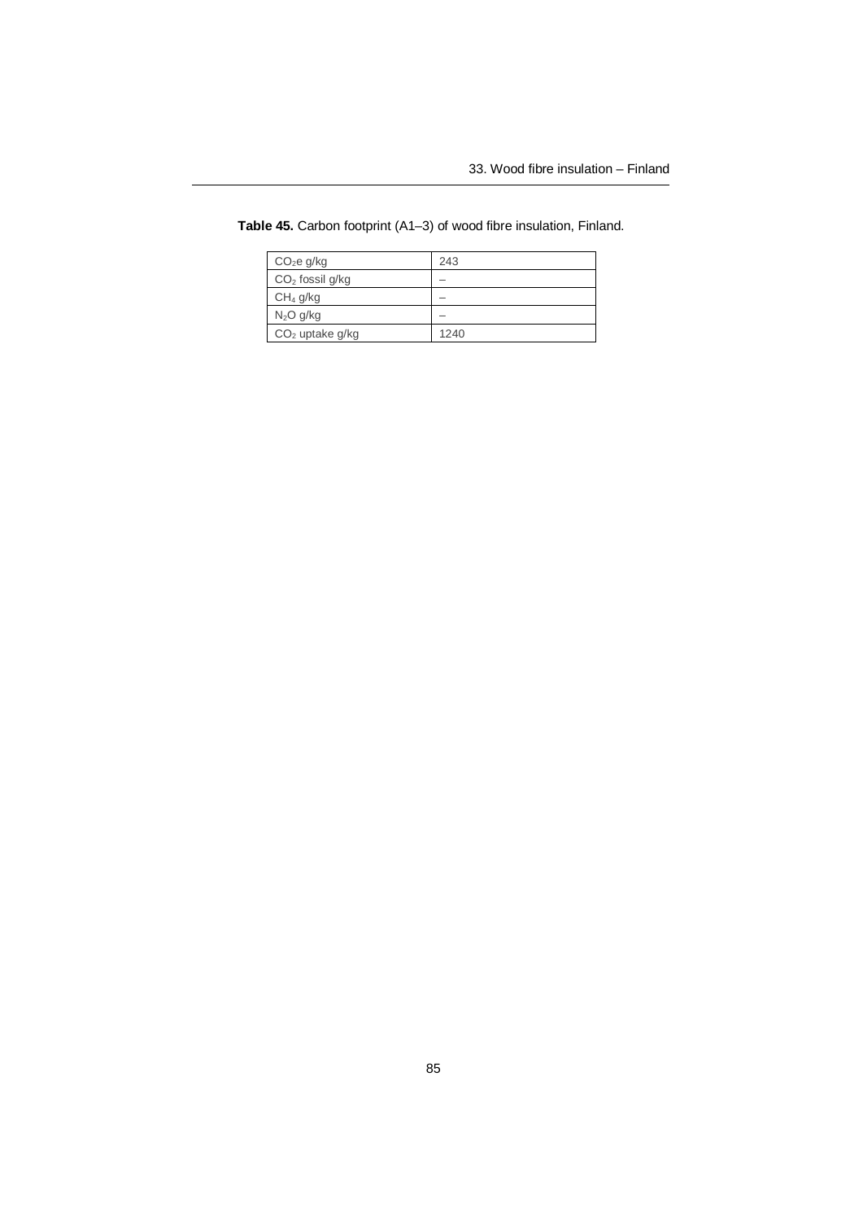**Table 45.** Carbon footprint (A1–3) of wood fibre insulation, Finland.

| | |
|---|---|
| $CO_2e$ g/kg | 243 |
| $CO_2$ fossil g/kg | – |
| $CH_4$ g/kg | – |
| $N_2O$ g/kg | – |
| $CO_2$ uptake g/kg | 1240 |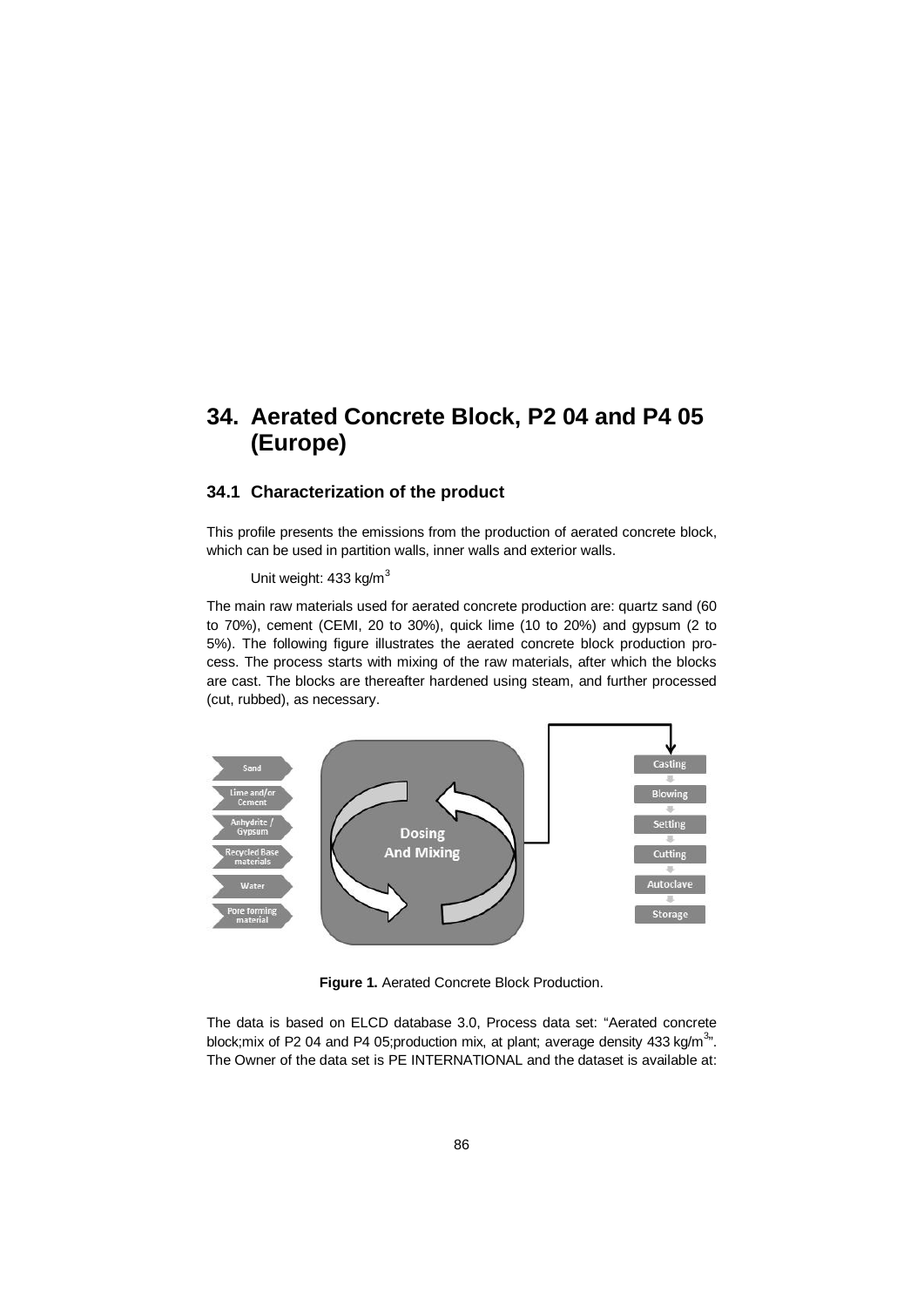# 34. Aerated Concrete Block, P2 04 and P4 05 (Europe)

## 34.1 Characterization of the product

This profile presents the emissions from the production of aerated concrete block, which can be used in partition walls, inner walls and exterior walls.

Unit weight: 433 kg/m$^3$

The main raw materials used for aerated concrete production are: quartz sand (60 to 70%), cement (CEMI, 20 to 30%), quick lime (10 to 20%) and gypsum (2 to 5%). The following figure illustrates the aerated concrete block production process. The process starts with mixing of the raw materials, after which the blocks are cast. The blocks are thereafter hardened using steam, and further processed (cut, rubbed), as necessary.

**Figure 1.** Aerated Concrete Block Production.

The data is based on ELCD database 3.0, Process data set: "Aerated concrete block;mix of P2 04 and P4 05;production mix, at plant; average density 433 kg/m$^3$". The Owner of the data set is PE INTERNATIONAL and the dataset is available at: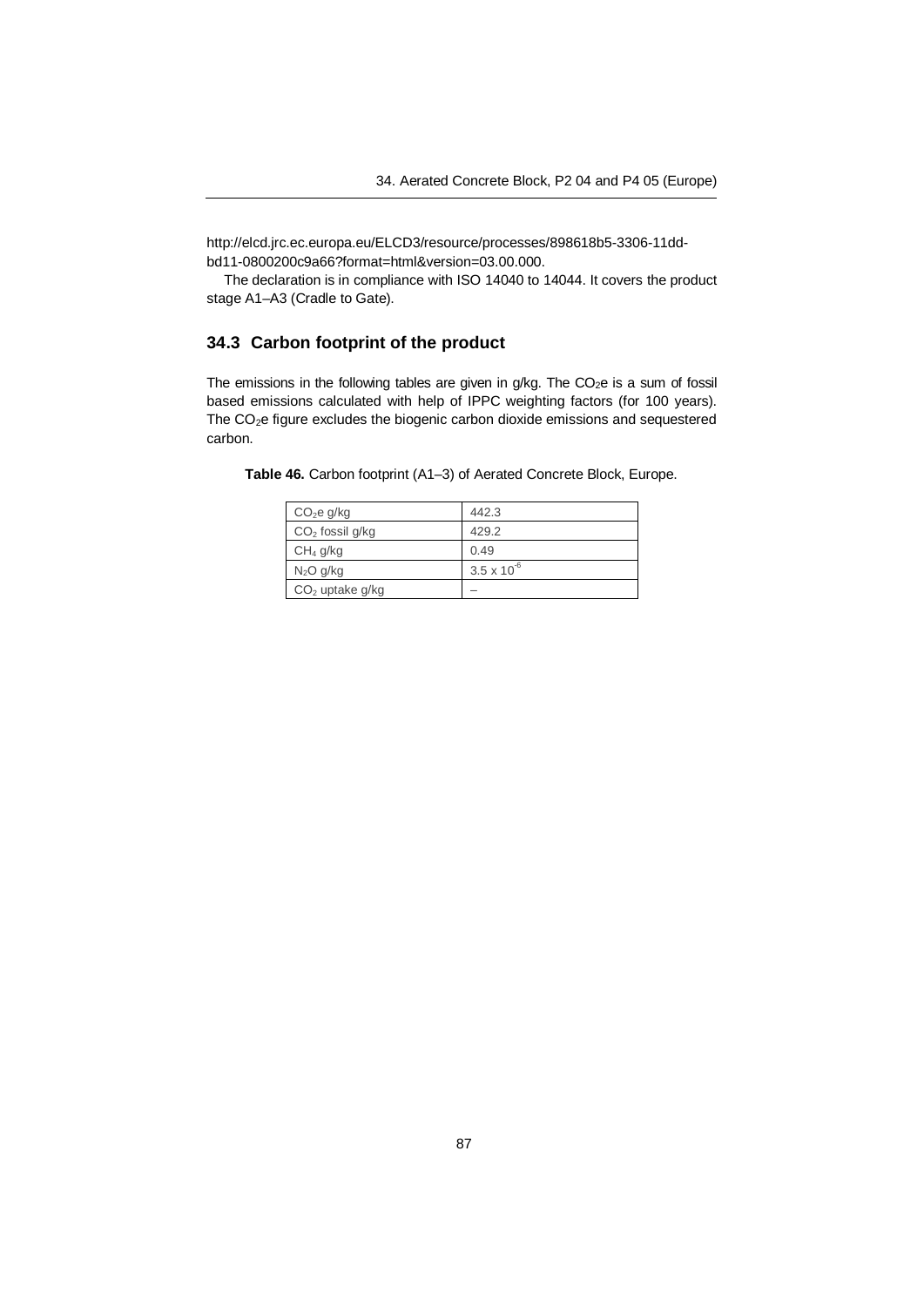http://elcd.jrc.ec.europa.eu/ELCD3/resource/processes/898618b5-3306-11dd-bd11-0800200c9a66?format=html&version=03.00.000.

The declaration is in compliance with ISO 14040 to 14044. It covers the product stage A1–A3 (Cradle to Gate).

## 34.3 Carbon footprint of the product

The emissions in the following tables are given in g/kg. The $CO_2e$ is a sum of fossil based emissions calculated with help of IPPC weighting factors (for 100 years). The $CO_2e$ figure excludes the biogenic carbon dioxide emissions and sequestered carbon.

**Table 46.** Carbon footprint (A1–3) of Aerated Concrete Block, Europe.

| | |
|---|---|
| $CO_2e$ g/kg | 442.3 |
| $CO_2$ fossil g/kg | 429.2 |
| $CH_4$ g/kg | 0.49 |
| $N_2O$ g/kg | $3.5 \times 10^{-6}$ |
| $CO_2$ uptake g/kg | – |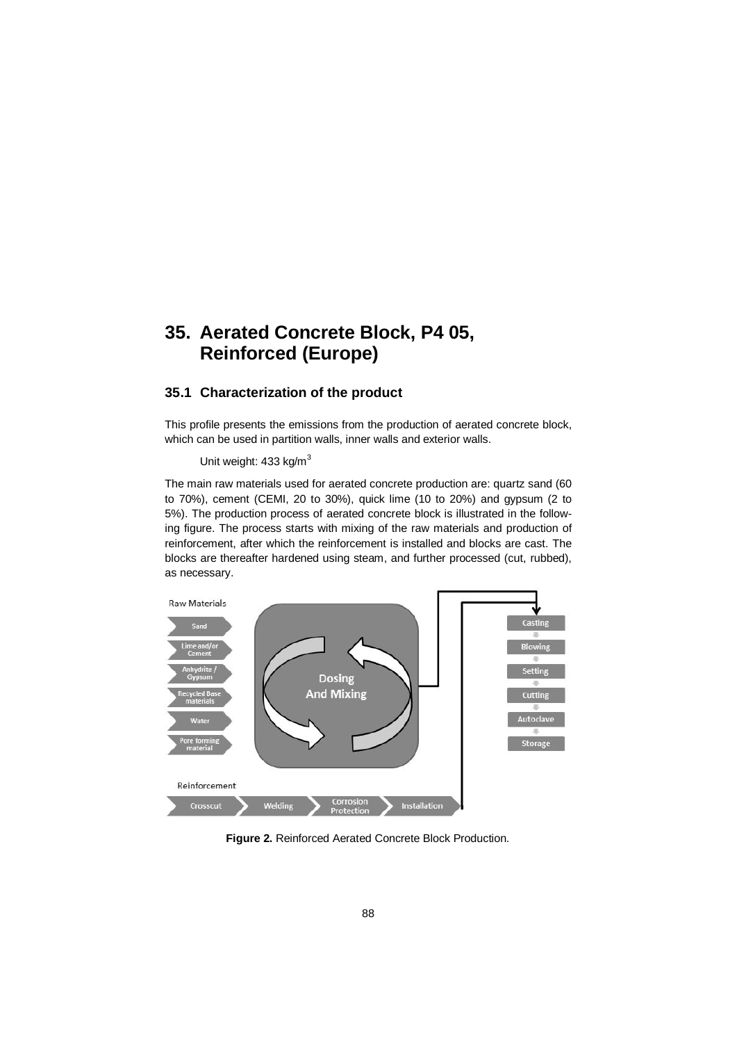# 35. Aerated Concrete Block, P4 05, Reinforced (Europe)

## 35.1 Characterization of the product

This profile presents the emissions from the production of aerated concrete block, which can be used in partition walls, inner walls and exterior walls.

Unit weight: 433 kg/m$^3$

The main raw materials used for aerated concrete production are: quartz sand (60 to 70%), cement (CEMI, 20 to 30%), quick lime (10 to 20%) and gypsum (2 to 5%). The production process of aerated concrete block is illustrated in the following figure. The process starts with mixing of the raw materials and production of reinforcement, after which the reinforcement is installed and blocks are cast. The blocks are thereafter hardened using steam, and further processed (cut, rubbed), as necessary.

Raw Materials

- Sand
- Lime and/or Cement
- Anhydrite / Gypsum
- Recycled Base materials
- Water
- Pore forming material

Dosing And Mixing

Casting → Blowing → Setting → Cutting → Autoclave → Storage

Reinforcement

Crosscut → Welding → Corrosion Protection → Installation

**Figure 2.** Reinforced Aerated Concrete Block Production.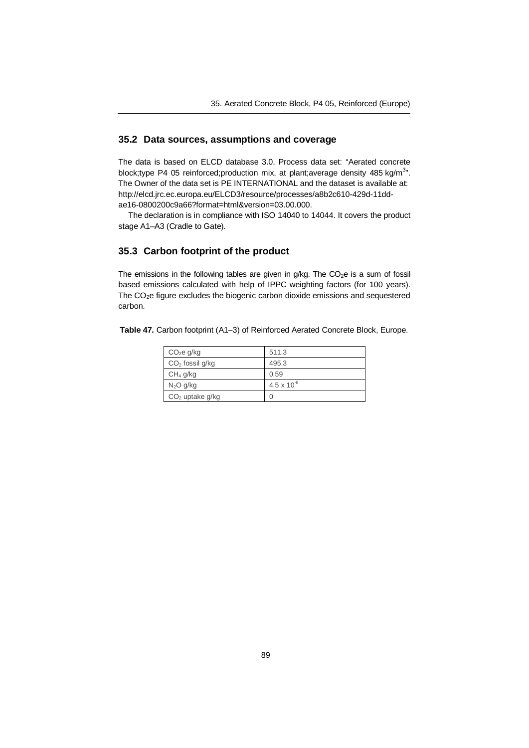## 35.2 Data sources, assumptions and coverage

The data is based on ELCD database 3.0, Process data set: "Aerated concrete block;type P4 05 reinforced;production mix, at plant;average density 485 kg/m$^3$". The Owner of the data set is PE INTERNATIONAL and the dataset is available at: http://elcd.jrc.ec.europa.eu/ELCD3/resource/processes/a8b2c610-429d-11dd-ae16-0800200c9a66?format=html&version=03.00.000.

The declaration is in compliance with ISO 14040 to 14044. It covers the product stage A1–A3 (Cradle to Gate).

## 35.3 Carbon footprint of the product

The emissions in the following tables are given in g/kg. The $CO_2$e is a sum of fossil based emissions calculated with help of IPPC weighting factors (for 100 years). The $CO_2$e figure excludes the biogenic carbon dioxide emissions and sequestered carbon.

**Table 47.** Carbon footprint (A1–3) of Reinforced Aerated Concrete Block, Europe.

| | |
|---|---|
| $CO_2$e g/kg | 511.3 |
| $CO_2$ fossil g/kg | 495.3 |
| $CH_4$ g/kg | 0.59 |
| $N_2O$ g/kg | $4.5 \times 10^{-6}$ |
| $CO_2$ uptake g/kg | 0 |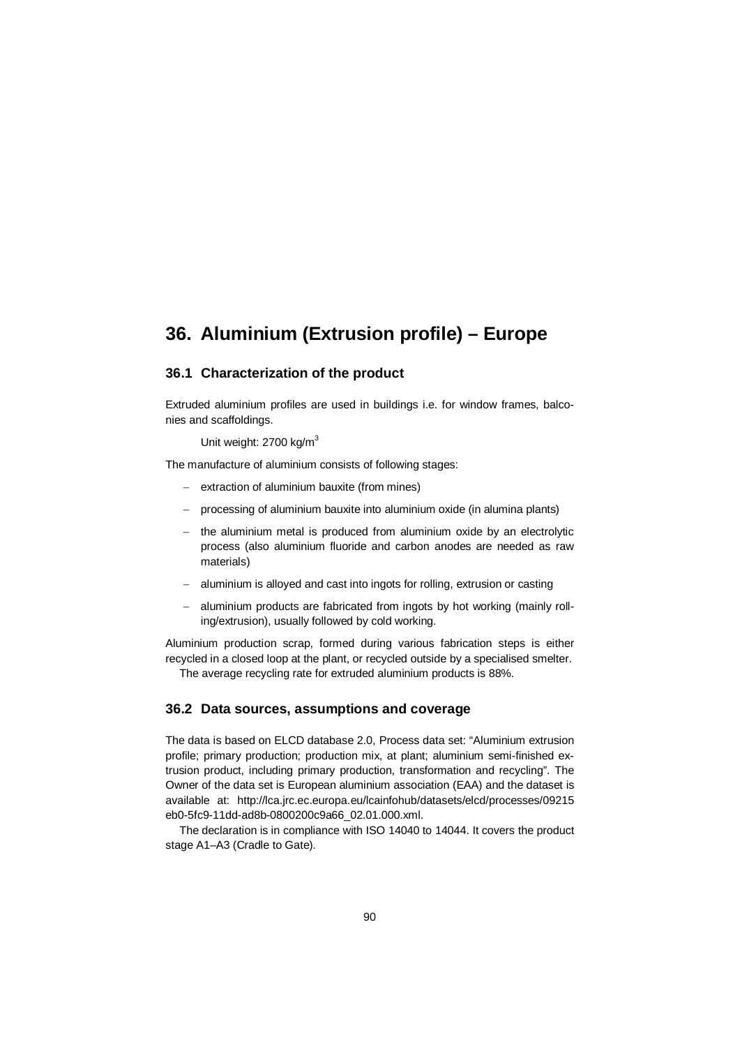# 36. Aluminium (Extrusion profile) – Europe

## 36.1 Characterization of the product

Extruded aluminium profiles are used in buildings i.e. for window frames, balconies and scaffoldings.

Unit weight: 2700 kg/m$^3$

The manufacture of aluminium consists of following stages:

- extraction of aluminium bauxite (from mines)
- processing of aluminium bauxite into aluminium oxide (in alumina plants)
- the aluminium metal is produced from aluminium oxide by an electrolytic process (also aluminium fluoride and carbon anodes are needed as raw materials)
- aluminium is alloyed and cast into ingots for rolling, extrusion or casting
- aluminium products are fabricated from ingots by hot working (mainly rolling/extrusion), usually followed by cold working.

Aluminium production scrap, formed during various fabrication steps is either recycled in a closed loop at the plant, or recycled outside by a specialised smelter.

The average recycling rate for extruded aluminium products is 88%.

## 36.2 Data sources, assumptions and coverage

The data is based on ELCD database 2.0, Process data set: "Aluminium extrusion profile; primary production; production mix, at plant; aluminium semi-finished extrusion product, including primary production, transformation and recycling". The Owner of the data set is European aluminium association (EAA) and the dataset is available at: http://lca.jrc.ec.europa.eu/lcainfohub/datasets/elcd/processes/09215eb0-5fc9-11dd-ad8b-0800200c9a66_02.01.000.xml.

The declaration is in compliance with ISO 14040 to 14044. It covers the product stage A1–A3 (Cradle to Gate).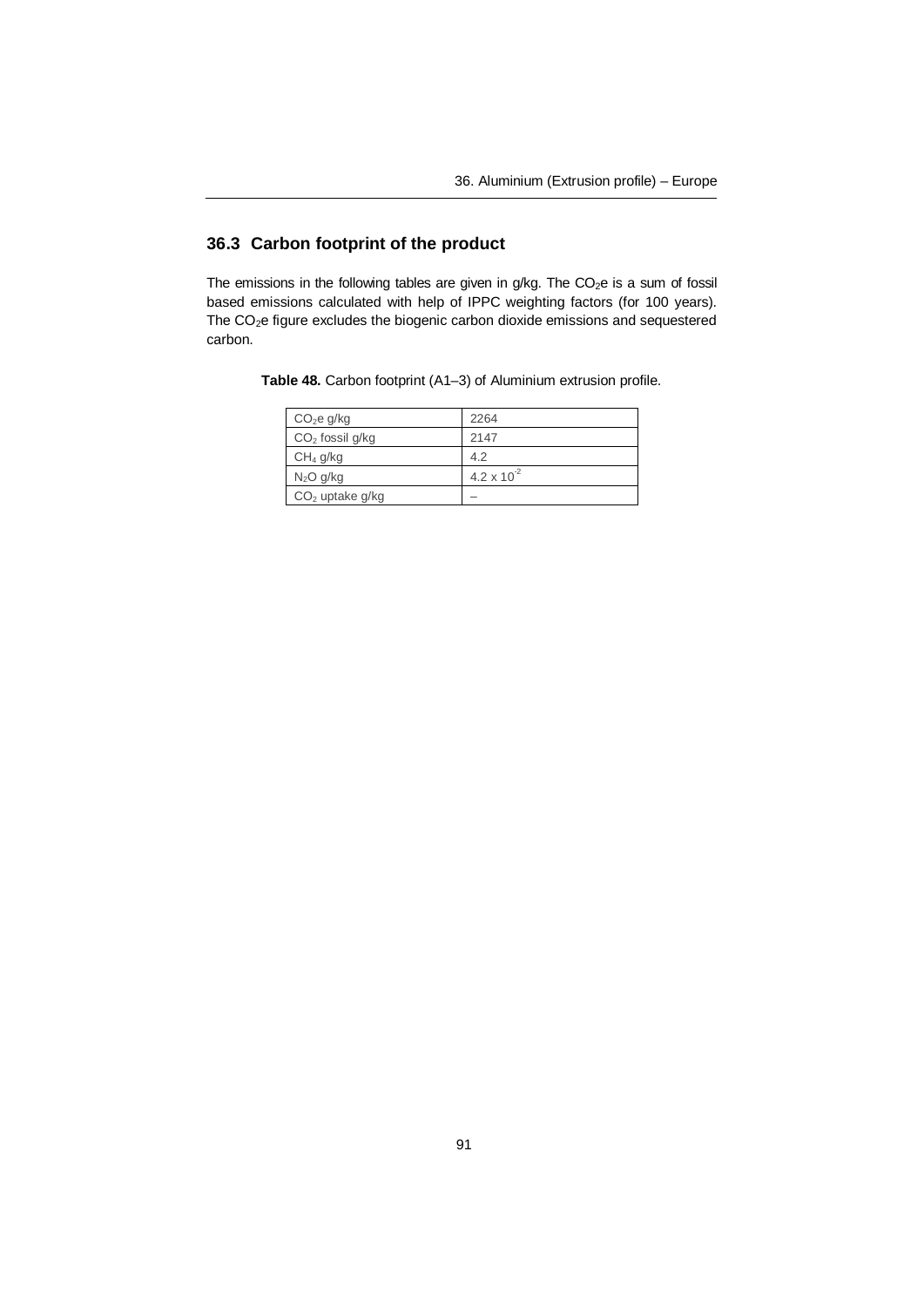## 36.3 Carbon footprint of the product

The emissions in the following tables are given in g/kg. The $CO_2$e is a sum of fossil based emissions calculated with help of IPPC weighting factors (for 100 years). The $CO_2$e figure excludes the biogenic carbon dioxide emissions and sequestered carbon.

**Table 48.** Carbon footprint (A1–3) of Aluminium extrusion profile.

| | |
|---|---|
| $CO_2$e g/kg | 2264 |
| $CO_2$ fossil g/kg | 2147 |
| $CH_4$ g/kg | 4.2 |
| $N_2O$ g/kg | $4.2 \times 10^{-2}$ |
| $CO_2$ uptake g/kg | – |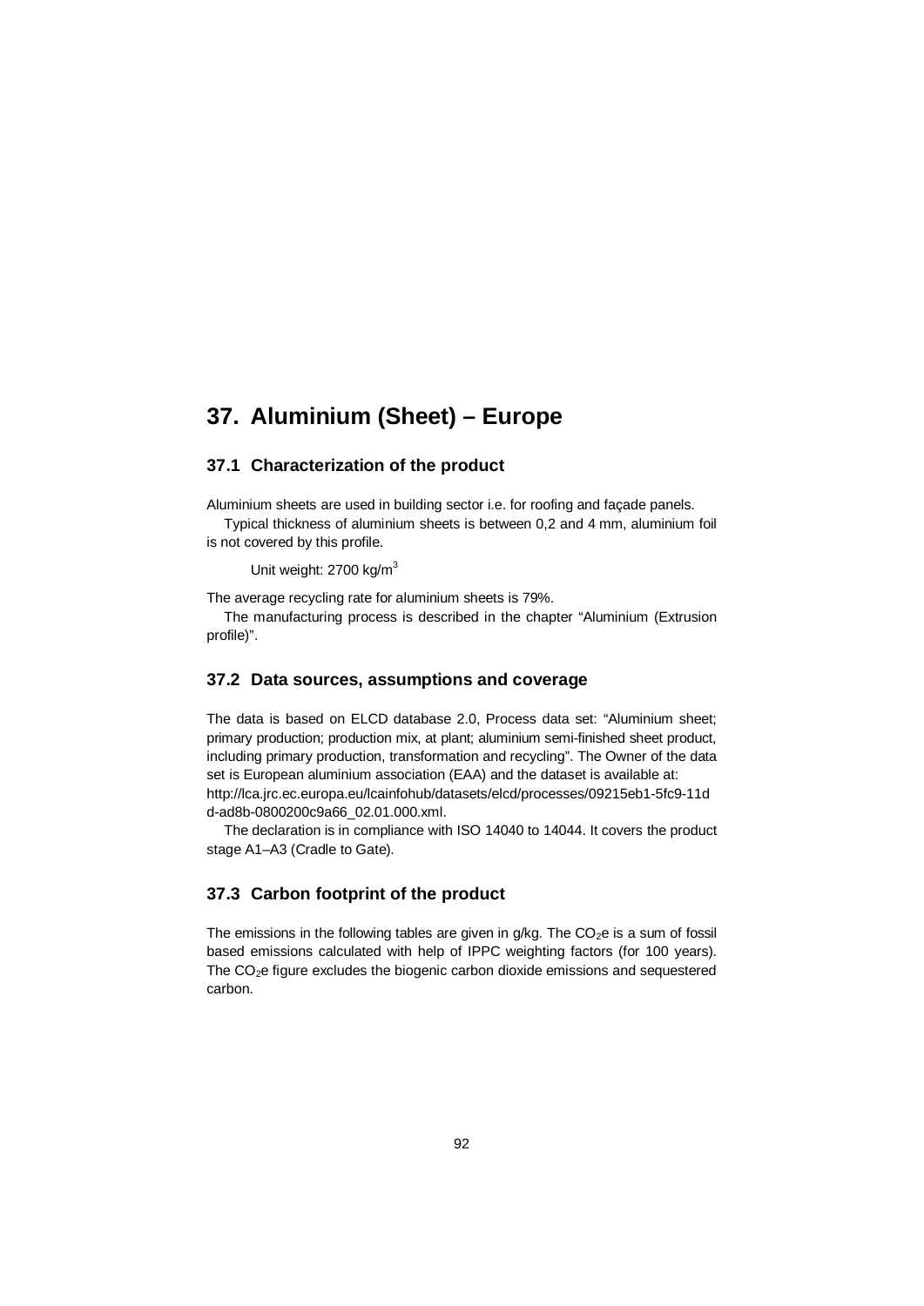# 37. Aluminium (Sheet) – Europe

## 37.1 Characterization of the product

Aluminium sheets are used in building sector i.e. for roofing and façade panels.

Typical thickness of aluminium sheets is between 0,2 and 4 mm, aluminium foil is not covered by this profile.

Unit weight: 2700 kg/$m^3$

The average recycling rate for aluminium sheets is 79%.

The manufacturing process is described in the chapter "Aluminium (Extrusion profile)".

## 37.2 Data sources, assumptions and coverage

The data is based on ELCD database 2.0, Process data set: "Aluminium sheet; primary production; production mix, at plant; aluminium semi-finished sheet product, including primary production, transformation and recycling". The Owner of the data set is European aluminium association (EAA) and the dataset is available at: http://lca.jrc.ec.europa.eu/lcainfohub/datasets/elcd/processes/09215eb1-5fc9-11dd-ad8b-0800200c9a66_02.01.000.xml.

The declaration is in compliance with ISO 14040 to 14044. It covers the product stage A1–A3 (Cradle to Gate).

## 37.3 Carbon footprint of the product

The emissions in the following tables are given in g/kg. The $CO_2$e is a sum of fossil based emissions calculated with help of IPPC weighting factors (for 100 years). The $CO_2$e figure excludes the biogenic carbon dioxide emissions and sequestered carbon.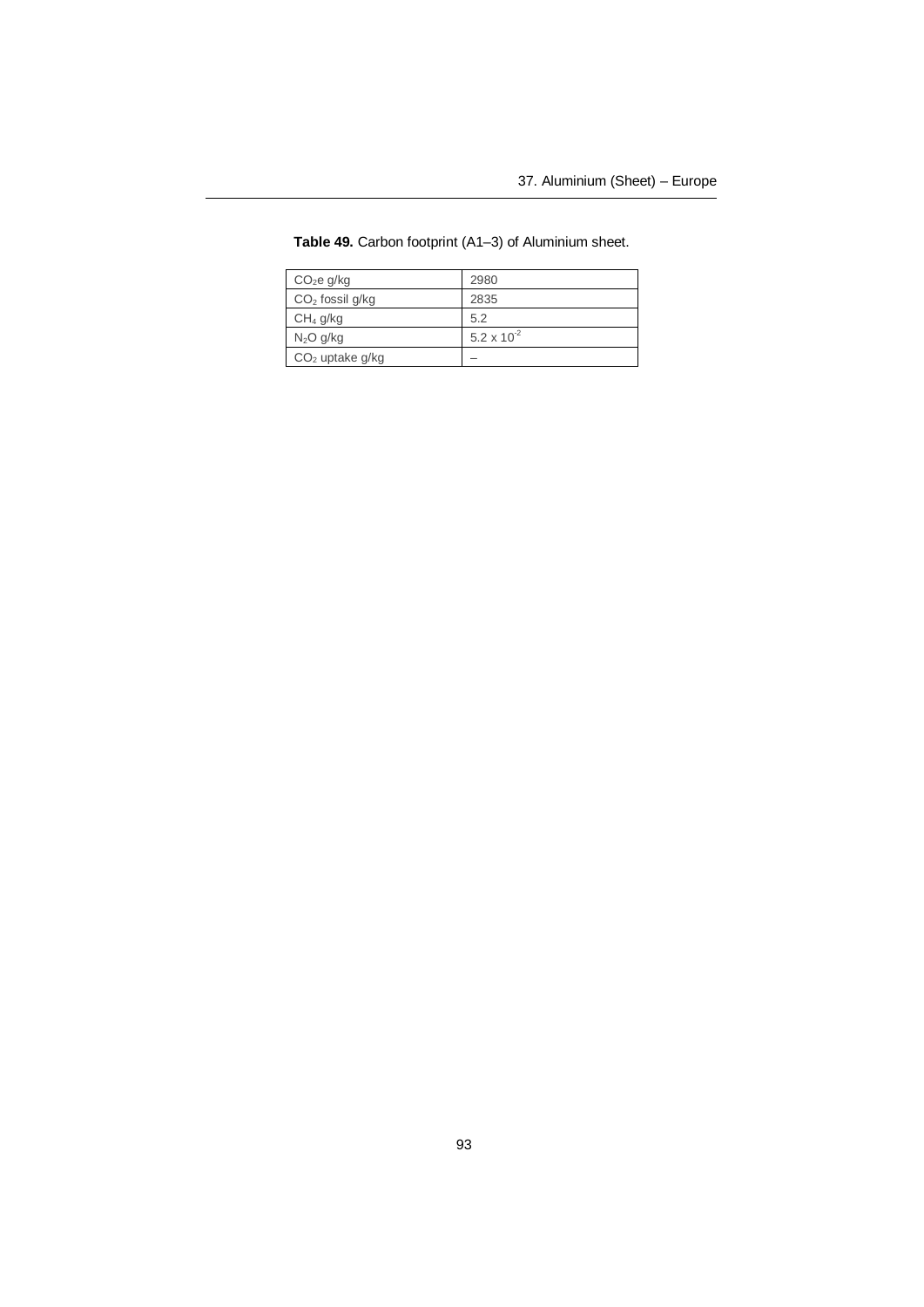**Table 49.** Carbon footprint (A1–3) of Aluminium sheet.

| | |
|---|---|
| $CO_2e$ g/kg | 2980 |
| $CO_2$ fossil g/kg | 2835 |
| $CH_4$ g/kg | 5.2 |
| $N_2O$ g/kg | $5.2 \times 10^{-2}$ |
| $CO_2$ uptake g/kg | – |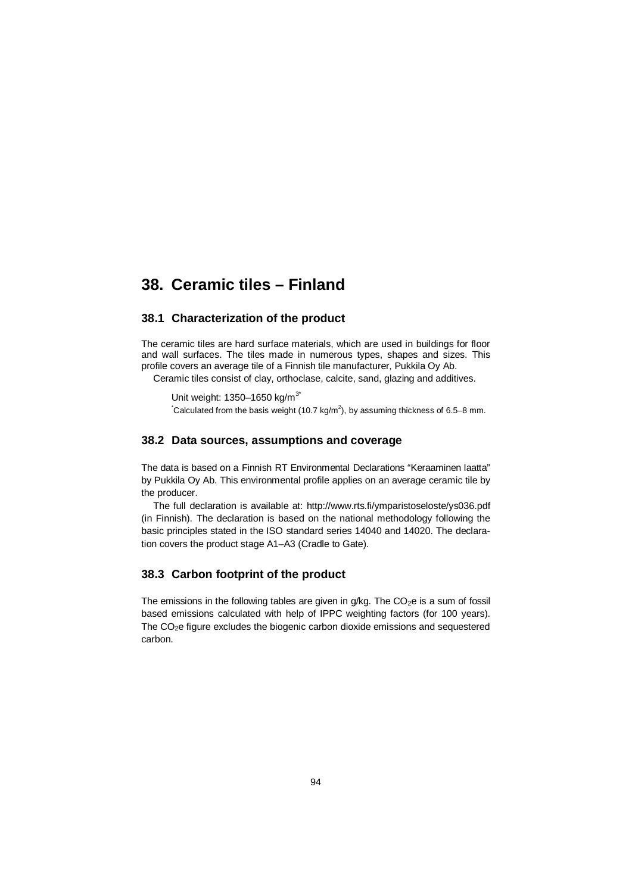# 38. Ceramic tiles – Finland

## 38.1 Characterization of the product

The ceramic tiles are hard surface materials, which are used in buildings for floor and wall surfaces. The tiles made in numerous types, shapes and sizes. This profile covers an average tile of a Finnish tile manufacturer, Pukkila Oy Ab.

Ceramic tiles consist of clay, orthoclase, calcite, sand, glazing and additives.

Unit weight: 1350–1650 $kg/m^{3*}$

*Calculated from the basis weight (10.7 $kg/m^2$), by assuming thickness of 6.5–8 mm.

## 38.2 Data sources, assumptions and coverage

The data is based on a Finnish RT Environmental Declarations "Keraaminen laatta" by Pukkila Oy Ab. This environmental profile applies on an average ceramic tile by the producer.

The full declaration is available at: http://www.rts.fi/ymparistoseloste/ys036.pdf (in Finnish). The declaration is based on the national methodology following the basic principles stated in the ISO standard series 14040 and 14020. The declaration covers the product stage A1–A3 (Cradle to Gate).

## 38.3 Carbon footprint of the product

The emissions in the following tables are given in g/kg. The $CO_2e$ is a sum of fossil based emissions calculated with help of IPPC weighting factors (for 100 years). The $CO_2e$ figure excludes the biogenic carbon dioxide emissions and sequestered carbon.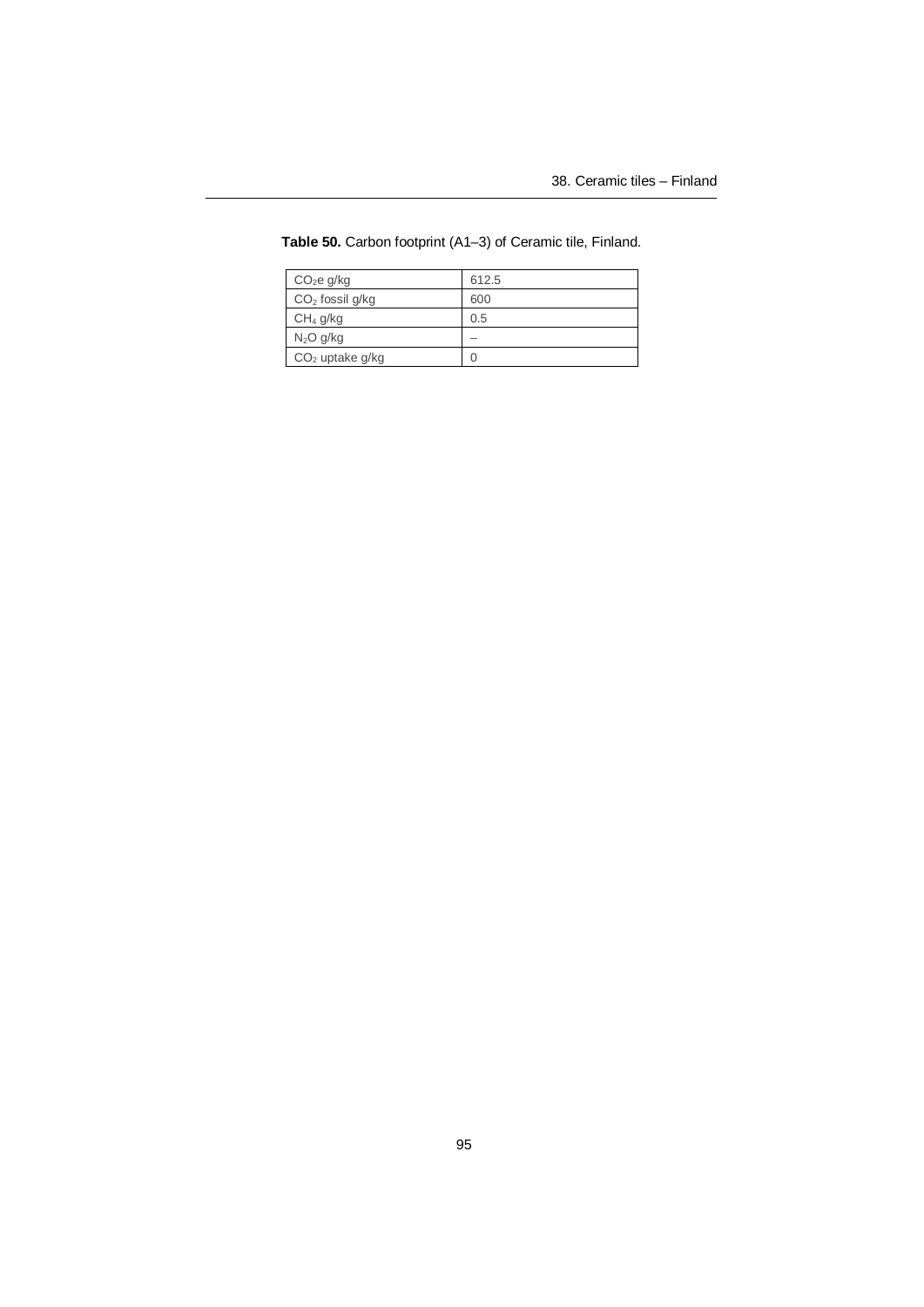**Table 50.** Carbon footprint (A1–3) of Ceramic tile, Finland.

| | |
|---|---|
| $CO_2e$ g/kg | 612.5 |
| $CO_2$ fossil g/kg | 600 |
| $CH_4$ g/kg | 0.5 |
| $N_2O$ g/kg | – |
| $CO_2$ uptake g/kg | 0 |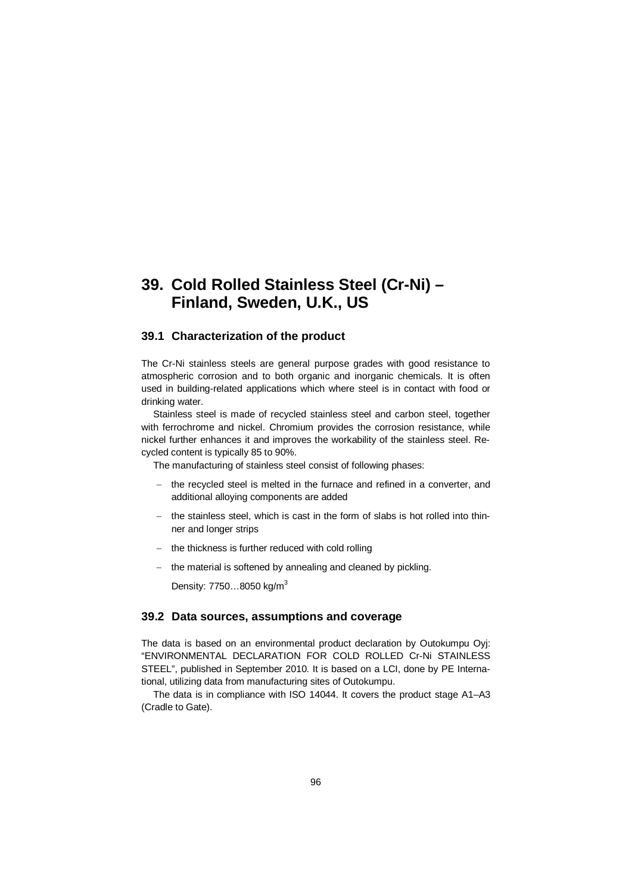# 39. Cold Rolled Stainless Steel (Cr-Ni) – Finland, Sweden, U.K., US

## 39.1 Characterization of the product

The Cr-Ni stainless steels are general purpose grades with good resistance to atmospheric corrosion and to both organic and inorganic chemicals. It is often used in building-related applications which where steel is in contact with food or drinking water.

Stainless steel is made of recycled stainless steel and carbon steel, together with ferrochrome and nickel. Chromium provides the corrosion resistance, while nickel further enhances it and improves the workability of the stainless steel. Recycled content is typically 85 to 90%.

The manufacturing of stainless steel consist of following phases:

- the recycled steel is melted in the furnace and refined in a converter, and additional alloying components are added
- the stainless steel, which is cast in the form of slabs is hot rolled into thinner and longer strips
- the thickness is further reduced with cold rolling
- the material is softened by annealing and cleaned by pickling.

  Density: 7750…8050 kg/m$^3$

## 39.2 Data sources, assumptions and coverage

The data is based on an environmental product declaration by Outokumpu Oyj: "ENVIRONMENTAL DECLARATION FOR COLD ROLLED Cr-Ni STAINLESS STEEL", published in September 2010. It is based on a LCI, done by PE International, utilizing data from manufacturing sites of Outokumpu.

The data is in compliance with ISO 14044. It covers the product stage A1–A3 (Cradle to Gate).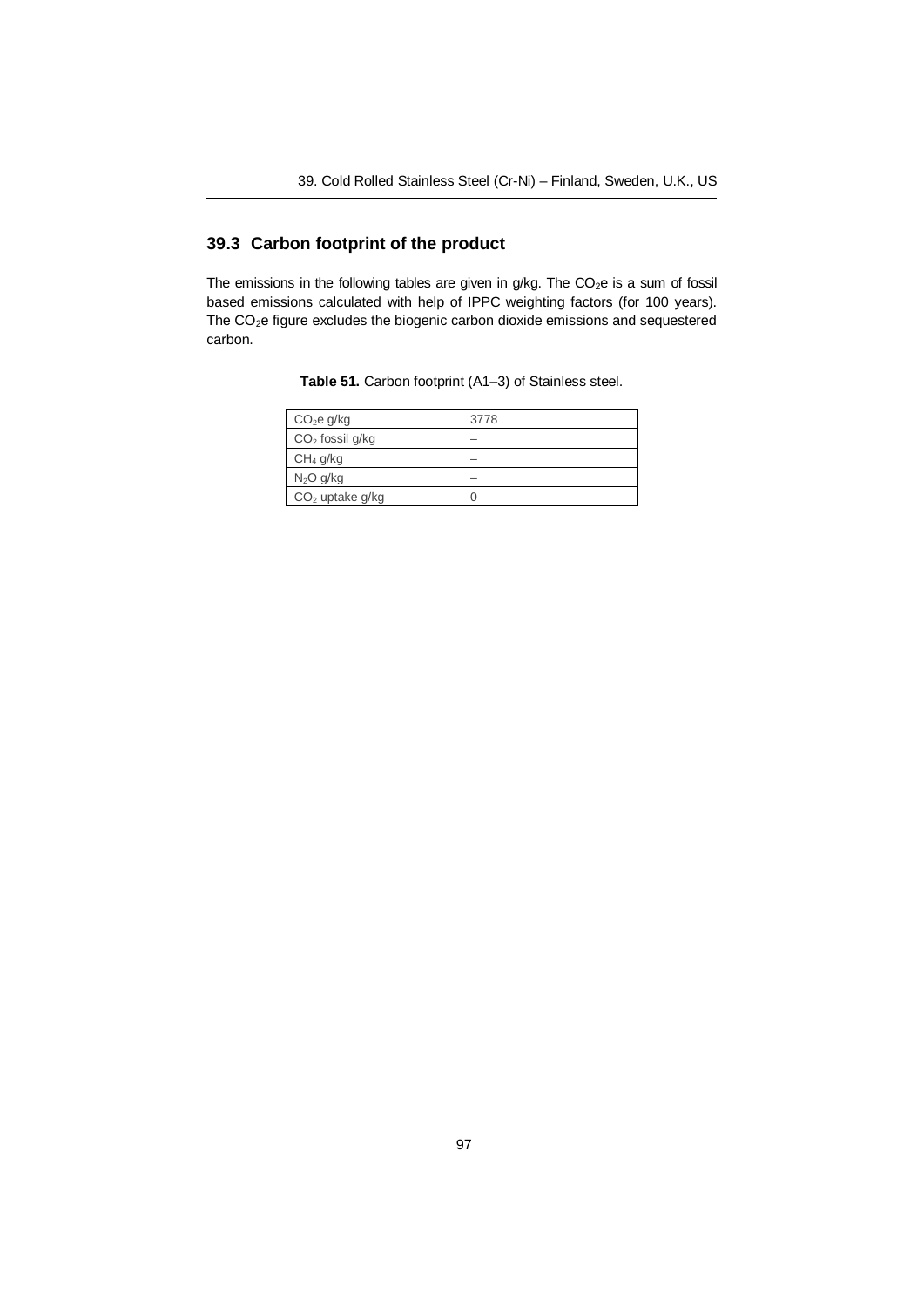## 39.3 Carbon footprint of the product

The emissions in the following tables are given in g/kg. The $CO_2e$ is a sum of fossil based emissions calculated with help of IPPC weighting factors (for 100 years). The $CO_2e$ figure excludes the biogenic carbon dioxide emissions and sequestered carbon.

**Table 51.** Carbon footprint (A1–3) of Stainless steel.

| | |
|---|---|
| $CO_2e$ g/kg | 3778 |
| $CO_2$ fossil g/kg | – |
| $CH_4$ g/kg | – |
| $N_2O$ g/kg | – |
| $CO_2$ uptake g/kg | 0 |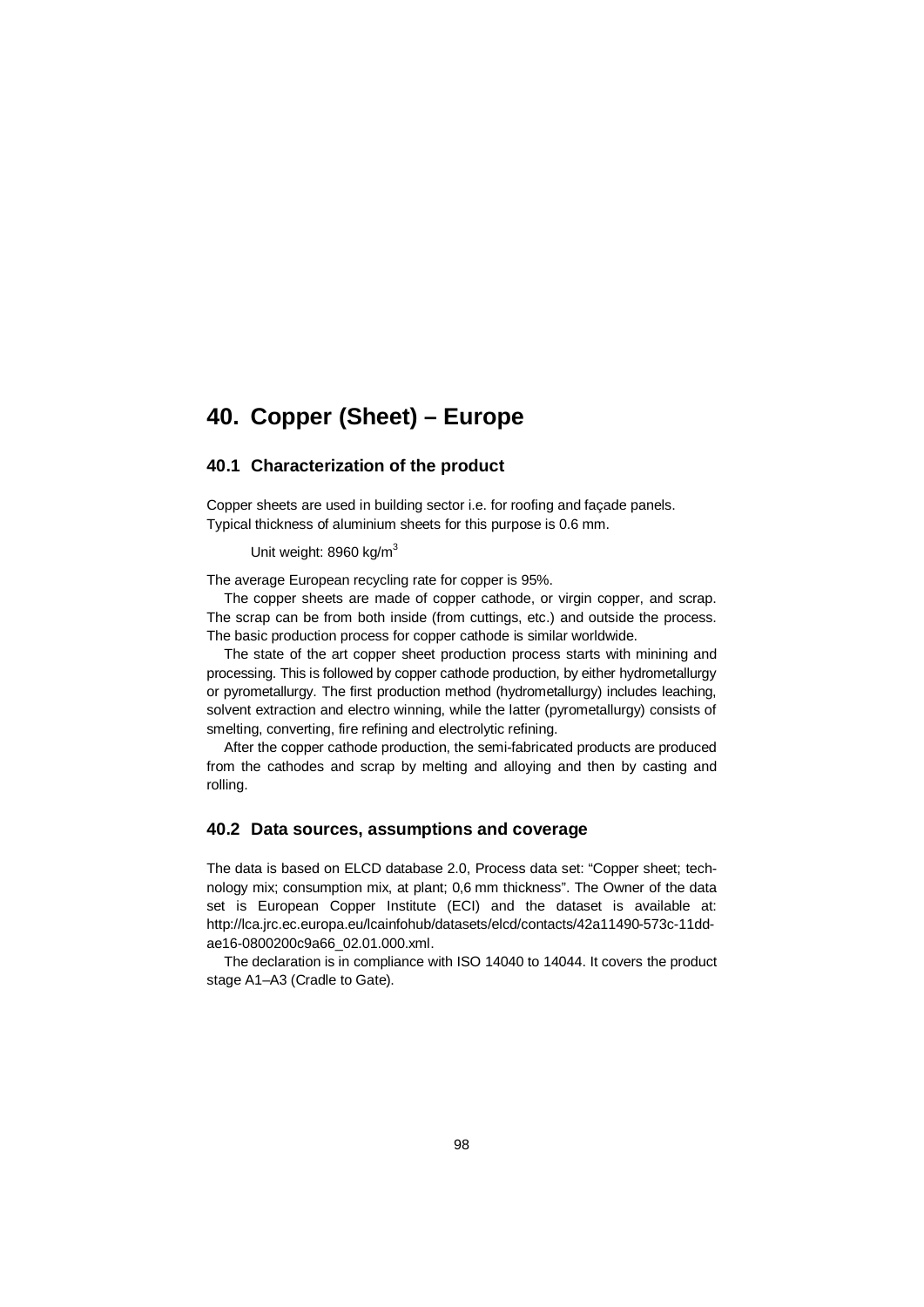# 40. Copper (Sheet) – Europe

## 40.1 Characterization of the product

Copper sheets are used in building sector i.e. for roofing and façade panels. Typical thickness of aluminium sheets for this purpose is 0.6 mm.

Unit weight: 8960 kg/$m^3$

The average European recycling rate for copper is 95%.

The copper sheets are made of copper cathode, or virgin copper, and scrap. The scrap can be from both inside (from cuttings, etc.) and outside the process. The basic production process for copper cathode is similar worldwide.

The state of the art copper sheet production process starts with minining and processing. This is followed by copper cathode production, by either hydrometallurgy or pyrometallurgy. The first production method (hydrometallurgy) includes leaching, solvent extraction and electro winning, while the latter (pyrometallurgy) consists of smelting, converting, fire refining and electrolytic refining.

After the copper cathode production, the semi-fabricated products are produced from the cathodes and scrap by melting and alloying and then by casting and rolling.

## 40.2 Data sources, assumptions and coverage

The data is based on ELCD database 2.0, Process data set: “Copper sheet; technology mix; consumption mix, at plant; 0,6 mm thickness”. The Owner of the data set is European Copper Institute (ECI) and the dataset is available at: http://lca.jrc.ec.europa.eu/lcainfohub/datasets/elcd/contacts/42a11490-573c-11dd-ae16-0800200c9a66_02.01.000.xml.

The declaration is in compliance with ISO 14040 to 14044. It covers the product stage A1–A3 (Cradle to Gate).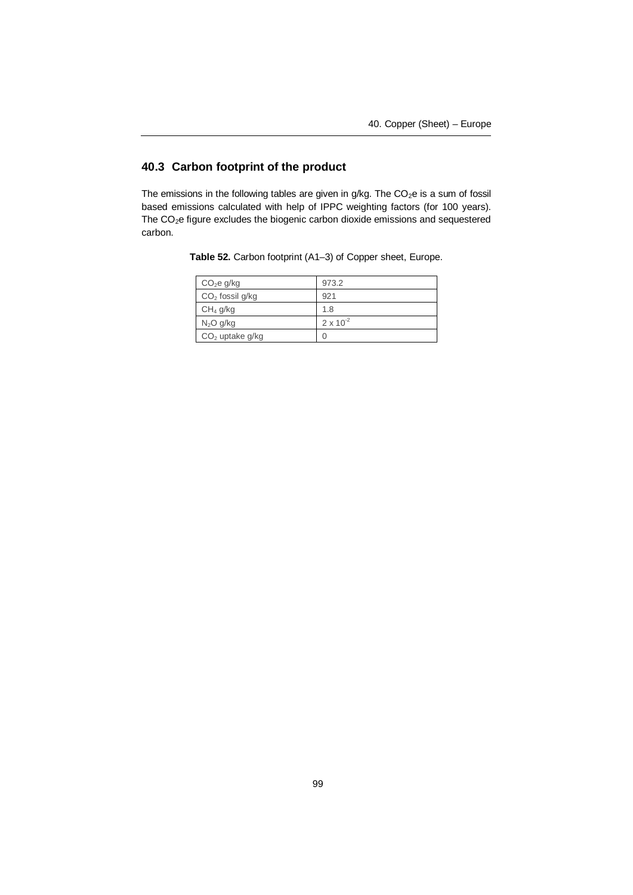## 40.3 Carbon footprint of the product

The emissions in the following tables are given in g/kg. The $CO_2e$ is a sum of fossil based emissions calculated with help of IPPC weighting factors (for 100 years). The $CO_2e$ figure excludes the biogenic carbon dioxide emissions and sequestered carbon.

**Table 52.** Carbon footprint (A1–3) of Copper sheet, Europe.

| | |
|---|---|
| $CO_2e$ g/kg | 973.2 |
| $CO_2$ fossil g/kg | 921 |
| $CH_4$ g/kg | 1.8 |
| $N_2O$ g/kg | $2 \times 10^{-2}$ |
| $CO_2$ uptake g/kg | 0 |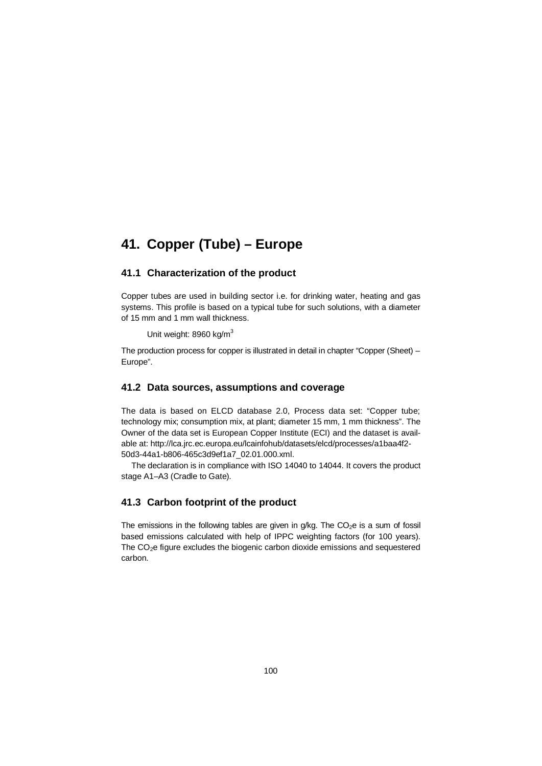# 41. Copper (Tube) – Europe

## 41.1 Characterization of the product

Copper tubes are used in building sector i.e. for drinking water, heating and gas systems. This profile is based on a typical tube for such solutions, with a diameter of 15 mm and 1 mm wall thickness.

Unit weight: 8960 kg/m$^3$

The production process for copper is illustrated in detail in chapter "Copper (Sheet) – Europe".

## 41.2 Data sources, assumptions and coverage

The data is based on ELCD database 2.0, Process data set: "Copper tube; technology mix; consumption mix, at plant; diameter 15 mm, 1 mm thickness". The Owner of the data set is European Copper Institute (ECI) and the dataset is available at: http://lca.jrc.ec.europa.eu/lcainfohub/datasets/elcd/processes/a1baa4f2-50d3-44a1-b806-465c3d9ef1a7_02.01.000.xml.

The declaration is in compliance with ISO 14040 to 14044. It covers the product stage A1–A3 (Cradle to Gate).

## 41.3 Carbon footprint of the product

The emissions in the following tables are given in g/kg. The $CO_2$e is a sum of fossil based emissions calculated with help of IPPC weighting factors (for 100 years). The $CO_2$e figure excludes the biogenic carbon dioxide emissions and sequestered carbon.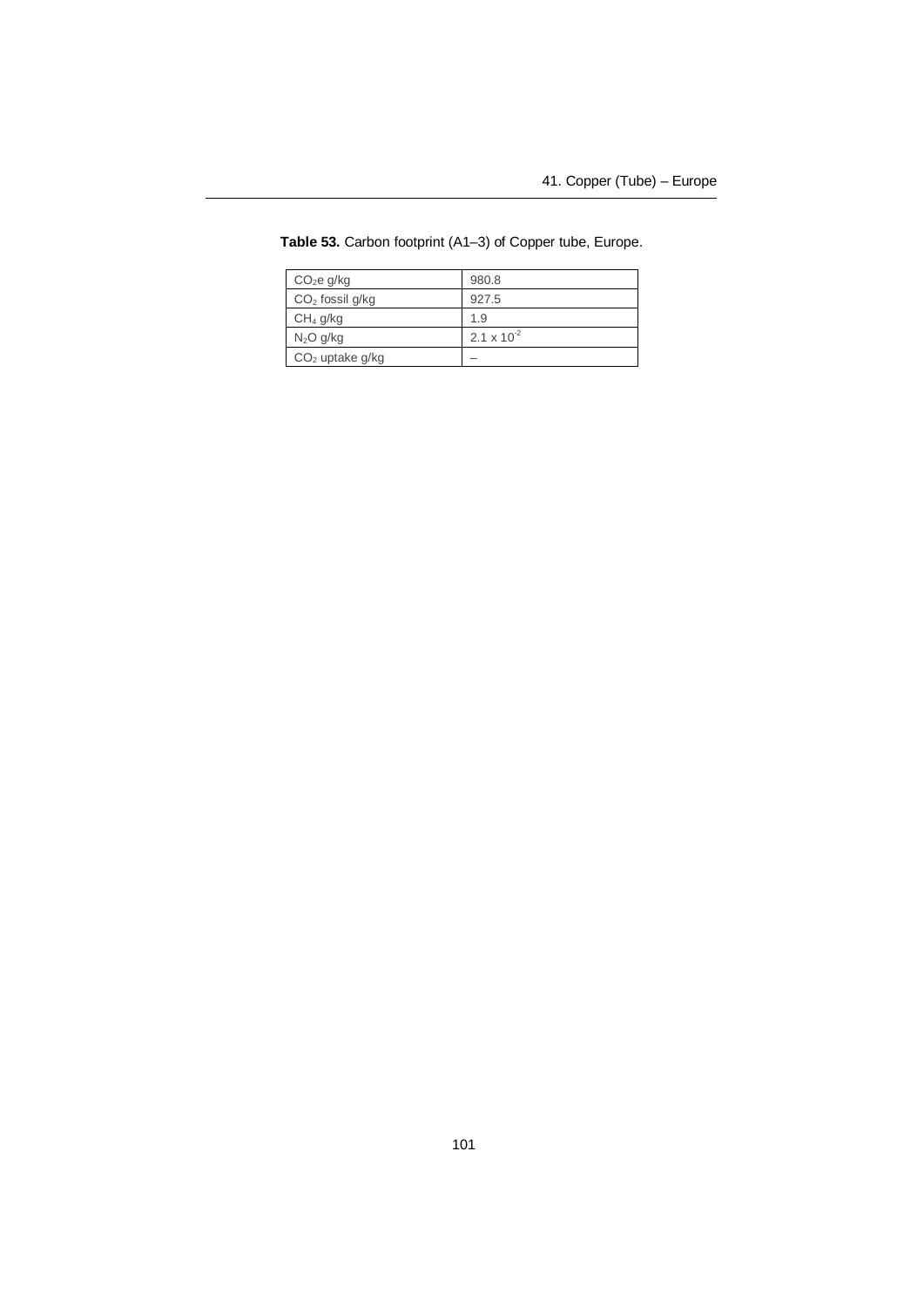**Table 53.** Carbon footprint (A1–3) of Copper tube, Europe.

| | |
|---|---|
| $CO_2e$ g/kg | 980.8 |
| $CO_2$ fossil g/kg | 927.5 |
| $CH_4$ g/kg | 1.9 |
| $N_2O$ g/kg | $2.1 \times 10^{-2}$ |
| $CO_2$ uptake g/kg | – |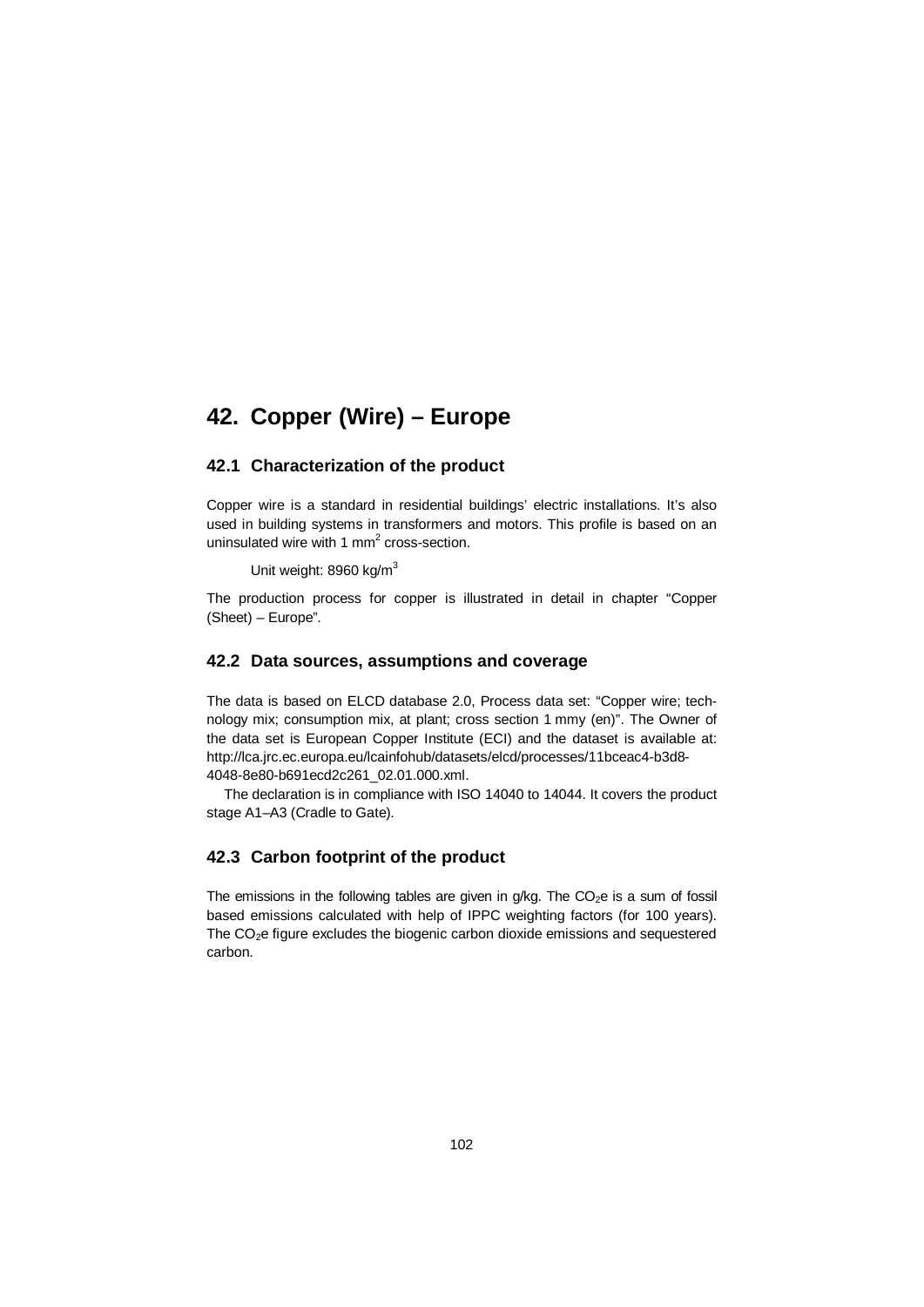# 42. Copper (Wire) – Europe

## 42.1 Characterization of the product

Copper wire is a standard in residential buildings' electric installations. It's also used in building systems in transformers and motors. This profile is based on an uninsulated wire with 1 $mm^2$ cross-section.

Unit weight: 8960 $kg/m^3$

The production process for copper is illustrated in detail in chapter "Copper (Sheet) – Europe".

## 42.2 Data sources, assumptions and coverage

The data is based on ELCD database 2.0, Process data set: "Copper wire; technology mix; consumption mix, at plant; cross section 1 mmy (en)". The Owner of the data set is European Copper Institute (ECI) and the dataset is available at: http://lca.jrc.ec.europa.eu/lcainfohub/datasets/elcd/processes/11bceac4-b3d8-4048-8e80-b691ecd2c261_02.01.000.xml.

The declaration is in compliance with ISO 14040 to 14044. It covers the product stage A1–A3 (Cradle to Gate).

## 42.3 Carbon footprint of the product

The emissions in the following tables are given in g/kg. The $CO_2e$ is a sum of fossil based emissions calculated with help of IPPC weighting factors (for 100 years). The $CO_2e$ figure excludes the biogenic carbon dioxide emissions and sequestered carbon.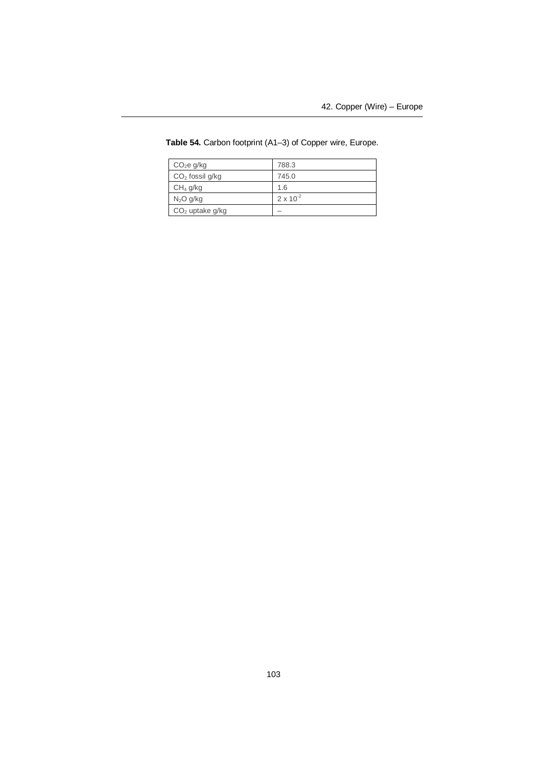**Table 54.** Carbon footprint (A1–3) of Copper wire, Europe.

| | |
|---|---|
| $CO_2e$ g/kg | 788.3 |
| $CO_2$ fossil g/kg | 745.0 |
| $CH_4$ g/kg | 1.6 |
| $N_2O$ g/kg | $2 \times 10^{-2}$ |
| $CO_2$ uptake g/kg | – |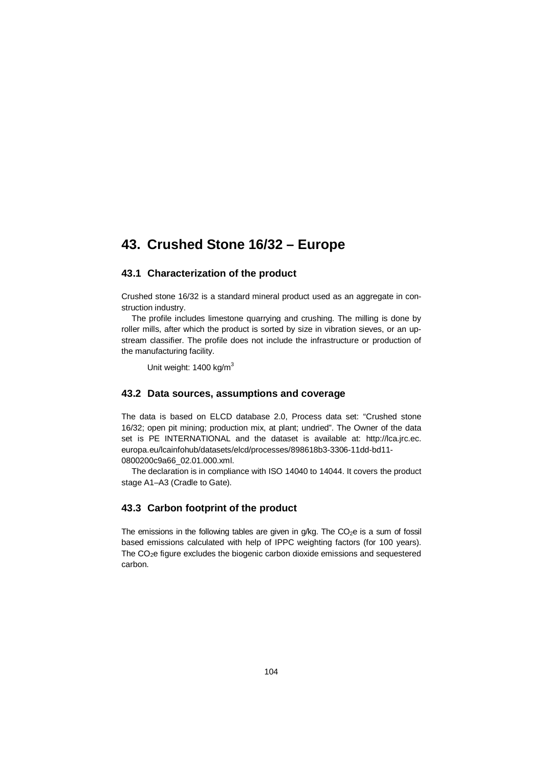# 43. Crushed Stone 16/32 – Europe

## 43.1 Characterization of the product

Crushed stone 16/32 is a standard mineral product used as an aggregate in construction industry.

The profile includes limestone quarrying and crushing. The milling is done by roller mills, after which the product is sorted by size in vibration sieves, or an upstream classifier. The profile does not include the infrastructure or production of the manufacturing facility.

Unit weight: 1400 kg/m$^3$

## 43.2 Data sources, assumptions and coverage

The data is based on ELCD database 2.0, Process data set: "Crushed stone 16/32; open pit mining; production mix, at plant; undried". The Owner of the data set is PE INTERNATIONAL and the dataset is available at: http://lca.jrc.ec.europa.eu/lcainfohub/datasets/elcd/processes/898618b3-3306-11dd-bd11-0800200c9a66_02.01.000.xml.

The declaration is in compliance with ISO 14040 to 14044. It covers the product stage A1–A3 (Cradle to Gate).

## 43.3 Carbon footprint of the product

The emissions in the following tables are given in g/kg. The $CO_2$e is a sum of fossil based emissions calculated with help of IPPC weighting factors (for 100 years). The $CO_2$e figure excludes the biogenic carbon dioxide emissions and sequestered carbon.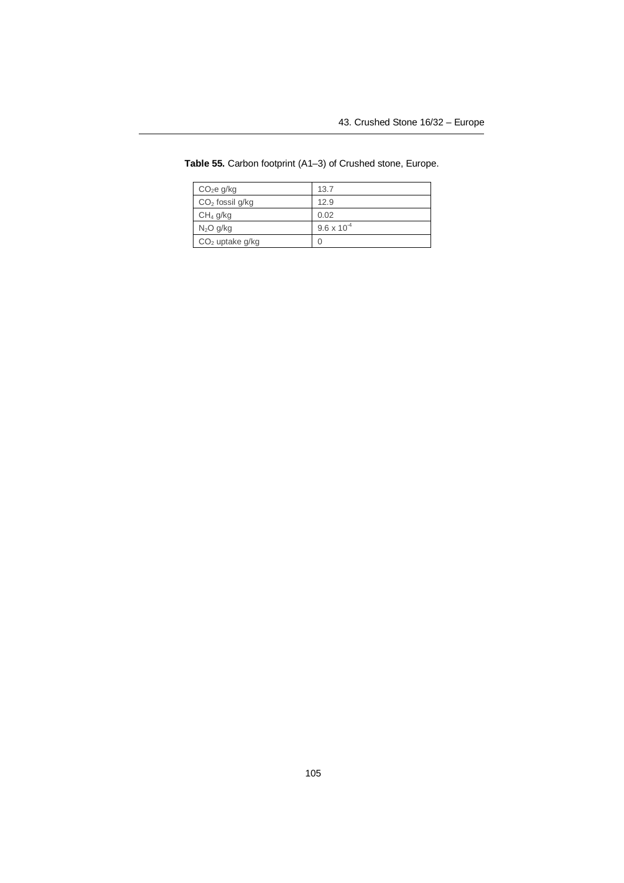**Table 55.** Carbon footprint (A1–3) of Crushed stone, Europe.

| | |
|---|---|
| $CO_2e$ g/kg | 13.7 |
| $CO_2$ fossil g/kg | 12.9 |
| $CH_4$ g/kg | 0.02 |
| $N_2O$ g/kg | $9.6 \times 10^{-4}$ |
| $CO_2$ uptake g/kg | 0 |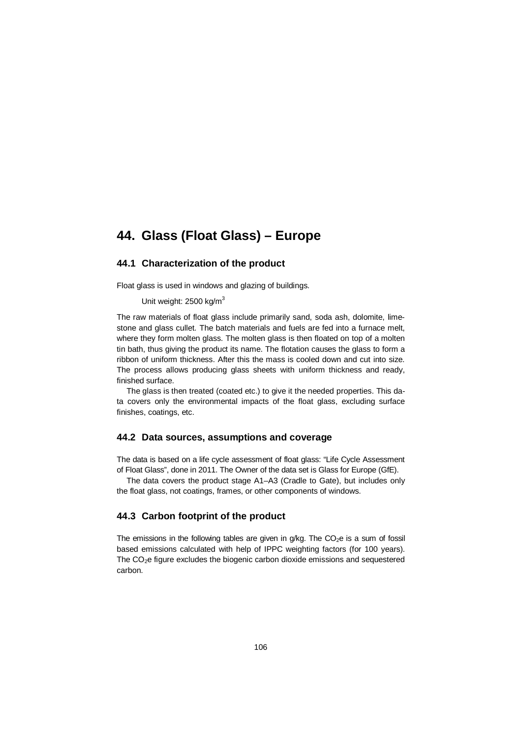# 44. Glass (Float Glass) – Europe

## 44.1 Characterization of the product

Float glass is used in windows and glazing of buildings.

Unit weight: 2500 kg/$m^3$

The raw materials of float glass include primarily sand, soda ash, dolomite, limestone and glass cullet. The batch materials and fuels are fed into a furnace melt, where they form molten glass. The molten glass is then floated on top of a molten tin bath, thus giving the product its name. The flotation causes the glass to form a ribbon of uniform thickness. After this the mass is cooled down and cut into size. The process allows producing glass sheets with uniform thickness and ready, finished surface.

The glass is then treated (coated etc.) to give it the needed properties. This data covers only the environmental impacts of the float glass, excluding surface finishes, coatings, etc.

## 44.2 Data sources, assumptions and coverage

The data is based on a life cycle assessment of float glass: "Life Cycle Assessment of Float Glass", done in 2011. The Owner of the data set is Glass for Europe (GfE).

The data covers the product stage A1–A3 (Cradle to Gate), but includes only the float glass, not coatings, frames, or other components of windows.

## 44.3 Carbon footprint of the product

The emissions in the following tables are given in g/kg. The $CO_2e$ is a sum of fossil based emissions calculated with help of IPPC weighting factors (for 100 years). The $CO_2e$ figure excludes the biogenic carbon dioxide emissions and sequestered carbon.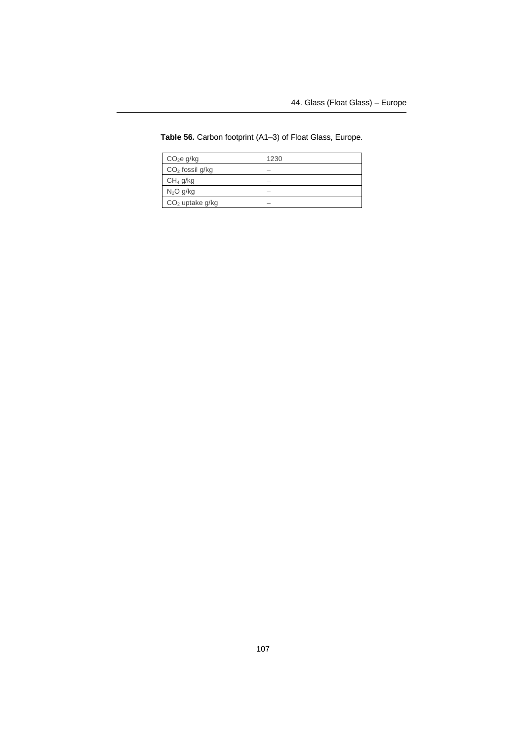**Table 56.** Carbon footprint (A1–3) of Float Glass, Europe.

| | |
|---|---|
| $CO_2e$ g/kg | 1230 |
| $CO_2$ fossil g/kg | – |
| $CH_4$ g/kg | – |
| $N_2O$ g/kg | – |
| $CO_2$ uptake g/kg | – |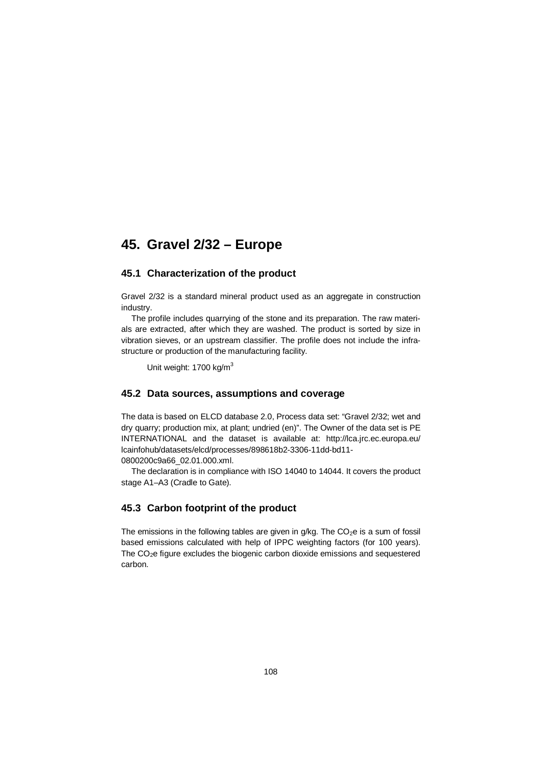# 45. Gravel 2/32 – Europe

## 45.1 Characterization of the product

Gravel 2/32 is a standard mineral product used as an aggregate in construction industry.

The profile includes quarrying of the stone and its preparation. The raw materials are extracted, after which they are washed. The product is sorted by size in vibration sieves, or an upstream classifier. The profile does not include the infrastructure or production of the manufacturing facility.

Unit weight: 1700 kg/m$^3$

## 45.2 Data sources, assumptions and coverage

The data is based on ELCD database 2.0, Process data set: "Gravel 2/32; wet and dry quarry; production mix, at plant; undried (en)". The Owner of the data set is PE INTERNATIONAL and the dataset is available at: http://lca.jrc.ec.europa.eu/lcainfohub/datasets/elcd/processes/898618b2-3306-11dd-bd11-0800200c9a66_02.01.000.xml.

The declaration is in compliance with ISO 14040 to 14044. It covers the product stage A1–A3 (Cradle to Gate).

## 45.3 Carbon footprint of the product

The emissions in the following tables are given in g/kg. The $CO_2e$ is a sum of fossil based emissions calculated with help of IPPC weighting factors (for 100 years). The $CO_2e$ figure excludes the biogenic carbon dioxide emissions and sequestered carbon.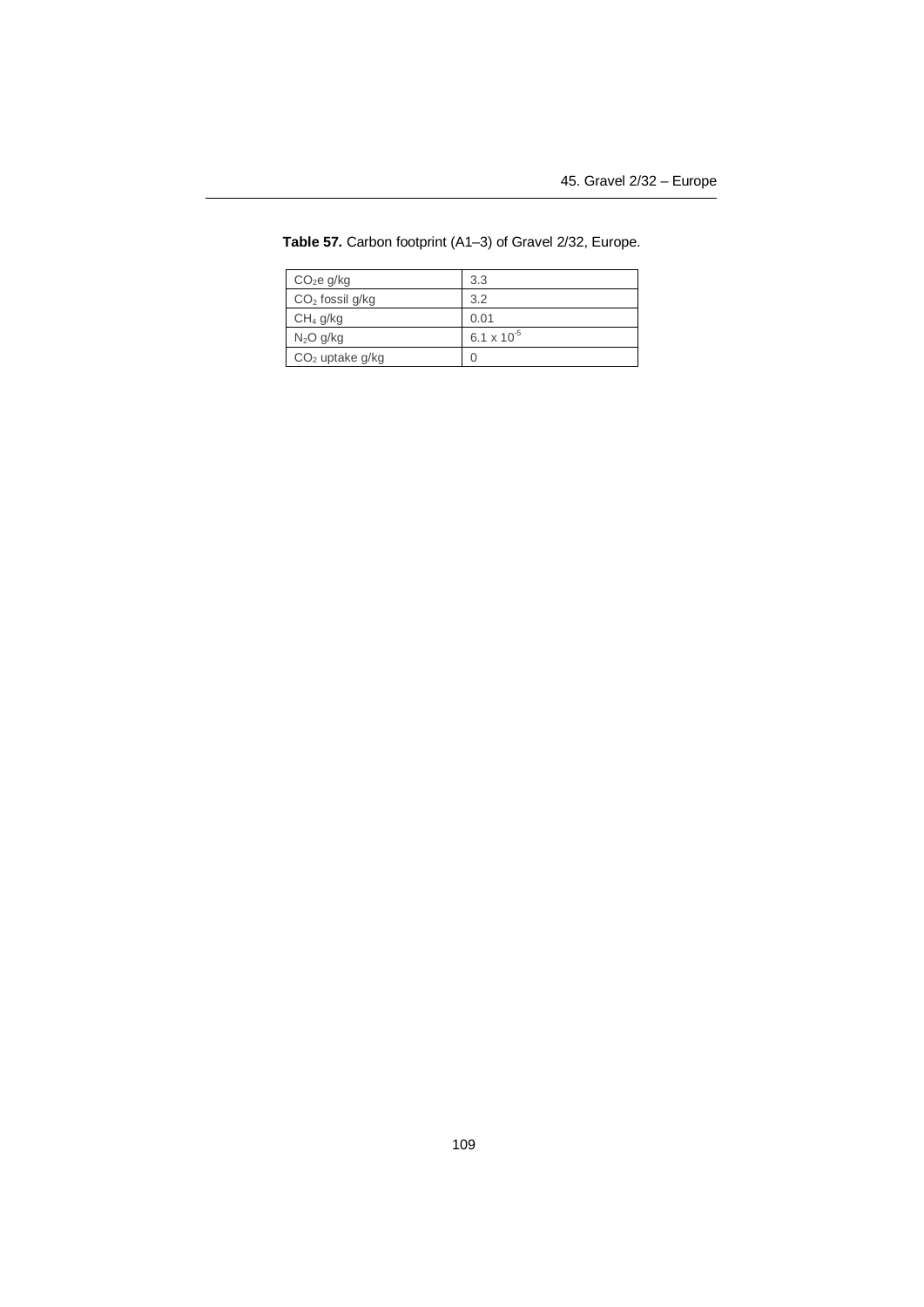**Table 57.** Carbon footprint (A1–3) of Gravel 2/32, Europe.

| | |
|---|---|
| $CO_2e$ g/kg | 3.3 |
| $CO_2$ fossil g/kg | 3.2 |
| $CH_4$ g/kg | 0.01 |
| $N_2O$ g/kg | $6.1 \times 10^{-5}$ |
| $CO_2$ uptake g/kg | 0 |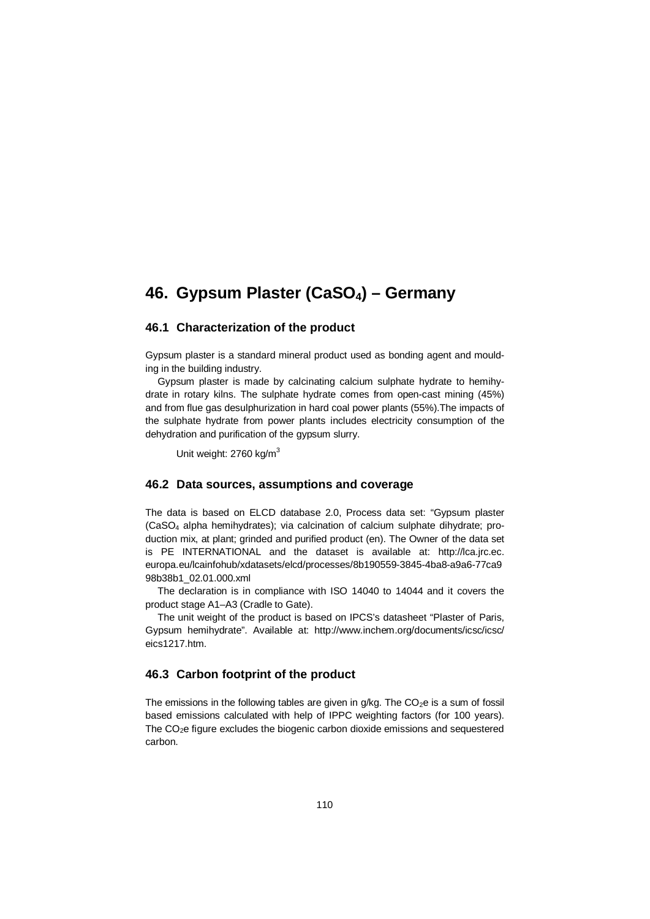# 46. Gypsum Plaster ($CaSO_4$) – Germany

## 46.1 Characterization of the product

Gypsum plaster is a standard mineral product used as bonding agent and moulding in the building industry.

Gypsum plaster is made by calcinating calcium sulphate hydrate to hemihydrate in rotary kilns. The sulphate hydrate comes from open-cast mining (45%) and from flue gas desulphurization in hard coal power plants (55%).The impacts of the sulphate hydrate from power plants includes electricity consumption of the dehydration and purification of the gypsum slurry.

Unit weight: 2760 kg/m$^3$

## 46.2 Data sources, assumptions and coverage

The data is based on ELCD database 2.0, Process data set: "Gypsum plaster ($CaSO_4$ alpha hemihydrates); via calcination of calcium sulphate dihydrate; production mix, at plant; grinded and purified product (en). The Owner of the data set is PE INTERNATIONAL and the dataset is available at: http://lca.jrc.ec.europa.eu/lcainfohub/xdatasets/elcd/processes/8b190559-3845-4ba8-a9a6-77ca998b38b1_02.01.000.xml

The declaration is in compliance with ISO 14040 to 14044 and it covers the product stage A1–A3 (Cradle to Gate).

The unit weight of the product is based on IPCS's datasheet "Plaster of Paris, Gypsum hemihydrate". Available at: http://www.inchem.org/documents/icsc/icsc/eics1217.htm.

## 46.3 Carbon footprint of the product

The emissions in the following tables are given in g/kg. The $CO_2$e is a sum of fossil based emissions calculated with help of IPPC weighting factors (for 100 years). The $CO_2$e figure excludes the biogenic carbon dioxide emissions and sequestered carbon.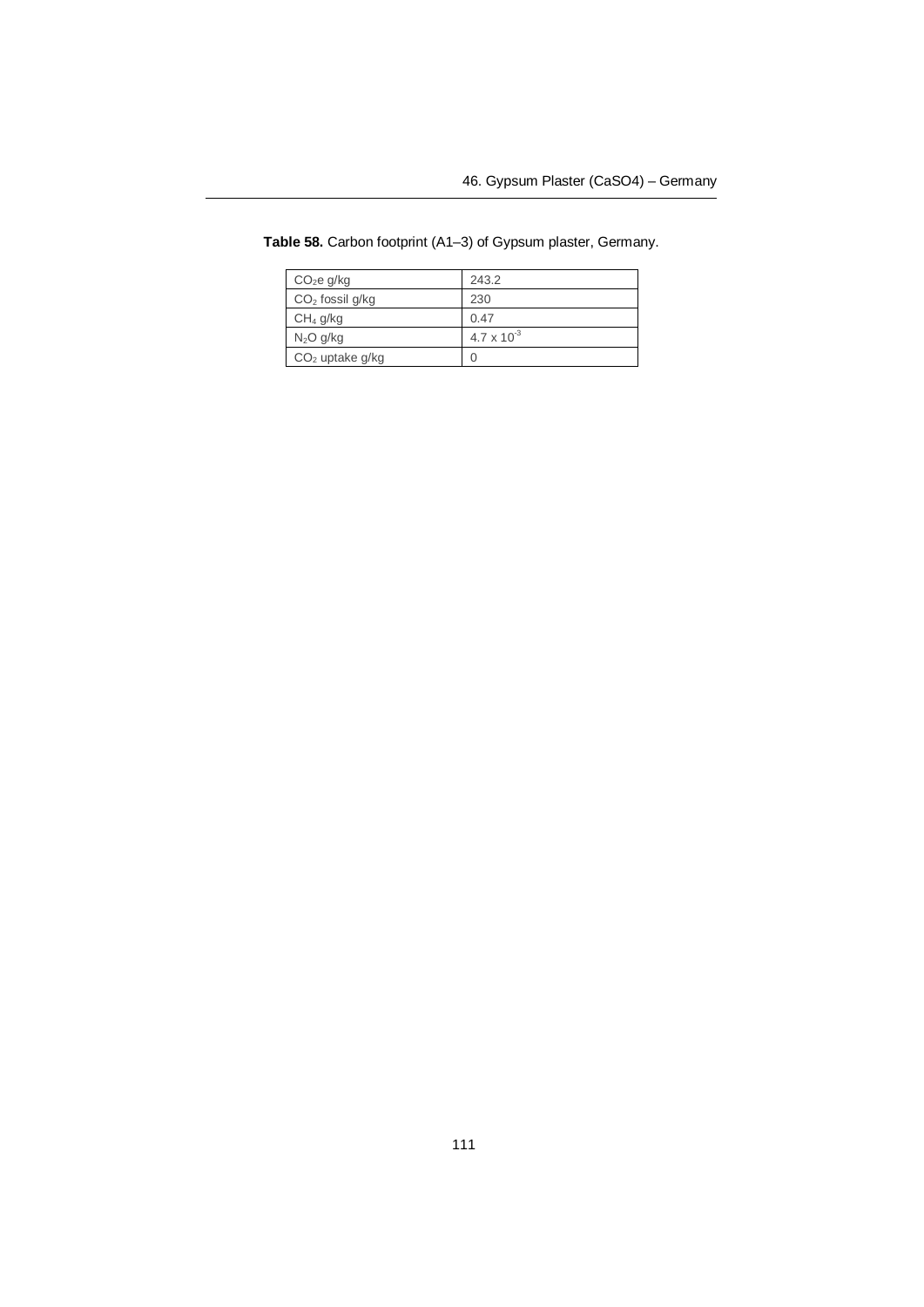**Table 58.** Carbon footprint (A1–3) of Gypsum plaster, Germany.

| | |
|---|---|
| $CO_2e$ g/kg | 243.2 |
| $CO_2$ fossil g/kg | 230 |
| $CH_4$ g/kg | 0.47 |
| $N_2O$ g/kg | $4.7 \times 10^{-3}$ |
| $CO_2$ uptake g/kg | 0 |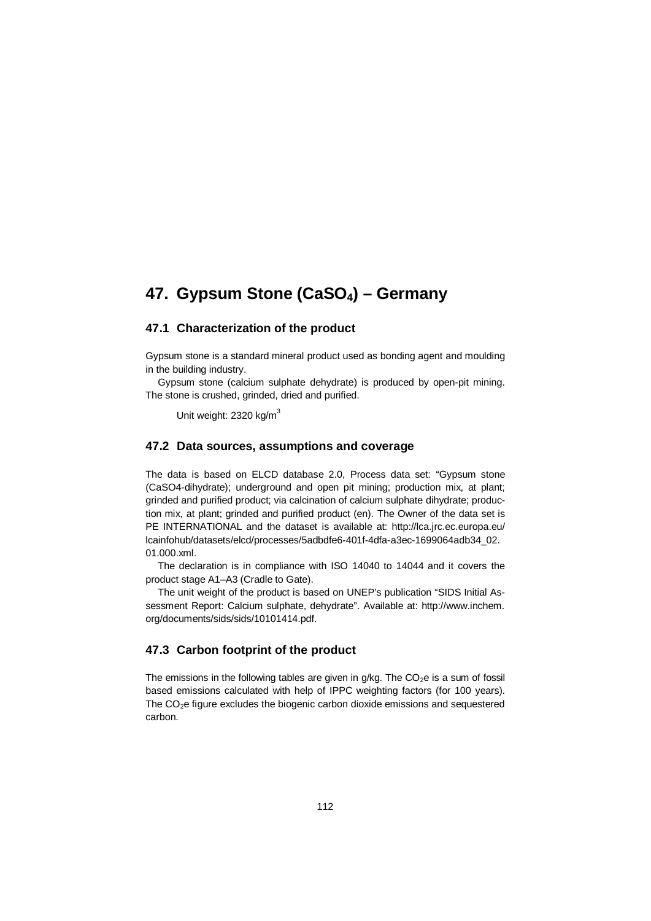# 47. Gypsum Stone ($CaSO_4$) – Germany

## 47.1 Characterization of the product

Gypsum stone is a standard mineral product used as bonding agent and moulding in the building industry.

Gypsum stone (calcium sulphate dehydrate) is produced by open-pit mining. The stone is crushed, grinded, dried and purified.

Unit weight: 2320 kg/$m^3$

## 47.2 Data sources, assumptions and coverage

The data is based on ELCD database 2.0, Process data set: "Gypsum stone (CaSO4-dihydrate); underground and open pit mining; production mix, at plant; grinded and purified product; via calcination of calcium sulphate dihydrate; production mix, at plant; grinded and purified product (en). The Owner of the data set is PE INTERNATIONAL and the dataset is available at: http://lca.jrc.ec.europa.eu/lcainfohub/datasets/elcd/processes/5adbdfe6-401f-4dfa-a3ec-1699064adb34_02.01.000.xml.

The declaration is in compliance with ISO 14040 to 14044 and it covers the product stage A1–A3 (Cradle to Gate).

The unit weight of the product is based on UNEP's publication "SIDS Initial Assessment Report: Calcium sulphate, dehydrate". Available at: http://www.inchem.org/documents/sids/sids/10101414.pdf.

## 47.3 Carbon footprint of the product

The emissions in the following tables are given in g/kg. The $CO_2$e is a sum of fossil based emissions calculated with help of IPPC weighting factors (for 100 years). The $CO_2$e figure excludes the biogenic carbon dioxide emissions and sequestered carbon.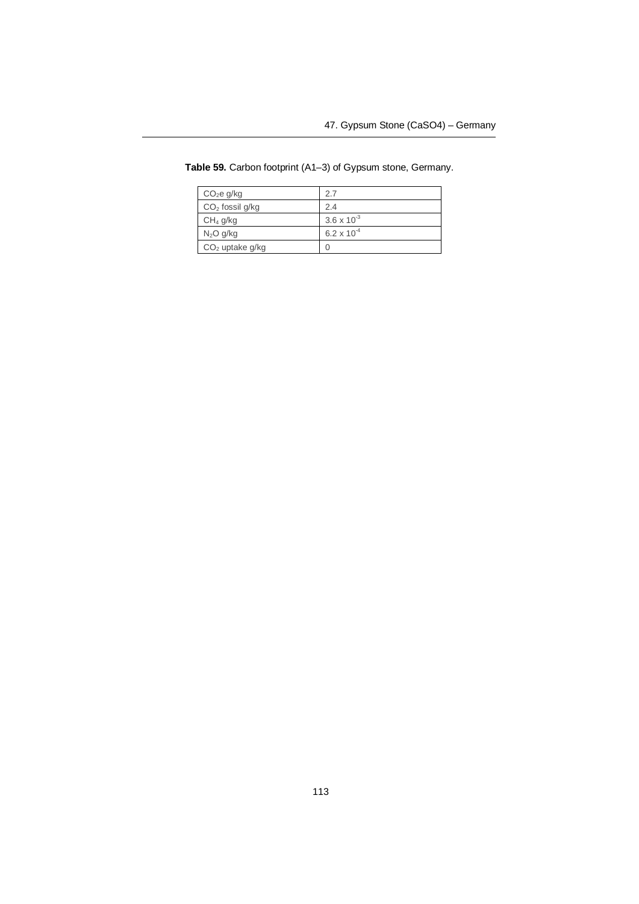**Table 59.** Carbon footprint (A1–3) of Gypsum stone, Germany.

| $CO_2e$ g/kg | 2.7 |
|---|---|
| $CO_2$ fossil g/kg | 2.4 |
| $CH_4$ g/kg | $3.6 \times 10^{-3}$ |
| $N_2O$ g/kg | $6.2 \times 10^{-4}$ |
| $CO_2$ uptake g/kg | 0 |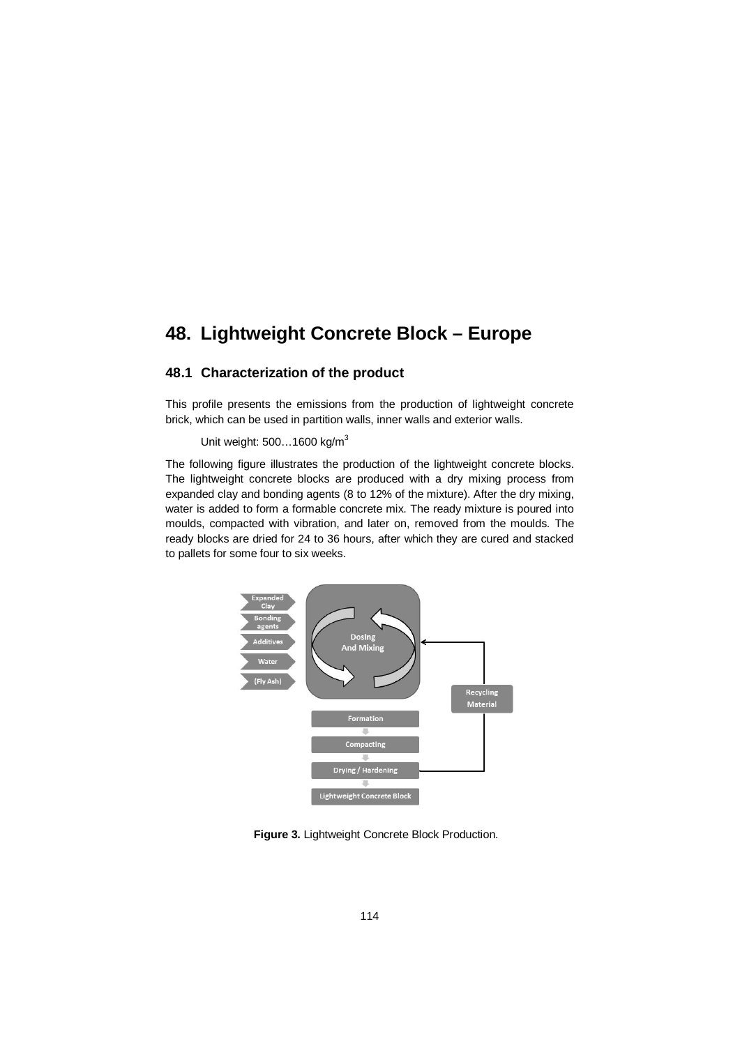# 48. Lightweight Concrete Block – Europe

## 48.1 Characterization of the product

This profile presents the emissions from the production of lightweight concrete brick, which can be used in partition walls, inner walls and exterior walls.

Unit weight: 500…1600 kg/$m^3$

The following figure illustrates the production of the lightweight concrete blocks. The lightweight concrete blocks are produced with a dry mixing process from expanded clay and bonding agents (8 to 12% of the mixture). After the dry mixing, water is added to form a formable concrete mix. The ready mixture is poured into moulds, compacted with vibration, and later on, removed from the moulds. The ready blocks are dried for 24 to 36 hours, after which they are cured and stacked to pallets for some four to six weeks.

**Figure 3.** Lightweight Concrete Block Production.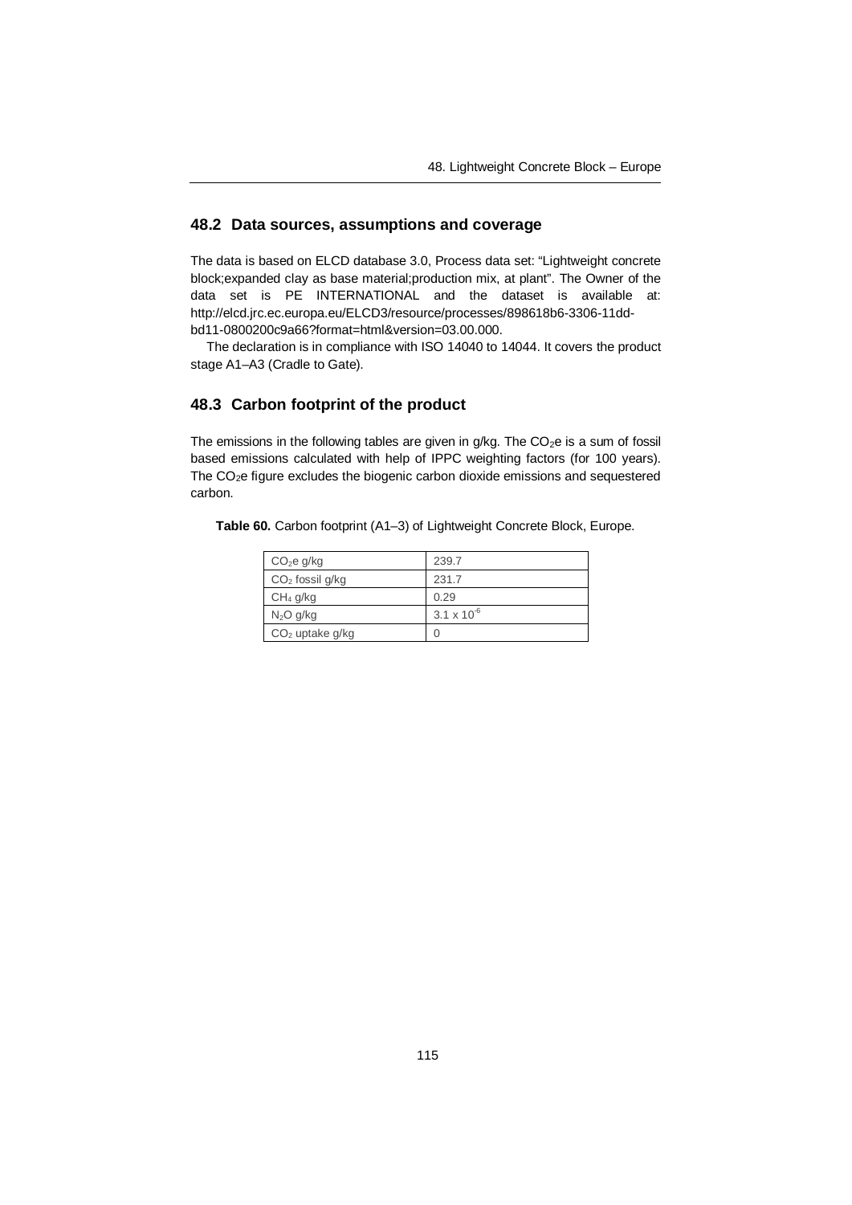## 48.2 Data sources, assumptions and coverage

The data is based on ELCD database 3.0, Process data set: "Lightweight concrete block;expanded clay as base material;production mix, at plant". The Owner of the data set is PE INTERNATIONAL and the dataset is available at: http://elcd.jrc.ec.europa.eu/ELCD3/resource/processes/898618b6-3306-11dd-bd11-0800200c9a66?format=html&version=03.00.000.

The declaration is in compliance with ISO 14040 to 14044. It covers the product stage A1–A3 (Cradle to Gate).

## 48.3 Carbon footprint of the product

The emissions in the following tables are given in g/kg. The $CO_2e$ is a sum of fossil based emissions calculated with help of IPPC weighting factors (for 100 years). The $CO_2e$ figure excludes the biogenic carbon dioxide emissions and sequestered carbon.

**Table 60.** Carbon footprint (A1–3) of Lightweight Concrete Block, Europe.

| | |
|---|---|
| $CO_2e$ g/kg | 239.7 |
| $CO_2$ fossil g/kg | 231.7 |
| $CH_4$ g/kg | 0.29 |
| $N_2O$ g/kg | $3.1 \times 10^{-6}$ |
| $CO_2$ uptake g/kg | 0 |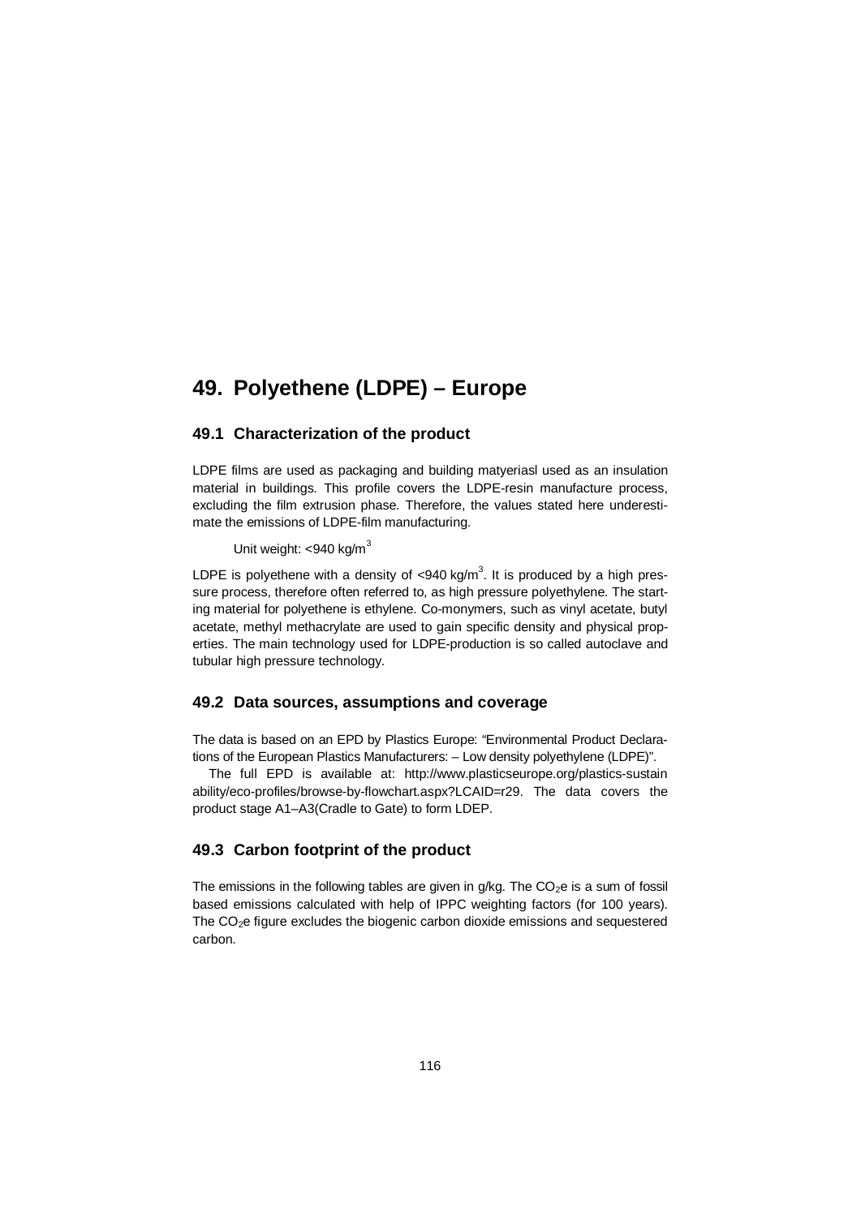# 49. Polyethene (LDPE) – Europe

## 49.1 Characterization of the product

LDPE films are used as packaging and building matyeriasl used as an insulation material in buildings. This profile covers the LDPE-resin manufacture process, excluding the film extrusion phase. Therefore, the values stated here underestimate the emissions of LDPE-film manufacturing.

Unit weight: <940 kg/m$^3$

LDPE is polyethene with a density of <940 kg/m$^3$. It is produced by a high pressure process, therefore often referred to, as high pressure polyethylene. The starting material for polyethene is ethylene. Co-monymers, such as vinyl acetate, butyl acetate, methyl methacrylate are used to gain specific density and physical properties. The main technology used for LDPE-production is so called autoclave and tubular high pressure technology.

## 49.2 Data sources, assumptions and coverage

The data is based on an EPD by Plastics Europe: "Environmental Product Declarations of the European Plastics Manufacturers: – Low density polyethylene (LDPE)".

The full EPD is available at: http://www.plasticseurope.org/plastics-sustainability/eco-profiles/browse-by-flowchart.aspx?LCAID=r29. The data covers the product stage A1–A3(Cradle to Gate) to form LDEP.

## 49.3 Carbon footprint of the product

The emissions in the following tables are given in g/kg. The $CO_2e$ is a sum of fossil based emissions calculated with help of IPPC weighting factors (for 100 years). The $CO_2e$ figure excludes the biogenic carbon dioxide emissions and sequestered carbon.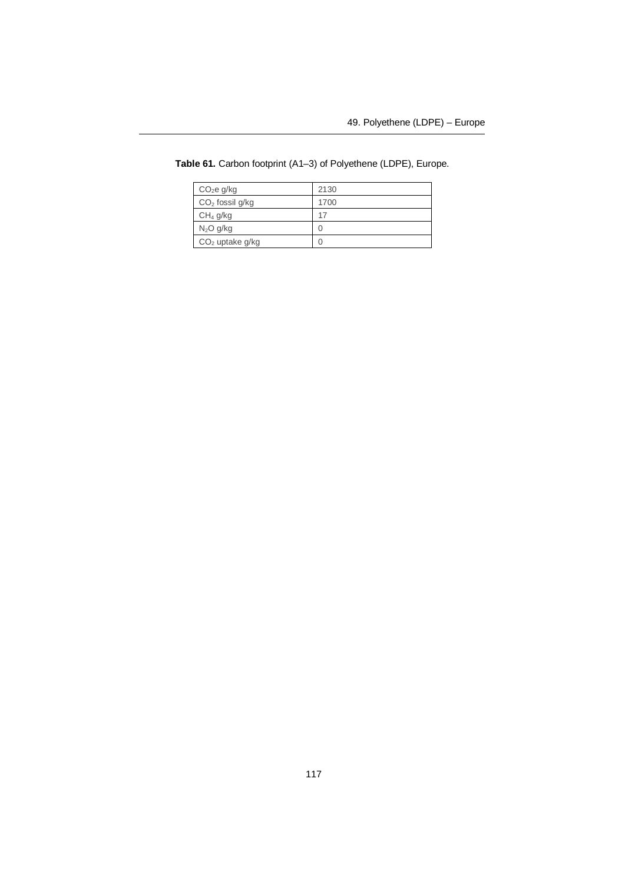**Table 61.** Carbon footprint (A1–3) of Polyethene (LDPE), Europe.

| | |
|---|---|
| $CO_2e$ g/kg | 2130 |
| $CO_2$ fossil g/kg | 1700 |
| $CH_4$ g/kg | 17 |
| $N_2O$ g/kg | 0 |
| $CO_2$ uptake g/kg | 0 |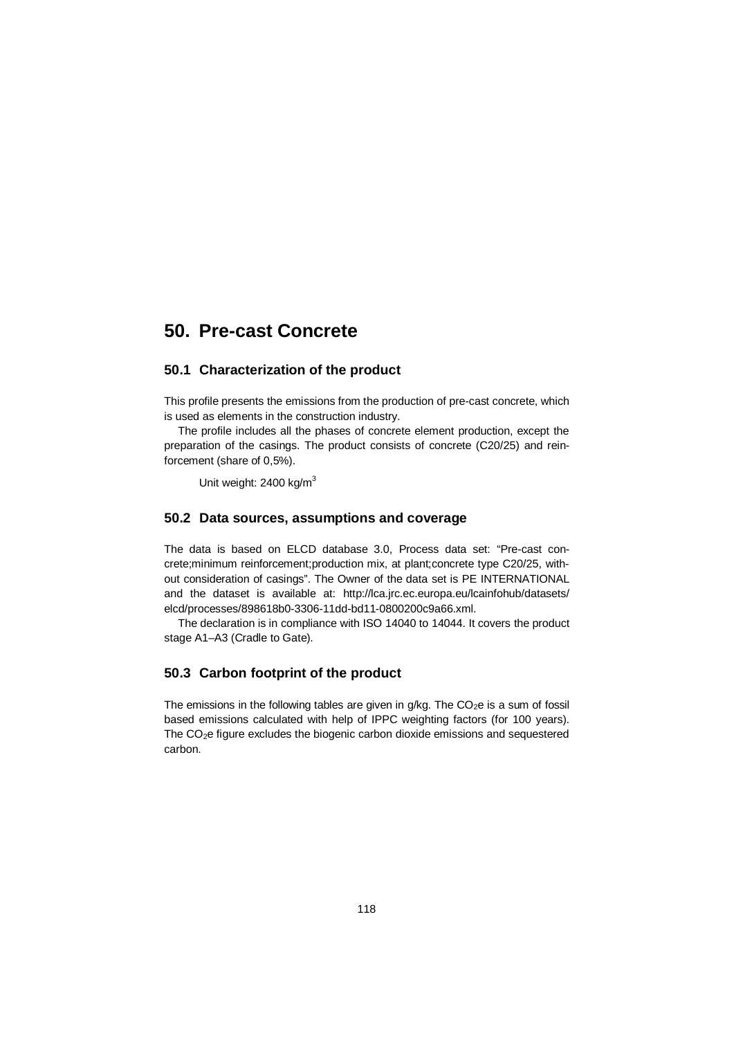# 50. Pre-cast Concrete

## 50.1 Characterization of the product

This profile presents the emissions from the production of pre-cast concrete, which is used as elements in the construction industry.

The profile includes all the phases of concrete element production, except the preparation of the casings. The product consists of concrete (C20/25) and reinforcement (share of 0,5%).

Unit weight: 2400 kg/$m^3$

## 50.2 Data sources, assumptions and coverage

The data is based on ELCD database 3.0, Process data set: "Pre-cast concrete;minimum reinforcement;production mix, at plant;concrete type C20/25, without consideration of casings". The Owner of the data set is PE INTERNATIONAL and the dataset is available at: http://lca.jrc.ec.europa.eu/lcainfohub/datasets/elcd/processes/898618b0-3306-11dd-bd11-0800200c9a66.xml.

The declaration is in compliance with ISO 14040 to 14044. It covers the product stage A1–A3 (Cradle to Gate).

## 50.3 Carbon footprint of the product

The emissions in the following tables are given in g/kg. The $CO_2e$ is a sum of fossil based emissions calculated with help of IPPC weighting factors (for 100 years). The $CO_2e$ figure excludes the biogenic carbon dioxide emissions and sequestered carbon.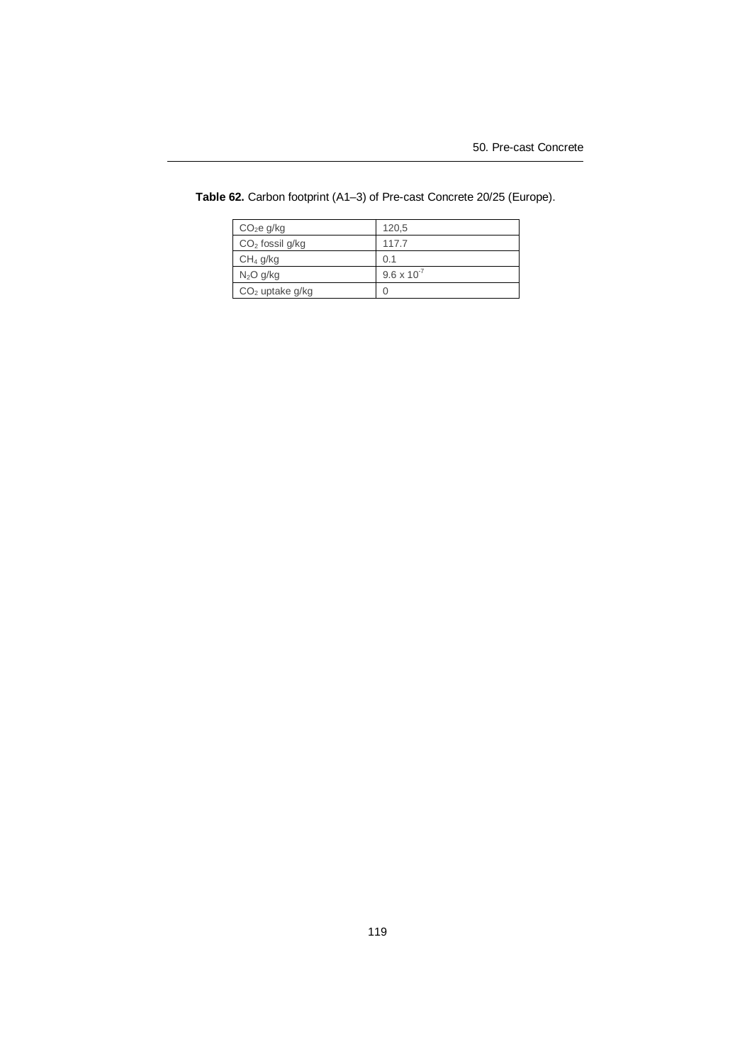**Table 62.** Carbon footprint (A1–3) of Pre-cast Concrete 20/25 (Europe).

| | |
|---|---|
| $CO_2e$ g/kg | 120,5 |
| $CO_2$ fossil g/kg | 117.7 |
| $CH_4$ g/kg | 0.1 |
| $N_2O$ g/kg | $9.6 \times 10^{-7}$ |
| $CO_2$ uptake g/kg | 0 |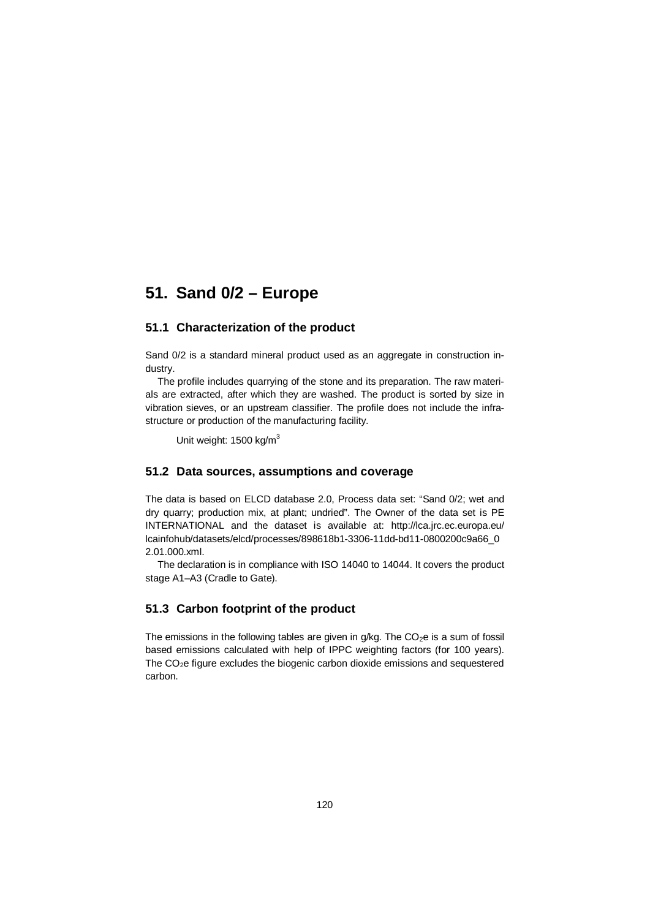# 51. Sand 0/2 – Europe

## 51.1 Characterization of the product

Sand 0/2 is a standard mineral product used as an aggregate in construction industry.

The profile includes quarrying of the stone and its preparation. The raw materials are extracted, after which they are washed. The product is sorted by size in vibration sieves, or an upstream classifier. The profile does not include the infrastructure or production of the manufacturing facility.

Unit weight: 1500 kg/$m^3$

## 51.2 Data sources, assumptions and coverage

The data is based on ELCD database 2.0, Process data set: "Sand 0/2; wet and dry quarry; production mix, at plant; undried". The Owner of the data set is PE INTERNATIONAL and the dataset is available at: http://lca.jrc.ec.europa.eu/lcainfohub/datasets/elcd/processes/898618b1-3306-11dd-bd11-0800200c9a66_02.01.000.xml.

The declaration is in compliance with ISO 14040 to 14044. It covers the product stage A1–A3 (Cradle to Gate).

## 51.3 Carbon footprint of the product

The emissions in the following tables are given in g/kg. The $CO_2e$ is a sum of fossil based emissions calculated with help of IPPC weighting factors (for 100 years). The $CO_2e$ figure excludes the biogenic carbon dioxide emissions and sequestered carbon.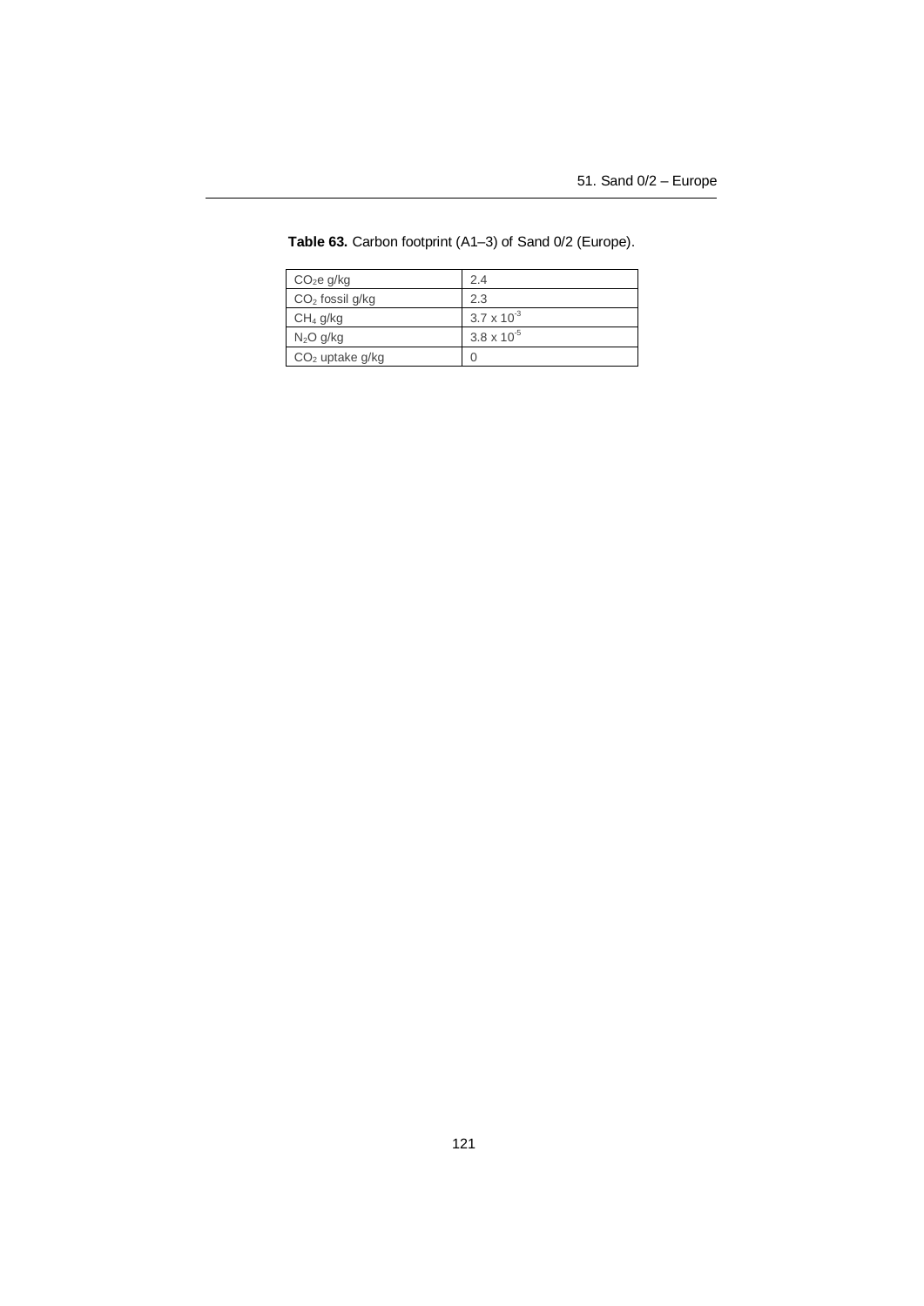**Table 63.** Carbon footprint (A1–3) of Sand 0/2 (Europe).

| | |
|---|---|
| $CO_2e$ g/kg | 2.4 |
| $CO_2$ fossil g/kg | 2.3 |
| $CH_4$ g/kg | $3.7 \times 10^{-3}$ |
| $N_2O$ g/kg | $3.8 \times 10^{-5}$ |
| $CO_2$ uptake g/kg | 0 |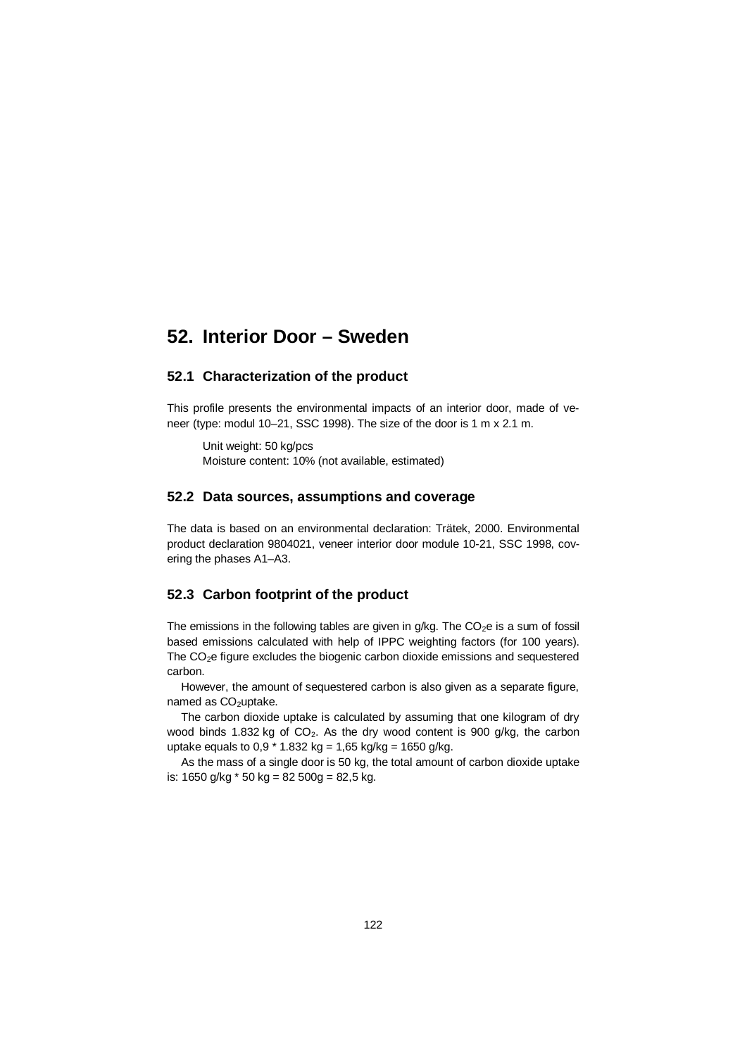# 52. Interior Door – Sweden

## 52.1 Characterization of the product

This profile presents the environmental impacts of an interior door, made of veneer (type: modul 10–21, SSC 1998). The size of the door is 1 m x 2.1 m.

Unit weight: 50 kg/pcs
Moisture content: 10% (not available, estimated)

## 52.2 Data sources, assumptions and coverage

The data is based on an environmental declaration: Trätek, 2000. Environmental product declaration 9804021, veneer interior door module 10-21, SSC 1998, covering the phases A1–A3.

## 52.3 Carbon footprint of the product

The emissions in the following tables are given in g/kg. The $CO_2e$ is a sum of fossil based emissions calculated with help of IPPC weighting factors (for 100 years). The $CO_2e$ figure excludes the biogenic carbon dioxide emissions and sequestered carbon.

However, the amount of sequestered carbon is also given as a separate figure, named as $CO_2$uptake.

The carbon dioxide uptake is calculated by assuming that one kilogram of dry wood binds 1.832 kg of $CO_2$. As the dry wood content is 900 g/kg, the carbon uptake equals to 0,9 * 1.832 kg = 1,65 kg/kg = 1650 g/kg.

As the mass of a single door is 50 kg, the total amount of carbon dioxide uptake is: 1650 g/kg * 50 kg = 82 500g = 82,5 kg.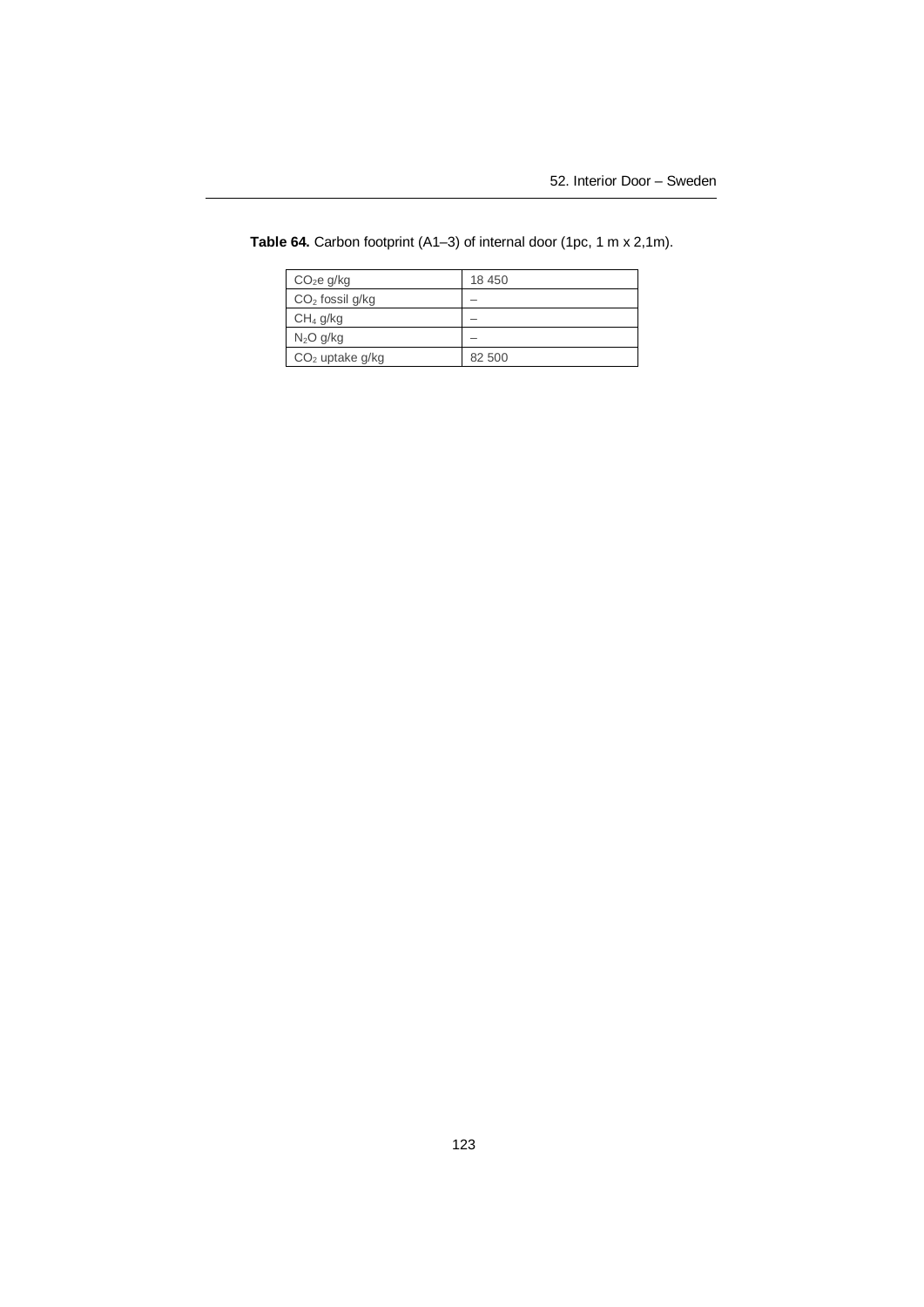**Table 64.** Carbon footprint (A1–3) of internal door (1pc, 1 m x 2,1m).

| | |
|---|---|
| $CO_2e$ g/kg | 18 450 |
| $CO_2$ fossil g/kg | – |
| $CH_4$ g/kg | – |
| $N_2O$ g/kg | – |
| $CO_2$ uptake g/kg | 82 500 |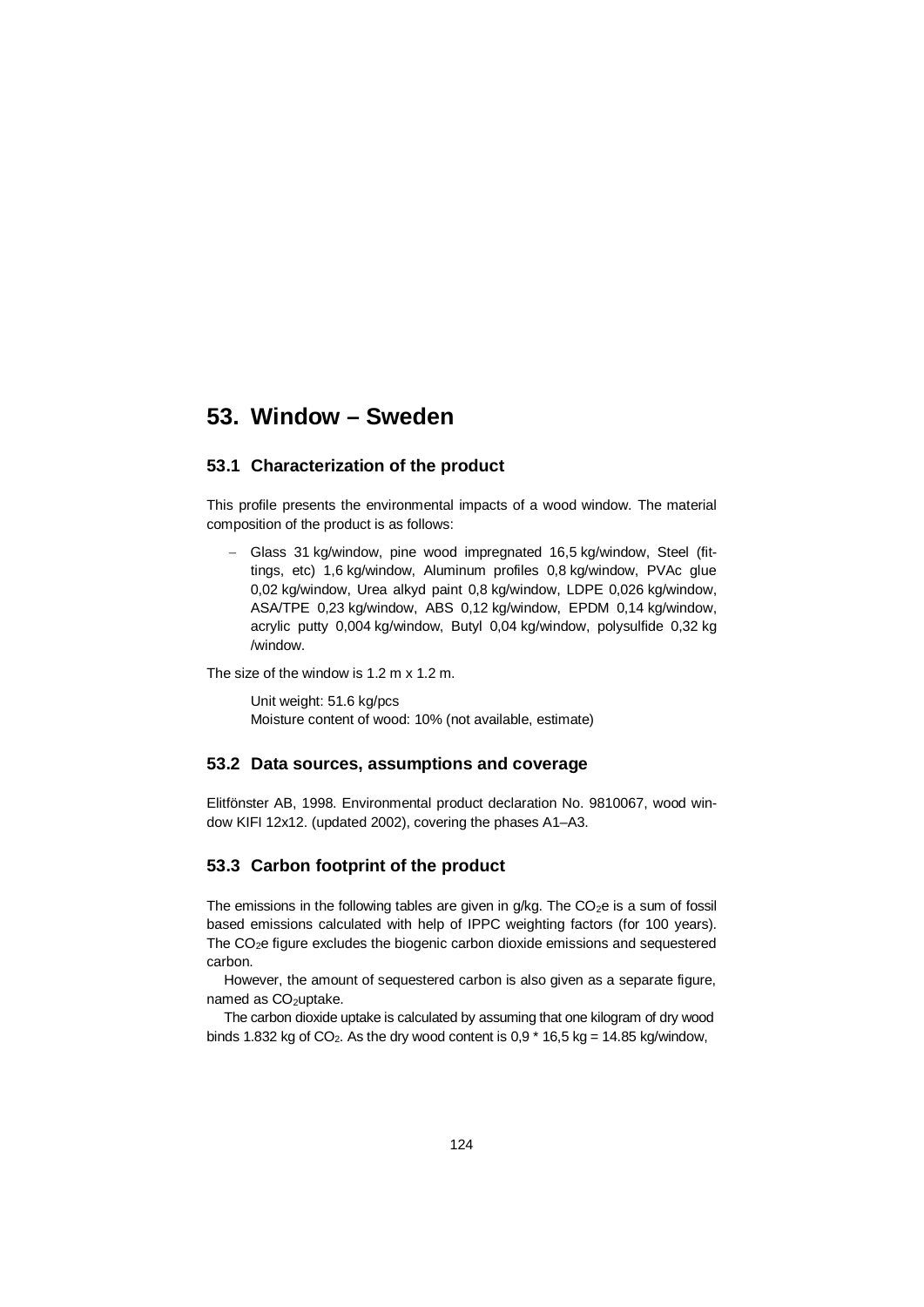# 53. Window – Sweden

## 53.1 Characterization of the product

This profile presents the environmental impacts of a wood window. The material composition of the product is as follows:

- Glass 31 kg/window, pine wood impregnated 16,5 kg/window, Steel (fittings, etc) 1,6 kg/window, Aluminum profiles 0,8 kg/window, PVAc glue 0,02 kg/window, Urea alkyd paint 0,8 kg/window, LDPE 0,026 kg/window, ASA/TPE 0,23 kg/window, ABS 0,12 kg/window, EPDM 0,14 kg/window, acrylic putty 0,004 kg/window, Butyl 0,04 kg/window, polysulfide 0,32 kg /window.

The size of the window is 1.2 m x 1.2 m.

Unit weight: 51.6 kg/pcs
Moisture content of wood: 10% (not available, estimate)

## 53.2 Data sources, assumptions and coverage

Elitfönster AB, 1998. Environmental product declaration No. 9810067, wood window KIFI 12x12. (updated 2002), covering the phases A1–A3.

## 53.3 Carbon footprint of the product

The emissions in the following tables are given in g/kg. The $CO_2e$ is a sum of fossil based emissions calculated with help of IPPC weighting factors (for 100 years). The $CO_2e$ figure excludes the biogenic carbon dioxide emissions and sequestered carbon.

However, the amount of sequestered carbon is also given as a separate figure, named as $CO_2$uptake.

The carbon dioxide uptake is calculated by assuming that one kilogram of dry wood binds 1.832 kg of $CO_2$. As the dry wood content is 0,9 * 16,5 kg = 14.85 kg/window,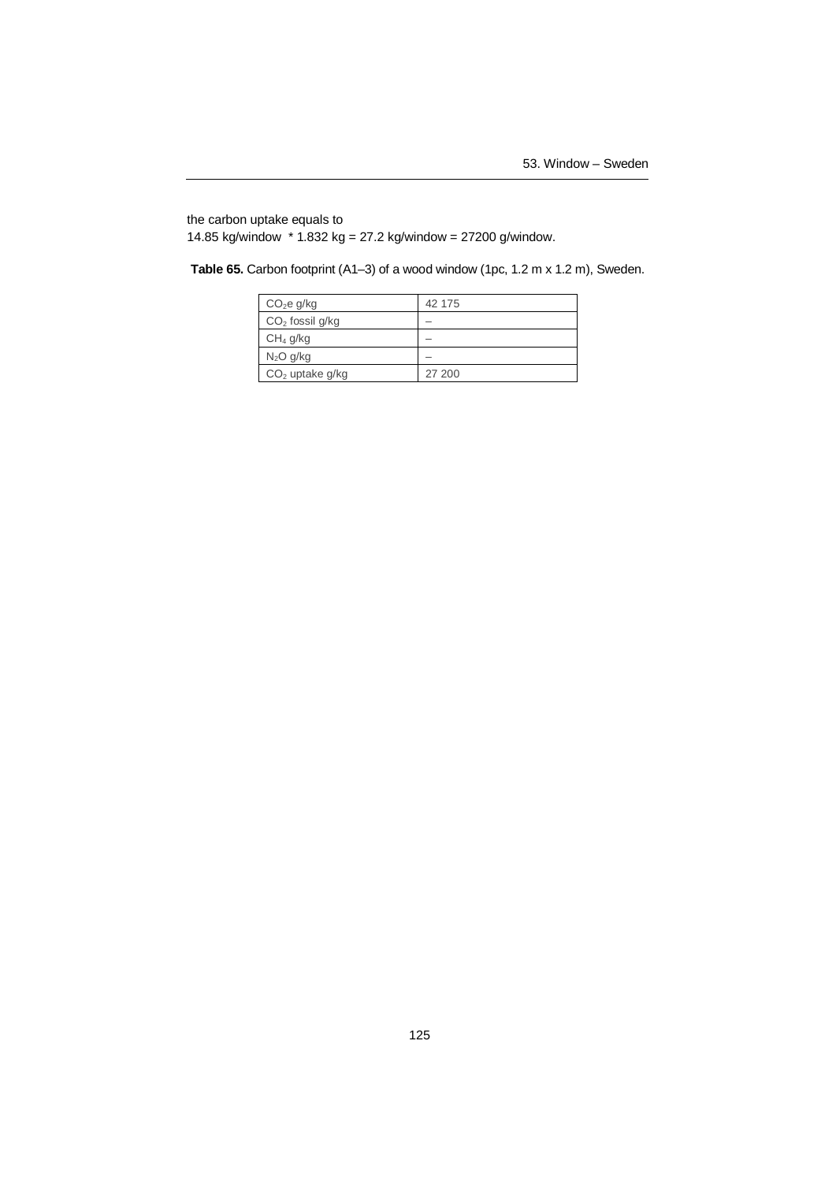the carbon uptake equals to
14.85 kg/window  * 1.832 kg = 27.2 kg/window = 27200 g/window.

**Table 65.** Carbon footprint (A1–3) of a wood window (1pc, 1.2 m x 1.2 m), Sweden.

| | |
|---|---|
| $CO_2$e g/kg | 42 175 |
| $CO_2$ fossil g/kg | – |
| $CH_4$ g/kg | – |
| $N_2O$ g/kg | – |
| $CO_2$ uptake g/kg | 27 200 |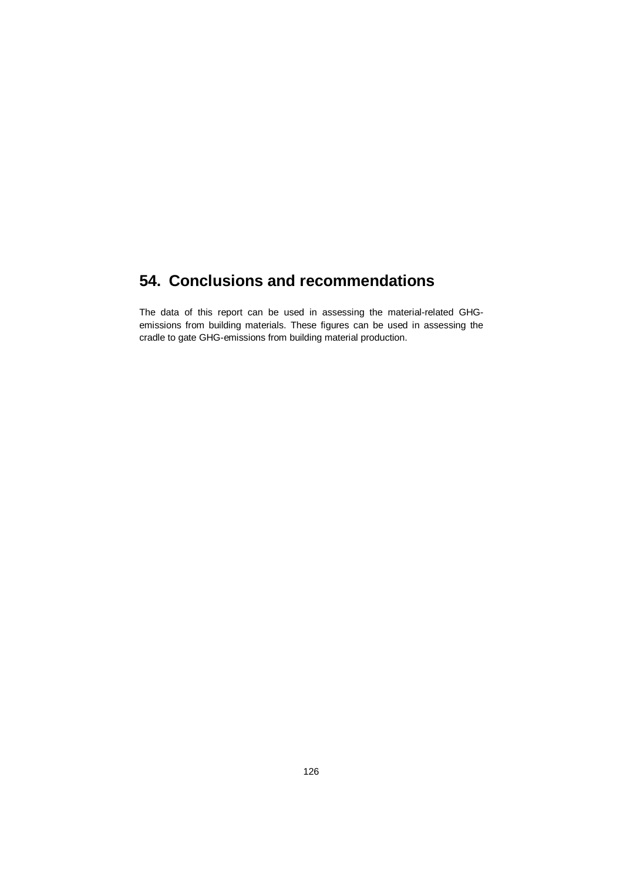# 54. Conclusions and recommendations

The data of this report can be used in assessing the material-related GHG-emissions from building materials. These figures can be used in assessing the cradle to gate GHG-emissions from building material production.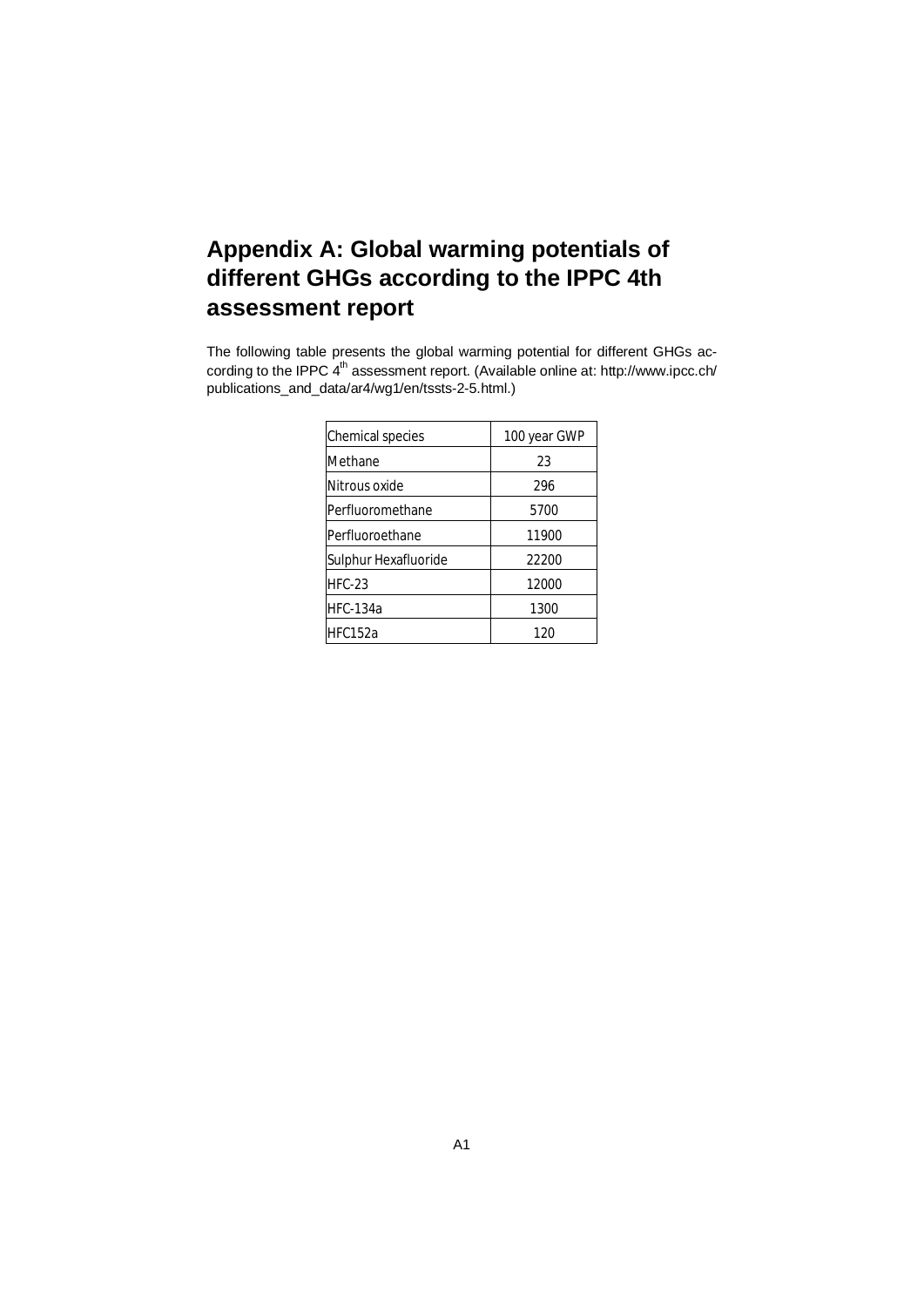# Appendix A: Global warming potentials of different GHGs according to the IPPC 4th assessment report

The following table presents the global warming potential for different GHGs according to the IPPC 4[th] assessment report. (Available online at: http://www.ipcc.ch/publications_and_data/ar4/wg1/en/tssts-2-5.html.)

| Chemical species | 100 year GWP |
|---|---|
| Methane | 23 |
| Nitrous oxide | 296 |
| Perfluoromethane | 5700 |
| Perfluoroethane | 11900 |
| Sulphur Hexafluoride | 22200 |
| HFC-23 | 12000 |
| HFC-134a | 1300 |
| HFC152a | 120 |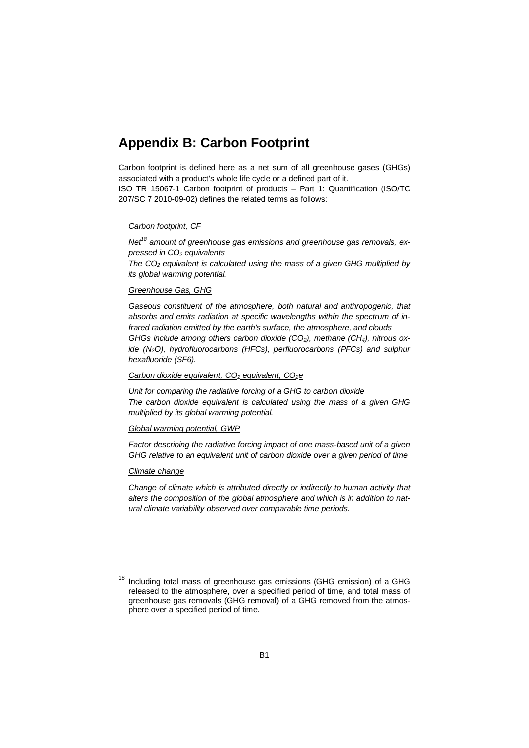# Appendix B: Carbon Footprint

Carbon footprint is defined here as a net sum of all greenhouse gases (GHGs) associated with a product's whole life cycle or a defined part of it.
ISO TR 15067-1 Carbon footprint of products – Part 1: Quantification (ISO/TC 207/SC 7 2010-09-02) defines the related terms as follows:

<u>*Carbon footprint, CF*</u>

*Net[18] amount of greenhouse gas emissions and greenhouse gas removals, expressed in $CO_2$ equivalents*
*The $CO_2$ equivalent is calculated using the mass of a given GHG multiplied by its global warming potential.*

<u>*Greenhouse Gas, GHG*</u>

*Gaseous constituent of the atmosphere, both natural and anthropogenic, that absorbs and emits radiation at specific wavelengths within the spectrum of infrared radiation emitted by the earth's surface, the atmosphere, and clouds*
*GHGs include among others carbon dioxide ($CO_2$), methane ($CH_4$), nitrous oxide ($N_2O$), hydrofluorocarbons (HFCs), perfluorocarbons (PFCs) and sulphur hexafluoride (SF6).*

<u>*Carbon dioxide equivalent, $CO_2$ equivalent, $CO_2e$*</u>

*Unit for comparing the radiative forcing of a GHG to carbon dioxide*
*The carbon dioxide equivalent is calculated using the mass of a given GHG multiplied by its global warming potential.*

<u>*Global warming potential, GWP*</u>

*Factor describing the radiative forcing impact of one mass-based unit of a given GHG relative to an equivalent unit of carbon dioxide over a given period of time*

<u>*Climate change*</u>

*Change of climate which is attributed directly or indirectly to human activity that alters the composition of the global atmosphere and which is in addition to natural climate variability observed over comparable time periods.*

---

[18] Including total mass of greenhouse gas emissions (GHG emission) of a GHG released to the atmosphere, over a specified period of time, and total mass of greenhouse gas removals (GHG removal) of a GHG removed from the atmosphere over a specified period of time.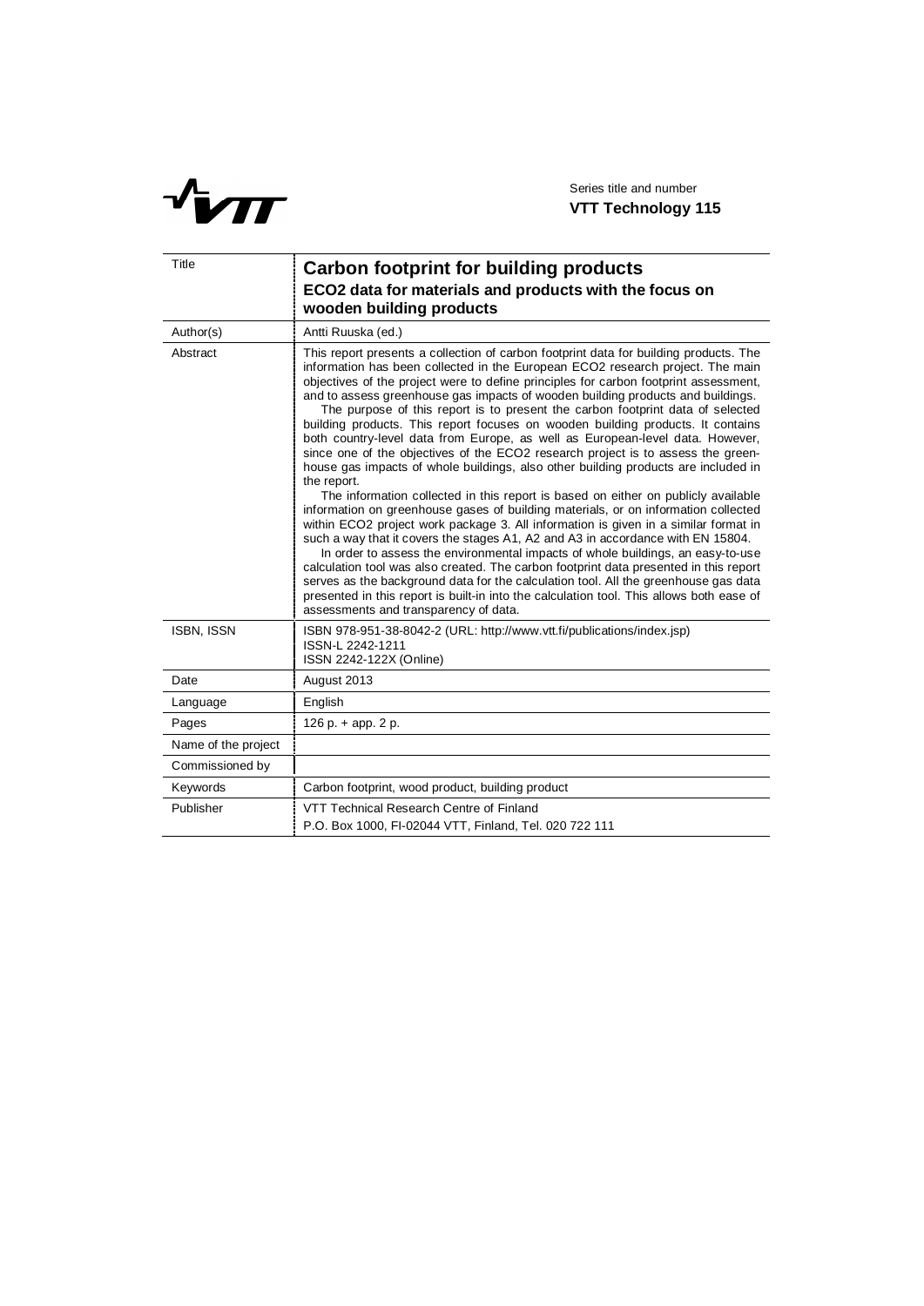**VTT**

Series title and number
**VTT Technology 115**

| Title | **Carbon footprint for building products**<br>**ECO2 data for materials and products with the focus on wooden building products** |
|---|---|
| Author(s) | Antti Ruuska (ed.) |
| Abstract | This report presents a collection of carbon footprint data for building products. The information has been collected in the European ECO2 research project. The main objectives of the project were to define principles for carbon footprint assessment, and to assess greenhouse gas impacts of wooden building products and buildings.<br>The purpose of this report is to present the carbon footprint data of selected building products. This report focuses on wooden building products. It contains both country-level data from Europe, as well as European-level data. However, since one of the objectives of the ECO2 research project is to assess the greenhouse gas impacts of whole buildings, also other building products are included in the report.<br>The information collected in this report is based on either on publicly available information on greenhouse gases of building materials, or on information collected within ECO2 project work package 3. All information is given in a similar format in such a way that it covers the stages A1, A2 and A3 in accordance with EN 15804.<br>In order to assess the environmental impacts of whole buildings, an easy-to-use calculation tool was also created. The carbon footprint data presented in this report serves as the background data for the calculation tool. All the greenhouse gas data presented in this report is built-in into the calculation tool. This allows both ease of assessments and transparency of data. |
| ISBN, ISSN | ISBN 978-951-38-8042-2 (URL: http://www.vtt.fi/publications/index.jsp)<br>ISSN-L 2242-1211<br>ISSN 2242-122X (Online) |
| Date | August 2013 |
| Language | English |
| Pages | 126 p. + app. 2 p. |
| Name of the project | |
| Commissioned by | |
| Keywords | Carbon footprint, wood product, building product |
| Publisher | VTT Technical Research Centre of Finland<br>P.O. Box 1000, FI-02044 VTT, Finland, Tel. 020 722 111 |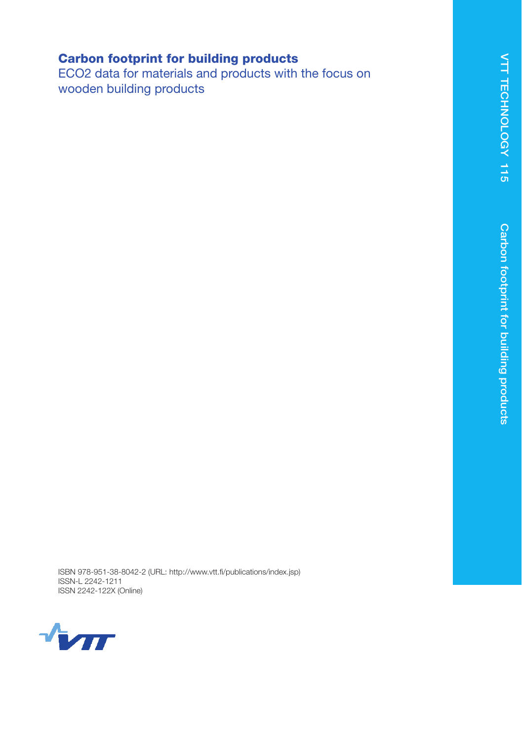**Carbon footprint for building products**

ECO2 data for materials and products with the focus on wooden building products

ISBN 978-951-38-8042-2 (URL: http://www.vtt.fi/publications/index.jsp)
ISSN-L 2242-1211
ISSN 2242-122X (Online)

VTT TECHNOLOGY 115

Carbon footprint for building products